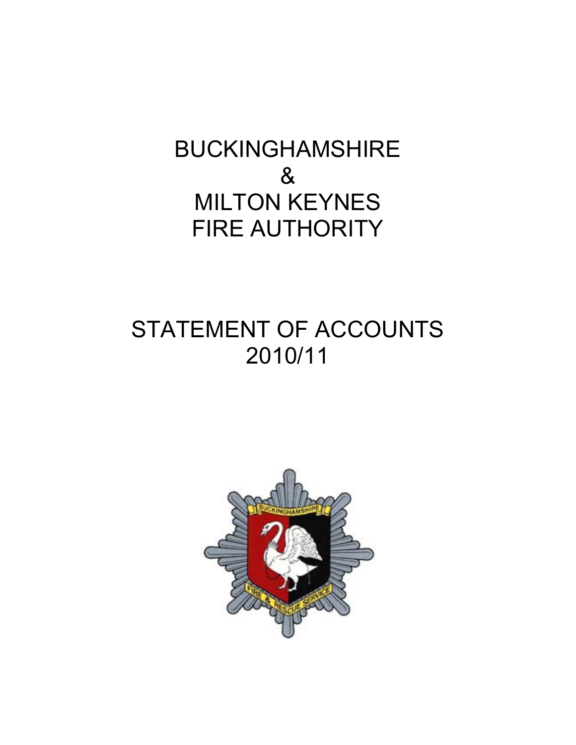# BUCKINGHAMSHIRE & MILTON KEYNES FIRE AUTHORITY

# STATEMENT OF ACCOUNTS 2010/11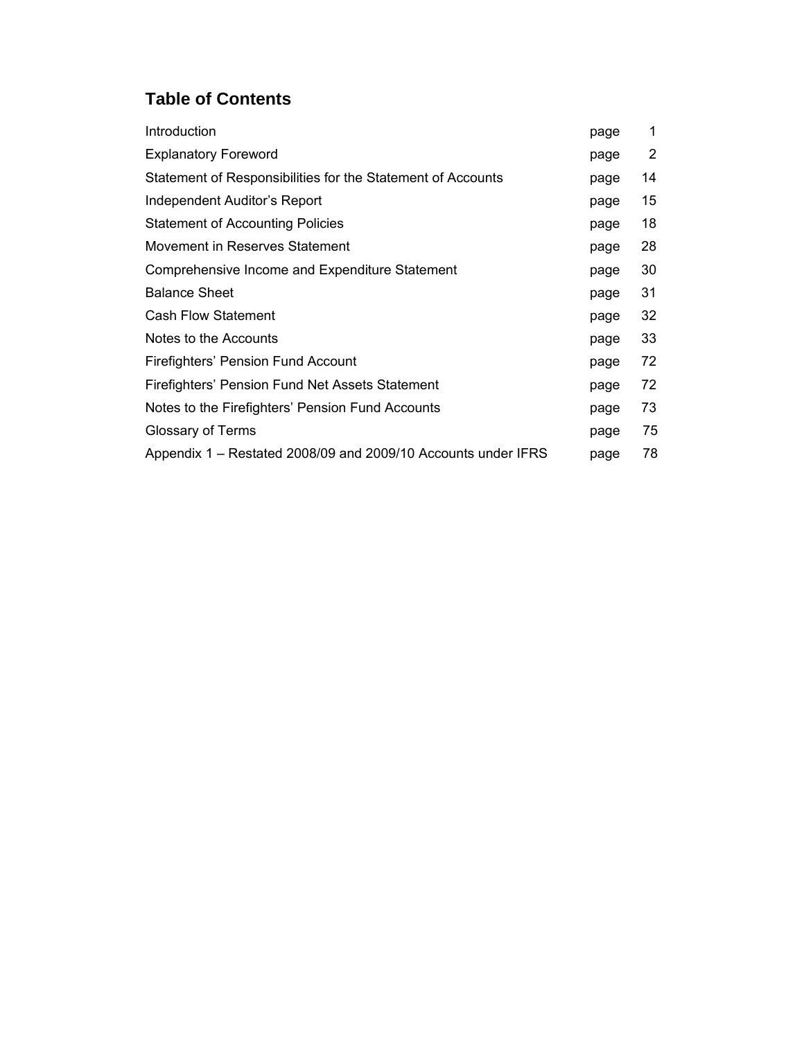## Table of Contents

| | | |
|---|---|---|
| Introduction | page | 1 |
| Explanatory Foreword | page | 2 |
| Statement of Responsibilities for the Statement of Accounts | page | 14 |
| Independent Auditor's Report | page | 15 |
| Statement of Accounting Policies | page | 18 |
| Movement in Reserves Statement | page | 28 |
| Comprehensive Income and Expenditure Statement | page | 30 |
| Balance Sheet | page | 31 |
| Cash Flow Statement | page | 32 |
| Notes to the Accounts | page | 33 |
| Firefighters' Pension Fund Account | page | 72 |
| Firefighters' Pension Fund Net Assets Statement | page | 72 |
| Notes to the Firefighters' Pension Fund Accounts | page | 73 |
| Glossary of Terms | page | 75 |
| Appendix 1 – Restated 2008/09 and 2009/10 Accounts under IFRS | page | 78 |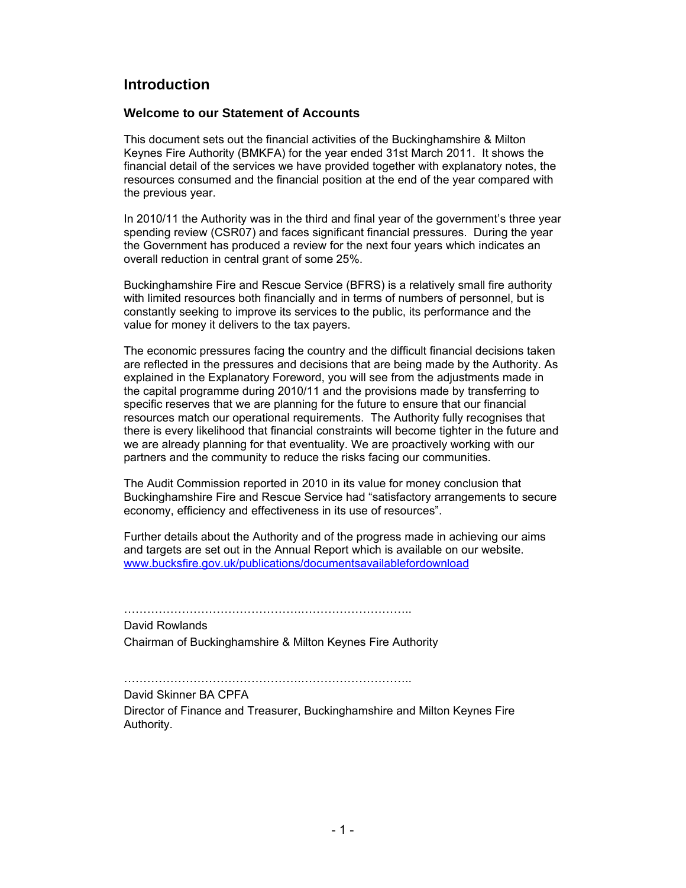# Introduction

## Welcome to our Statement of Accounts

This document sets out the financial activities of the Buckinghamshire & Milton Keynes Fire Authority (BMKFA) for the year ended 31st March 2011. It shows the financial detail of the services we have provided together with explanatory notes, the resources consumed and the financial position at the end of the year compared with the previous year.

In 2010/11 the Authority was in the third and final year of the government's three year spending review (CSR07) and faces significant financial pressures. During the year the Government has produced a review for the next four years which indicates an overall reduction in central grant of some 25%.

Buckinghamshire Fire and Rescue Service (BFRS) is a relatively small fire authority with limited resources both financially and in terms of numbers of personnel, but is constantly seeking to improve its services to the public, its performance and the value for money it delivers to the tax payers.

The economic pressures facing the country and the difficult financial decisions taken are reflected in the pressures and decisions that are being made by the Authority. As explained in the Explanatory Foreword, you will see from the adjustments made in the capital programme during 2010/11 and the provisions made by transferring to specific reserves that we are planning for the future to ensure that our financial resources match our operational requirements. The Authority fully recognises that there is every likelihood that financial constraints will become tighter in the future and we are already planning for that eventuality. We are proactively working with our partners and the community to reduce the risks facing our communities.

The Audit Commission reported in 2010 in its value for money conclusion that Buckinghamshire Fire and Rescue Service had "satisfactory arrangements to secure economy, efficiency and effectiveness in its use of resources".

Further details about the Authority and of the progress made in achieving our aims and targets are set out in the Annual Report which is available on our website. www.bucksfire.gov.uk/publications/documentsavailablefordownload

…………………………………….……………………..

David Rowlands

Chairman of Buckinghamshire & Milton Keynes Fire Authority

…………………………………….……………………..

David Skinner BA CPFA

Director of Finance and Treasurer, Buckinghamshire and Milton Keynes Fire Authority.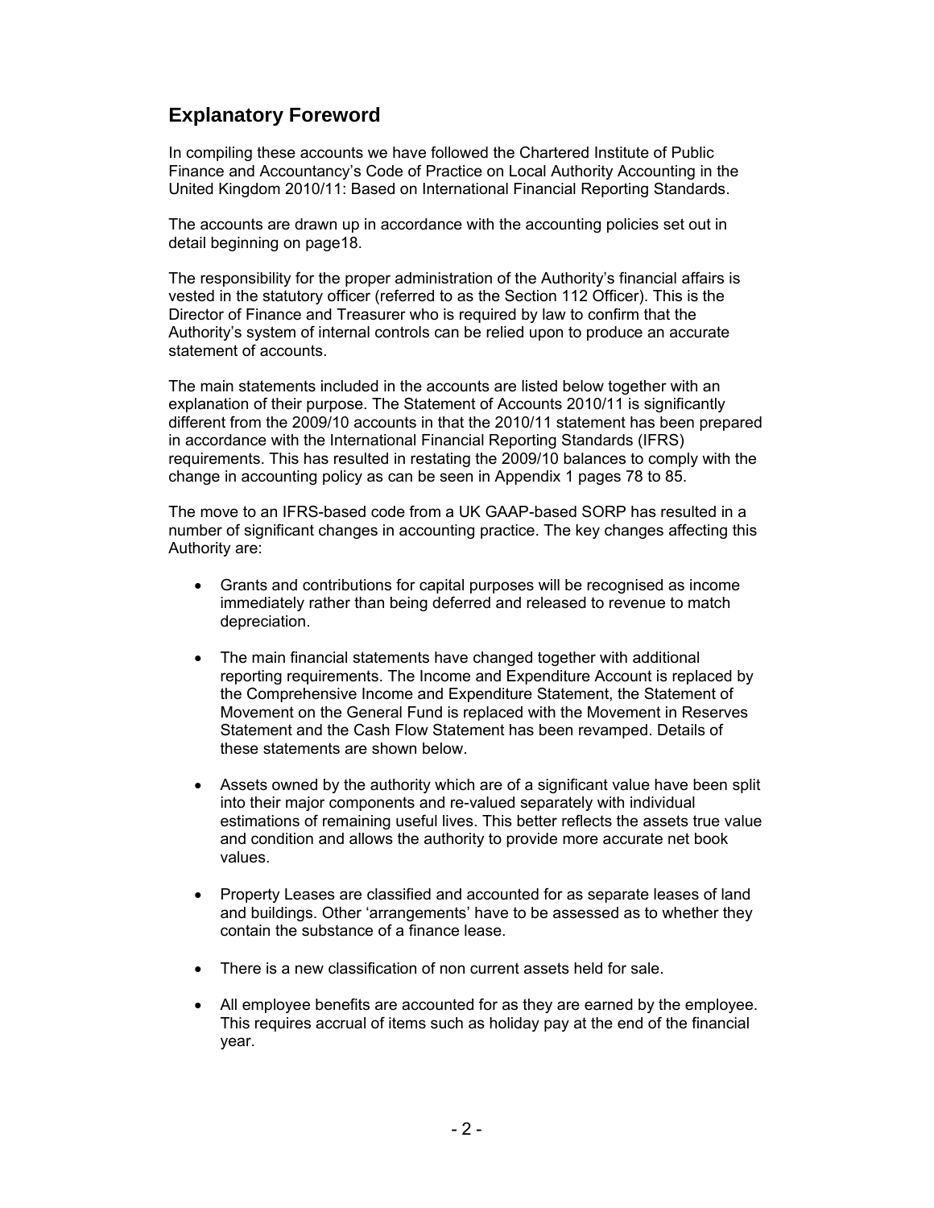## Explanatory Foreword

In compiling these accounts we have followed the Chartered Institute of Public Finance and Accountancy's Code of Practice on Local Authority Accounting in the United Kingdom 2010/11: Based on International Financial Reporting Standards.

The accounts are drawn up in accordance with the accounting policies set out in detail beginning on page18.

The responsibility for the proper administration of the Authority's financial affairs is vested in the statutory officer (referred to as the Section 112 Officer). This is the Director of Finance and Treasurer who is required by law to confirm that the Authority's system of internal controls can be relied upon to produce an accurate statement of accounts.

The main statements included in the accounts are listed below together with an explanation of their purpose. The Statement of Accounts 2010/11 is significantly different from the 2009/10 accounts in that the 2010/11 statement has been prepared in accordance with the International Financial Reporting Standards (IFRS) requirements. This has resulted in restating the 2009/10 balances to comply with the change in accounting policy as can be seen in Appendix 1 pages 78 to 85.

The move to an IFRS-based code from a UK GAAP-based SORP has resulted in a number of significant changes in accounting practice. The key changes affecting this Authority are:

- Grants and contributions for capital purposes will be recognised as income immediately rather than being deferred and released to revenue to match depreciation.
- The main financial statements have changed together with additional reporting requirements. The Income and Expenditure Account is replaced by the Comprehensive Income and Expenditure Statement, the Statement of Movement on the General Fund is replaced with the Movement in Reserves Statement and the Cash Flow Statement has been revamped. Details of these statements are shown below.
- Assets owned by the authority which are of a significant value have been split into their major components and re-valued separately with individual estimations of remaining useful lives. This better reflects the assets true value and condition and allows the authority to provide more accurate net book values.
- Property Leases are classified and accounted for as separate leases of land and buildings. Other 'arrangements' have to be assessed as to whether they contain the substance of a finance lease.
- There is a new classification of non current assets held for sale.
- All employee benefits are accounted for as they are earned by the employee. This requires accrual of items such as holiday pay at the end of the financial year.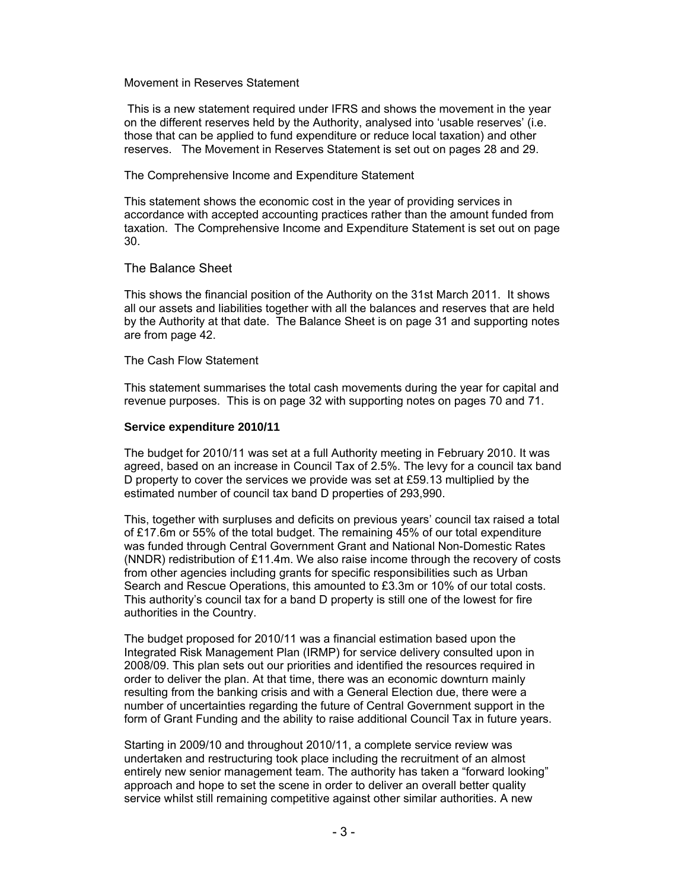Movement in Reserves Statement

This is a new statement required under IFRS and shows the movement in the year on the different reserves held by the Authority, analysed into 'usable reserves' (i.e. those that can be applied to fund expenditure or reduce local taxation) and other reserves. The Movement in Reserves Statement is set out on pages 28 and 29.

The Comprehensive Income and Expenditure Statement

This statement shows the economic cost in the year of providing services in accordance with accepted accounting practices rather than the amount funded from taxation. The Comprehensive Income and Expenditure Statement is set out on page 30.

The Balance Sheet

This shows the financial position of the Authority on the 31st March 2011. It shows all our assets and liabilities together with all the balances and reserves that are held by the Authority at that date. The Balance Sheet is on page 31 and supporting notes are from page 42.

The Cash Flow Statement

This statement summarises the total cash movements during the year for capital and revenue purposes. This is on page 32 with supporting notes on pages 70 and 71.

**Service expenditure 2010/11**

The budget for 2010/11 was set at a full Authority meeting in February 2010. It was agreed, based on an increase in Council Tax of 2.5%. The levy for a council tax band D property to cover the services we provide was set at £59.13 multiplied by the estimated number of council tax band D properties of 293,990.

This, together with surpluses and deficits on previous years' council tax raised a total of £17.6m or 55% of the total budget. The remaining 45% of our total expenditure was funded through Central Government Grant and National Non-Domestic Rates (NNDR) redistribution of £11.4m. We also raise income through the recovery of costs from other agencies including grants for specific responsibilities such as Urban Search and Rescue Operations, this amounted to £3.3m or 10% of our total costs. This authority's council tax for a band D property is still one of the lowest for fire authorities in the Country.

The budget proposed for 2010/11 was a financial estimation based upon the Integrated Risk Management Plan (IRMP) for service delivery consulted upon in 2008/09. This plan sets out our priorities and identified the resources required in order to deliver the plan. At that time, there was an economic downturn mainly resulting from the banking crisis and with a General Election due, there were a number of uncertainties regarding the future of Central Government support in the form of Grant Funding and the ability to raise additional Council Tax in future years.

Starting in 2009/10 and throughout 2010/11, a complete service review was undertaken and restructuring took place including the recruitment of an almost entirely new senior management team. The authority has taken a "forward looking" approach and hope to set the scene in order to deliver an overall better quality service whilst still remaining competitive against other similar authorities. A new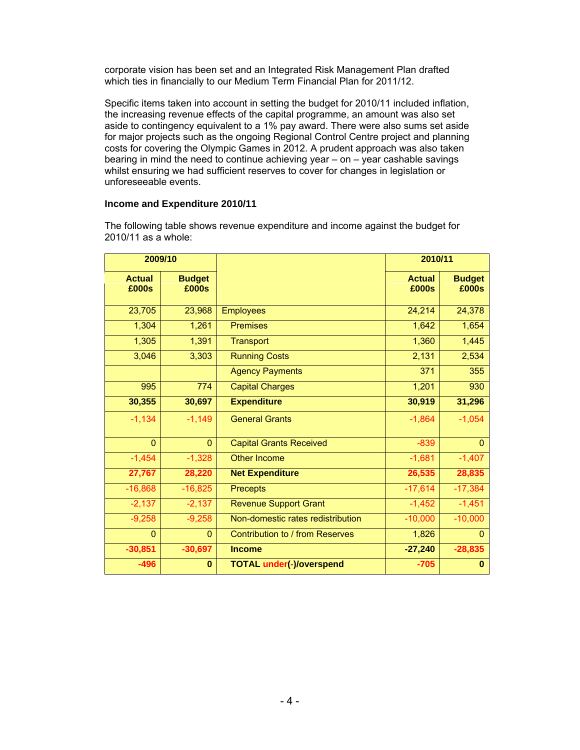corporate vision has been set and an Integrated Risk Management Plan drafted which ties in financially to our Medium Term Financial Plan for 2011/12.

Specific items taken into account in setting the budget for 2010/11 included inflation, the increasing revenue effects of the capital programme, an amount was also set aside to contingency equivalent to a 1% pay award. There were also sums set aside for major projects such as the ongoing Regional Control Centre project and planning costs for covering the Olympic Games in 2012. A prudent approach was also taken bearing in mind the need to continue achieving year – on – year cashable savings whilst ensuring we had sufficient reserves to cover for changes in legislation or unforeseeable events.

**Income and Expenditure 2010/11**

The following table shows revenue expenditure and income against the budget for 2010/11 as a whole:

| 2009/10 | | | 2010/11 | |
|---|---|---|---|---|
| **Actual £000s** | **Budget £000s** | | **Actual £000s** | **Budget £000s** |
| 23,705 | 23,968 | Employees | 24,214 | 24,378 |
| 1,304 | 1,261 | Premises | 1,642 | 1,654 |
| 1,305 | 1,391 | Transport | 1,360 | 1,445 |
| 3,046 | 3,303 | Running Costs | 2,131 | 2,534 |
| | | Agency Payments | 371 | 355 |
| 995 | 774 | Capital Charges | 1,201 | 930 |
| **30,355** | **30,697** | **Expenditure** | **30,919** | **31,296** |
| -1,134 | -1,149 | General Grants | -1,864 | -1,054 |
| 0 | 0 | Capital Grants Received | -839 | 0 |
| -1,454 | -1,328 | Other Income | -1,681 | -1,407 |
| **27,767** | **28,220** | **Net Expenditure** | **26,535** | **28,835** |
| -16,868 | -16,825 | Precepts | -17,614 | -17,384 |
| -2,137 | -2,137 | Revenue Support Grant | -1,452 | -1,451 |
| -9,258 | -9,258 | Non-domestic rates redistribution | -10,000 | -10,000 |
| 0 | 0 | Contribution to / from Reserves | 1,826 | 0 |
| **-30,851** | **-30,697** | **Income** | **-27,240** | **-28,835** |
| **-496** | **0** | **TOTAL under(-)/overspend** | **-705** | **0** |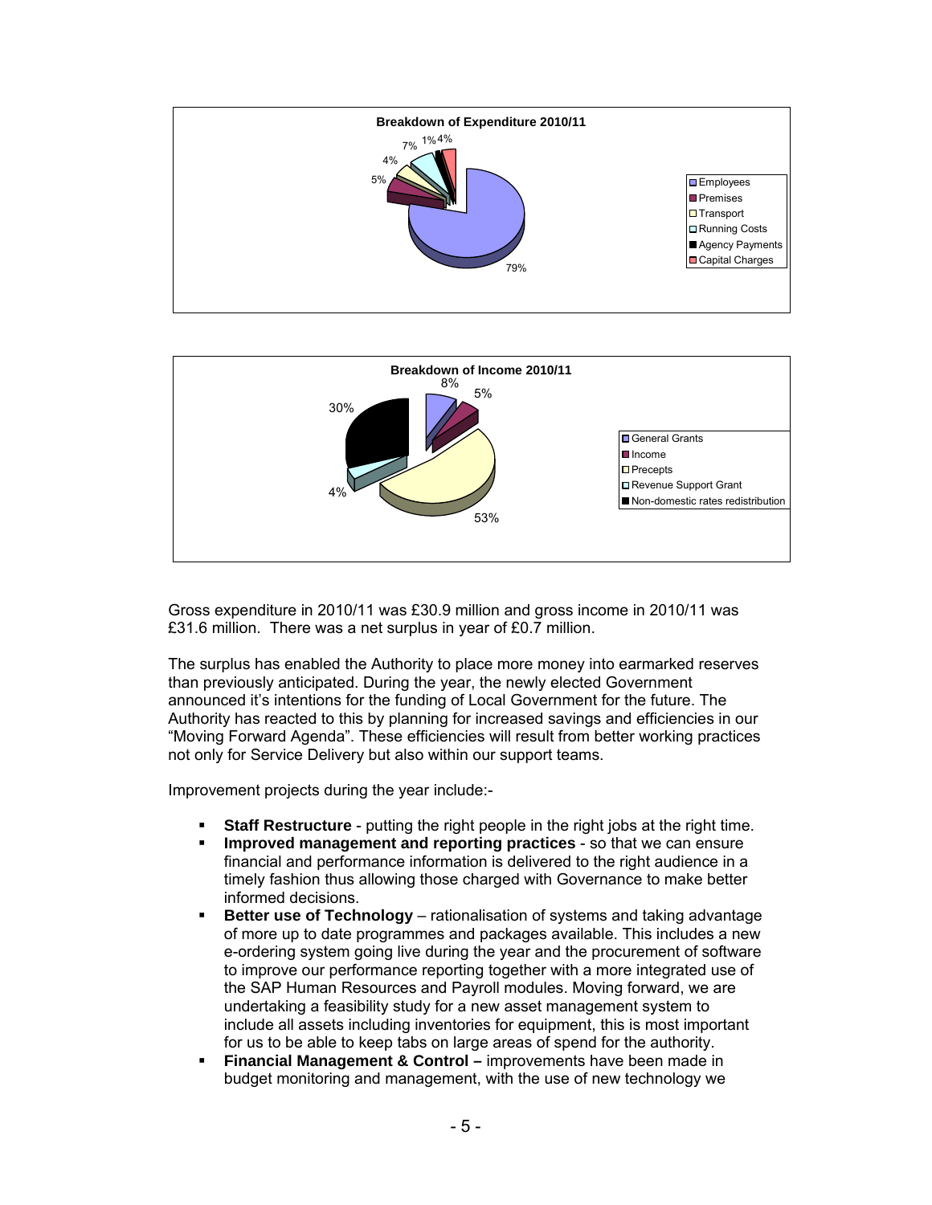**Breakdown of Expenditure 2010/11**

| Category | % |
|---|---|
| Employees | 79% |
| Premises | 5% |
| Transport | 4% |
| Running Costs | 7% |
| Agency Payments | 1% |
| Capital Charges | 4% |

**Breakdown of Income 2010/11**

| Category | % |
|---|---|
| General Grants | 8% |
| Income | 5% |
| Precepts | 53% |
| Revenue Support Grant | 4% |
| Non-domestic rates redistribution | 30% |

Gross expenditure in 2010/11 was £30.9 million and gross income in 2010/11 was £31.6 million. There was a net surplus in year of £0.7 million.

The surplus has enabled the Authority to place more money into earmarked reserves than previously anticipated. During the year, the newly elected Government announced it's intentions for the funding of Local Government for the future. The Authority has reacted to this by planning for increased savings and efficiencies in our "Moving Forward Agenda". These efficiencies will result from better working practices not only for Service Delivery but also within our support teams.

Improvement projects during the year include:-

- **Staff Restructure** - putting the right people in the right jobs at the right time.
- **Improved management and reporting practices** - so that we can ensure financial and performance information is delivered to the right audience in a timely fashion thus allowing those charged with Governance to make better informed decisions.
- **Better use of Technology** – rationalisation of systems and taking advantage of more up to date programmes and packages available. This includes a new e-ordering system going live during the year and the procurement of software to improve our performance reporting together with a more integrated use of the SAP Human Resources and Payroll modules. Moving forward, we are undertaking a feasibility study for a new asset management system to include all assets including inventories for equipment, this is most important for us to be able to keep tabs on large areas of spend for the authority.
- **Financial Management & Control –** improvements have been made in budget monitoring and management, with the use of new technology we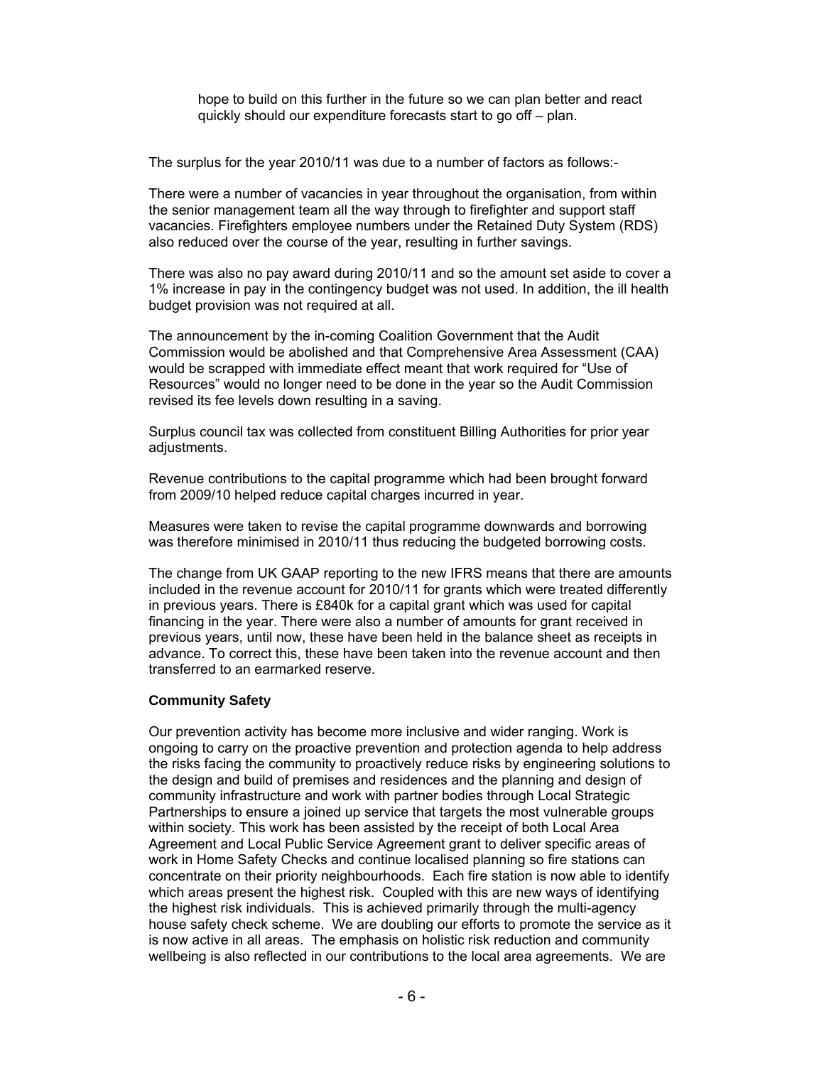hope to build on this further in the future so we can plan better and react quickly should our expenditure forecasts start to go off – plan.

The surplus for the year 2010/11 was due to a number of factors as follows:-

There were a number of vacancies in year throughout the organisation, from within the senior management team all the way through to firefighter and support staff vacancies. Firefighters employee numbers under the Retained Duty System (RDS) also reduced over the course of the year, resulting in further savings.

There was also no pay award during 2010/11 and so the amount set aside to cover a 1% increase in pay in the contingency budget was not used. In addition, the ill health budget provision was not required at all.

The announcement by the in-coming Coalition Government that the Audit Commission would be abolished and that Comprehensive Area Assessment (CAA) would be scrapped with immediate effect meant that work required for "Use of Resources" would no longer need to be done in the year so the Audit Commission revised its fee levels down resulting in a saving.

Surplus council tax was collected from constituent Billing Authorities for prior year adjustments.

Revenue contributions to the capital programme which had been brought forward from 2009/10 helped reduce capital charges incurred in year.

Measures were taken to revise the capital programme downwards and borrowing was therefore minimised in 2010/11 thus reducing the budgeted borrowing costs.

The change from UK GAAP reporting to the new IFRS means that there are amounts included in the revenue account for 2010/11 for grants which were treated differently in previous years. There is £840k for a capital grant which was used for capital financing in the year. There were also a number of amounts for grant received in previous years, until now, these have been held in the balance sheet as receipts in advance. To correct this, these have been taken into the revenue account and then transferred to an earmarked reserve.

**Community Safety**

Our prevention activity has become more inclusive and wider ranging. Work is ongoing to carry on the proactive prevention and protection agenda to help address the risks facing the community to proactively reduce risks by engineering solutions to the design and build of premises and residences and the planning and design of community infrastructure and work with partner bodies through Local Strategic Partnerships to ensure a joined up service that targets the most vulnerable groups within society. This work has been assisted by the receipt of both Local Area Agreement and Local Public Service Agreement grant to deliver specific areas of work in Home Safety Checks and continue localised planning so fire stations can concentrate on their priority neighbourhoods. Each fire station is now able to identify which areas present the highest risk. Coupled with this are new ways of identifying the highest risk individuals. This is achieved primarily through the multi-agency house safety check scheme. We are doubling our efforts to promote the service as it is now active in all areas. The emphasis on holistic risk reduction and community wellbeing is also reflected in our contributions to the local area agreements. We are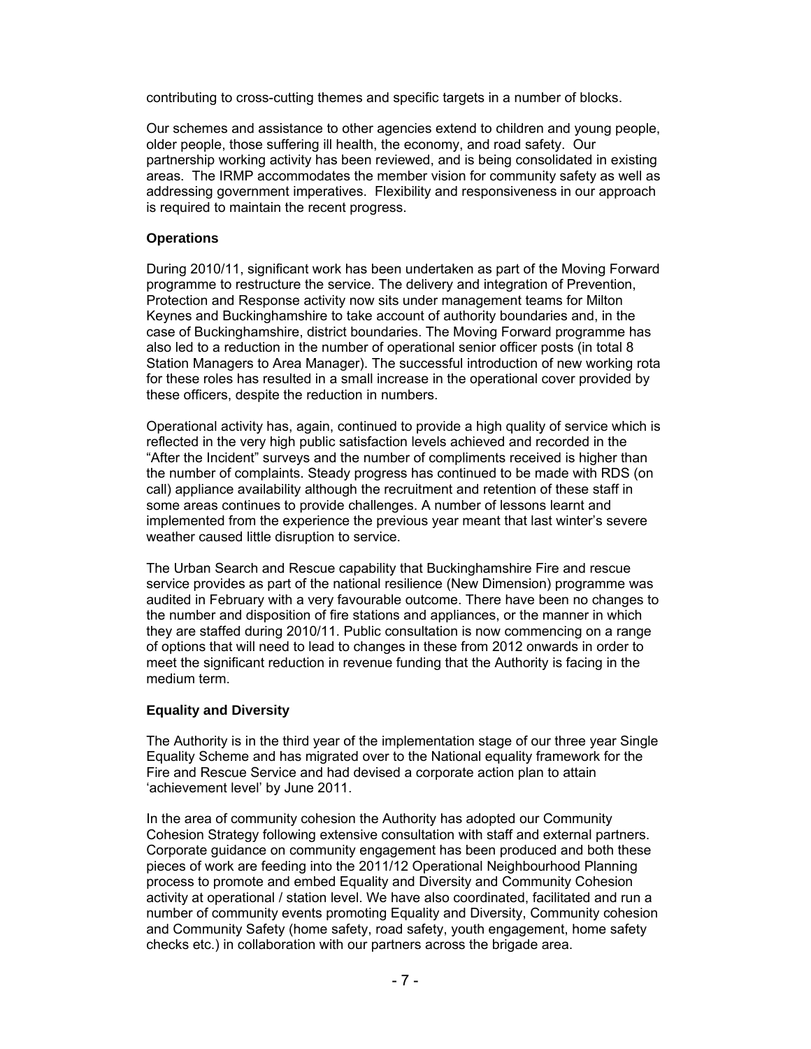contributing to cross-cutting themes and specific targets in a number of blocks.

Our schemes and assistance to other agencies extend to children and young people, older people, those suffering ill health, the economy, and road safety. Our partnership working activity has been reviewed, and is being consolidated in existing areas. The IRMP accommodates the member vision for community safety as well as addressing government imperatives. Flexibility and responsiveness in our approach is required to maintain the recent progress.

**Operations**

During 2010/11, significant work has been undertaken as part of the Moving Forward programme to restructure the service. The delivery and integration of Prevention, Protection and Response activity now sits under management teams for Milton Keynes and Buckinghamshire to take account of authority boundaries and, in the case of Buckinghamshire, district boundaries. The Moving Forward programme has also led to a reduction in the number of operational senior officer posts (in total 8 Station Managers to Area Manager). The successful introduction of new working rota for these roles has resulted in a small increase in the operational cover provided by these officers, despite the reduction in numbers.

Operational activity has, again, continued to provide a high quality of service which is reflected in the very high public satisfaction levels achieved and recorded in the "After the Incident" surveys and the number of compliments received is higher than the number of complaints. Steady progress has continued to be made with RDS (on call) appliance availability although the recruitment and retention of these staff in some areas continues to provide challenges. A number of lessons learnt and implemented from the experience the previous year meant that last winter's severe weather caused little disruption to service.

The Urban Search and Rescue capability that Buckinghamshire Fire and rescue service provides as part of the national resilience (New Dimension) programme was audited in February with a very favourable outcome. There have been no changes to the number and disposition of fire stations and appliances, or the manner in which they are staffed during 2010/11. Public consultation is now commencing on a range of options that will need to lead to changes in these from 2012 onwards in order to meet the significant reduction in revenue funding that the Authority is facing in the medium term.

**Equality and Diversity**

The Authority is in the third year of the implementation stage of our three year Single Equality Scheme and has migrated over to the National equality framework for the Fire and Rescue Service and had devised a corporate action plan to attain 'achievement level' by June 2011.

In the area of community cohesion the Authority has adopted our Community Cohesion Strategy following extensive consultation with staff and external partners. Corporate guidance on community engagement has been produced and both these pieces of work are feeding into the 2011/12 Operational Neighbourhood Planning process to promote and embed Equality and Diversity and Community Cohesion activity at operational / station level. We have also coordinated, facilitated and run a number of community events promoting Equality and Diversity, Community cohesion and Community Safety (home safety, road safety, youth engagement, home safety checks etc.) in collaboration with our partners across the brigade area.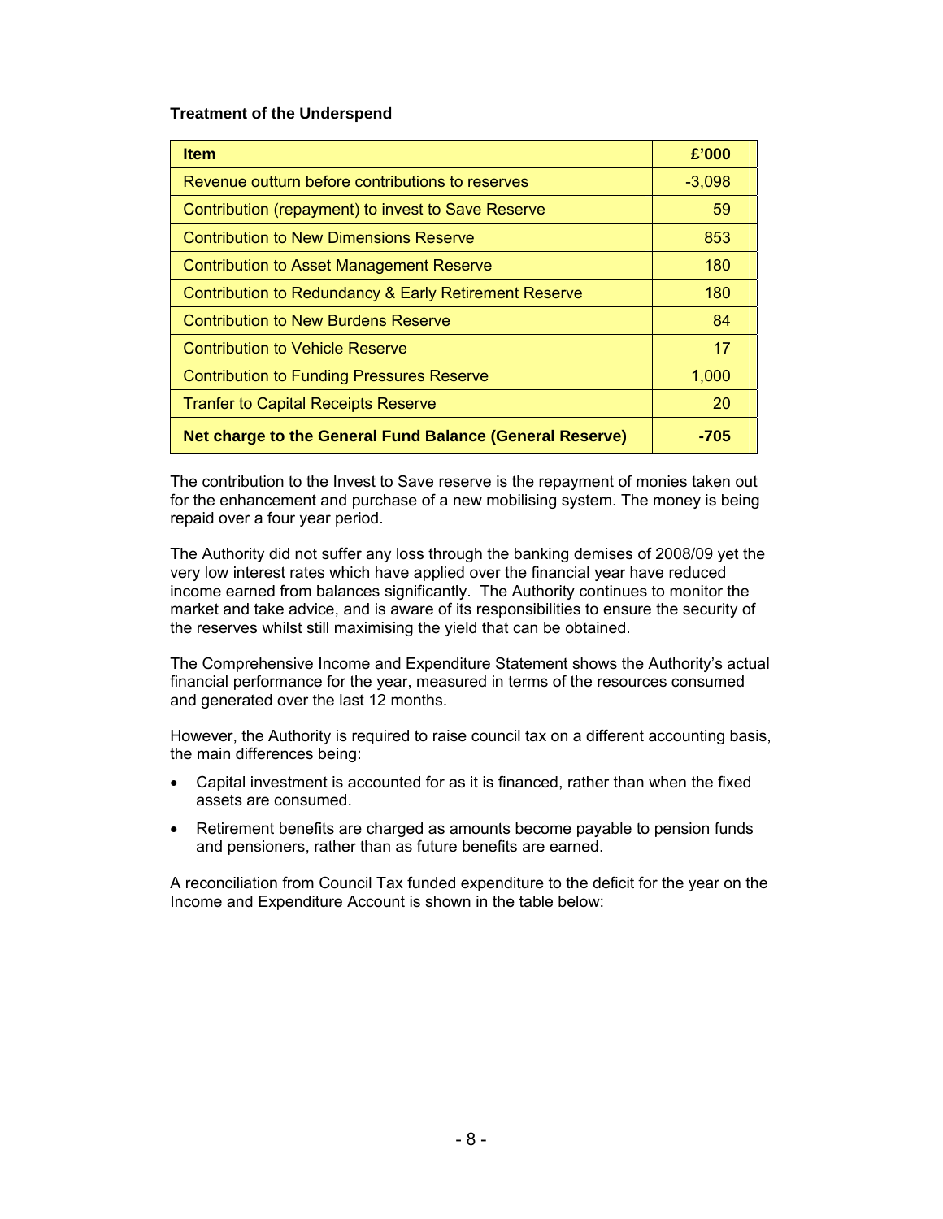**Treatment of the Underspend**

| Item | £'000 |
|---|---|
| Revenue outturn before contributions to reserves | -3,098 |
| Contribution (repayment) to invest to Save Reserve | 59 |
| Contribution to New Dimensions Reserve | 853 |
| Contribution to Asset Management Reserve | 180 |
| Contribution to Redundancy & Early Retirement Reserve | 180 |
| Contribution to New Burdens Reserve | 84 |
| Contribution to Vehicle Reserve | 17 |
| Contribution to Funding Pressures Reserve | 1,000 |
| Tranfer to Capital Receipts Reserve | 20 |
| **Net charge to the General Fund Balance (General Reserve)** | **-705** |

The contribution to the Invest to Save reserve is the repayment of monies taken out for the enhancement and purchase of a new mobilising system. The money is being repaid over a four year period.

The Authority did not suffer any loss through the banking demises of 2008/09 yet the very low interest rates which have applied over the financial year have reduced income earned from balances significantly. The Authority continues to monitor the market and take advice, and is aware of its responsibilities to ensure the security of the reserves whilst still maximising the yield that can be obtained.

The Comprehensive Income and Expenditure Statement shows the Authority's actual financial performance for the year, measured in terms of the resources consumed and generated over the last 12 months.

However, the Authority is required to raise council tax on a different accounting basis, the main differences being:

- Capital investment is accounted for as it is financed, rather than when the fixed assets are consumed.
- Retirement benefits are charged as amounts become payable to pension funds and pensioners, rather than as future benefits are earned.

A reconciliation from Council Tax funded expenditure to the deficit for the year on the Income and Expenditure Account is shown in the table below: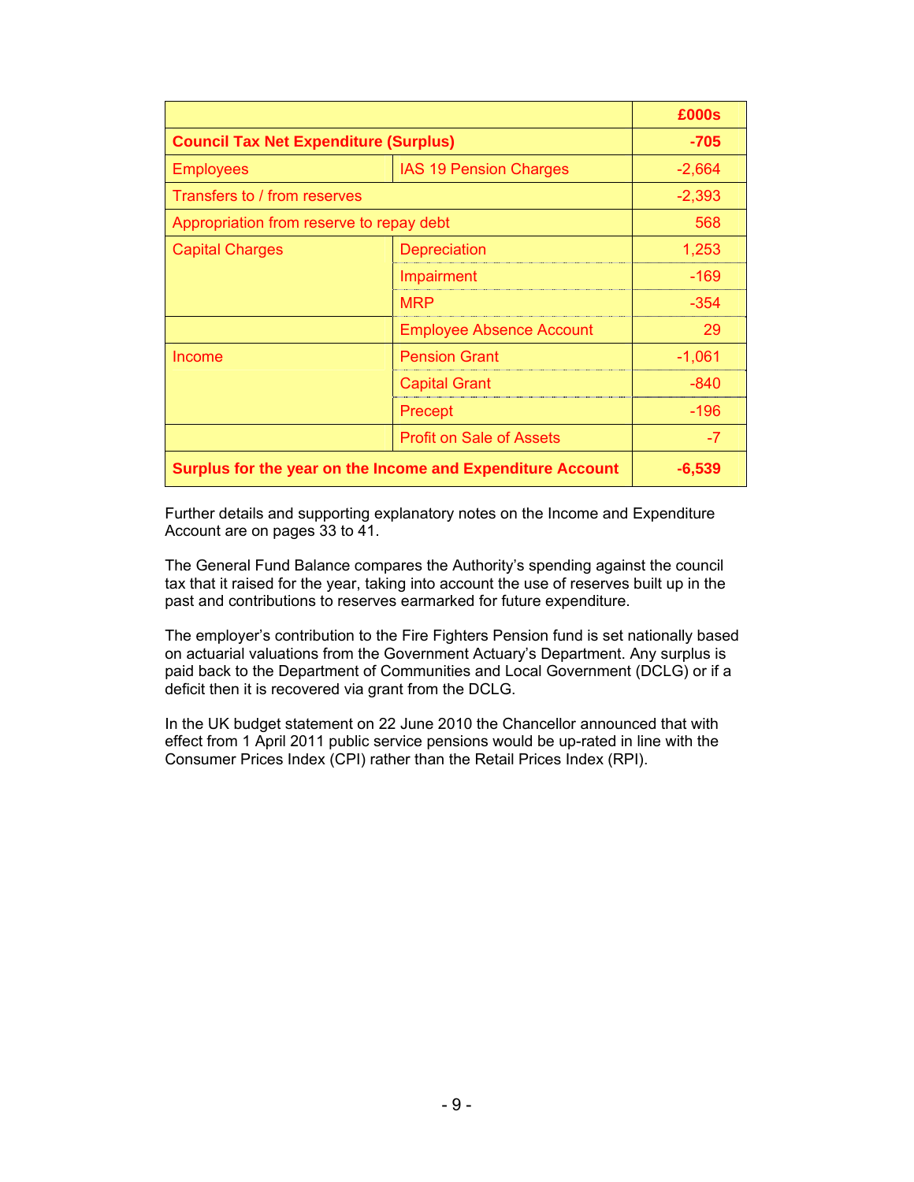| | | £000s |
|---|---|---|
| **Council Tax Net Expenditure (Surplus)** | | **-705** |
| Employees | IAS 19 Pension Charges | -2,664 |
| Transfers to / from reserves | | -2,393 |
| Appropriation from reserve to repay debt | | 568 |
| Capital Charges | Depreciation | 1,253 |
| | Impairment | -169 |
| | MRP | -354 |
| | Employee Absence Account | 29 |
| Income | Pension Grant | -1,061 |
| | Capital Grant | -840 |
| | Precept | -196 |
| | Profit on Sale of Assets | -7 |
| **Surplus for the year on the Income and Expenditure Account** | | **-6,539** |

Further details and supporting explanatory notes on the Income and Expenditure Account are on pages 33 to 41.

The General Fund Balance compares the Authority's spending against the council tax that it raised for the year, taking into account the use of reserves built up in the past and contributions to reserves earmarked for future expenditure.

The employer's contribution to the Fire Fighters Pension fund is set nationally based on actuarial valuations from the Government Actuary's Department. Any surplus is paid back to the Department of Communities and Local Government (DCLG) or if a deficit then it is recovered via grant from the DCLG.

In the UK budget statement on 22 June 2010 the Chancellor announced that with effect from 1 April 2011 public service pensions would be up-rated in line with the Consumer Prices Index (CPI) rather than the Retail Prices Index (RPI).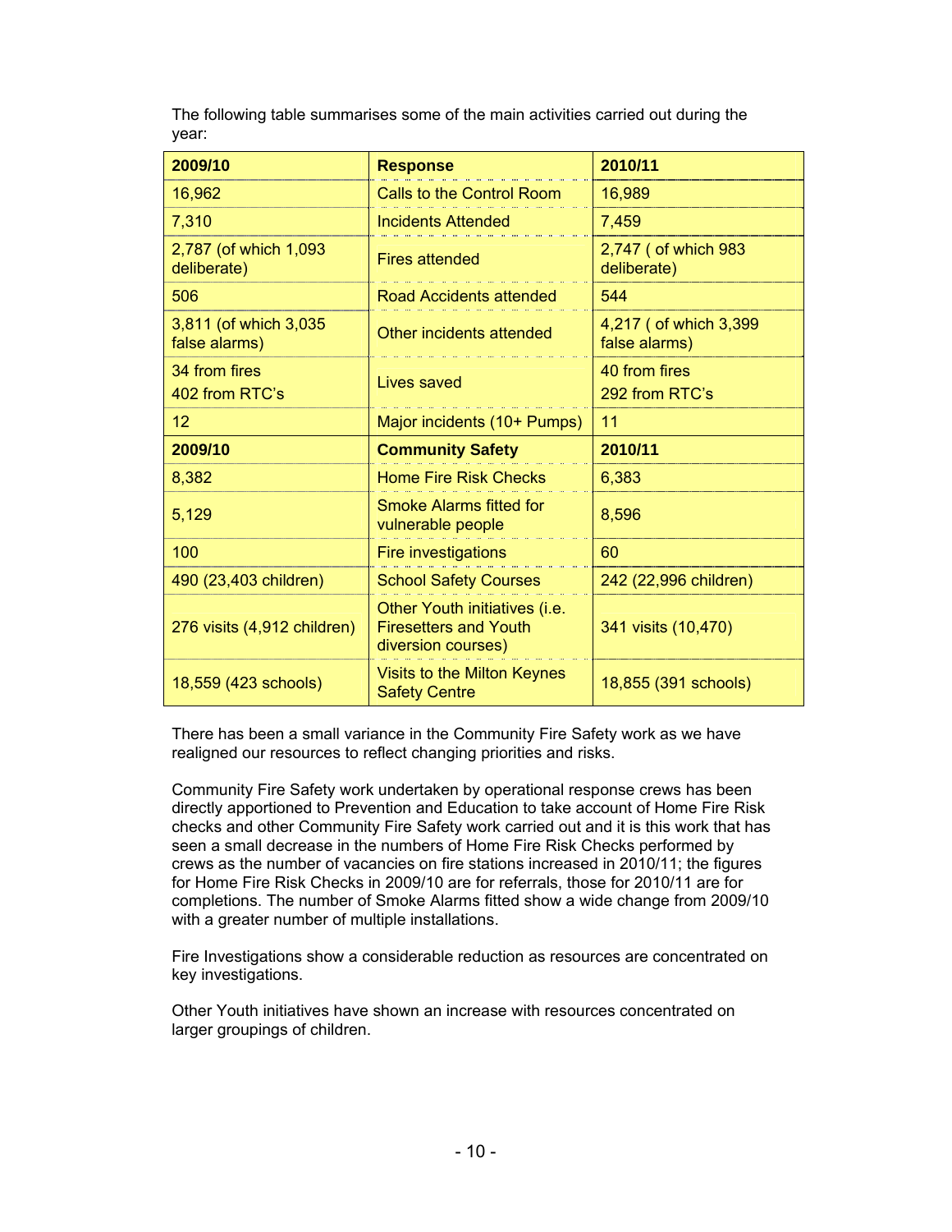The following table summarises some of the main activities carried out during the year:

| 2009/10 | Response | 2010/11 |
|---|---|---|
| 16,962 | Calls to the Control Room | 16,989 |
| 7,310 | Incidents Attended | 7,459 |
| 2,787 (of which 1,093 deliberate) | Fires attended | 2,747 ( of which 983 deliberate) |
| 506 | Road Accidents attended | 544 |
| 3,811 (of which 3,035 false alarms) | Other incidents attended | 4,217 ( of which 3,399 false alarms) |
| 34 from fires<br>402 from RTC's | Lives saved | 40 from fires<br>292 from RTC's |
| 12 | Major incidents (10+ Pumps) | 11 |
| **2009/10** | **Community Safety** | **2010/11** |
| 8,382 | Home Fire Risk Checks | 6,383 |
| 5,129 | Smoke Alarms fitted for vulnerable people | 8,596 |
| 100 | Fire investigations | 60 |
| 490 (23,403 children) | School Safety Courses | 242 (22,996 children) |
| 276 visits (4,912 children) | Other Youth initiatives (i.e. Firesetters and Youth diversion courses) | 341 visits (10,470) |
| 18,559 (423 schools) | Visits to the Milton Keynes Safety Centre | 18,855 (391 schools) |

There has been a small variance in the Community Fire Safety work as we have realigned our resources to reflect changing priorities and risks.

Community Fire Safety work undertaken by operational response crews has been directly apportioned to Prevention and Education to take account of Home Fire Risk checks and other Community Fire Safety work carried out and it is this work that has seen a small decrease in the numbers of Home Fire Risk Checks performed by crews as the number of vacancies on fire stations increased in 2010/11; the figures for Home Fire Risk Checks in 2009/10 are for referrals, those for 2010/11 are for completions. The number of Smoke Alarms fitted show a wide change from 2009/10 with a greater number of multiple installations.

Fire Investigations show a considerable reduction as resources are concentrated on key investigations.

Other Youth initiatives have shown an increase with resources concentrated on larger groupings of children.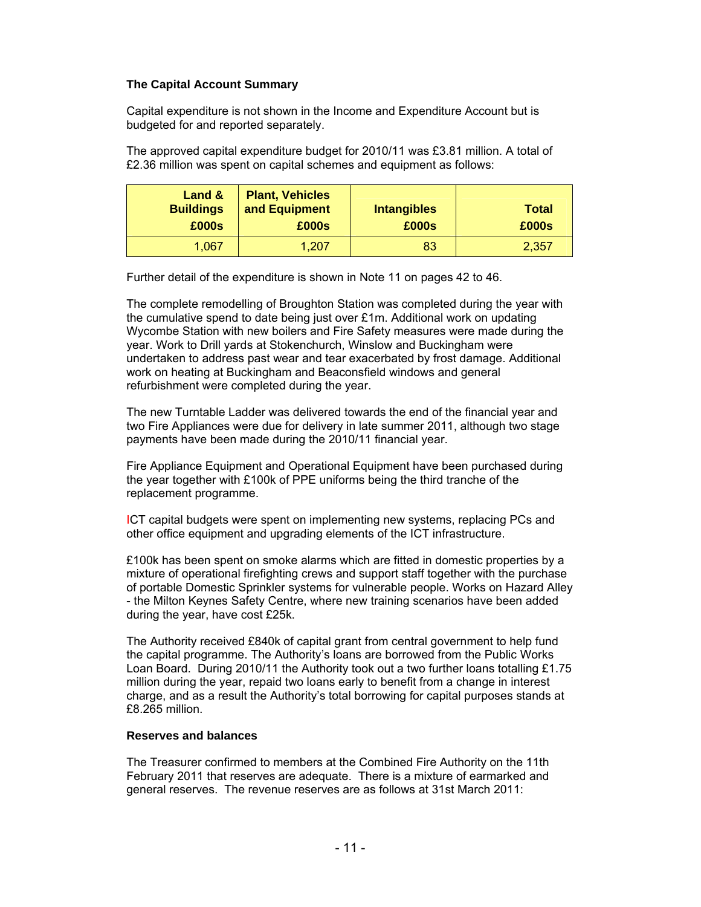### The Capital Account Summary

Capital expenditure is not shown in the Income and Expenditure Account but is budgeted for and reported separately.

The approved capital expenditure budget for 2010/11 was £3.81 million. A total of £2.36 million was spent on capital schemes and equipment as follows:

| Land & Buildings £000s | Plant, Vehicles and Equipment £000s | Intangibles £000s | Total £000s |
|---|---|---|---|
| 1,067 | 1,207 | 83 | 2,357 |

Further detail of the expenditure is shown in Note 11 on pages 42 to 46.

The complete remodelling of Broughton Station was completed during the year with the cumulative spend to date being just over £1m. Additional work on updating Wycombe Station with new boilers and Fire Safety measures were made during the year. Work to Drill yards at Stokenchurch, Winslow and Buckingham were undertaken to address past wear and tear exacerbated by frost damage. Additional work on heating at Buckingham and Beaconsfield windows and general refurbishment were completed during the year.

The new Turntable Ladder was delivered towards the end of the financial year and two Fire Appliances were due for delivery in late summer 2011, although two stage payments have been made during the 2010/11 financial year.

Fire Appliance Equipment and Operational Equipment have been purchased during the year together with £100k of PPE uniforms being the third tranche of the replacement programme.

ICT capital budgets were spent on implementing new systems, replacing PCs and other office equipment and upgrading elements of the ICT infrastructure.

£100k has been spent on smoke alarms which are fitted in domestic properties by a mixture of operational firefighting crews and support staff together with the purchase of portable Domestic Sprinkler systems for vulnerable people. Works on Hazard Alley - the Milton Keynes Safety Centre, where new training scenarios have been added during the year, have cost £25k.

The Authority received £840k of capital grant from central government to help fund the capital programme. The Authority's loans are borrowed from the Public Works Loan Board. During 2010/11 the Authority took out a two further loans totalling £1.75 million during the year, repaid two loans early to benefit from a change in interest charge, and as a result the Authority's total borrowing for capital purposes stands at £8.265 million.

### Reserves and balances

The Treasurer confirmed to members at the Combined Fire Authority on the 11th February 2011 that reserves are adequate. There is a mixture of earmarked and general reserves. The revenue reserves are as follows at 31st March 2011: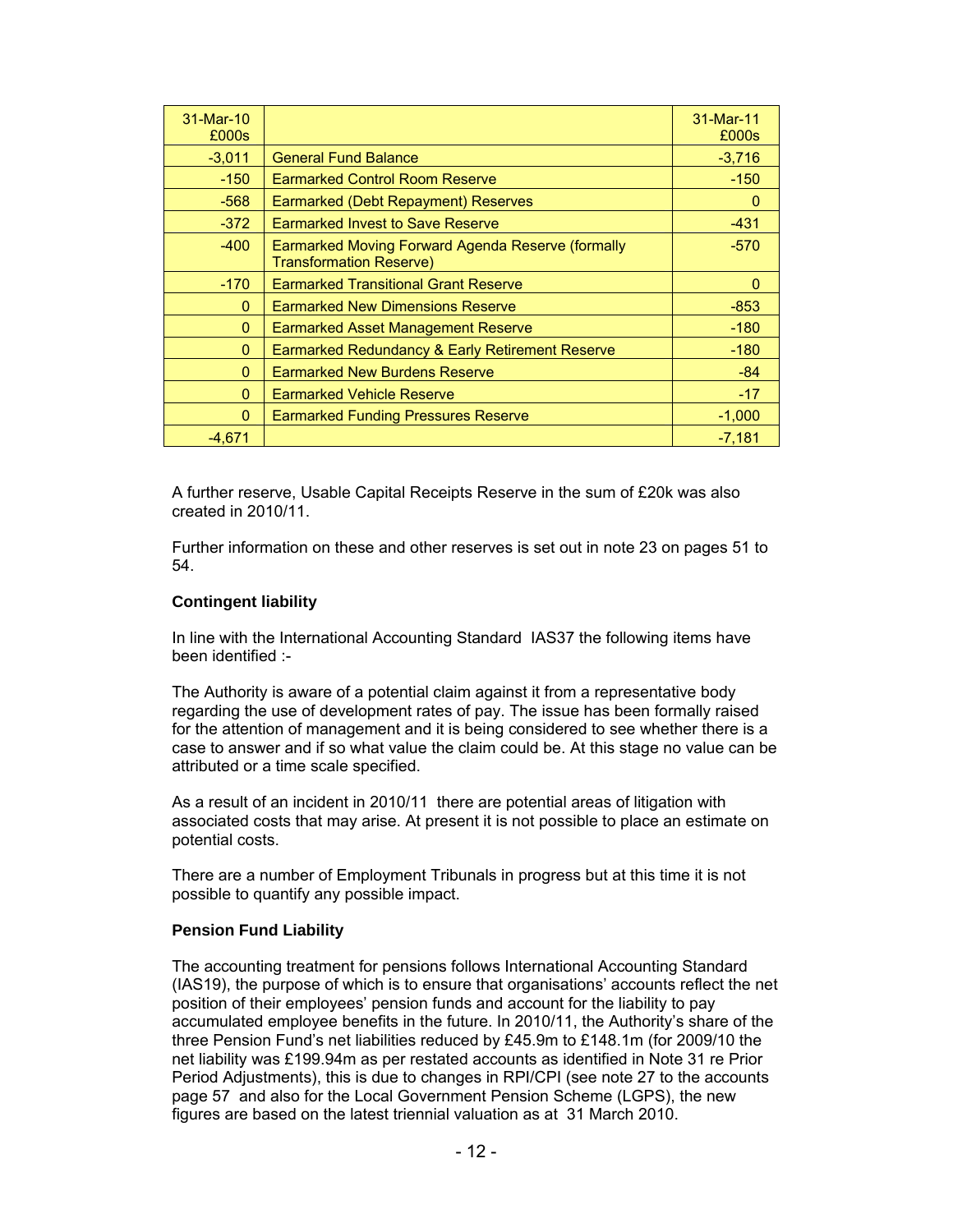| 31-Mar-10 £000s | | 31-Mar-11 £000s |
|---|---|---|
| -3,011 | General Fund Balance | -3,716 |
| -150 | Earmarked Control Room Reserve | -150 |
| -568 | Earmarked (Debt Repayment) Reserves | 0 |
| -372 | Earmarked Invest to Save Reserve | -431 |
| -400 | Earmarked Moving Forward Agenda Reserve (formally Transformation Reserve) | -570 |
| -170 | Earmarked Transitional Grant Reserve | 0 |
| 0 | Earmarked New Dimensions Reserve | -853 |
| 0 | Earmarked Asset Management Reserve | -180 |
| 0 | Earmarked Redundancy & Early Retirement Reserve | -180 |
| 0 | Earmarked New Burdens Reserve | -84 |
| 0 | Earmarked Vehicle Reserve | -17 |
| 0 | Earmarked Funding Pressures Reserve | -1,000 |
| -4,671 | | -7,181 |

A further reserve, Usable Capital Receipts Reserve in the sum of £20k was also created in 2010/11.

Further information on these and other reserves is set out in note 23 on pages 51 to 54.

**Contingent liability**

In line with the International Accounting Standard IAS37 the following items have been identified :-

The Authority is aware of a potential claim against it from a representative body regarding the use of development rates of pay. The issue has been formally raised for the attention of management and it is being considered to see whether there is a case to answer and if so what value the claim could be. At this stage no value can be attributed or a time scale specified.

As a result of an incident in 2010/11 there are potential areas of litigation with associated costs that may arise. At present it is not possible to place an estimate on potential costs.

There are a number of Employment Tribunals in progress but at this time it is not possible to quantify any possible impact.

**Pension Fund Liability**

The accounting treatment for pensions follows International Accounting Standard (IAS19), the purpose of which is to ensure that organisations' accounts reflect the net position of their employees' pension funds and account for the liability to pay accumulated employee benefits in the future. In 2010/11, the Authority's share of the three Pension Fund's net liabilities reduced by £45.9m to £148.1m (for 2009/10 the net liability was £199.94m as per restated accounts as identified in Note 31 re Prior Period Adjustments), this is due to changes in RPI/CPI (see note 27 to the accounts page 57 and also for the Local Government Pension Scheme (LGPS), the new figures are based on the latest triennial valuation as at 31 March 2010.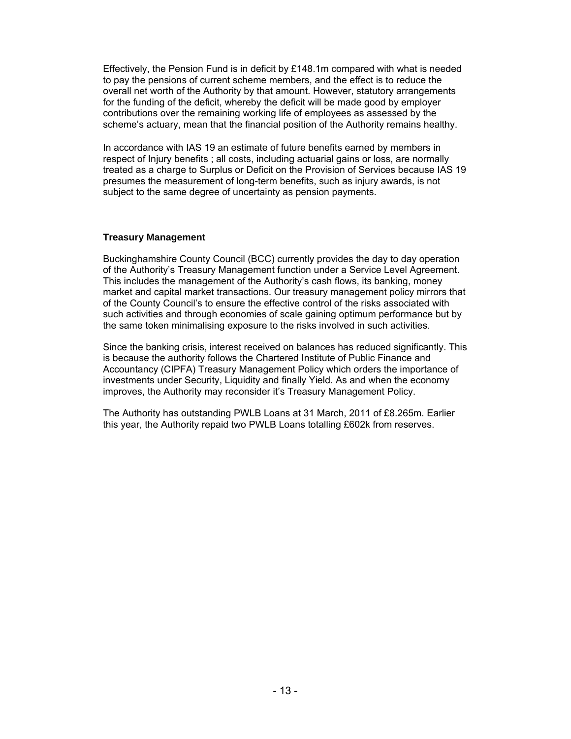Effectively, the Pension Fund is in deficit by £148.1m compared with what is needed to pay the pensions of current scheme members, and the effect is to reduce the overall net worth of the Authority by that amount. However, statutory arrangements for the funding of the deficit, whereby the deficit will be made good by employer contributions over the remaining working life of employees as assessed by the scheme's actuary, mean that the financial position of the Authority remains healthy.

In accordance with IAS 19 an estimate of future benefits earned by members in respect of Injury benefits ; all costs, including actuarial gains or loss, are normally treated as a charge to Surplus or Deficit on the Provision of Services because IAS 19 presumes the measurement of long-term benefits, such as injury awards, is not subject to the same degree of uncertainty as pension payments.

**Treasury Management**

Buckinghamshire County Council (BCC) currently provides the day to day operation of the Authority's Treasury Management function under a Service Level Agreement. This includes the management of the Authority's cash flows, its banking, money market and capital market transactions. Our treasury management policy mirrors that of the County Council's to ensure the effective control of the risks associated with such activities and through economies of scale gaining optimum performance but by the same token minimalising exposure to the risks involved in such activities.

Since the banking crisis, interest received on balances has reduced significantly. This is because the authority follows the Chartered Institute of Public Finance and Accountancy (CIPFA) Treasury Management Policy which orders the importance of investments under Security, Liquidity and finally Yield. As and when the economy improves, the Authority may reconsider it's Treasury Management Policy.

The Authority has outstanding PWLB Loans at 31 March, 2011 of £8.265m. Earlier this year, the Authority repaid two PWLB Loans totalling £602k from reserves.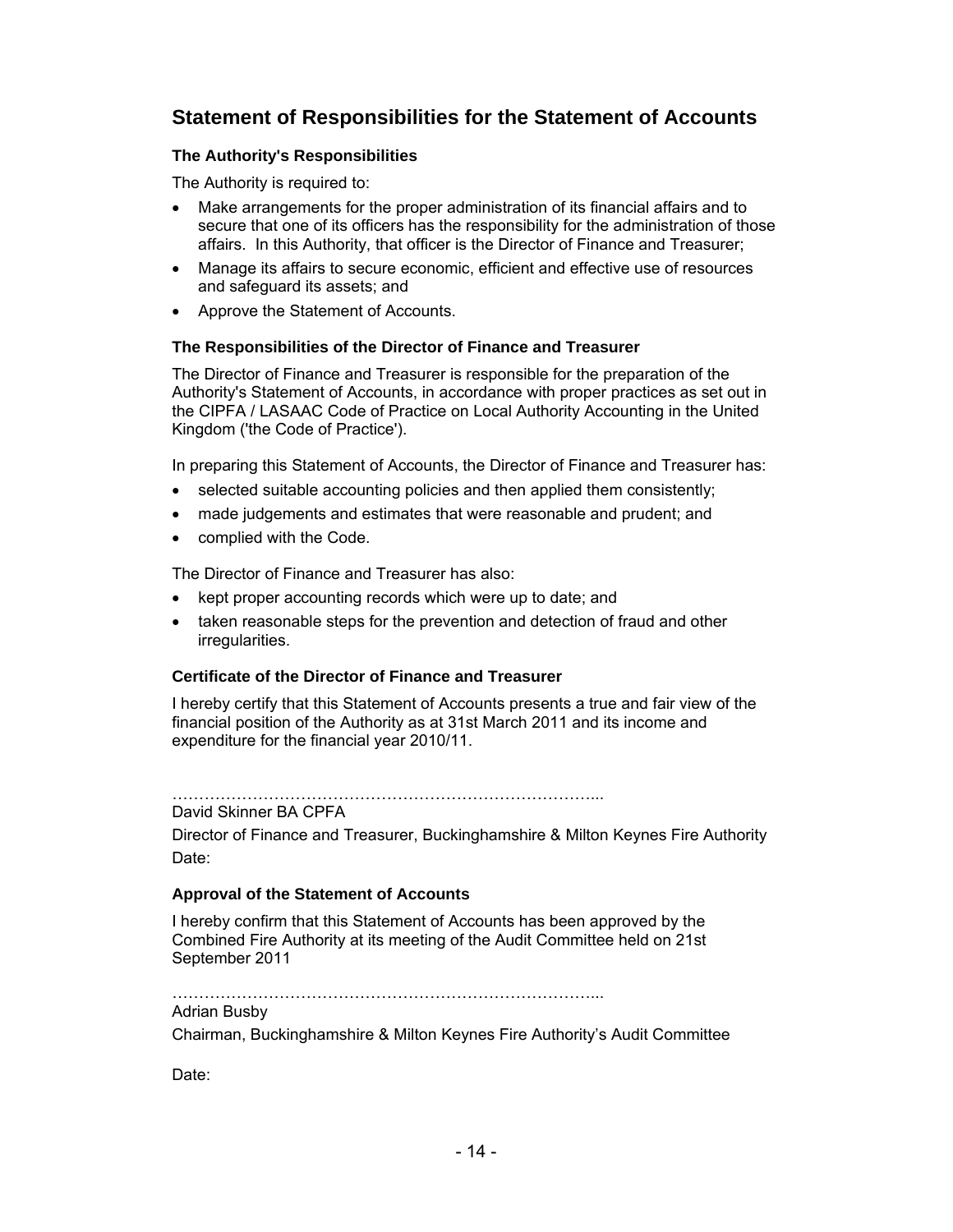## Statement of Responsibilities for the Statement of Accounts

### The Authority's Responsibilities

The Authority is required to:

- Make arrangements for the proper administration of its financial affairs and to secure that one of its officers has the responsibility for the administration of those affairs. In this Authority, that officer is the Director of Finance and Treasurer;
- Manage its affairs to secure economic, efficient and effective use of resources and safeguard its assets; and
- Approve the Statement of Accounts.

### The Responsibilities of the Director of Finance and Treasurer

The Director of Finance and Treasurer is responsible for the preparation of the Authority's Statement of Accounts, in accordance with proper practices as set out in the CIPFA / LASAAC Code of Practice on Local Authority Accounting in the United Kingdom ('the Code of Practice').

In preparing this Statement of Accounts, the Director of Finance and Treasurer has:

- selected suitable accounting policies and then applied them consistently;
- made judgements and estimates that were reasonable and prudent; and
- complied with the Code.

The Director of Finance and Treasurer has also:

- kept proper accounting records which were up to date; and
- taken reasonable steps for the prevention and detection of fraud and other irregularities.

### Certificate of the Director of Finance and Treasurer

I hereby certify that this Statement of Accounts presents a true and fair view of the financial position of the Authority as at 31st March 2011 and its income and expenditure for the financial year 2010/11.

……………………………………………………………………...

David Skinner BA CPFA

Director of Finance and Treasurer, Buckinghamshire & Milton Keynes Fire Authority

Date:

### Approval of the Statement of Accounts

I hereby confirm that this Statement of Accounts has been approved by the Combined Fire Authority at its meeting of the Audit Committee held on 21st September 2011

……………………………………………………………………...

Adrian Busby

Chairman, Buckinghamshire & Milton Keynes Fire Authority's Audit Committee

Date: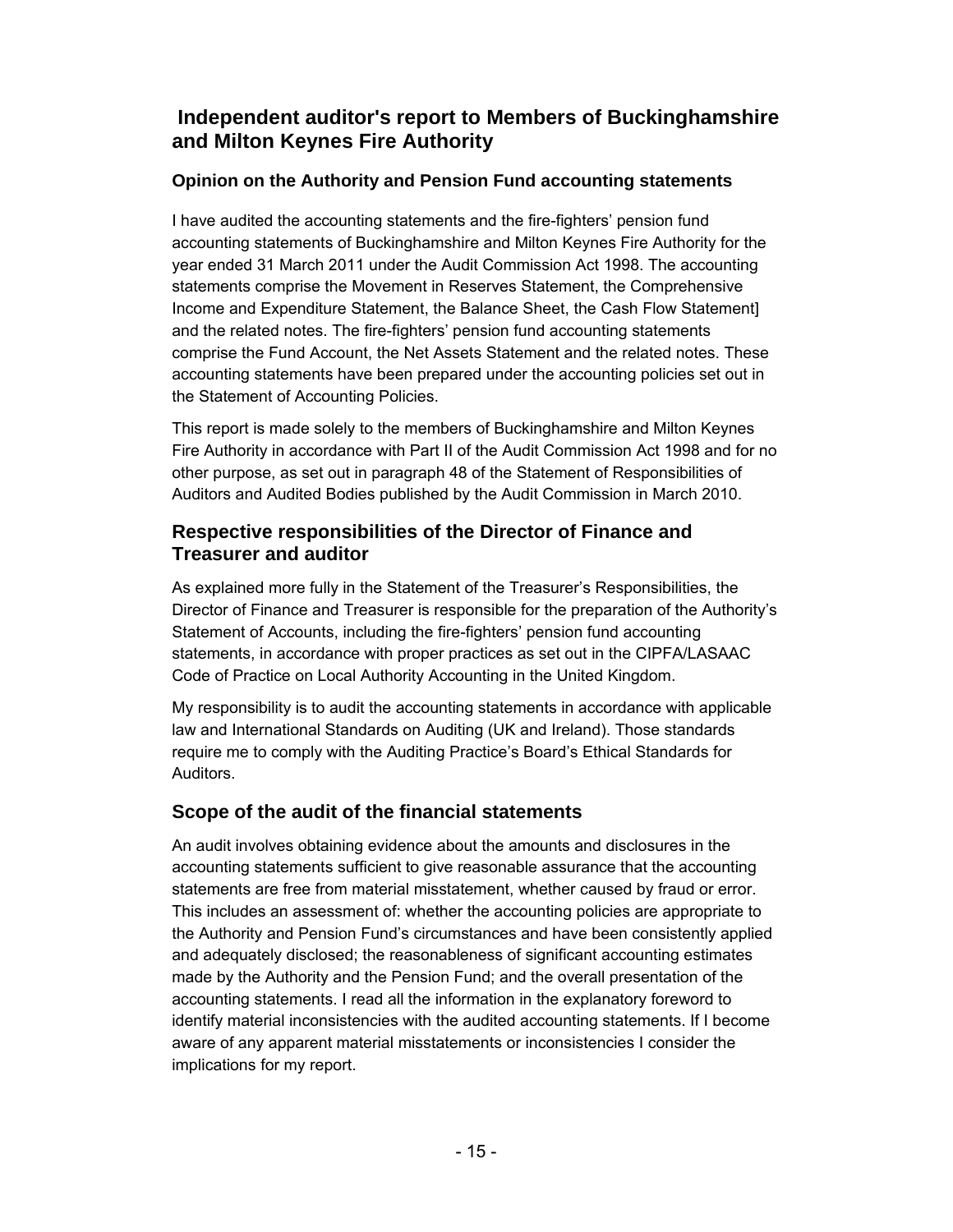## Independent auditor's report to Members of Buckinghamshire and Milton Keynes Fire Authority

### Opinion on the Authority and Pension Fund accounting statements

I have audited the accounting statements and the fire-fighters' pension fund accounting statements of Buckinghamshire and Milton Keynes Fire Authority for the year ended 31 March 2011 under the Audit Commission Act 1998. The accounting statements comprise the Movement in Reserves Statement, the Comprehensive Income and Expenditure Statement, the Balance Sheet, the Cash Flow Statement] and the related notes. The fire-fighters' pension fund accounting statements comprise the Fund Account, the Net Assets Statement and the related notes. These accounting statements have been prepared under the accounting policies set out in the Statement of Accounting Policies.

This report is made solely to the members of Buckinghamshire and Milton Keynes Fire Authority in accordance with Part II of the Audit Commission Act 1998 and for no other purpose, as set out in paragraph 48 of the Statement of Responsibilities of Auditors and Audited Bodies published by the Audit Commission in March 2010.

### Respective responsibilities of the Director of Finance and Treasurer and auditor

As explained more fully in the Statement of the Treasurer's Responsibilities, the Director of Finance and Treasurer is responsible for the preparation of the Authority's Statement of Accounts, including the fire-fighters' pension fund accounting statements, in accordance with proper practices as set out in the CIPFA/LASAAC Code of Practice on Local Authority Accounting in the United Kingdom.

My responsibility is to audit the accounting statements in accordance with applicable law and International Standards on Auditing (UK and Ireland). Those standards require me to comply with the Auditing Practice's Board's Ethical Standards for Auditors.

### Scope of the audit of the financial statements

An audit involves obtaining evidence about the amounts and disclosures in the accounting statements sufficient to give reasonable assurance that the accounting statements are free from material misstatement, whether caused by fraud or error. This includes an assessment of: whether the accounting policies are appropriate to the Authority and Pension Fund's circumstances and have been consistently applied and adequately disclosed; the reasonableness of significant accounting estimates made by the Authority and the Pension Fund; and the overall presentation of the accounting statements. I read all the information in the explanatory foreword to identify material inconsistencies with the audited accounting statements. If I become aware of any apparent material misstatements or inconsistencies I consider the implications for my report.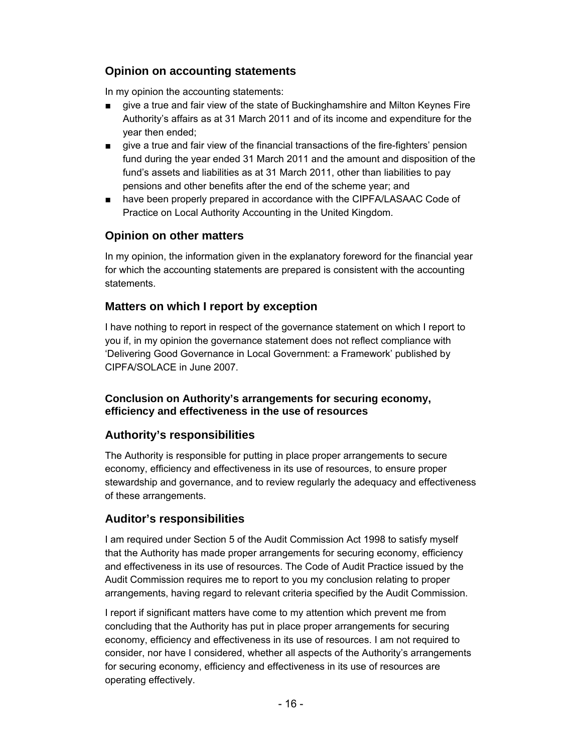## Opinion on accounting statements

In my opinion the accounting statements:

- give a true and fair view of the state of Buckinghamshire and Milton Keynes Fire Authority's affairs as at 31 March 2011 and of its income and expenditure for the year then ended;
- give a true and fair view of the financial transactions of the fire-fighters' pension fund during the year ended 31 March 2011 and the amount and disposition of the fund's assets and liabilities as at 31 March 2011, other than liabilities to pay pensions and other benefits after the end of the scheme year; and
- have been properly prepared in accordance with the CIPFA/LASAAC Code of Practice on Local Authority Accounting in the United Kingdom.

## Opinion on other matters

In my opinion, the information given in the explanatory foreword for the financial year for which the accounting statements are prepared is consistent with the accounting statements.

## Matters on which I report by exception

I have nothing to report in respect of the governance statement on which I report to you if, in my opinion the governance statement does not reflect compliance with 'Delivering Good Governance in Local Government: a Framework' published by CIPFA/SOLACE in June 2007.

### Conclusion on Authority's arrangements for securing economy, efficiency and effectiveness in the use of resources

## Authority's responsibilities

The Authority is responsible for putting in place proper arrangements to secure economy, efficiency and effectiveness in its use of resources, to ensure proper stewardship and governance, and to review regularly the adequacy and effectiveness of these arrangements.

## Auditor's responsibilities

I am required under Section 5 of the Audit Commission Act 1998 to satisfy myself that the Authority has made proper arrangements for securing economy, efficiency and effectiveness in its use of resources. The Code of Audit Practice issued by the Audit Commission requires me to report to you my conclusion relating to proper arrangements, having regard to relevant criteria specified by the Audit Commission.

I report if significant matters have come to my attention which prevent me from concluding that the Authority has put in place proper arrangements for securing economy, efficiency and effectiveness in its use of resources. I am not required to consider, nor have I considered, whether all aspects of the Authority's arrangements for securing economy, efficiency and effectiveness in its use of resources are operating effectively.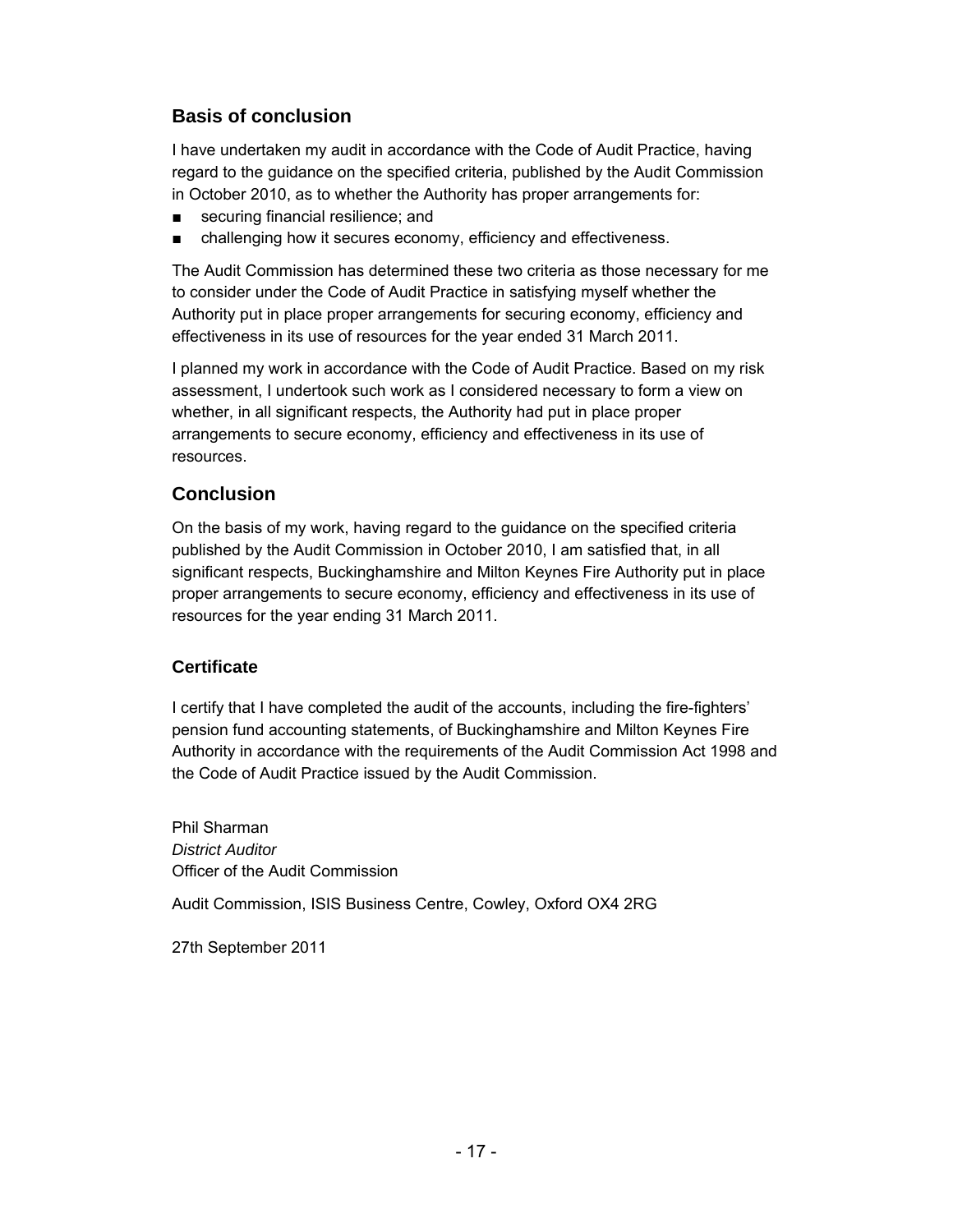## Basis of conclusion

I have undertaken my audit in accordance with the Code of Audit Practice, having regard to the guidance on the specified criteria, published by the Audit Commission in October 2010, as to whether the Authority has proper arrangements for:

- securing financial resilience; and
- challenging how it secures economy, efficiency and effectiveness.

The Audit Commission has determined these two criteria as those necessary for me to consider under the Code of Audit Practice in satisfying myself whether the Authority put in place proper arrangements for securing economy, efficiency and effectiveness in its use of resources for the year ended 31 March 2011.

I planned my work in accordance with the Code of Audit Practice. Based on my risk assessment, I undertook such work as I considered necessary to form a view on whether, in all significant respects, the Authority had put in place proper arrangements to secure economy, efficiency and effectiveness in its use of resources.

## Conclusion

On the basis of my work, having regard to the guidance on the specified criteria published by the Audit Commission in October 2010, I am satisfied that, in all significant respects, Buckinghamshire and Milton Keynes Fire Authority put in place proper arrangements to secure economy, efficiency and effectiveness in its use of resources for the year ending 31 March 2011.

### Certificate

I certify that I have completed the audit of the accounts, including the fire-fighters' pension fund accounting statements, of Buckinghamshire and Milton Keynes Fire Authority in accordance with the requirements of the Audit Commission Act 1998 and the Code of Audit Practice issued by the Audit Commission.

Phil Sharman
*District Auditor*
Officer of the Audit Commission

Audit Commission, ISIS Business Centre, Cowley, Oxford OX4 2RG

27th September 2011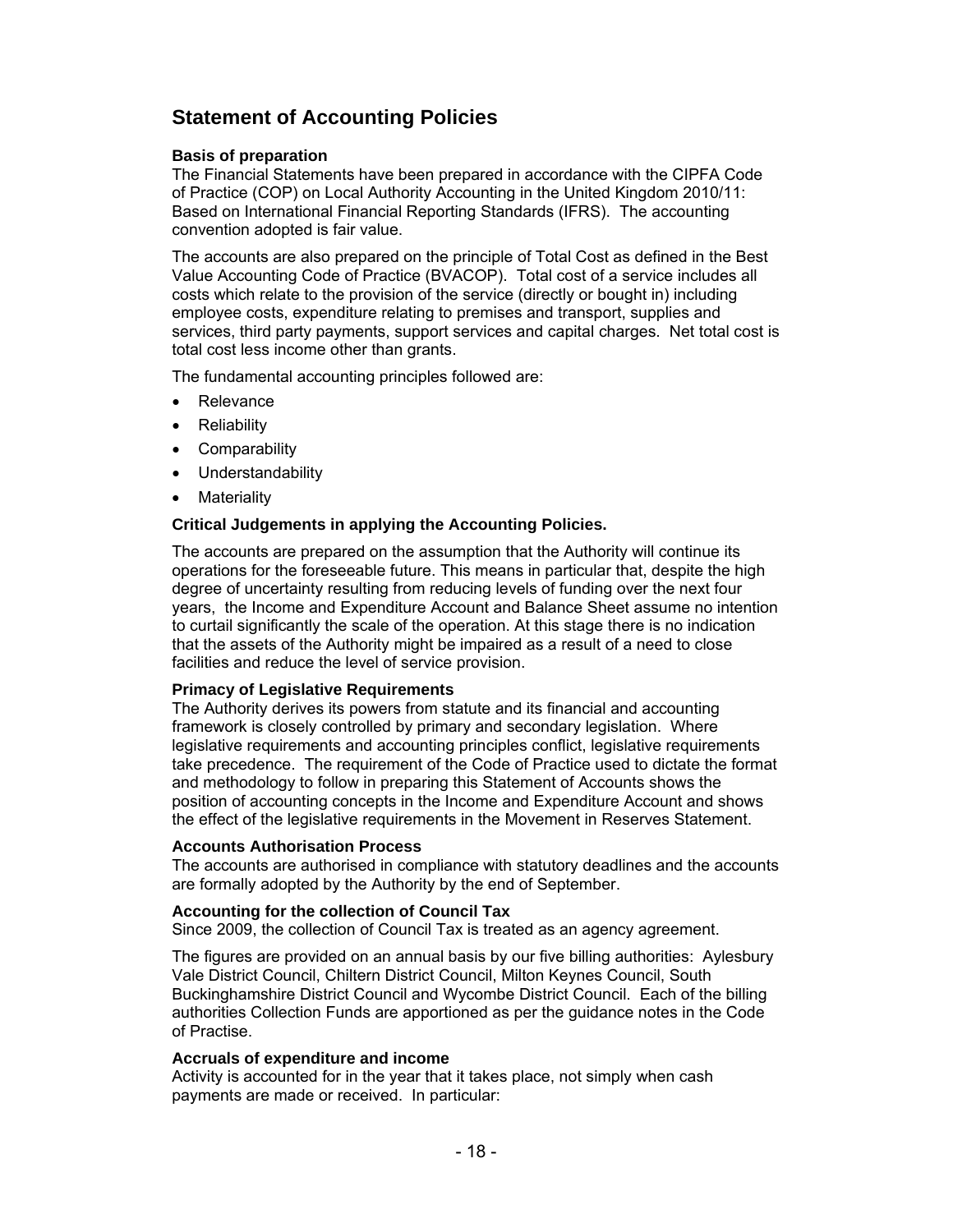# Statement of Accounting Policies

### Basis of preparation

The Financial Statements have been prepared in accordance with the CIPFA Code of Practice (COP) on Local Authority Accounting in the United Kingdom 2010/11: Based on International Financial Reporting Standards (IFRS). The accounting convention adopted is fair value.

The accounts are also prepared on the principle of Total Cost as defined in the Best Value Accounting Code of Practice (BVACOP). Total cost of a service includes all costs which relate to the provision of the service (directly or bought in) including employee costs, expenditure relating to premises and transport, supplies and services, third party payments, support services and capital charges. Net total cost is total cost less income other than grants.

The fundamental accounting principles followed are:

- Relevance
- Reliability
- Comparability
- Understandability
- Materiality

### Critical Judgements in applying the Accounting Policies.

The accounts are prepared on the assumption that the Authority will continue its operations for the foreseeable future. This means in particular that, despite the high degree of uncertainty resulting from reducing levels of funding over the next four years, the Income and Expenditure Account and Balance Sheet assume no intention to curtail significantly the scale of the operation. At this stage there is no indication that the assets of the Authority might be impaired as a result of a need to close facilities and reduce the level of service provision.

### Primacy of Legislative Requirements

The Authority derives its powers from statute and its financial and accounting framework is closely controlled by primary and secondary legislation. Where legislative requirements and accounting principles conflict, legislative requirements take precedence. The requirement of the Code of Practice used to dictate the format and methodology to follow in preparing this Statement of Accounts shows the position of accounting concepts in the Income and Expenditure Account and shows the effect of the legislative requirements in the Movement in Reserves Statement.

### Accounts Authorisation Process

The accounts are authorised in compliance with statutory deadlines and the accounts are formally adopted by the Authority by the end of September.

### Accounting for the collection of Council Tax

Since 2009, the collection of Council Tax is treated as an agency agreement.

The figures are provided on an annual basis by our five billing authorities: Aylesbury Vale District Council, Chiltern District Council, Milton Keynes Council, South Buckinghamshire District Council and Wycombe District Council. Each of the billing authorities Collection Funds are apportioned as per the guidance notes in the Code of Practise.

### Accruals of expenditure and income

Activity is accounted for in the year that it takes place, not simply when cash payments are made or received. In particular: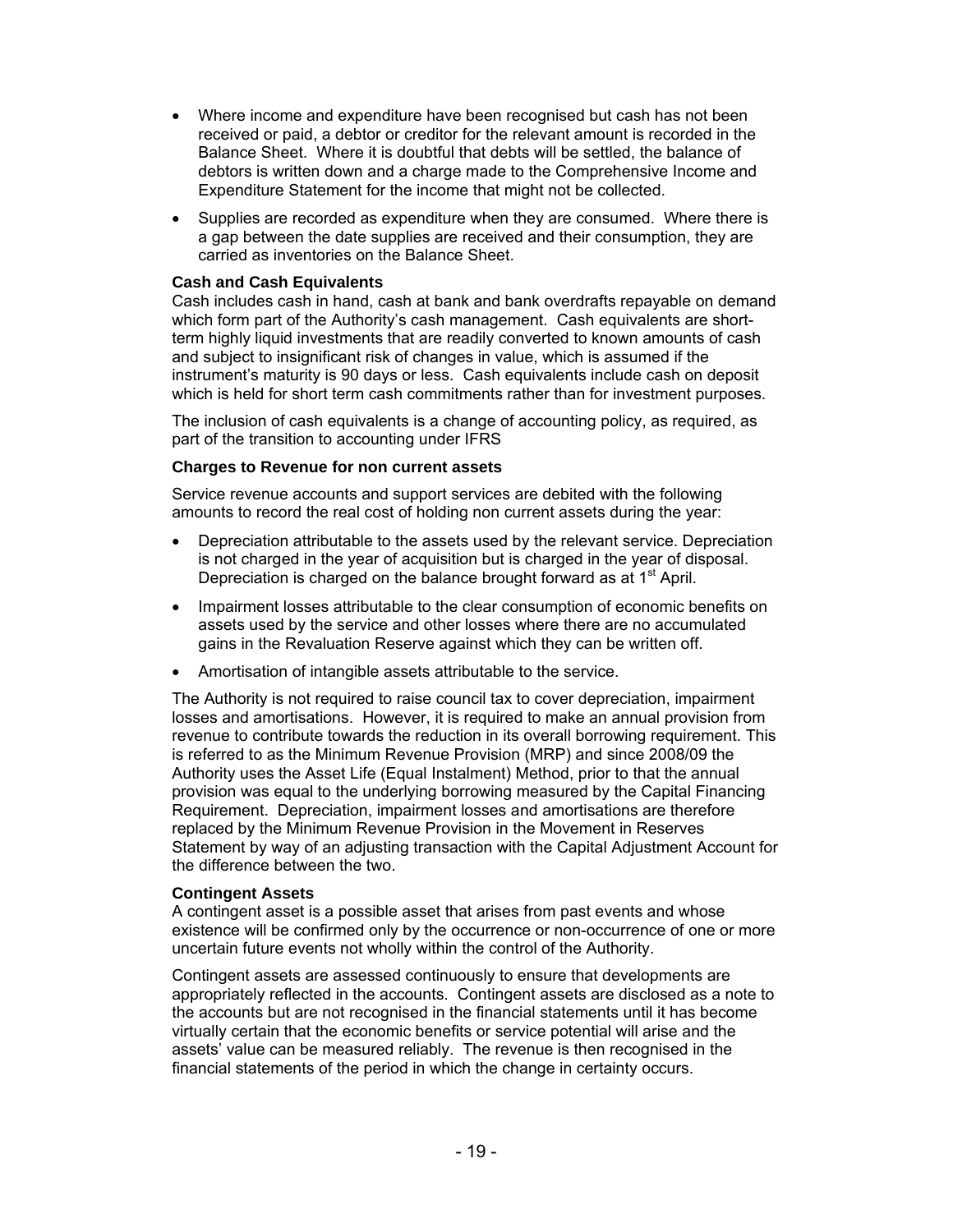- Where income and expenditure have been recognised but cash has not been received or paid, a debtor or creditor for the relevant amount is recorded in the Balance Sheet. Where it is doubtful that debts will be settled, the balance of debtors is written down and a charge made to the Comprehensive Income and Expenditure Statement for the income that might not be collected.
- Supplies are recorded as expenditure when they are consumed. Where there is a gap between the date supplies are received and their consumption, they are carried as inventories on the Balance Sheet.

**Cash and Cash Equivalents**

Cash includes cash in hand, cash at bank and bank overdrafts repayable on demand which form part of the Authority's cash management. Cash equivalents are short-term highly liquid investments that are readily converted to known amounts of cash and subject to insignificant risk of changes in value, which is assumed if the instrument's maturity is 90 days or less. Cash equivalents include cash on deposit which is held for short term cash commitments rather than for investment purposes.

The inclusion of cash equivalents is a change of accounting policy, as required, as part of the transition to accounting under IFRS

**Charges to Revenue for non current assets**

Service revenue accounts and support services are debited with the following amounts to record the real cost of holding non current assets during the year:

- Depreciation attributable to the assets used by the relevant service. Depreciation is not charged in the year of acquisition but is charged in the year of disposal. Depreciation is charged on the balance brought forward as at 1st April.
- Impairment losses attributable to the clear consumption of economic benefits on assets used by the service and other losses where there are no accumulated gains in the Revaluation Reserve against which they can be written off.
- Amortisation of intangible assets attributable to the service.

The Authority is not required to raise council tax to cover depreciation, impairment losses and amortisations. However, it is required to make an annual provision from revenue to contribute towards the reduction in its overall borrowing requirement. This is referred to as the Minimum Revenue Provision (MRP) and since 2008/09 the Authority uses the Asset Life (Equal Instalment) Method, prior to that the annual provision was equal to the underlying borrowing measured by the Capital Financing Requirement. Depreciation, impairment losses and amortisations are therefore replaced by the Minimum Revenue Provision in the Movement in Reserves Statement by way of an adjusting transaction with the Capital Adjustment Account for the difference between the two.

**Contingent Assets**

A contingent asset is a possible asset that arises from past events and whose existence will be confirmed only by the occurrence or non-occurrence of one or more uncertain future events not wholly within the control of the Authority.

Contingent assets are assessed continuously to ensure that developments are appropriately reflected in the accounts. Contingent assets are disclosed as a note to the accounts but are not recognised in the financial statements until it has become virtually certain that the economic benefits or service potential will arise and the assets' value can be measured reliably. The revenue is then recognised in the financial statements of the period in which the change in certainty occurs.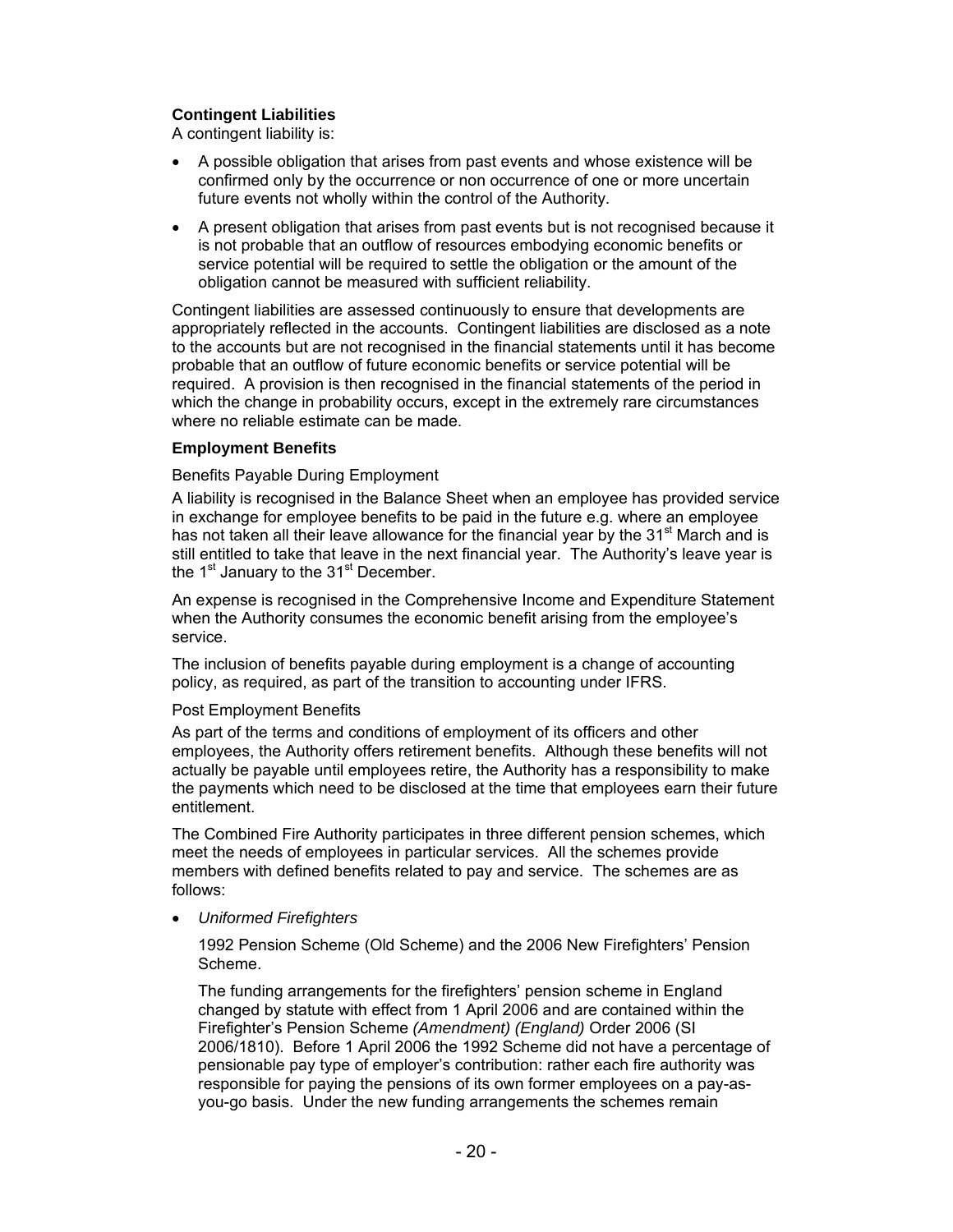**Contingent Liabilities**

A contingent liability is:

- A possible obligation that arises from past events and whose existence will be confirmed only by the occurrence or non occurrence of one or more uncertain future events not wholly within the control of the Authority.
- A present obligation that arises from past events but is not recognised because it is not probable that an outflow of resources embodying economic benefits or service potential will be required to settle the obligation or the amount of the obligation cannot be measured with sufficient reliability.

Contingent liabilities are assessed continuously to ensure that developments are appropriately reflected in the accounts. Contingent liabilities are disclosed as a note to the accounts but are not recognised in the financial statements until it has become probable that an outflow of future economic benefits or service potential will be required. A provision is then recognised in the financial statements of the period in which the change in probability occurs, except in the extremely rare circumstances where no reliable estimate can be made.

**Employment Benefits**

Benefits Payable During Employment

A liability is recognised in the Balance Sheet when an employee has provided service in exchange for employee benefits to be paid in the future e.g. where an employee has not taken all their leave allowance for the financial year by the 31st March and is still entitled to take that leave in the next financial year. The Authority's leave year is the 1st January to the 31st December.

An expense is recognised in the Comprehensive Income and Expenditure Statement when the Authority consumes the economic benefit arising from the employee's service.

The inclusion of benefits payable during employment is a change of accounting policy, as required, as part of the transition to accounting under IFRS.

Post Employment Benefits

As part of the terms and conditions of employment of its officers and other employees, the Authority offers retirement benefits. Although these benefits will not actually be payable until employees retire, the Authority has a responsibility to make the payments which need to be disclosed at the time that employees earn their future entitlement.

The Combined Fire Authority participates in three different pension schemes, which meet the needs of employees in particular services. All the schemes provide members with defined benefits related to pay and service. The schemes are as follows:

- *Uniformed Firefighters*

  1992 Pension Scheme (Old Scheme) and the 2006 New Firefighters' Pension Scheme.

  The funding arrangements for the firefighters' pension scheme in England changed by statute with effect from 1 April 2006 and are contained within the Firefighter's Pension Scheme *(Amendment) (England)* Order 2006 (SI 2006/1810). Before 1 April 2006 the 1992 Scheme did not have a percentage of pensionable pay type of employer's contribution: rather each fire authority was responsible for paying the pensions of its own former employees on a pay-as-you-go basis. Under the new funding arrangements the schemes remain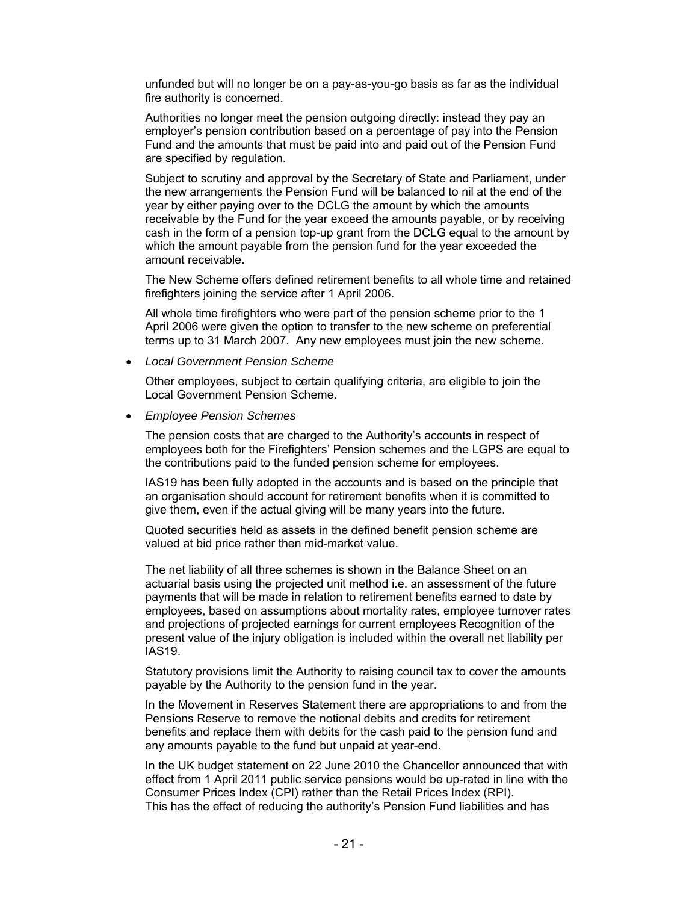unfunded but will no longer be on a pay-as-you-go basis as far as the individual fire authority is concerned.

Authorities no longer meet the pension outgoing directly: instead they pay an employer's pension contribution based on a percentage of pay into the Pension Fund and the amounts that must be paid into and paid out of the Pension Fund are specified by regulation.

Subject to scrutiny and approval by the Secretary of State and Parliament, under the new arrangements the Pension Fund will be balanced to nil at the end of the year by either paying over to the DCLG the amount by which the amounts receivable by the Fund for the year exceed the amounts payable, or by receiving cash in the form of a pension top-up grant from the DCLG equal to the amount by which the amount payable from the pension fund for the year exceeded the amount receivable.

The New Scheme offers defined retirement benefits to all whole time and retained firefighters joining the service after 1 April 2006.

All whole time firefighters who were part of the pension scheme prior to the 1 April 2006 were given the option to transfer to the new scheme on preferential terms up to 31 March 2007. Any new employees must join the new scheme.

- *Local Government Pension Scheme*

  Other employees, subject to certain qualifying criteria, are eligible to join the Local Government Pension Scheme.

- *Employee Pension Schemes*

  The pension costs that are charged to the Authority's accounts in respect of employees both for the Firefighters' Pension schemes and the LGPS are equal to the contributions paid to the funded pension scheme for employees.

  IAS19 has been fully adopted in the accounts and is based on the principle that an organisation should account for retirement benefits when it is committed to give them, even if the actual giving will be many years into the future.

  Quoted securities held as assets in the defined benefit pension scheme are valued at bid price rather then mid-market value.

  The net liability of all three schemes is shown in the Balance Sheet on an actuarial basis using the projected unit method i.e. an assessment of the future payments that will be made in relation to retirement benefits earned to date by employees, based on assumptions about mortality rates, employee turnover rates and projections of projected earnings for current employees Recognition of the present value of the injury obligation is included within the overall net liability per IAS19.

  Statutory provisions limit the Authority to raising council tax to cover the amounts payable by the Authority to the pension fund in the year.

  In the Movement in Reserves Statement there are appropriations to and from the Pensions Reserve to remove the notional debits and credits for retirement benefits and replace them with debits for the cash paid to the pension fund and any amounts payable to the fund but unpaid at year-end.

  In the UK budget statement on 22 June 2010 the Chancellor announced that with effect from 1 April 2011 public service pensions would be up-rated in line with the Consumer Prices Index (CPI) rather than the Retail Prices Index (RPI).
  This has the effect of reducing the authority's Pension Fund liabilities and has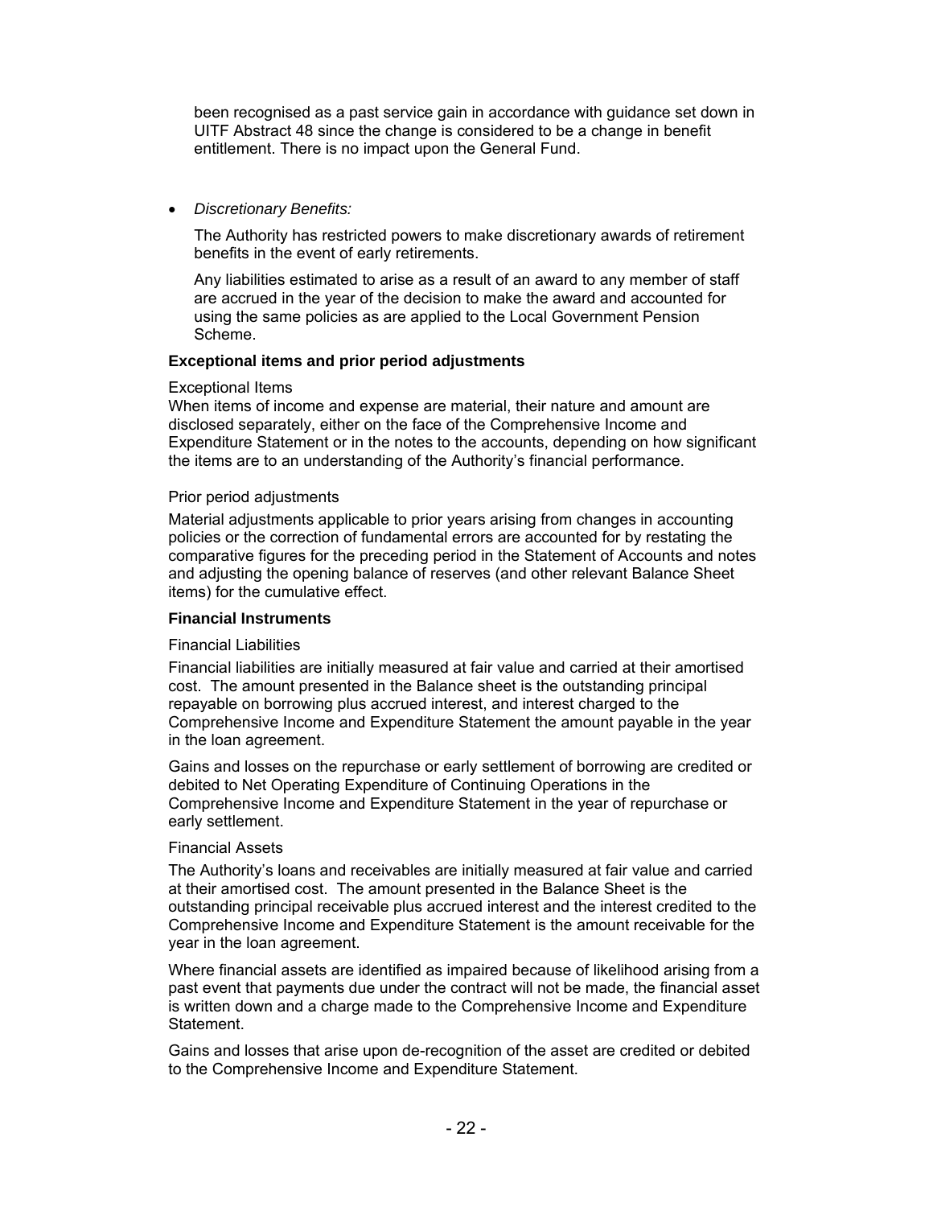been recognised as a past service gain in accordance with guidance set down in UITF Abstract 48 since the change is considered to be a change in benefit entitlement. There is no impact upon the General Fund.

- *Discretionary Benefits:*

  The Authority has restricted powers to make discretionary awards of retirement benefits in the event of early retirements.

  Any liabilities estimated to arise as a result of an award to any member of staff are accrued in the year of the decision to make the award and accounted for using the same policies as are applied to the Local Government Pension Scheme.

**Exceptional items and prior period adjustments**

Exceptional Items
When items of income and expense are material, their nature and amount are disclosed separately, either on the face of the Comprehensive Income and Expenditure Statement or in the notes to the accounts, depending on how significant the items are to an understanding of the Authority's financial performance.

Prior period adjustments

Material adjustments applicable to prior years arising from changes in accounting policies or the correction of fundamental errors are accounted for by restating the comparative figures for the preceding period in the Statement of Accounts and notes and adjusting the opening balance of reserves (and other relevant Balance Sheet items) for the cumulative effect.

**Financial Instruments**

Financial Liabilities

Financial liabilities are initially measured at fair value and carried at their amortised cost. The amount presented in the Balance sheet is the outstanding principal repayable on borrowing plus accrued interest, and interest charged to the Comprehensive Income and Expenditure Statement the amount payable in the year in the loan agreement.

Gains and losses on the repurchase or early settlement of borrowing are credited or debited to Net Operating Expenditure of Continuing Operations in the Comprehensive Income and Expenditure Statement in the year of repurchase or early settlement.

Financial Assets

The Authority's loans and receivables are initially measured at fair value and carried at their amortised cost. The amount presented in the Balance Sheet is the outstanding principal receivable plus accrued interest and the interest credited to the Comprehensive Income and Expenditure Statement is the amount receivable for the year in the loan agreement.

Where financial assets are identified as impaired because of likelihood arising from a past event that payments due under the contract will not be made, the financial asset is written down and a charge made to the Comprehensive Income and Expenditure Statement.

Gains and losses that arise upon de-recognition of the asset are credited or debited to the Comprehensive Income and Expenditure Statement.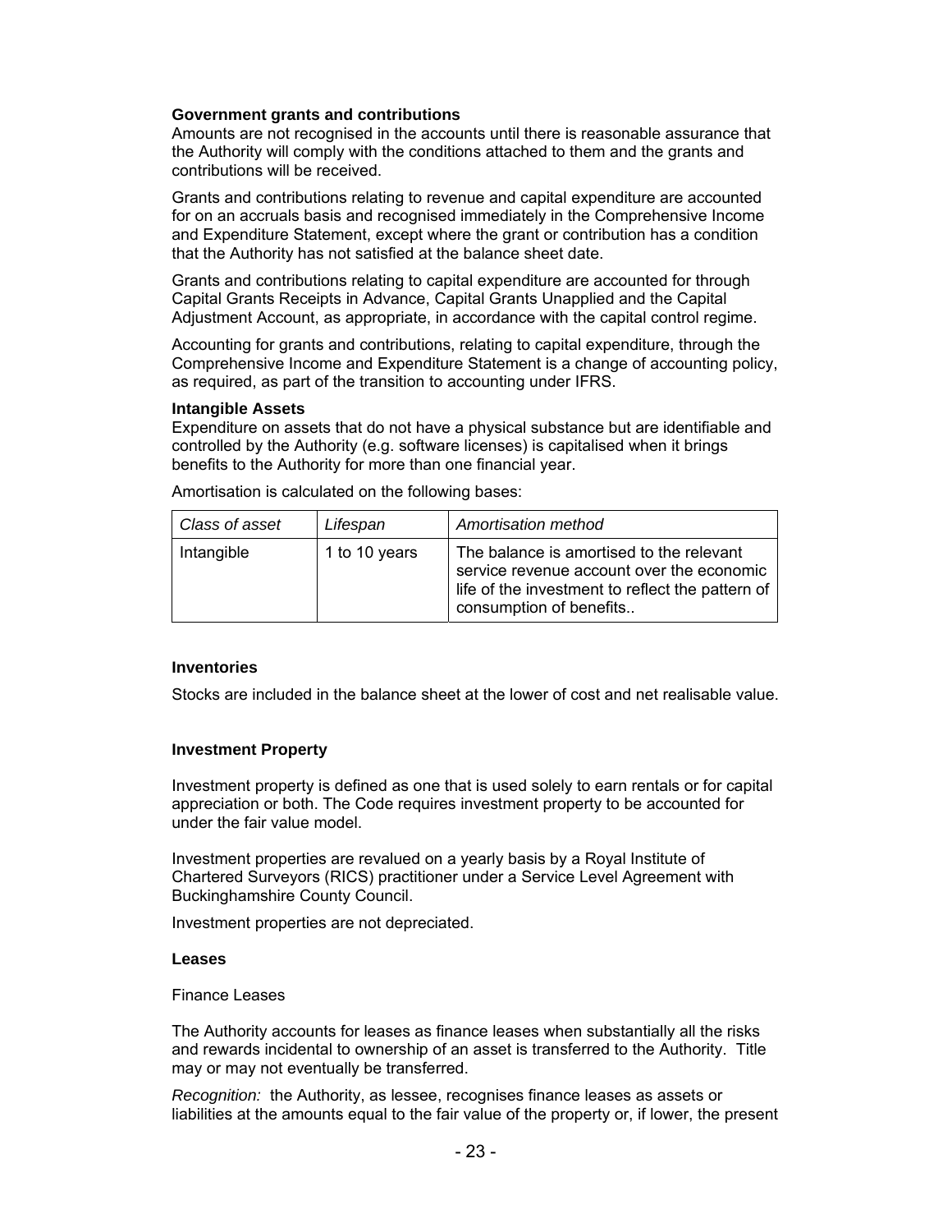**Government grants and contributions**

Amounts are not recognised in the accounts until there is reasonable assurance that the Authority will comply with the conditions attached to them and the grants and contributions will be received.

Grants and contributions relating to revenue and capital expenditure are accounted for on an accruals basis and recognised immediately in the Comprehensive Income and Expenditure Statement, except where the grant or contribution has a condition that the Authority has not satisfied at the balance sheet date.

Grants and contributions relating to capital expenditure are accounted for through Capital Grants Receipts in Advance, Capital Grants Unapplied and the Capital Adjustment Account, as appropriate, in accordance with the capital control regime.

Accounting for grants and contributions, relating to capital expenditure, through the Comprehensive Income and Expenditure Statement is a change of accounting policy, as required, as part of the transition to accounting under IFRS.

**Intangible Assets**

Expenditure on assets that do not have a physical substance but are identifiable and controlled by the Authority (e.g. software licenses) is capitalised when it brings benefits to the Authority for more than one financial year.

Amortisation is calculated on the following bases:

| *Class of asset* | *Lifespan* | *Amortisation method* |
|---|---|---|
| Intangible | 1 to 10 years | The balance is amortised to the relevant service revenue account over the economic life of the investment to reflect the pattern of consumption of benefits.. |

**Inventories**

Stocks are included in the balance sheet at the lower of cost and net realisable value.

**Investment Property**

Investment property is defined as one that is used solely to earn rentals or for capital appreciation or both. The Code requires investment property to be accounted for under the fair value model.

Investment properties are revalued on a yearly basis by a Royal Institute of Chartered Surveyors (RICS) practitioner under a Service Level Agreement with Buckinghamshire County Council.

Investment properties are not depreciated.

**Leases**

Finance Leases

The Authority accounts for leases as finance leases when substantially all the risks and rewards incidental to ownership of an asset is transferred to the Authority. Title may or may not eventually be transferred.

*Recognition:* the Authority, as lessee, recognises finance leases as assets or liabilities at the amounts equal to the fair value of the property or, if lower, the present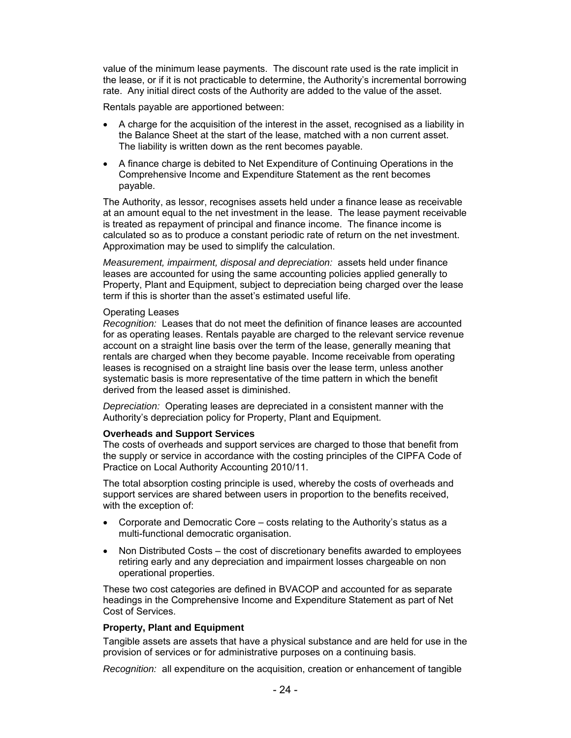value of the minimum lease payments. The discount rate used is the rate implicit in the lease, or if it is not practicable to determine, the Authority's incremental borrowing rate. Any initial direct costs of the Authority are added to the value of the asset.

Rentals payable are apportioned between:

- A charge for the acquisition of the interest in the asset, recognised as a liability in the Balance Sheet at the start of the lease, matched with a non current asset. The liability is written down as the rent becomes payable.
- A finance charge is debited to Net Expenditure of Continuing Operations in the Comprehensive Income and Expenditure Statement as the rent becomes payable.

The Authority, as lessor, recognises assets held under a finance lease as receivable at an amount equal to the net investment in the lease. The lease payment receivable is treated as repayment of principal and finance income. The finance income is calculated so as to produce a constant periodic rate of return on the net investment. Approximation may be used to simplify the calculation.

*Measurement, impairment, disposal and depreciation:* assets held under finance leases are accounted for using the same accounting policies applied generally to Property, Plant and Equipment, subject to depreciation being charged over the lease term if this is shorter than the asset's estimated useful life.

Operating Leases

*Recognition:* Leases that do not meet the definition of finance leases are accounted for as operating leases. Rentals payable are charged to the relevant service revenue account on a straight line basis over the term of the lease, generally meaning that rentals are charged when they become payable. Income receivable from operating leases is recognised on a straight line basis over the lease term, unless another systematic basis is more representative of the time pattern in which the benefit derived from the leased asset is diminished.

*Depreciation:* Operating leases are depreciated in a consistent manner with the Authority's depreciation policy for Property, Plant and Equipment.

**Overheads and Support Services**

The costs of overheads and support services are charged to those that benefit from the supply or service in accordance with the costing principles of the CIPFA Code of Practice on Local Authority Accounting 2010/11.

The total absorption costing principle is used, whereby the costs of overheads and support services are shared between users in proportion to the benefits received, with the exception of:

- Corporate and Democratic Core – costs relating to the Authority's status as a multi-functional democratic organisation.
- Non Distributed Costs – the cost of discretionary benefits awarded to employees retiring early and any depreciation and impairment losses chargeable on non operational properties.

These two cost categories are defined in BVACOP and accounted for as separate headings in the Comprehensive Income and Expenditure Statement as part of Net Cost of Services.

**Property, Plant and Equipment**

Tangible assets are assets that have a physical substance and are held for use in the provision of services or for administrative purposes on a continuing basis.

*Recognition:* all expenditure on the acquisition, creation or enhancement of tangible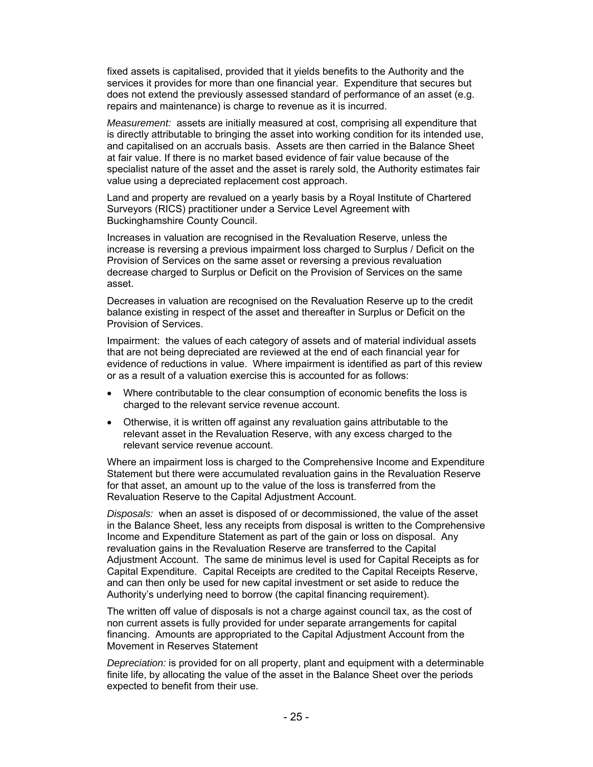fixed assets is capitalised, provided that it yields benefits to the Authority and the services it provides for more than one financial year. Expenditure that secures but does not extend the previously assessed standard of performance of an asset (e.g. repairs and maintenance) is charge to revenue as it is incurred.

*Measurement:* assets are initially measured at cost, comprising all expenditure that is directly attributable to bringing the asset into working condition for its intended use, and capitalised on an accruals basis. Assets are then carried in the Balance Sheet at fair value. If there is no market based evidence of fair value because of the specialist nature of the asset and the asset is rarely sold, the Authority estimates fair value using a depreciated replacement cost approach.

Land and property are revalued on a yearly basis by a Royal Institute of Chartered Surveyors (RICS) practitioner under a Service Level Agreement with Buckinghamshire County Council.

Increases in valuation are recognised in the Revaluation Reserve, unless the increase is reversing a previous impairment loss charged to Surplus / Deficit on the Provision of Services on the same asset or reversing a previous revaluation decrease charged to Surplus or Deficit on the Provision of Services on the same asset.

Decreases in valuation are recognised on the Revaluation Reserve up to the credit balance existing in respect of the asset and thereafter in Surplus or Deficit on the Provision of Services.

Impairment: the values of each category of assets and of material individual assets that are not being depreciated are reviewed at the end of each financial year for evidence of reductions in value. Where impairment is identified as part of this review or as a result of a valuation exercise this is accounted for as follows:

- Where contributable to the clear consumption of economic benefits the loss is charged to the relevant service revenue account.
- Otherwise, it is written off against any revaluation gains attributable to the relevant asset in the Revaluation Reserve, with any excess charged to the relevant service revenue account.

Where an impairment loss is charged to the Comprehensive Income and Expenditure Statement but there were accumulated revaluation gains in the Revaluation Reserve for that asset, an amount up to the value of the loss is transferred from the Revaluation Reserve to the Capital Adjustment Account.

*Disposals:* when an asset is disposed of or decommissioned, the value of the asset in the Balance Sheet, less any receipts from disposal is written to the Comprehensive Income and Expenditure Statement as part of the gain or loss on disposal. Any revaluation gains in the Revaluation Reserve are transferred to the Capital Adjustment Account. The same de minimus level is used for Capital Receipts as for Capital Expenditure. Capital Receipts are credited to the Capital Receipts Reserve, and can then only be used for new capital investment or set aside to reduce the Authority's underlying need to borrow (the capital financing requirement).

The written off value of disposals is not a charge against council tax, as the cost of non current assets is fully provided for under separate arrangements for capital financing. Amounts are appropriated to the Capital Adjustment Account from the Movement in Reserves Statement

*Depreciation:* is provided for on all property, plant and equipment with a determinable finite life, by allocating the value of the asset in the Balance Sheet over the periods expected to benefit from their use.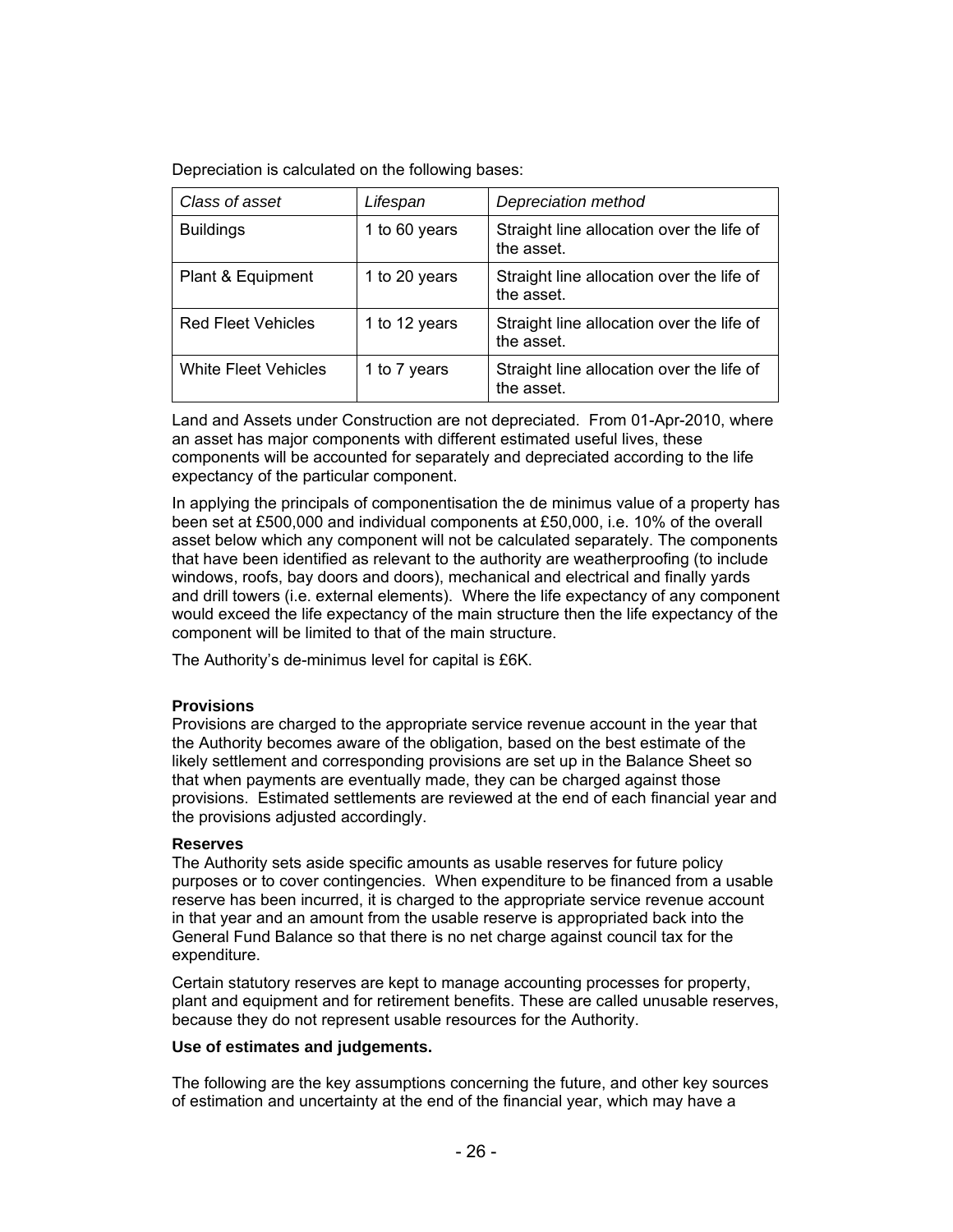Depreciation is calculated on the following bases:

| *Class of asset* | *Lifespan* | *Depreciation method* |
|---|---|---|
| Buildings | 1 to 60 years | Straight line allocation over the life of the asset. |
| Plant & Equipment | 1 to 20 years | Straight line allocation over the life of the asset. |
| Red Fleet Vehicles | 1 to 12 years | Straight line allocation over the life of the asset. |
| White Fleet Vehicles | 1 to 7 years | Straight line allocation over the life of the asset. |

Land and Assets under Construction are not depreciated. From 01-Apr-2010, where an asset has major components with different estimated useful lives, these components will be accounted for separately and depreciated according to the life expectancy of the particular component.

In applying the principals of componentisation the de minimus value of a property has been set at £500,000 and individual components at £50,000, i.e. 10% of the overall asset below which any component will not be calculated separately. The components that have been identified as relevant to the authority are weatherproofing (to include windows, roofs, bay doors and doors), mechanical and electrical and finally yards and drill towers (i.e. external elements). Where the life expectancy of any component would exceed the life expectancy of the main structure then the life expectancy of the component will be limited to that of the main structure.

The Authority's de-minimus level for capital is £6K.

**Provisions**

Provisions are charged to the appropriate service revenue account in the year that the Authority becomes aware of the obligation, based on the best estimate of the likely settlement and corresponding provisions are set up in the Balance Sheet so that when payments are eventually made, they can be charged against those provisions. Estimated settlements are reviewed at the end of each financial year and the provisions adjusted accordingly.

**Reserves**

The Authority sets aside specific amounts as usable reserves for future policy purposes or to cover contingencies. When expenditure to be financed from a usable reserve has been incurred, it is charged to the appropriate service revenue account in that year and an amount from the usable reserve is appropriated back into the General Fund Balance so that there is no net charge against council tax for the expenditure.

Certain statutory reserves are kept to manage accounting processes for property, plant and equipment and for retirement benefits. These are called unusable reserves, because they do not represent usable resources for the Authority.

**Use of estimates and judgements.**

The following are the key assumptions concerning the future, and other key sources of estimation and uncertainty at the end of the financial year, which may have a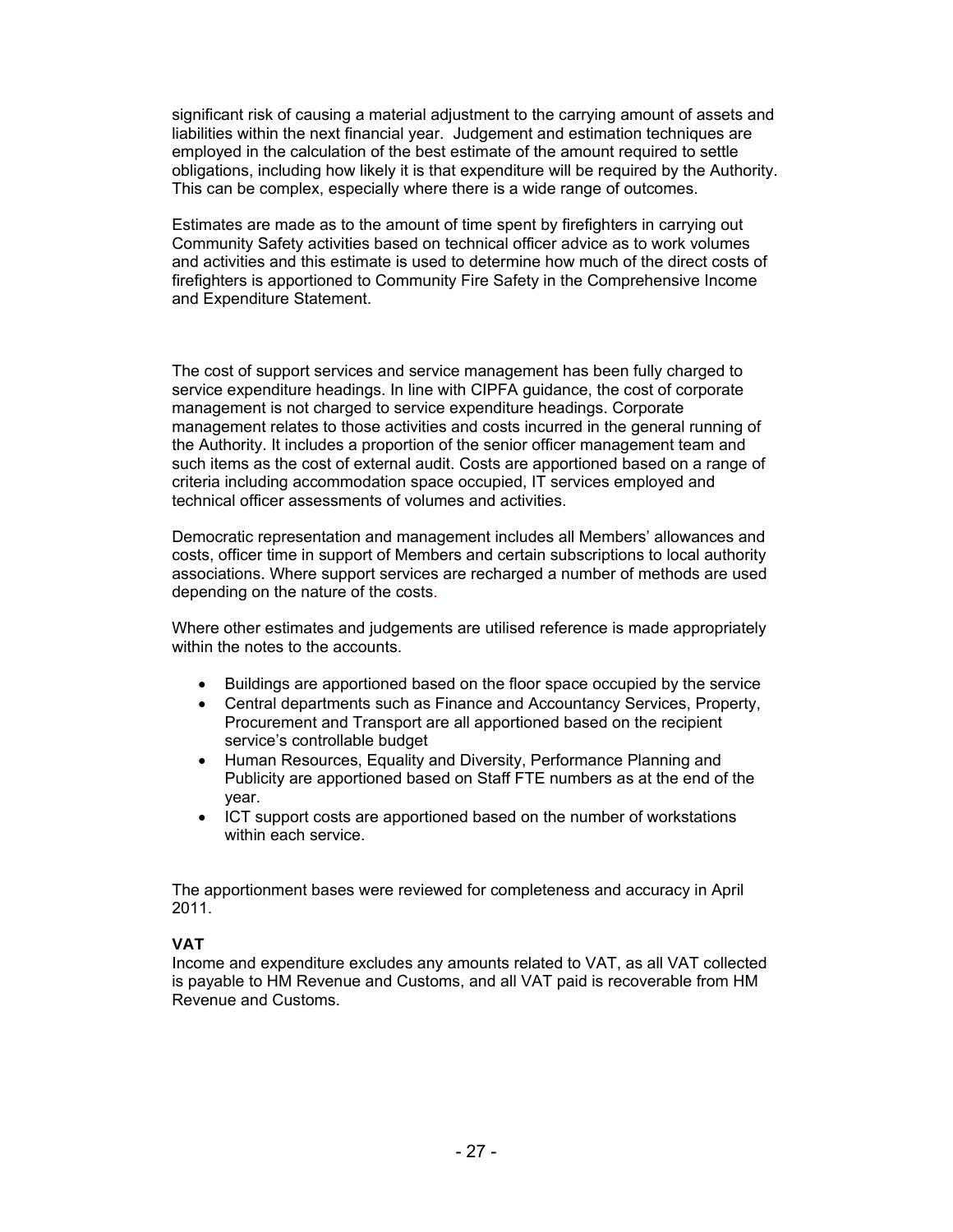significant risk of causing a material adjustment to the carrying amount of assets and liabilities within the next financial year. Judgement and estimation techniques are employed in the calculation of the best estimate of the amount required to settle obligations, including how likely it is that expenditure will be required by the Authority. This can be complex, especially where there is a wide range of outcomes.

Estimates are made as to the amount of time spent by firefighters in carrying out Community Safety activities based on technical officer advice as to work volumes and activities and this estimate is used to determine how much of the direct costs of firefighters is apportioned to Community Fire Safety in the Comprehensive Income and Expenditure Statement.

The cost of support services and service management has been fully charged to service expenditure headings. In line with CIPFA guidance, the cost of corporate management is not charged to service expenditure headings. Corporate management relates to those activities and costs incurred in the general running of the Authority. It includes a proportion of the senior officer management team and such items as the cost of external audit. Costs are apportioned based on a range of criteria including accommodation space occupied, IT services employed and technical officer assessments of volumes and activities.

Democratic representation and management includes all Members' allowances and costs, officer time in support of Members and certain subscriptions to local authority associations. Where support services are recharged a number of methods are used depending on the nature of the costs.

Where other estimates and judgements are utilised reference is made appropriately within the notes to the accounts.

- Buildings are apportioned based on the floor space occupied by the service
- Central departments such as Finance and Accountancy Services, Property, Procurement and Transport are all apportioned based on the recipient service's controllable budget
- Human Resources, Equality and Diversity, Performance Planning and Publicity are apportioned based on Staff FTE numbers as at the end of the year.
- ICT support costs are apportioned based on the number of workstations within each service.

The apportionment bases were reviewed for completeness and accuracy in April 2011.

**VAT**

Income and expenditure excludes any amounts related to VAT, as all VAT collected is payable to HM Revenue and Customs, and all VAT paid is recoverable from HM Revenue and Customs.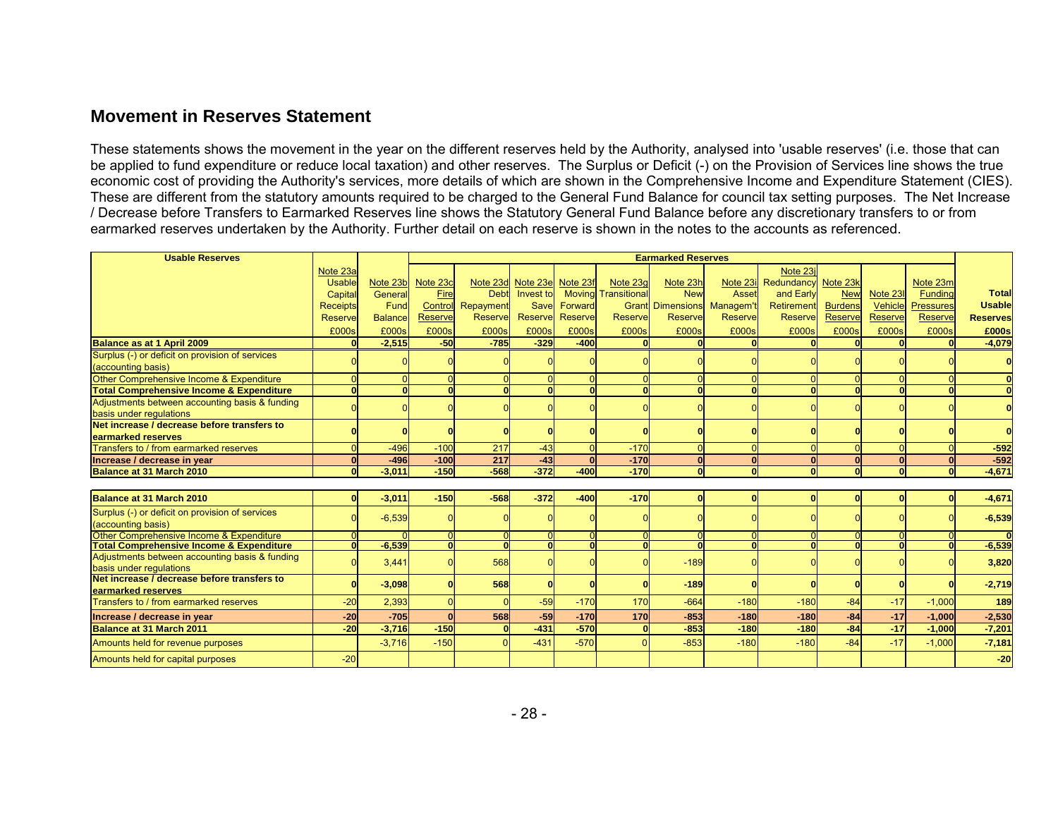## Movement in Reserves Statement

These statements shows the movement in the year on the different reserves held by the Authority, analysed into 'usable reserves' (i.e. those that can be applied to fund expenditure or reduce local taxation) and other reserves. The Surplus or Deficit (-) on the Provision of Services line shows the true economic cost of providing the Authority's services, more details of which are shown in the Comprehensive Income and Expenditure Statement (CIES). These are different from the statutory amounts required to be charged to the General Fund Balance for council tax setting purposes. The Net Increase / Decrease before Transfers to Earmarked Reserves line shows the Statutory General Fund Balance before any discretionary transfers to or from earmarked reserves undertaken by the Authority. Further detail on each reserve is shown in the notes to the accounts as referenced.

| Usable Reserves | | | Earmarked Reserves | | | | | | | | | | | |
|---|---|---|---|---|---|---|---|---|---|---|---|---|---|---|
| | Note 23a Usable Capital Receipts Reserve £000s | Note 23b General Fund Balance £000s | Note 23c Fire Control Reserve £000s | Note 23d Debt Repayment Reserve £000s | Note 23e Invest to Save Reserve £000s | Note 23f Moving Forward Reserve £000s | Note 23g Transitional Grant Reserve £000s | Note 23h New Dimensions Reserve £000s | Note 23i Asset Managem't Reserve £000s | Note 23j Redundancy and Early Retirement Reserve £000s | Note 23k New Burdens Reserve £000s | Note 23l Vehicle Reserve £000s | Note 23m Funding Pressures Reserve £000s | Total Usable Reserves £000s |
| **Balance as at 1 April 2009** | **0** | **-2,515** | **-50** | **-785** | **-329** | **-400** | **0** | **0** | **0** | **0** | **0** | **0** | **0** | **-4,079** |
| Surplus (-) or deficit on provision of services (accounting basis) | 0 | 0 | 0 | 0 | 0 | 0 | 0 | 0 | 0 | 0 | 0 | 0 | 0 | **0** |
| Other Comprehensive Income & Expenditure | 0 | 0 | 0 | 0 | 0 | 0 | 0 | 0 | 0 | 0 | 0 | 0 | 0 | **0** |
| **Total Comprehensive Income & Expenditure** | **0** | **0** | **0** | **0** | **0** | **0** | **0** | **0** | **0** | **0** | **0** | **0** | **0** | **0** |
| Adjustments between accounting basis & funding basis under regulations | 0 | 0 | 0 | 0 | 0 | 0 | 0 | 0 | 0 | 0 | 0 | 0 | 0 | **0** |
| **Net increase / decrease before transfers to earmarked reserves** | **0** | **0** | **0** | **0** | **0** | **0** | **0** | **0** | **0** | **0** | **0** | **0** | **0** | **0** |
| Transfers to / from earmarked reserves | 0 | -496 | -100 | 217 | -43 | 0 | -170 | 0 | 0 | 0 | 0 | 0 | 0 | **-592** |
| **Increase / decrease in year** | **0** | **-496** | **-100** | **217** | **-43** | **0** | **-170** | **0** | **0** | **0** | **0** | **0** | **0** | **-592** |
| **Balance at 31 March 2010** | **0** | **-3,011** | **-150** | **-568** | **-372** | **-400** | **-170** | **0** | **0** | **0** | **0** | **0** | **0** | **-4,671** |
| | | | | | | | | | | | | | | |
| **Balance at 31 March 2010** | **0** | **-3,011** | **-150** | **-568** | **-372** | **-400** | **-170** | **0** | **0** | **0** | **0** | **0** | **0** | **-4,671** |
| Surplus (-) or deficit on provision of services (accounting basis) | 0 | -6,539 | 0 | 0 | 0 | 0 | 0 | 0 | 0 | 0 | 0 | 0 | 0 | **-6,539** |
| Other Comprehensive Income & Expenditure | 0 | 0 | 0 | 0 | 0 | 0 | 0 | 0 | 0 | 0 | 0 | 0 | 0 | **0** |
| **Total Comprehensive Income & Expenditure** | **0** | **-6,539** | **0** | **0** | **0** | **0** | **0** | **0** | **0** | **0** | **0** | **0** | **0** | **-6,539** |
| Adjustments between accounting basis & funding basis under regulations | 0 | 3,441 | 0 | 568 | 0 | 0 | 0 | -189 | 0 | 0 | 0 | 0 | 0 | **3,820** |
| **Net increase / decrease before transfers to earmarked reserves** | **0** | **-3,098** | **0** | **568** | **0** | **0** | **0** | **-189** | **0** | **0** | **0** | **0** | **0** | **-2,719** |
| Transfers to / from earmarked reserves | -20 | 2,393 | 0 | 0 | -59 | -170 | 170 | -664 | -180 | -180 | -84 | -17 | -1,000 | **189** |
| **Increase / decrease in year** | **-20** | **-705** | **0** | **568** | **-59** | **-170** | **170** | **-853** | **-180** | **-180** | **-84** | **-17** | **-1,000** | **-2,530** |
| **Balance at 31 March 2011** | **-20** | **-3,716** | **-150** | **0** | **-431** | **-570** | **0** | **-853** | **-180** | **-180** | **-84** | **-17** | **-1,000** | **-7,201** |
| Amounts held for revenue purposes | | -3,716 | -150 | 0 | -431 | -570 | 0 | -853 | -180 | -180 | -84 | -17 | -1,000 | **-7,181** |
| Amounts held for capital purposes | -20 | | | | | | | | | | | | | **-20** |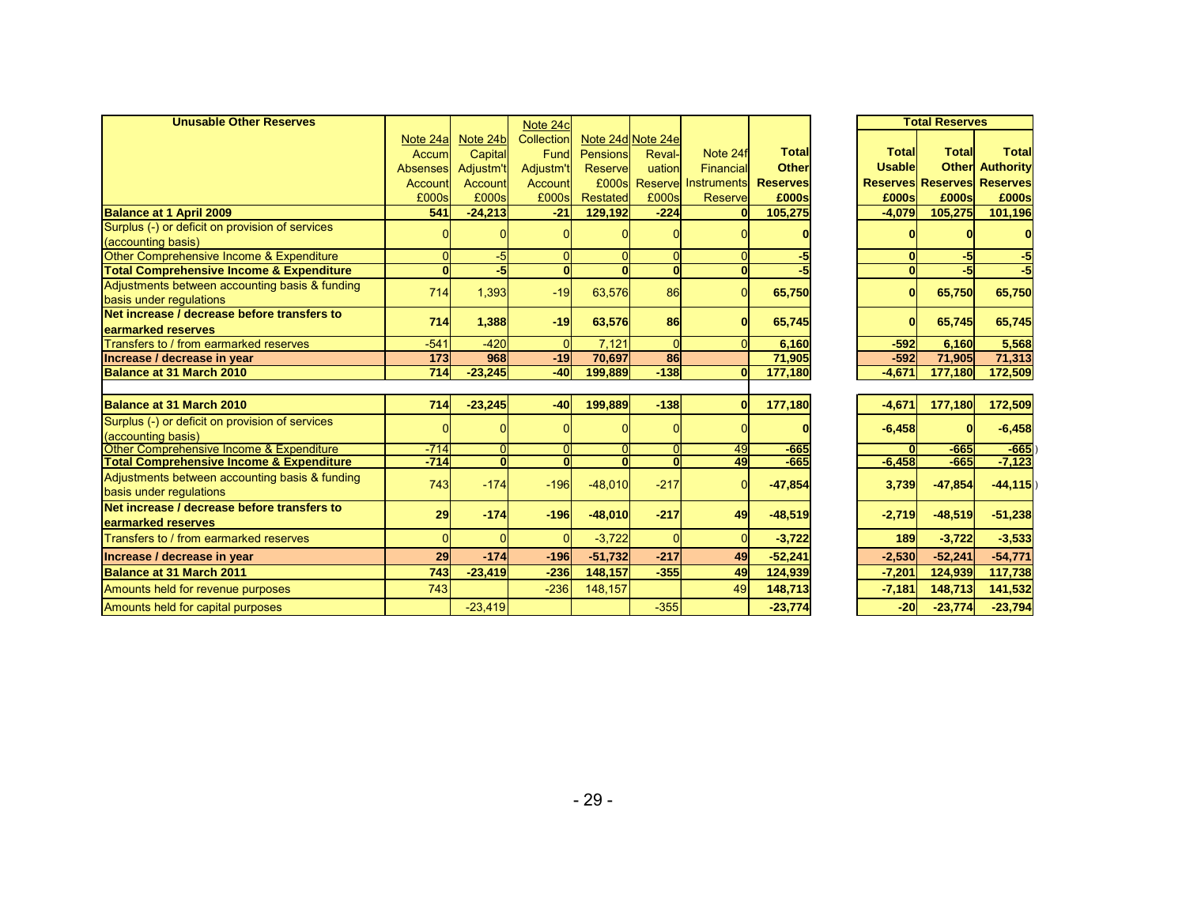| Unusable Other Reserves | Note 24a Accum Absenses Account £000s | Note 24b Capital Adjustm't Account £000s | Note 24c Collection Fund Adjustm't Account £000s | Note 24d Pensions Reserve £000s Restated | Note 24e Reval-uation Reserve £000s | Note 24f Financial Instruments Reserve | Total Other Reserves £000s | | Total Reserves: Total Usable Reserves £000s | Total Other Reserves £000s | Total Authority Reserves £000s |
|---|---|---|---|---|---|---|---|---|---|---|---|
| **Balance at 1 April 2009** | **541** | **-24,213** | **-21** | **129,192** | **-224** | **0** | **105,275** | | **-4,079** | **105,275** | **101,196** |
| Surplus (-) or deficit on provision of services (accounting basis) | 0 | 0 | 0 | 0 | 0 | 0 | **0** | | **0** | **0** | **0** |
| Other Comprehensive Income & Expenditure | 0 | -5 | 0 | 0 | 0 | 0 | **-5** | | **0** | **-5** | **-5** |
| **Total Comprehensive Income & Expenditure** | **0** | **-5** | **0** | **0** | **0** | **0** | **-5** | | **0** | **-5** | **-5** |
| Adjustments between accounting basis & funding basis under regulations | 714 | 1,393 | -19 | 63,576 | 86 | 0 | **65,750** | | **0** | **65,750** | **65,750** |
| **Net increase / decrease before transfers to earmarked reserves** | **714** | **1,388** | **-19** | **63,576** | **86** | **0** | **65,745** | | **0** | **65,745** | **65,745** |
| Transfers to / from earmarked reserves | -541 | -420 | 0 | 7,121 | 0 | 0 | **6,160** | | **-592** | **6,160** | **5,568** |
| **Increase / decrease in year** | **173** | **968** | **-19** | **70,697** | **86** | | **71,905** | | **-592** | **71,905** | **71,313** |
| **Balance at 31 March 2010** | **714** | **-23,245** | **-40** | **199,889** | **-138** | **0** | **177,180** | | **-4,671** | **177,180** | **172,509** |
| | | | | | | | | | | | |
| **Balance at 31 March 2010** | **714** | **-23,245** | **-40** | **199,889** | **-138** | **0** | **177,180** | | **-4,671** | **177,180** | **172,509** |
| Surplus (-) or deficit on provision of services (accounting basis) | 0 | 0 | 0 | 0 | 0 | 0 | **0** | | **-6,458** | **0** | **-6,458** |
| Other Comprehensive Income & Expenditure | -714 | 0 | 0 | 0 | 0 | 49 | **-665** | | **0** | **-665** | **-665** |
| **Total Comprehensive Income & Expenditure** | **-714** | **0** | **0** | **0** | **0** | **49** | **-665** | | **-6,458** | **-665** | **-7,123** |
| Adjustments between accounting basis & funding basis under regulations | 743 | -174 | -196 | -48,010 | -217 | 0 | **-47,854** | | **3,739** | **-47,854** | **-44,115** |
| **Net increase / decrease before transfers to earmarked reserves** | **29** | **-174** | **-196** | **-48,010** | **-217** | **49** | **-48,519** | | **-2,719** | **-48,519** | **-51,238** |
| Transfers to / from earmarked reserves | 0 | 0 | 0 | -3,722 | 0 | 0 | **-3,722** | | **189** | **-3,722** | **-3,533** |
| **Increase / decrease in year** | **29** | **-174** | **-196** | **-51,732** | **-217** | **49** | **-52,241** | | **-2,530** | **-52,241** | **-54,771** |
| **Balance at 31 March 2011** | **743** | **-23,419** | **-236** | **148,157** | **-355** | **49** | **124,939** | | **-7,201** | **124,939** | **117,738** |
| Amounts held for revenue purposes | 743 | | -236 | 148,157 | | 49 | **148,713** | | **-7,181** | **148,713** | **141,532** |
| Amounts held for capital purposes | | -23,419 | | | -355 | | **-23,774** | | **-20** | **-23,774** | **-23,794** |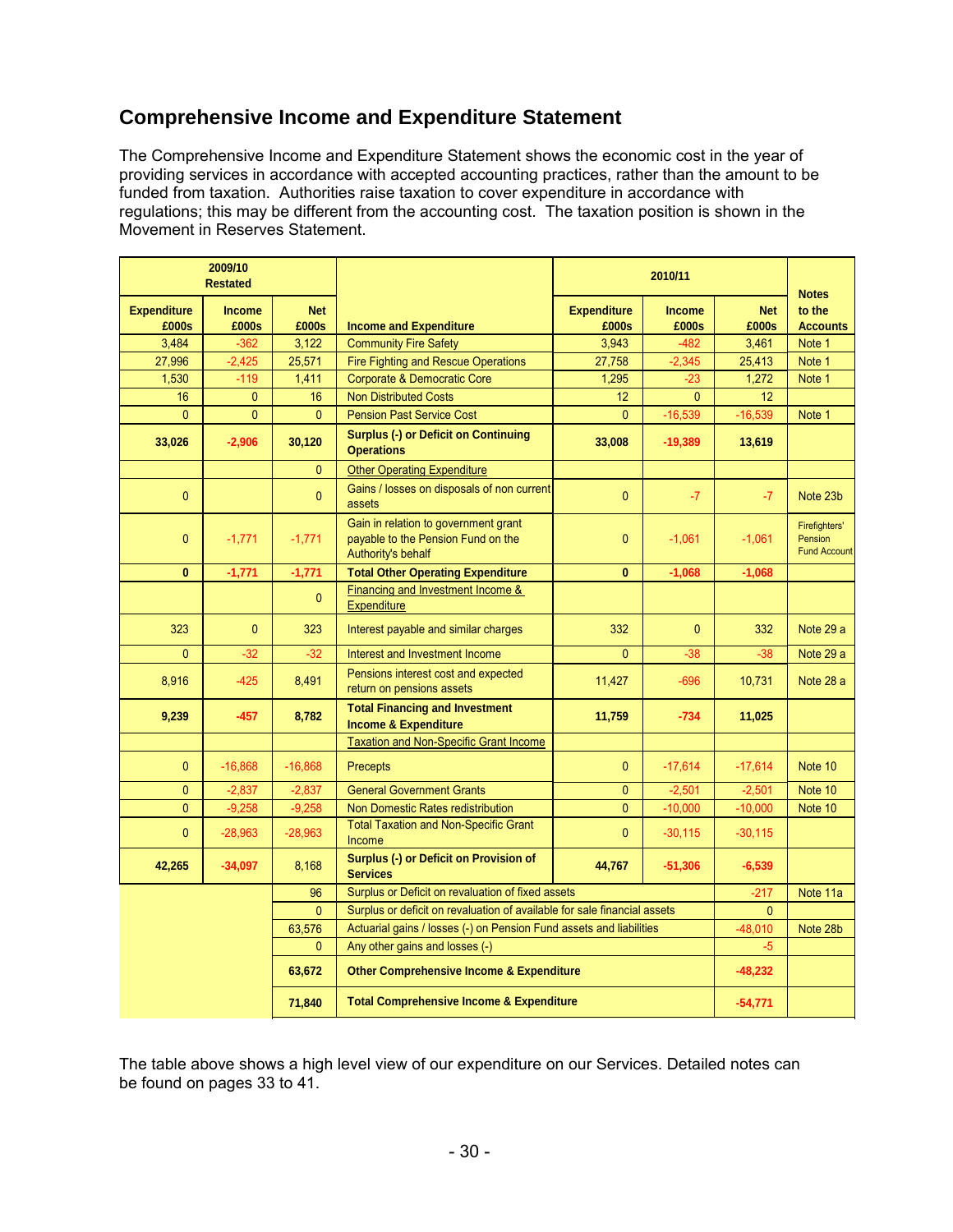## Comprehensive Income and Expenditure Statement

The Comprehensive Income and Expenditure Statement shows the economic cost in the year of providing services in accordance with accepted accounting practices, rather than the amount to be funded from taxation. Authorities raise taxation to cover expenditure in accordance with regulations; this may be different from the accounting cost. The taxation position is shown in the Movement in Reserves Statement.

| 2009/10 Restated | | | | 2010/11 | | | |
|---|---|---|---|---|---|---|---|
| Expenditure £000s | Income £000s | Net £000s | Income and Expenditure | Expenditure £000s | Income £000s | Net £000s | Notes to the Accounts |
| 3,484 | -362 | 3,122 | Community Fire Safety | 3,943 | -482 | 3,461 | Note 1 |
| 27,996 | -2,425 | 25,571 | Fire Fighting and Rescue Operations | 27,758 | -2,345 | 25,413 | Note 1 |
| 1,530 | -119 | 1,411 | Corporate & Democratic Core | 1,295 | -23 | 1,272 | Note 1 |
| 16 | 0 | 16 | Non Distributed Costs | 12 | 0 | 12 | |
| 0 | 0 | 0 | Pension Past Service Cost | 0 | -16,539 | -16,539 | Note 1 |
| **33,026** | **-2,906** | **30,120** | **Surplus (-) or Deficit on Continuing Operations** | **33,008** | **-19,389** | **13,619** | |
| | | 0 | Other Operating Expenditure | | | | |
| 0 | | 0 | Gains / losses on disposals of non current assets | 0 | -7 | -7 | Note 23b |
| 0 | -1,771 | -1,771 | Gain in relation to government grant payable to the Pension Fund on the Authority's behalf | 0 | -1,061 | -1,061 | Firefighters' Pension Fund Account |
| **0** | **-1,771** | **-1,771** | **Total Other Operating Expenditure** | **0** | **-1,068** | **-1,068** | |
| | | 0 | Financing and Investment Income & Expenditure | | | | |
| 323 | 0 | 323 | Interest payable and similar charges | 332 | 0 | 332 | Note 29 a |
| 0 | -32 | -32 | Interest and Investment Income | 0 | -38 | -38 | Note 29 a |
| 8,916 | -425 | 8,491 | Pensions interest cost and expected return on pensions assets | 11,427 | -696 | 10,731 | Note 28 a |
| **9,239** | **-457** | **8,782** | **Total Financing and Investment Income & Expenditure** | **11,759** | **-734** | **11,025** | |
| | | | Taxation and Non-Specific Grant Income | | | | |
| 0 | -16,868 | -16,868 | Precepts | 0 | -17,614 | -17,614 | Note 10 |
| 0 | -2,837 | -2,837 | General Government Grants | 0 | -2,501 | -2,501 | Note 10 |
| 0 | -9,258 | -9,258 | Non Domestic Rates redistribution | 0 | -10,000 | -10,000 | Note 10 |
| 0 | -28,963 | -28,963 | Total Taxation and Non-Specific Grant Income | 0 | -30,115 | -30,115 | |
| **42,265** | **-34,097** | 8,168 | **Surplus (-) or Deficit on Provision of Services** | **44,767** | **-51,306** | **-6,539** | |
| | | 96 | Surplus or Deficit on revaluation of fixed assets | | | -217 | Note 11a |
| | | 0 | Surplus or deficit on revaluation of available for sale financial assets | | | 0 | |
| | | 63,576 | Actuarial gains / losses (-) on Pension Fund assets and liabilities | | | -48,010 | Note 28b |
| | | 0 | Any other gains and losses (-) | | | -5 | |
| | | **63,672** | **Other Comprehensive Income & Expenditure** | | | **-48,232** | |
| | | **71,840** | **Total Comprehensive Income & Expenditure** | | | **-54,771** | |

The table above shows a high level view of our expenditure on our Services. Detailed notes can be found on pages 33 to 41.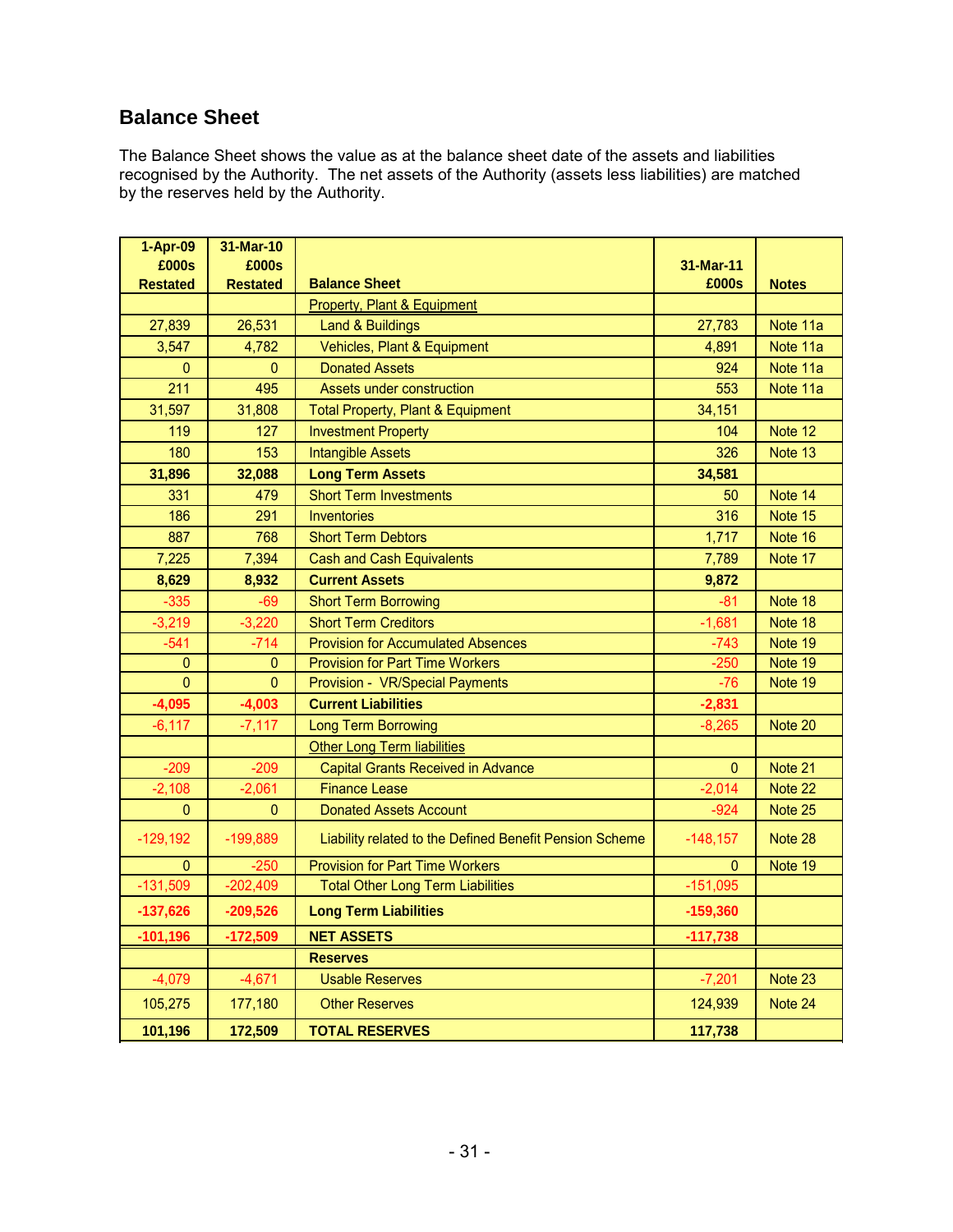## Balance Sheet

The Balance Sheet shows the value as at the balance sheet date of the assets and liabilities recognised by the Authority. The net assets of the Authority (assets less liabilities) are matched by the reserves held by the Authority.

| 1-Apr-09 £000s Restated | 31-Mar-10 £000s Restated | Balance Sheet | 31-Mar-11 £000s | Notes |
|---|---|---|---|---|
| | | Property, Plant & Equipment | | |
| 27,839 | 26,531 | Land & Buildings | 27,783 | Note 11a |
| 3,547 | 4,782 | Vehicles, Plant & Equipment | 4,891 | Note 11a |
| 0 | 0 | Donated Assets | 924 | Note 11a |
| 211 | 495 | Assets under construction | 553 | Note 11a |
| 31,597 | 31,808 | Total Property, Plant & Equipment | 34,151 | |
| 119 | 127 | Investment Property | 104 | Note 12 |
| 180 | 153 | Intangible Assets | 326 | Note 13 |
| **31,896** | **32,088** | **Long Term Assets** | **34,581** | |
| 331 | 479 | Short Term Investments | 50 | Note 14 |
| 186 | 291 | Inventories | 316 | Note 15 |
| 887 | 768 | Short Term Debtors | 1,717 | Note 16 |
| 7,225 | 7,394 | Cash and Cash Equivalents | 7,789 | Note 17 |
| **8,629** | **8,932** | **Current Assets** | **9,872** | |
| -335 | -69 | Short Term Borrowing | -81 | Note 18 |
| -3,219 | -3,220 | Short Term Creditors | -1,681 | Note 18 |
| -541 | -714 | Provision for Accumulated Absences | -743 | Note 19 |
| 0 | 0 | Provision for Part Time Workers | -250 | Note 19 |
| 0 | 0 | Provision - VR/Special Payments | -76 | Note 19 |
| **-4,095** | **-4,003** | **Current Liabilities** | **-2,831** | |
| -6,117 | -7,117 | Long Term Borrowing | -8,265 | Note 20 |
| | | Other Long Term liabilities | | |
| -209 | -209 | Capital Grants Received in Advance | 0 | Note 21 |
| -2,108 | -2,061 | Finance Lease | -2,014 | Note 22 |
| 0 | 0 | Donated Assets Account | -924 | Note 25 |
| -129,192 | -199,889 | Liability related to the Defined Benefit Pension Scheme | -148,157 | Note 28 |
| 0 | -250 | Provision for Part Time Workers | 0 | Note 19 |
| -131,509 | -202,409 | Total Other Long Term Liabilities | -151,095 | |
| **-137,626** | **-209,526** | **Long Term Liabilities** | **-159,360** | |
| **-101,196** | **-172,509** | **NET ASSETS** | **-117,738** | |
| | | **Reserves** | | |
| -4,079 | -4,671 | Usable Reserves | -7,201 | Note 23 |
| 105,275 | 177,180 | Other Reserves | 124,939 | Note 24 |
| **101,196** | **172,509** | **TOTAL RESERVES** | **117,738** | |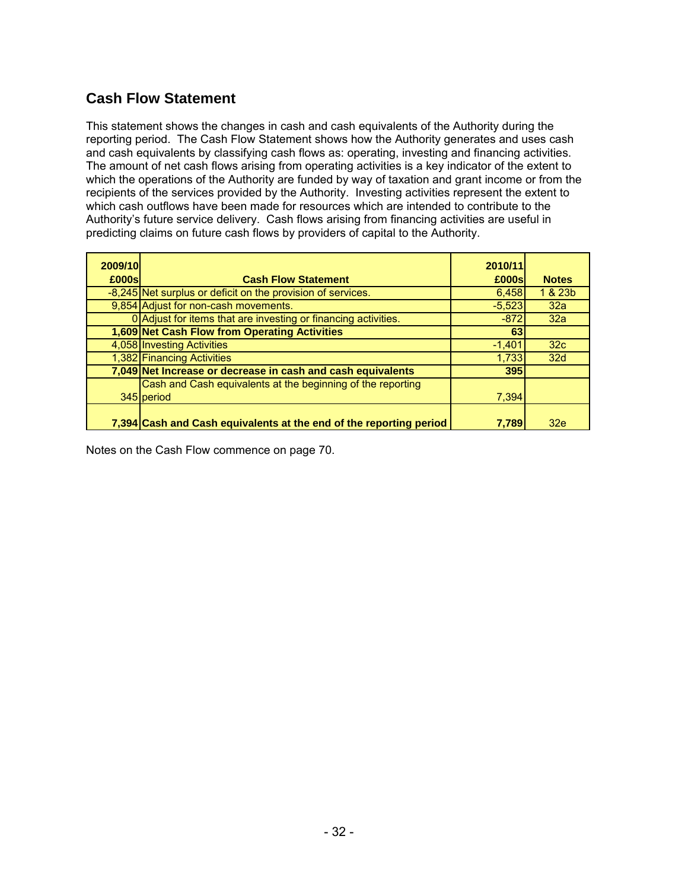## Cash Flow Statement

This statement shows the changes in cash and cash equivalents of the Authority during the reporting period. The Cash Flow Statement shows how the Authority generates and uses cash and cash equivalents by classifying cash flows as: operating, investing and financing activities. The amount of net cash flows arising from operating activities is a key indicator of the extent to which the operations of the Authority are funded by way of taxation and grant income or from the recipients of the services provided by the Authority. Investing activities represent the extent to which cash outflows have been made for resources which are intended to contribute to the Authority's future service delivery. Cash flows arising from financing activities are useful in predicting claims on future cash flows by providers of capital to the Authority.

| 2009/10 £000s | Cash Flow Statement | 2010/11 £000s | Notes |
|---|---|---|---|
| -8,245 | Net surplus or deficit on the provision of services. | 6,458 | 1 & 23b |
| 9,854 | Adjust for non-cash movements. | -5,523 | 32a |
| 0 | Adjust for items that are investing or financing activities. | -872 | 32a |
| **1,609** | **Net Cash Flow from Operating Activities** | **63** | |
| 4,058 | Investing Activities | -1,401 | 32c |
| 1,382 | Financing Activities | 1,733 | 32d |
| **7,049** | **Net Increase or decrease in cash and cash equivalents** | **395** | |
| 345 | Cash and Cash equivalents at the beginning of the reporting period | 7,394 | |
| **7,394** | **Cash and Cash equivalents at the end of the reporting period** | **7,789** | 32e |

Notes on the Cash Flow commence on page 70.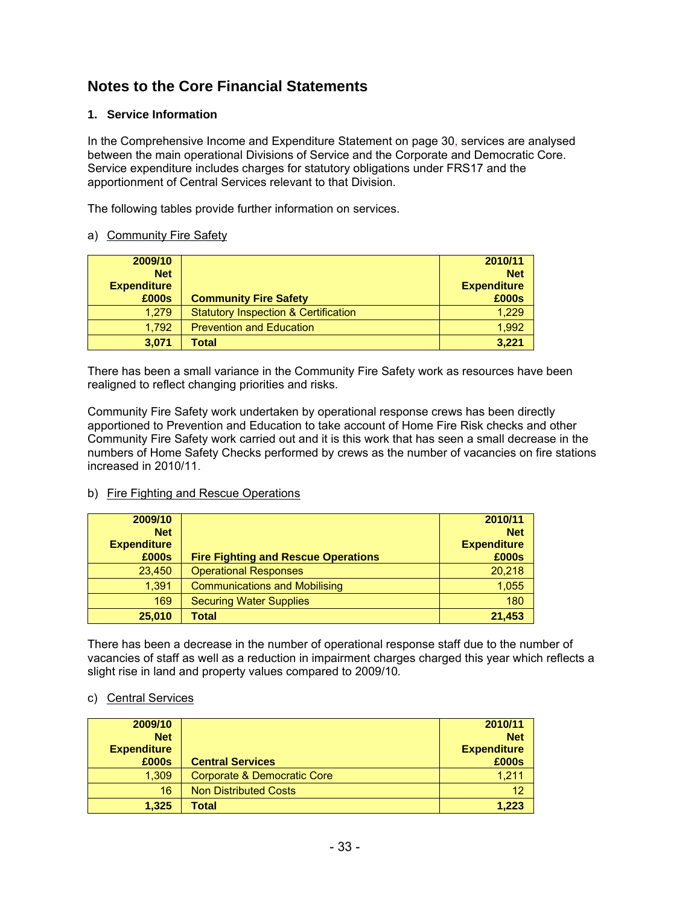## Notes to the Core Financial Statements

### 1. Service Information

In the Comprehensive Income and Expenditure Statement on page 30, services are analysed between the main operational Divisions of Service and the Corporate and Democratic Core. Service expenditure includes charges for statutory obligations under FRS17 and the apportionment of Central Services relevant to that Division.

The following tables provide further information on services.

a) Community Fire Safety

| 2009/10 Net Expenditure £000s | Community Fire Safety | 2010/11 Net Expenditure £000s |
|---:|---|---:|
| 1,279 | Statutory Inspection & Certification | 1,229 |
| 1,792 | Prevention and Education | 1,992 |
| **3,071** | **Total** | **3,221** |

There has been a small variance in the Community Fire Safety work as resources have been realigned to reflect changing priorities and risks.

Community Fire Safety work undertaken by operational response crews has been directly apportioned to Prevention and Education to take account of Home Fire Risk checks and other Community Fire Safety work carried out and it is this work that has seen a small decrease in the numbers of Home Safety Checks performed by crews as the number of vacancies on fire stations increased in 2010/11.

b) Fire Fighting and Rescue Operations

| 2009/10 Net Expenditure £000s | Fire Fighting and Rescue Operations | 2010/11 Net Expenditure £000s |
|---:|---|---:|
| 23,450 | Operational Responses | 20,218 |
| 1,391 | Communications and Mobilising | 1,055 |
| 169 | Securing Water Supplies | 180 |
| **25,010** | **Total** | **21,453** |

There has been a decrease in the number of operational response staff due to the number of vacancies of staff as well as a reduction in impairment charges charged this year which reflects a slight rise in land and property values compared to 2009/10.

c) Central Services

| 2009/10 Net Expenditure £000s | Central Services | 2010/11 Net Expenditure £000s |
|---:|---|---:|
| 1,309 | Corporate & Democratic Core | 1,211 |
| 16 | Non Distributed Costs | 12 |
| **1,325** | **Total** | **1,223** |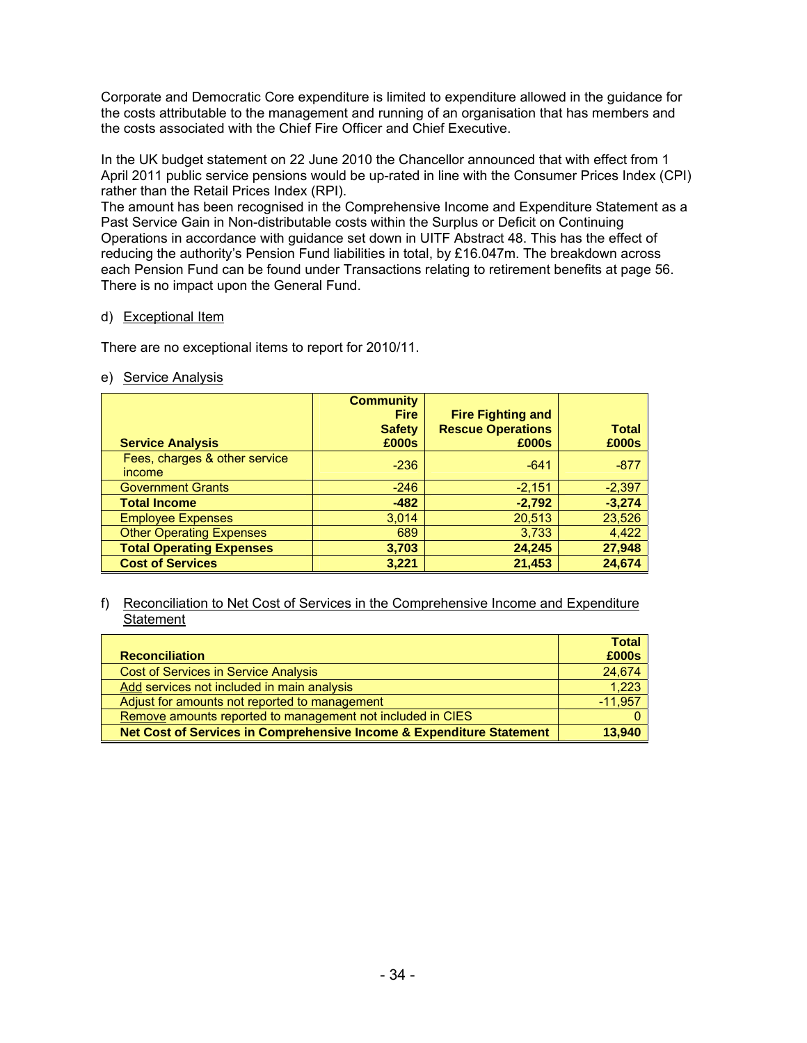Corporate and Democratic Core expenditure is limited to expenditure allowed in the guidance for the costs attributable to the management and running of an organisation that has members and the costs associated with the Chief Fire Officer and Chief Executive.

In the UK budget statement on 22 June 2010 the Chancellor announced that with effect from 1 April 2011 public service pensions would be up-rated in line with the Consumer Prices Index (CPI) rather than the Retail Prices Index (RPI).
The amount has been recognised in the Comprehensive Income and Expenditure Statement as a Past Service Gain in Non-distributable costs within the Surplus or Deficit on Continuing Operations in accordance with guidance set down in UITF Abstract 48. This has the effect of reducing the authority's Pension Fund liabilities in total, by £16.047m. The breakdown across each Pension Fund can be found under Transactions relating to retirement benefits at page 56. There is no impact upon the General Fund.

d) Exceptional Item

There are no exceptional items to report for 2010/11.

e) Service Analysis

| Service Analysis | Community Fire Safety £000s | Fire Fighting and Rescue Operations £000s | Total £000s |
|---|---|---|---|
| Fees, charges & other service income | -236 | -641 | -877 |
| Government Grants | -246 | -2,151 | -2,397 |
| **Total Income** | **-482** | **-2,792** | **-3,274** |
| Employee Expenses | 3,014 | 20,513 | 23,526 |
| Other Operating Expenses | 689 | 3,733 | 4,422 |
| **Total Operating Expenses** | **3,703** | **24,245** | **27,948** |
| **Cost of Services** | **3,221** | **21,453** | **24,674** |

f) Reconciliation to Net Cost of Services in the Comprehensive Income and Expenditure Statement

| Reconciliation | Total £000s |
|---|---|
| Cost of Services in Service Analysis | 24,674 |
| Add services not included in main analysis | 1,223 |
| Adjust for amounts not reported to management | -11,957 |
| Remove amounts reported to management not included in CIES | 0 |
| **Net Cost of Services in Comprehensive Income & Expenditure Statement** | **13,940** |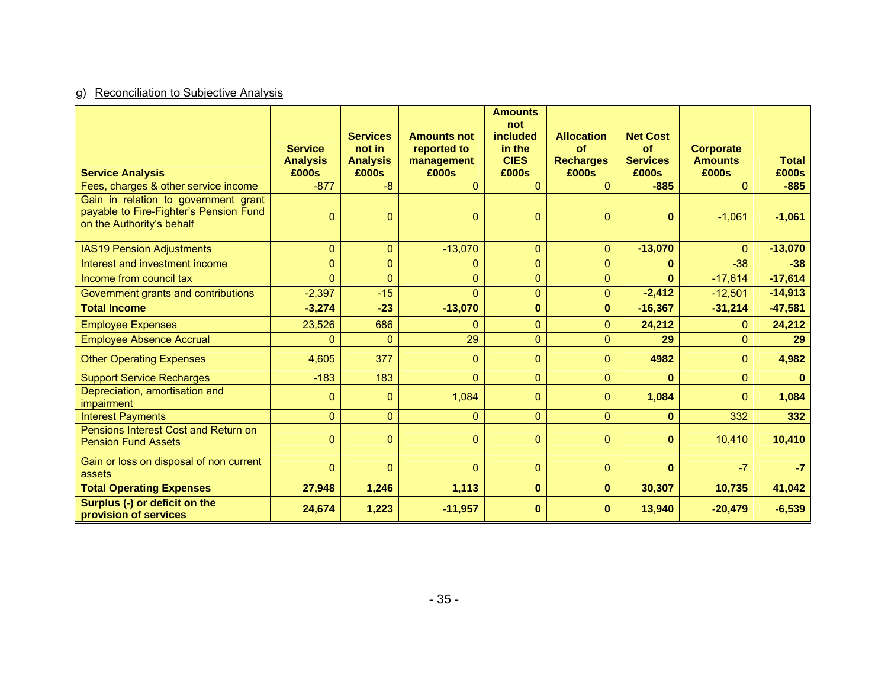g) Reconciliation to Subjective Analysis

| Service Analysis | Service Analysis £000s | Services not in Analysis £000s | Amounts not reported to management £000s | Amounts not included in the CIES £000s | Allocation of Recharges £000s | Net Cost of Services £000s | Corporate Amounts £000s | Total £000s |
|---|---|---|---|---|---|---|---|---|
| Fees, charges & other service income | -877 | -8 | 0 | 0 | 0 | **-885** | 0 | **-885** |
| Gain in relation to government grant payable to Fire-Fighter's Pension Fund on the Authority's behalf | 0 | 0 | 0 | 0 | 0 | **0** | -1,061 | **-1,061** |
| IAS19 Pension Adjustments | 0 | 0 | -13,070 | 0 | 0 | **-13,070** | 0 | **-13,070** |
| Interest and investment income | 0 | 0 | 0 | 0 | 0 | **0** | -38 | **-38** |
| Income from council tax | 0 | 0 | 0 | 0 | 0 | **0** | -17,614 | **-17,614** |
| Government grants and contributions | -2,397 | -15 | 0 | 0 | 0 | **-2,412** | -12,501 | **-14,913** |
| **Total Income** | **-3,274** | **-23** | **-13,070** | **0** | **0** | **-16,367** | **-31,214** | **-47,581** |
| Employee Expenses | 23,526 | 686 | 0 | 0 | 0 | **24,212** | 0 | **24,212** |
| Employee Absence Accrual | 0 | 0 | 29 | 0 | 0 | **29** | 0 | **29** |
| Other Operating Expenses | 4,605 | 377 | 0 | 0 | 0 | **4982** | 0 | **4,982** |
| Support Service Recharges | -183 | 183 | 0 | 0 | 0 | **0** | 0 | **0** |
| Depreciation, amortisation and impairment | 0 | 0 | 1,084 | 0 | 0 | **1,084** | 0 | **1,084** |
| Interest Payments | 0 | 0 | 0 | 0 | 0 | **0** | 332 | **332** |
| Pensions Interest Cost and Return on Pension Fund Assets | 0 | 0 | 0 | 0 | 0 | **0** | 10,410 | **10,410** |
| Gain or loss on disposal of non current assets | 0 | 0 | 0 | 0 | 0 | **0** | -7 | **-7** |
| **Total Operating Expenses** | **27,948** | **1,246** | **1,113** | **0** | **0** | **30,307** | **10,735** | **41,042** |
| **Surplus (-) or deficit on the provision of services** | **24,674** | **1,223** | **-11,957** | **0** | **0** | **13,940** | **-20,479** | **-6,539** |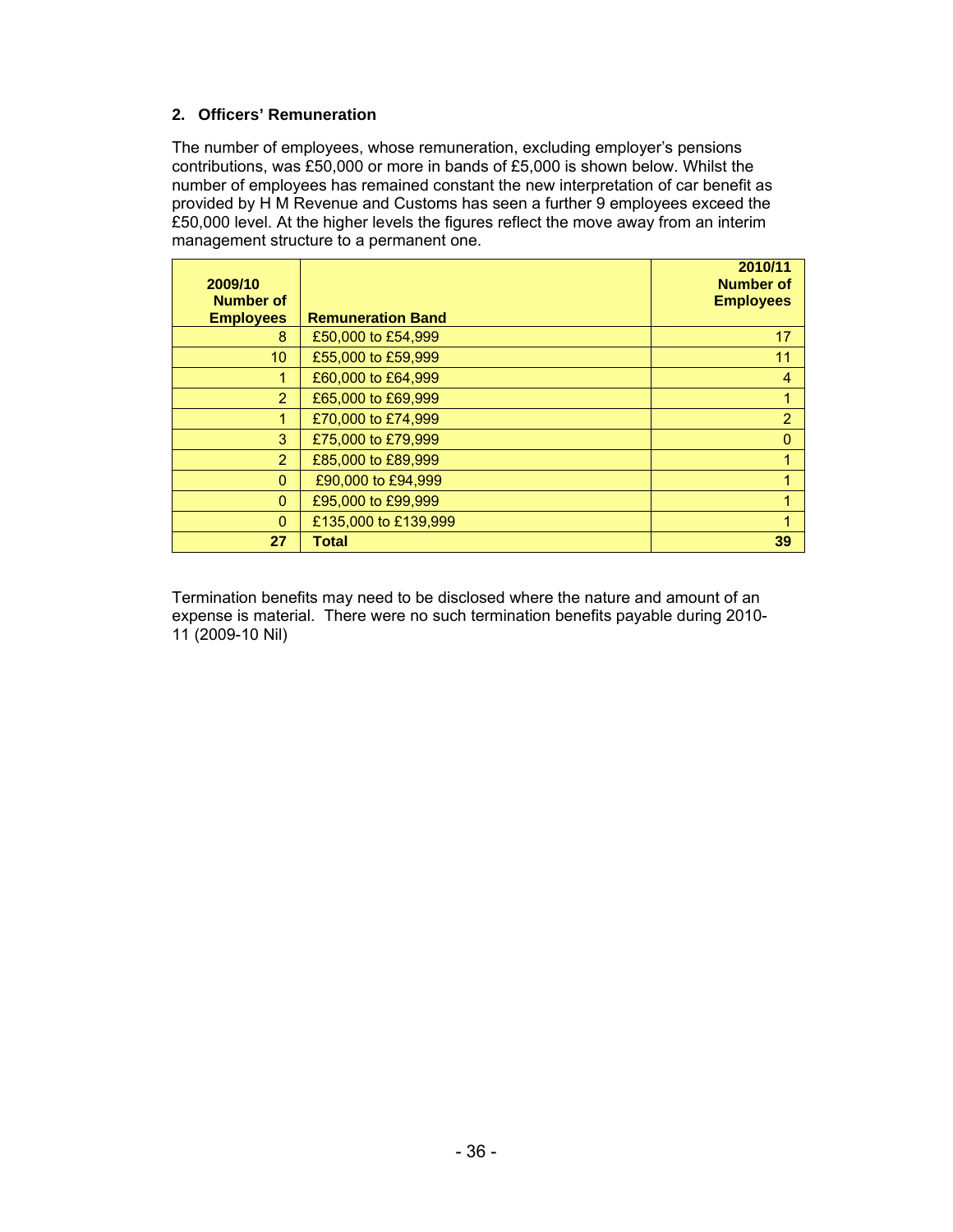## 2. Officers' Remuneration

The number of employees, whose remuneration, excluding employer's pensions contributions, was £50,000 or more in bands of £5,000 is shown below. Whilst the number of employees has remained constant the new interpretation of car benefit as provided by H M Revenue and Customs has seen a further 9 employees exceed the £50,000 level. At the higher levels the figures reflect the move away from an interim management structure to a permanent one.

| 2009/10 Number of Employees | Remuneration Band | 2010/11 Number of Employees |
|---|---|---|
| 8 | £50,000 to £54,999 | 17 |
| 10 | £55,000 to £59,999 | 11 |
| 1 | £60,000 to £64,999 | 4 |
| 2 | £65,000 to £69,999 | 1 |
| 1 | £70,000 to £74,999 | 2 |
| 3 | £75,000 to £79,999 | 0 |
| 2 | £85,000 to £89,999 | 1 |
| 0 | £90,000 to £94,999 | 1 |
| 0 | £95,000 to £99,999 | 1 |
| 0 | £135,000 to £139,999 | 1 |
| **27** | **Total** | **39** |

Termination benefits may need to be disclosed where the nature and amount of an expense is material. There were no such termination benefits payable during 2010-11 (2009-10 Nil)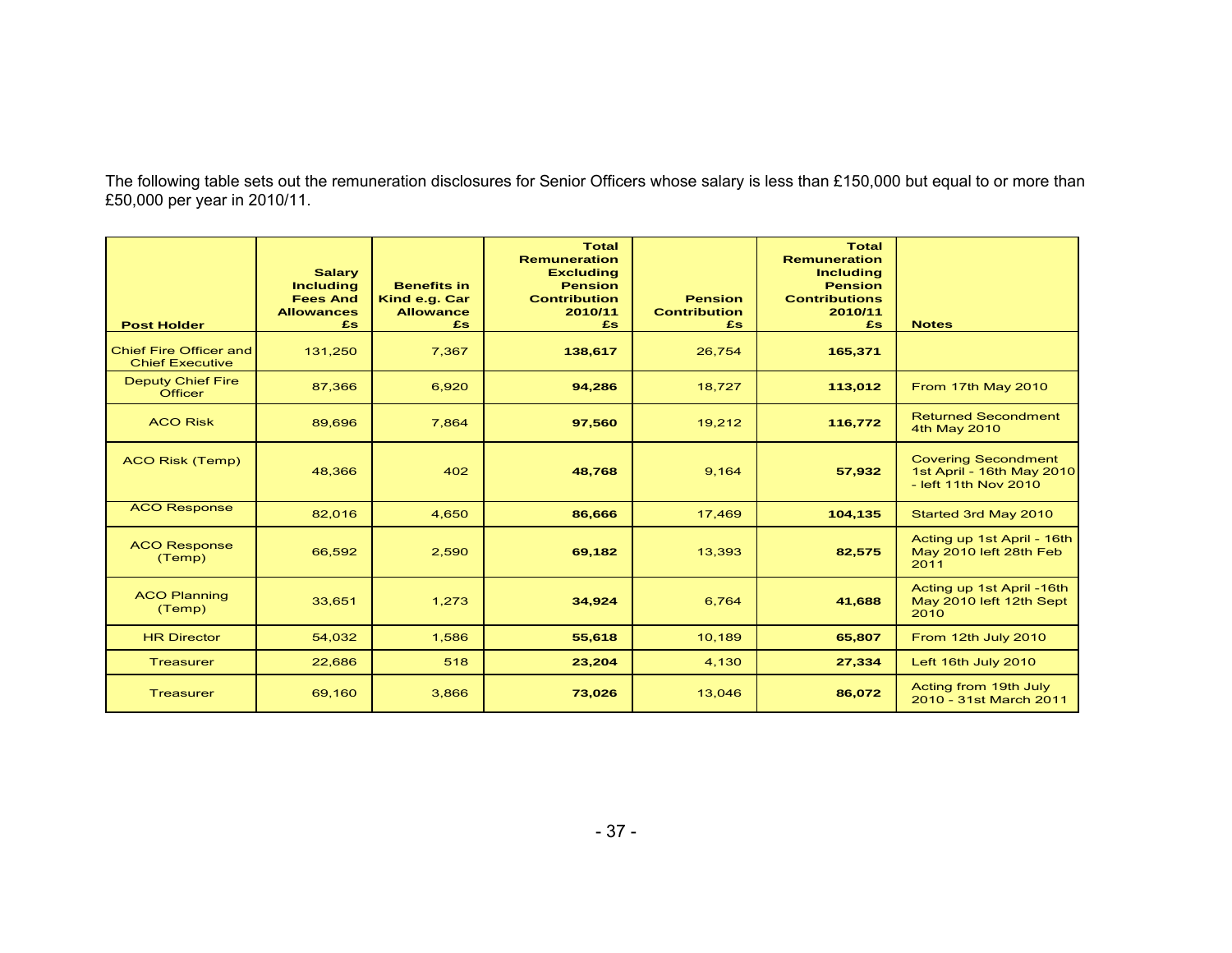The following table sets out the remuneration disclosures for Senior Officers whose salary is less than £150,000 but equal to or more than £50,000 per year in 2010/11.

| Post Holder | Salary Including Fees And Allowances £s | Benefits in Kind e.g. Car Allowance £s | Total Remuneration Excluding Pension Contribution 2010/11 £s | Pension Contribution £s | Total Remuneration Including Pension Contributions 2010/11 £s | Notes |
|---|---|---|---|---|---|---|
| Chief Fire Officer and Chief Executive | 131,250 | 7,367 | **138,617** | 26,754 | **165,371** | |
| Deputy Chief Fire Officer | 87,366 | 6,920 | **94,286** | 18,727 | **113,012** | From 17th May 2010 |
| ACO Risk | 89,696 | 7,864 | **97,560** | 19,212 | **116,772** | Returned Secondment 4th May 2010 |
| ACO Risk (Temp) | 48,366 | 402 | **48,768** | 9,164 | **57,932** | Covering Secondment 1st April - 16th May 2010 - left 11th Nov 2010 |
| ACO Response | 82,016 | 4,650 | **86,666** | 17,469 | **104,135** | Started 3rd May 2010 |
| ACO Response (Temp) | 66,592 | 2,590 | **69,182** | 13,393 | **82,575** | Acting up 1st April - 16th May 2010 left 28th Feb 2011 |
| ACO Planning (Temp) | 33,651 | 1,273 | **34,924** | 6,764 | **41,688** | Acting up 1st April -16th May 2010 left 12th Sept 2010 |
| HR Director | 54,032 | 1,586 | **55,618** | 10,189 | **65,807** | From 12th July 2010 |
| Treasurer | 22,686 | 518 | **23,204** | 4,130 | **27,334** | Left 16th July 2010 |
| Treasurer | 69,160 | 3,866 | **73,026** | 13,046 | **86,072** | Acting from 19th July 2010 - 31st March 2011 |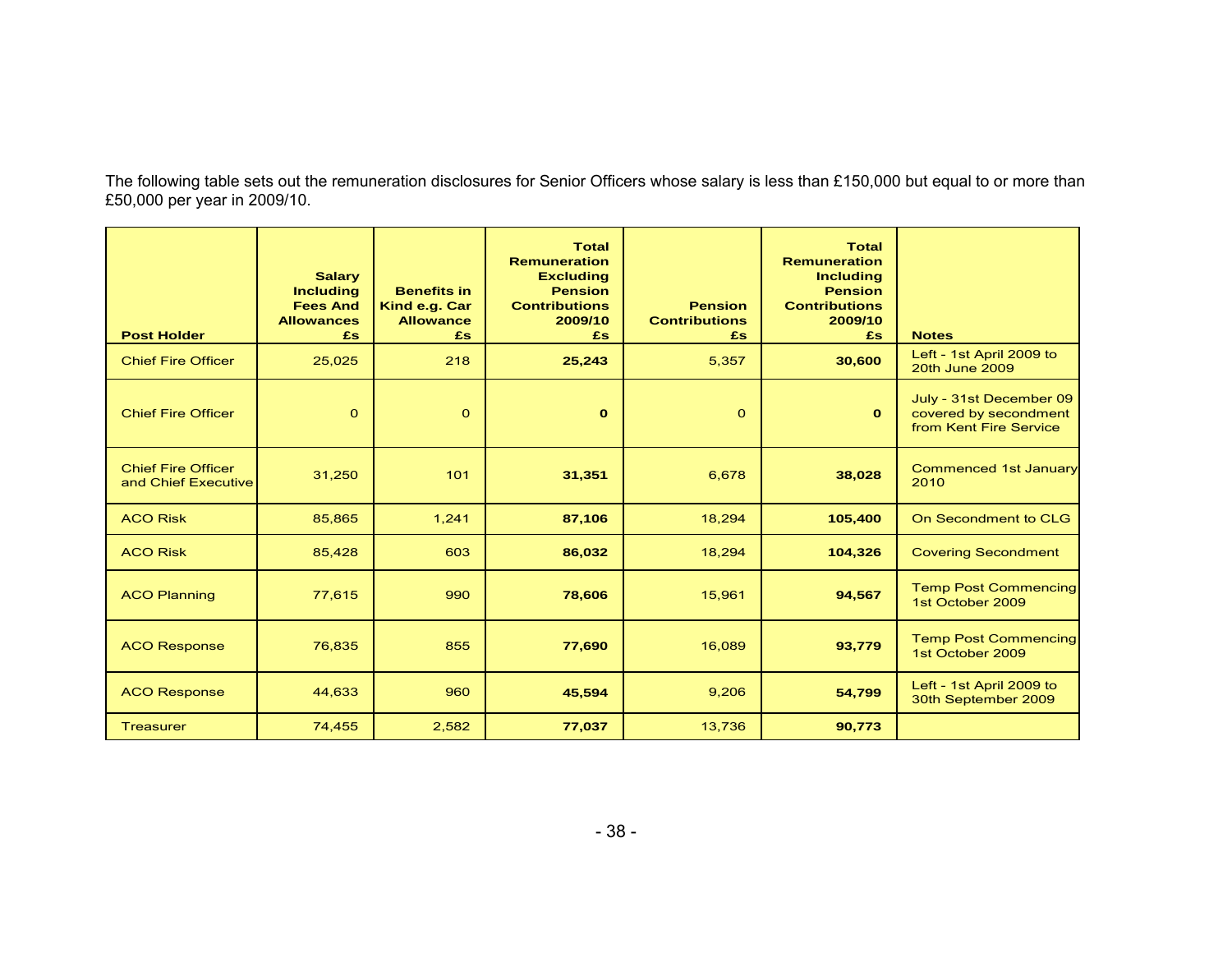The following table sets out the remuneration disclosures for Senior Officers whose salary is less than £150,000 but equal to or more than £50,000 per year in 2009/10.

| Post Holder | Salary Including Fees And Allowances £s | Benefits in Kind e.g. Car Allowance £s | Total Remuneration Excluding Pension Contributions 2009/10 £s | Pension Contributions £s | Total Remuneration Including Pension Contributions 2009/10 £s | Notes |
|---|---|---|---|---|---|---|
| Chief Fire Officer | 25,025 | 218 | **25,243** | 5,357 | **30,600** | Left - 1st April 2009 to 20th June 2009 |
| Chief Fire Officer | 0 | 0 | **0** | 0 | **0** | July - 31st December 09 covered by secondment from Kent Fire Service |
| Chief Fire Officer and Chief Executive | 31,250 | 101 | **31,351** | 6,678 | **38,028** | Commenced 1st January 2010 |
| ACO Risk | 85,865 | 1,241 | **87,106** | 18,294 | **105,400** | On Secondment to CLG |
| ACO Risk | 85,428 | 603 | **86,032** | 18,294 | **104,326** | Covering Secondment |
| ACO Planning | 77,615 | 990 | **78,606** | 15,961 | **94,567** | Temp Post Commencing 1st October 2009 |
| ACO Response | 76,835 | 855 | **77,690** | 16,089 | **93,779** | Temp Post Commencing 1st October 2009 |
| ACO Response | 44,633 | 960 | **45,594** | 9,206 | **54,799** | Left - 1st April 2009 to 30th September 2009 |
| Treasurer | 74,455 | 2,582 | **77,037** | 13,736 | **90,773** | |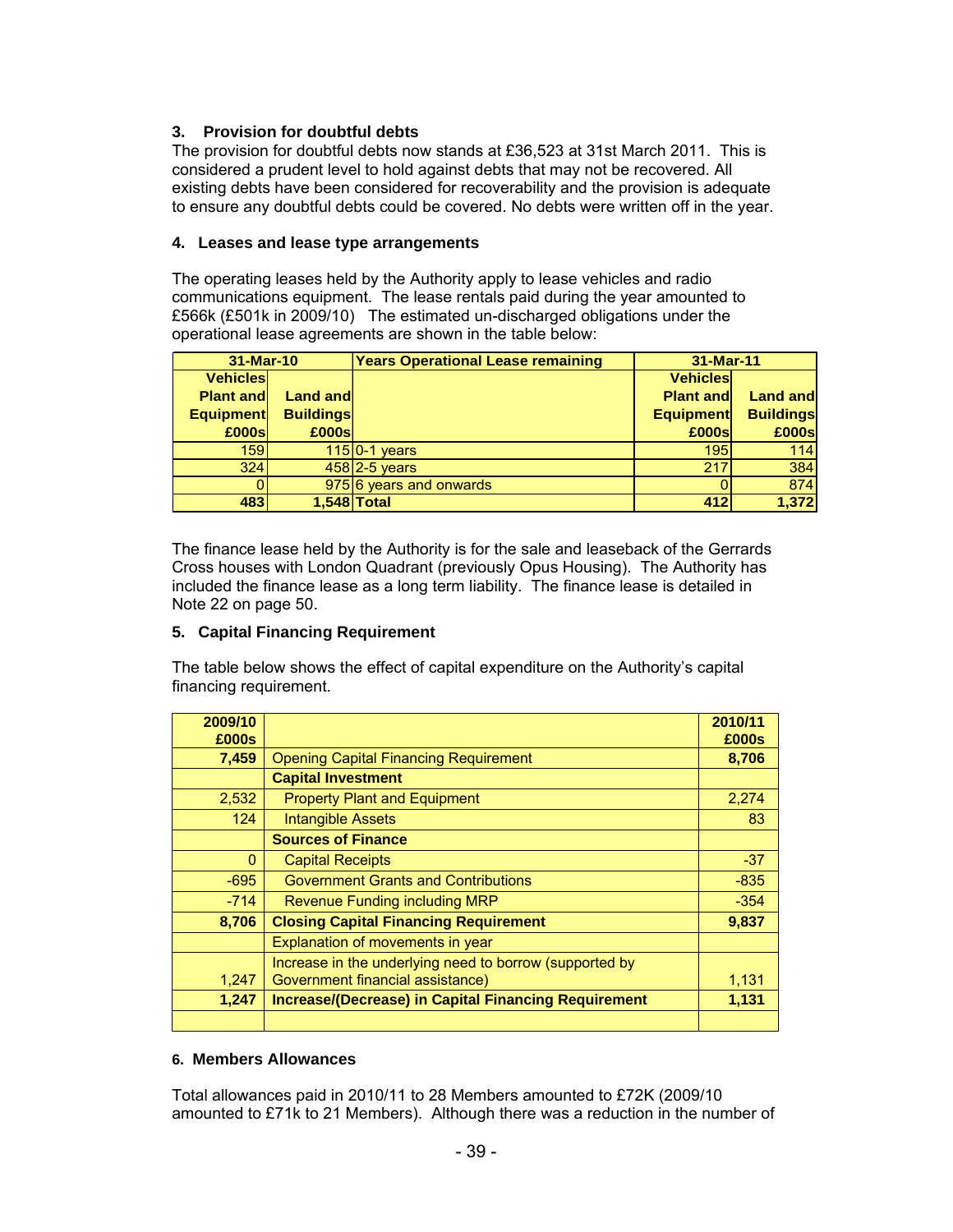### 3. Provision for doubtful debts

The provision for doubtful debts now stands at £36,523 at 31st March 2011. This is considered a prudent level to hold against debts that may not be recovered. All existing debts have been considered for recoverability and the provision is adequate to ensure any doubtful debts could be covered. No debts were written off in the year.

### 4. Leases and lease type arrangements

The operating leases held by the Authority apply to lease vehicles and radio communications equipment. The lease rentals paid during the year amounted to £566k (£501k in 2009/10) The estimated un-discharged obligations under the operational lease agreements are shown in the table below:

| 31-Mar-10 | | Years Operational Lease remaining | 31-Mar-11 | |
|---|---|---|---|---|
| Vehicles Plant and Equipment £000s | Land and Buildings £000s | | Vehicles Plant and Equipment £000s | Land and Buildings £000s |
| 159 | 115 | 0-1 years | 195 | 114 |
| 324 | 458 | 2-5 years | 217 | 384 |
| 0 | 975 | 6 years and onwards | 0 | 874 |
| **483** | **1,548** | **Total** | **412** | **1,372** |

The finance lease held by the Authority is for the sale and leaseback of the Gerrards Cross houses with London Quadrant (previously Opus Housing). The Authority has included the finance lease as a long term liability. The finance lease is detailed in Note 22 on page 50.

### 5. Capital Financing Requirement

The table below shows the effect of capital expenditure on the Authority's capital financing requirement.

| 2009/10 £000s | | 2010/11 £000s |
|---|---|---|
| **7,459** | Opening Capital Financing Requirement | **8,706** |
| | **Capital Investment** | |
| 2,532 | Property Plant and Equipment | 2,274 |
| 124 | Intangible Assets | 83 |
| | **Sources of Finance** | |
| 0 | Capital Receipts | -37 |
| -695 | Government Grants and Contributions | -835 |
| -714 | Revenue Funding including MRP | -354 |
| **8,706** | **Closing Capital Financing Requirement** | **9,837** |
| | Explanation of movements in year | |
| 1,247 | Increase in the underlying need to borrow (supported by Government financial assistance) | 1,131 |
| **1,247** | **Increase/(Decrease) in Capital Financing Requirement** | **1,131** |
| | | |

### 6. Members Allowances

Total allowances paid in 2010/11 to 28 Members amounted to £72K (2009/10 amounted to £71k to 21 Members). Although there was a reduction in the number of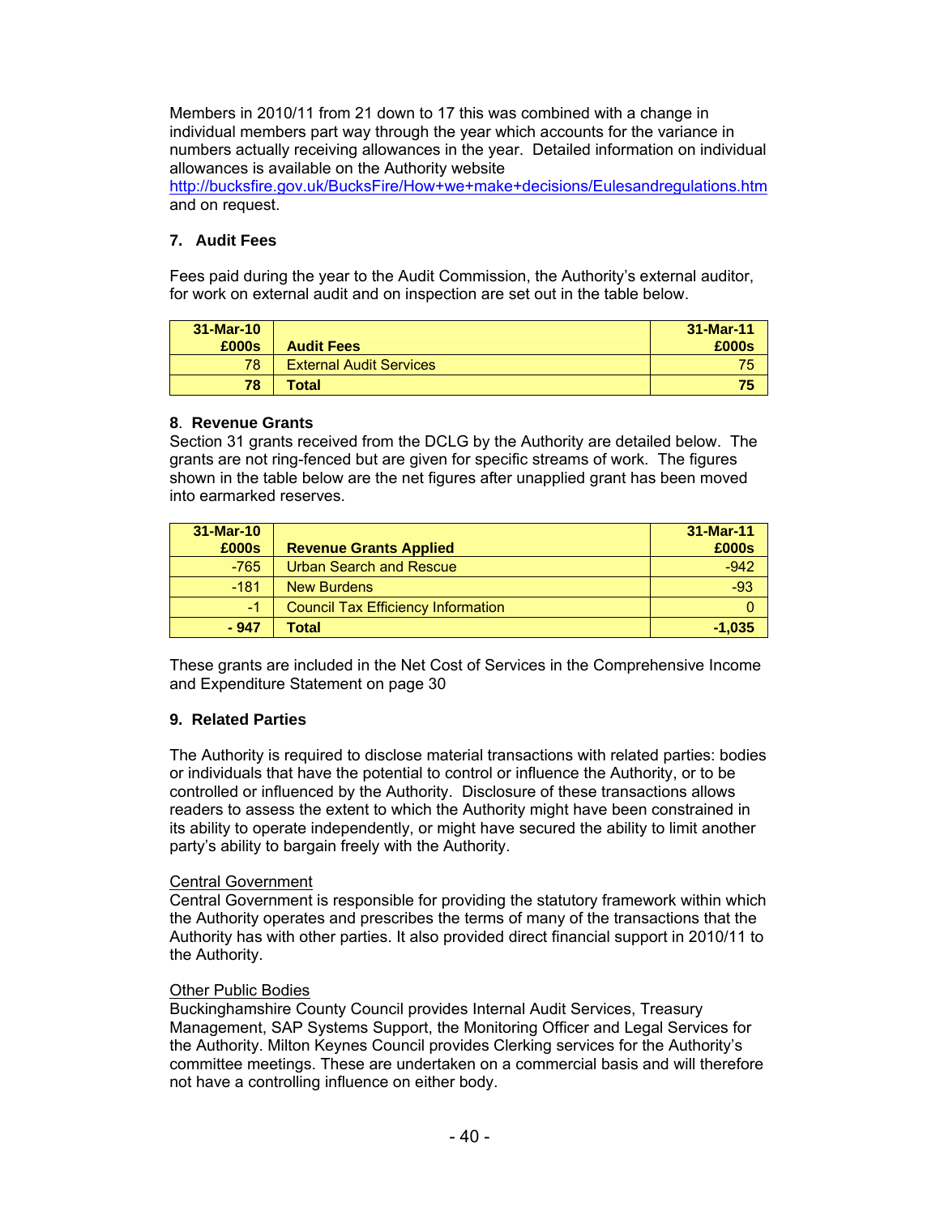Members in 2010/11 from 21 down to 17 this was combined with a change in individual members part way through the year which accounts for the variance in numbers actually receiving allowances in the year. Detailed information on individual allowances is available on the Authority website http://bucksfire.gov.uk/BucksFire/How+we+make+decisions/Eulesandregulations.htm and on request.

## 7. Audit Fees

Fees paid during the year to the Audit Commission, the Authority's external auditor, for work on external audit and on inspection are set out in the table below.

| 31-Mar-10 £000s | Audit Fees | 31-Mar-11 £000s |
|---|---|---|
| 78 | External Audit Services | 75 |
| **78** | **Total** | **75** |

## 8. Revenue Grants

Section 31 grants received from the DCLG by the Authority are detailed below. The grants are not ring-fenced but are given for specific streams of work. The figures shown in the table below are the net figures after unapplied grant has been moved into earmarked reserves.

| 31-Mar-10 £000s | Revenue Grants Applied | 31-Mar-11 £000s |
|---|---|---|
| -765 | Urban Search and Rescue | -942 |
| -181 | New Burdens | -93 |
| -1 | Council Tax Efficiency Information | 0 |
| **- 947** | **Total** | **-1,035** |

These grants are included in the Net Cost of Services in the Comprehensive Income and Expenditure Statement on page 30

## 9. Related Parties

The Authority is required to disclose material transactions with related parties: bodies or individuals that have the potential to control or influence the Authority, or to be controlled or influenced by the Authority. Disclosure of these transactions allows readers to assess the extent to which the Authority might have been constrained in its ability to operate independently, or might have secured the ability to limit another party's ability to bargain freely with the Authority.

Central Government

Central Government is responsible for providing the statutory framework within which the Authority operates and prescribes the terms of many of the transactions that the Authority has with other parties. It also provided direct financial support in 2010/11 to the Authority.

Other Public Bodies

Buckinghamshire County Council provides Internal Audit Services, Treasury Management, SAP Systems Support, the Monitoring Officer and Legal Services for the Authority. Milton Keynes Council provides Clerking services for the Authority's committee meetings. These are undertaken on a commercial basis and will therefore not have a controlling influence on either body.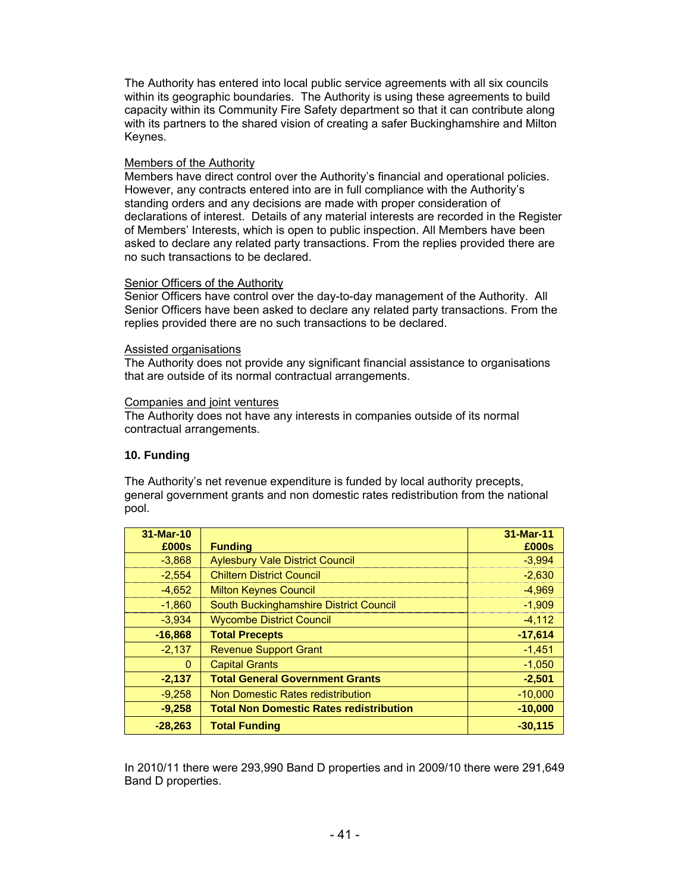The Authority has entered into local public service agreements with all six councils within its geographic boundaries. The Authority is using these agreements to build capacity within its Community Fire Safety department so that it can contribute along with its partners to the shared vision of creating a safer Buckinghamshire and Milton Keynes.

Members of the Authority

Members have direct control over the Authority's financial and operational policies. However, any contracts entered into are in full compliance with the Authority's standing orders and any decisions are made with proper consideration of declarations of interest. Details of any material interests are recorded in the Register of Members' Interests, which is open to public inspection. All Members have been asked to declare any related party transactions. From the replies provided there are no such transactions to be declared.

Senior Officers of the Authority

Senior Officers have control over the day-to-day management of the Authority. All Senior Officers have been asked to declare any related party transactions. From the replies provided there are no such transactions to be declared.

Assisted organisations

The Authority does not provide any significant financial assistance to organisations that are outside of its normal contractual arrangements.

Companies and joint ventures

The Authority does not have any interests in companies outside of its normal contractual arrangements.

**10. Funding**

The Authority's net revenue expenditure is funded by local authority precepts, general government grants and non domestic rates redistribution from the national pool.

| 31-Mar-10 £000s | Funding | 31-Mar-11 £000s |
|---|---|---|
| -3,868 | Aylesbury Vale District Council | -3,994 |
| -2,554 | Chiltern District Council | -2,630 |
| -4,652 | Milton Keynes Council | -4,969 |
| -1,860 | South Buckinghamshire District Council | -1,909 |
| -3,934 | Wycombe District Council | -4,112 |
| **-16,868** | **Total Precepts** | **-17,614** |
| -2,137 | Revenue Support Grant | -1,451 |
| 0 | Capital Grants | -1,050 |
| **-2,137** | **Total General Government Grants** | **-2,501** |
| -9,258 | Non Domestic Rates redistribution | -10,000 |
| **-9,258** | **Total Non Domestic Rates redistribution** | **-10,000** |
| **-28,263** | **Total Funding** | **-30,115** |

In 2010/11 there were 293,990 Band D properties and in 2009/10 there were 291,649 Band D properties.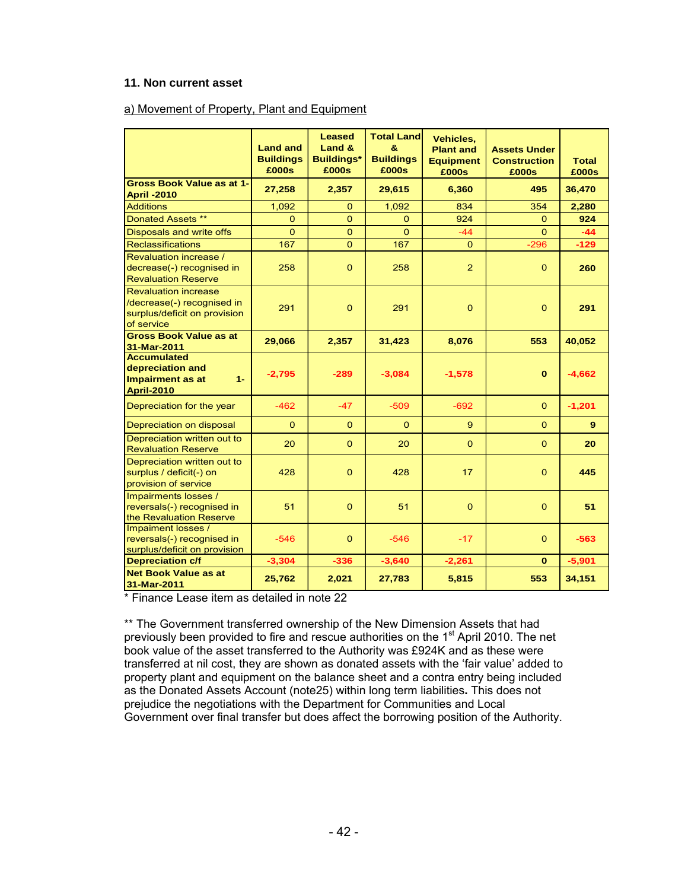### 11. Non current asset

a) Movement of Property, Plant and Equipment

| | Land and Buildings £000s | Leased Land & Buildings* £000s | Total Land & Buildings £000s | Vehicles, Plant and Equipment £000s | Assets Under Construction £000s | Total £000s |
|---|---|---|---|---|---|---|
| **Gross Book Value as at 1-April -2010** | **27,258** | **2,357** | **29,615** | **6,360** | **495** | **36,470** |
| Additions | 1,092 | 0 | 1,092 | 834 | 354 | **2,280** |
| Donated Assets ** | 0 | 0 | 0 | 924 | 0 | **924** |
| Disposals and write offs | 0 | 0 | 0 | -44 | 0 | **-44** |
| Reclassifications | 167 | 0 | 167 | 0 | -296 | **-129** |
| Revaluation increase / decrease(-) recognised in Revaluation Reserve | 258 | 0 | 258 | 2 | 0 | **260** |
| Revaluation increase /decrease(-) recognised in surplus/deficit on provision of service | 291 | 0 | 291 | 0 | 0 | **291** |
| **Gross Book Value as at 31-Mar-2011** | **29,066** | **2,357** | **31,423** | **8,076** | **553** | **40,052** |
| **Accumulated depreciation and Impairment as at 1-April-2010** | **-2,795** | **-289** | **-3,084** | **-1,578** | **0** | **-4,662** |
| Depreciation for the year | -462 | -47 | -509 | -692 | 0 | **-1,201** |
| Depreciation on disposal | 0 | 0 | 0 | 9 | 0 | **9** |
| Depreciation written out to Revaluation Reserve | 20 | 0 | 20 | 0 | 0 | **20** |
| Depreciation written out to surplus / deficit(-) on provision of service | 428 | 0 | 428 | 17 | 0 | **445** |
| Impairments losses / reversals(-) recognised in the Revaluation Reserve | 51 | 0 | 51 | 0 | 0 | **51** |
| Impaiment losses / reversals(-) recognised in surplus/deficit on provision | -546 | 0 | -546 | -17 | 0 | **-563** |
| **Depreciation c/f** | **-3,304** | **-336** | **-3,640** | **-2,261** | **0** | **-5,901** |
| **Net Book Value as at 31-Mar-2011** | **25,762** | **2,021** | **27,783** | **5,815** | **553** | **34,151** |

\* Finance Lease item as detailed in note 22

** The Government transferred ownership of the New Dimension Assets that had previously been provided to fire and rescue authorities on the 1st April 2010. The net book value of the asset transferred to the Authority was £924K and as these were transferred at nil cost, they are shown as donated assets with the 'fair value' added to property plant and equipment on the balance sheet and a contra entry being included as the Donated Assets Account (note25) within long term liabilities**.** This does not prejudice the negotiations with the Department for Communities and Local Government over final transfer but does affect the borrowing position of the Authority.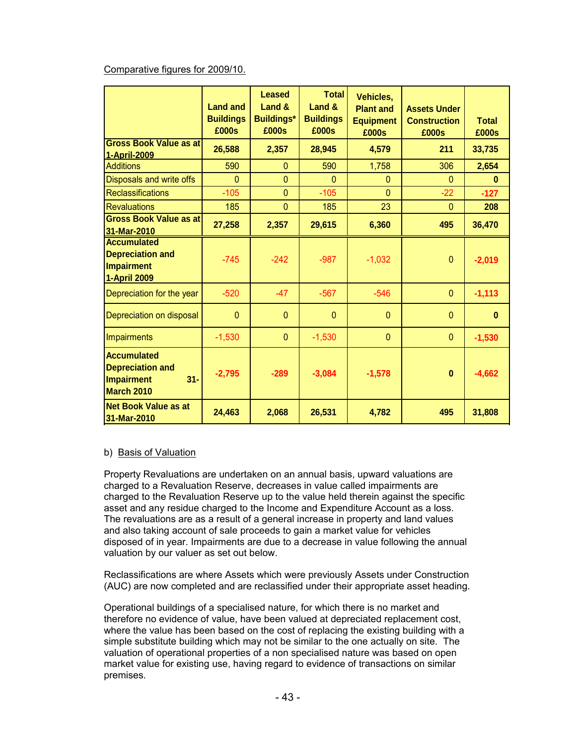Comparative figures for 2009/10.

| | Land and Buildings £000s | Leased Land & Buildings* £000s | Total Land & Buildings £000s | Vehicles, Plant and Equipment £000s | Assets Under Construction £000s | Total £000s |
|---|---|---|---|---|---|---|
| **Gross Book Value as at 1-April-2009** | **26,588** | **2,357** | **28,945** | **4,579** | **211** | **33,735** |
| Additions | 590 | 0 | 590 | 1,758 | 306 | **2,654** |
| Disposals and write offs | 0 | 0 | 0 | 0 | 0 | **0** |
| Reclassifications | -105 | 0 | -105 | 0 | -22 | **-127** |
| Revaluations | 185 | 0 | 185 | 23 | 0 | **208** |
| **Gross Book Value as at 31-Mar-2010** | **27,258** | **2,357** | **29,615** | **6,360** | **495** | **36,470** |
| **Accumulated Depreciation and Impairment 1-April 2009** | -745 | -242 | -987 | -1,032 | 0 | **-2,019** |
| Depreciation for the year | -520 | -47 | -567 | -546 | 0 | **-1,113** |
| Depreciation on disposal | 0 | 0 | 0 | 0 | 0 | **0** |
| Impairments | -1,530 | 0 | -1,530 | 0 | 0 | **-1,530** |
| **Accumulated Depreciation and Impairment 31-March 2010** | **-2,795** | **-289** | **-3,084** | **-1,578** | **0** | **-4,662** |
| **Net Book Value as at 31-Mar-2010** | **24,463** | **2,068** | **26,531** | **4,782** | **495** | **31,808** |

b) Basis of Valuation

Property Revaluations are undertaken on an annual basis, upward valuations are charged to a Revaluation Reserve, decreases in value called impairments are charged to the Revaluation Reserve up to the value held therein against the specific asset and any residue charged to the Income and Expenditure Account as a loss. The revaluations are as a result of a general increase in property and land values and also taking account of sale proceeds to gain a market value for vehicles disposed of in year. Impairments are due to a decrease in value following the annual valuation by our valuer as set out below.

Reclassifications are where Assets which were previously Assets under Construction (AUC) are now completed and are reclassified under their appropriate asset heading.

Operational buildings of a specialised nature, for which there is no market and therefore no evidence of value, have been valued at depreciated replacement cost, where the value has been based on the cost of replacing the existing building with a simple substitute building which may not be similar to the one actually on site. The valuation of operational properties of a non specialised nature was based on open market value for existing use, having regard to evidence of transactions on similar premises.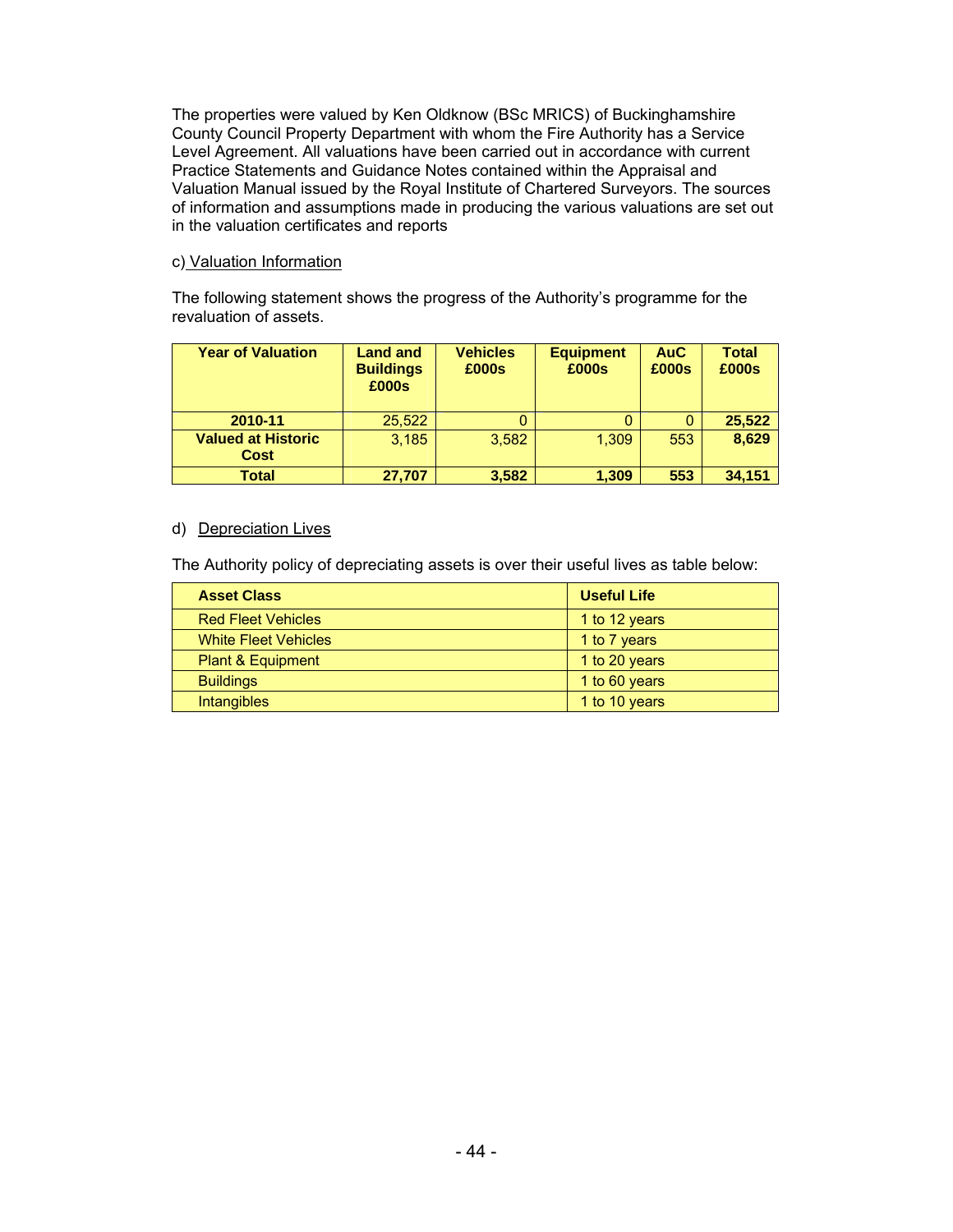The properties were valued by Ken Oldknow (BSc MRICS) of Buckinghamshire County Council Property Department with whom the Fire Authority has a Service Level Agreement. All valuations have been carried out in accordance with current Practice Statements and Guidance Notes contained within the Appraisal and Valuation Manual issued by the Royal Institute of Chartered Surveyors. The sources of information and assumptions made in producing the various valuations are set out in the valuation certificates and reports

c) Valuation Information

The following statement shows the progress of the Authority's programme for the revaluation of assets.

| Year of Valuation | Land and Buildings £000s | Vehicles £000s | Equipment £000s | AuC £000s | Total £000s |
|---|---|---|---|---|---|
| **2010-11** | 25,522 | 0 | 0 | 0 | **25,522** |
| **Valued at Historic Cost** | 3,185 | 3,582 | 1,309 | 553 | **8,629** |
| **Total** | **27,707** | **3,582** | **1,309** | **553** | **34,151** |

d) Depreciation Lives

The Authority policy of depreciating assets is over their useful lives as table below:

| Asset Class | Useful Life |
|---|---|
| Red Fleet Vehicles | 1 to 12 years |
| White Fleet Vehicles | 1 to 7 years |
| Plant & Equipment | 1 to 20 years |
| Buildings | 1 to 60 years |
| Intangibles | 1 to 10 years |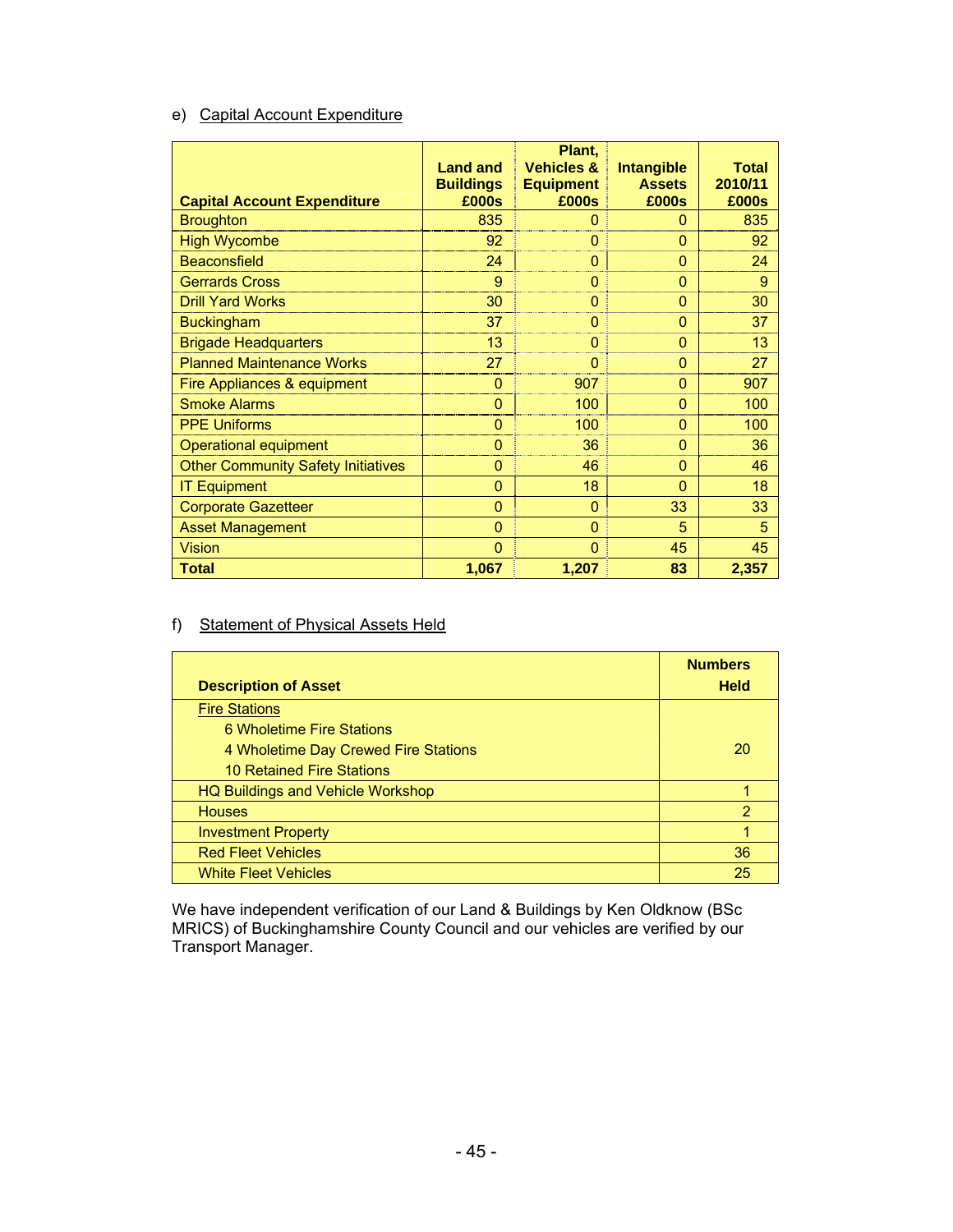e) Capital Account Expenditure

| Capital Account Expenditure | Land and Buildings £000s | Plant, Vehicles & Equipment £000s | Intangible Assets £000s | Total 2010/11 £000s |
|---|---|---|---|---|
| Broughton | 835 | 0 | 0 | 835 |
| High Wycombe | 92 | 0 | 0 | 92 |
| Beaconsfield | 24 | 0 | 0 | 24 |
| Gerrards Cross | 9 | 0 | 0 | 9 |
| Drill Yard Works | 30 | 0 | 0 | 30 |
| Buckingham | 37 | 0 | 0 | 37 |
| Brigade Headquarters | 13 | 0 | 0 | 13 |
| Planned Maintenance Works | 27 | 0 | 0 | 27 |
| Fire Appliances & equipment | 0 | 907 | 0 | 907 |
| Smoke Alarms | 0 | 100 | 0 | 100 |
| PPE Uniforms | 0 | 100 | 0 | 100 |
| Operational equipment | 0 | 36 | 0 | 36 |
| Other Community Safety Initiatives | 0 | 46 | 0 | 46 |
| IT Equipment | 0 | 18 | 0 | 18 |
| Corporate Gazetteer | 0 | 0 | 33 | 33 |
| Asset Management | 0 | 0 | 5 | 5 |
| Vision | 0 | 0 | 45 | 45 |
| **Total** | **1,067** | **1,207** | **83** | **2,357** |

f) Statement of Physical Assets Held

| Description of Asset | Numbers Held |
|---|---|
| Fire Stations<br>6 Wholetime Fire Stations<br>4 Wholetime Day Crewed Fire Stations<br>10 Retained Fire Stations | 20 |
| HQ Buildings and Vehicle Workshop | 1 |
| Houses | 2 |
| Investment Property | 1 |
| Red Fleet Vehicles | 36 |
| White Fleet Vehicles | 25 |

We have independent verification of our Land & Buildings by Ken Oldknow (BSc MRICS) of Buckinghamshire County Council and our vehicles are verified by our Transport Manager.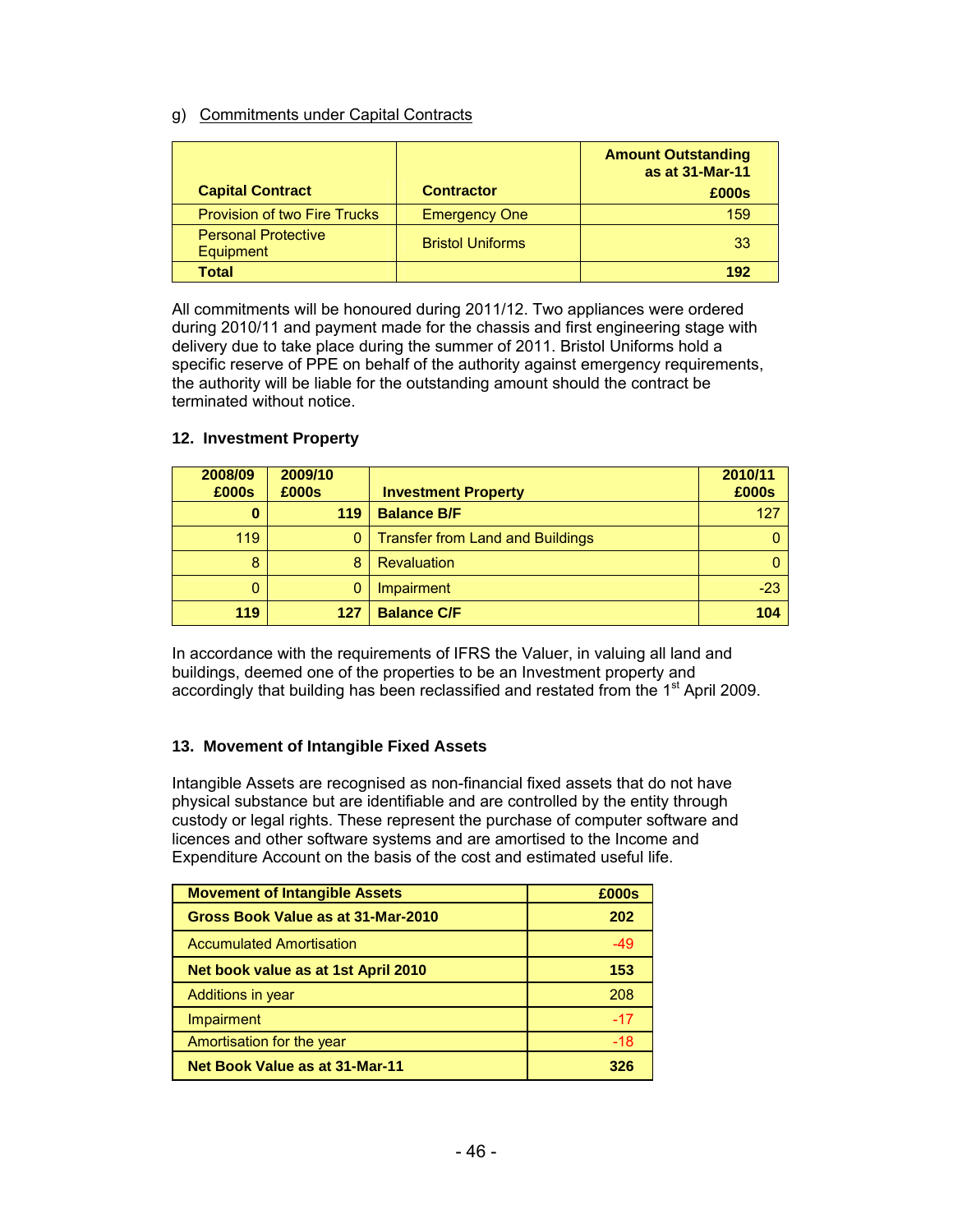g) Commitments under Capital Contracts

| Capital Contract | Contractor | Amount Outstanding as at 31-Mar-11 £000s |
|---|---|---|
| Provision of two Fire Trucks | Emergency One | 159 |
| Personal Protective Equipment | Bristol Uniforms | 33 |
| **Total** | | **192** |

All commitments will be honoured during 2011/12. Two appliances were ordered during 2010/11 and payment made for the chassis and first engineering stage with delivery due to take place during the summer of 2011. Bristol Uniforms hold a specific reserve of PPE on behalf of the authority against emergency requirements, the authority will be liable for the outstanding amount should the contract be terminated without notice.

### 12. Investment Property

| 2008/09 £000s | 2009/10 £000s | Investment Property | 2010/11 £000s |
|---|---|---|---|
| **0** | **119** | **Balance B/F** | 127 |
| 119 | 0 | Transfer from Land and Buildings | 0 |
| 8 | 8 | Revaluation | 0 |
| 0 | 0 | Impairment | -23 |
| **119** | **127** | **Balance C/F** | **104** |

In accordance with the requirements of IFRS the Valuer, in valuing all land and buildings, deemed one of the properties to be an Investment property and accordingly that building has been reclassified and restated from the 1st April 2009.

### 13. Movement of Intangible Fixed Assets

Intangible Assets are recognised as non-financial fixed assets that do not have physical substance but are identifiable and are controlled by the entity through custody or legal rights. These represent the purchase of computer software and licences and other software systems and are amortised to the Income and Expenditure Account on the basis of the cost and estimated useful life.

| Movement of Intangible Assets | £000s |
|---|---|
| **Gross Book Value as at 31-Mar-2010** | **202** |
| Accumulated Amortisation | -49 |
| **Net book value as at 1st April 2010** | **153** |
| Additions in year | 208 |
| Impairment | -17 |
| Amortisation for the year | -18 |
| **Net Book Value as at 31-Mar-11** | **326** |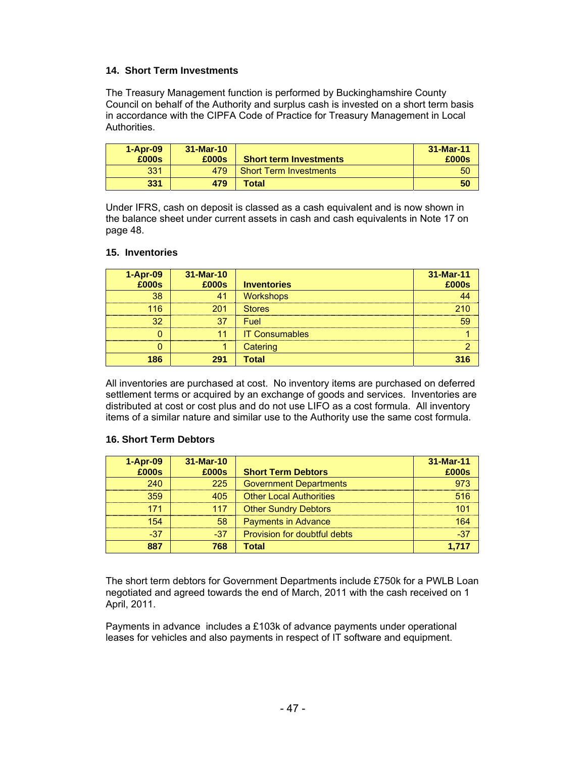### 14. Short Term Investments

The Treasury Management function is performed by Buckinghamshire County Council on behalf of the Authority and surplus cash is invested on a short term basis in accordance with the CIPFA Code of Practice for Treasury Management in Local Authorities.

| 1-Apr-09 £000s | 31-Mar-10 £000s | Short term Investments | 31-Mar-11 £000s |
|---|---|---|---|
| 331 | 479 | Short Term Investments | 50 |
| **331** | **479** | **Total** | **50** |

Under IFRS, cash on deposit is classed as a cash equivalent and is now shown in the balance sheet under current assets in cash and cash equivalents in Note 17 on page 48.

### 15. Inventories

| 1-Apr-09 £000s | 31-Mar-10 £000s | Inventories | 31-Mar-11 £000s |
|---|---|---|---|
| 38 | 41 | Workshops | 44 |
| 116 | 201 | Stores | 210 |
| 32 | 37 | Fuel | 59 |
| 0 | 11 | IT Consumables | 1 |
| 0 | 1 | Catering | 2 |
| **186** | **291** | **Total** | **316** |

All inventories are purchased at cost. No inventory items are purchased on deferred settlement terms or acquired by an exchange of goods and services. Inventories are distributed at cost or cost plus and do not use LIFO as a cost formula. All inventory items of a similar nature and similar use to the Authority use the same cost formula.

### 16. Short Term Debtors

| 1-Apr-09 £000s | 31-Mar-10 £000s | Short Term Debtors | 31-Mar-11 £000s |
|---|---|---|---|
| 240 | 225 | Government Departments | 973 |
| 359 | 405 | Other Local Authorities | 516 |
| 171 | 117 | Other Sundry Debtors | 101 |
| 154 | 58 | Payments in Advance | 164 |
| -37 | -37 | Provision for doubtful debts | -37 |
| **887** | **768** | **Total** | **1,717** |

The short term debtors for Government Departments include £750k for a PWLB Loan negotiated and agreed towards the end of March, 2011 with the cash received on 1 April, 2011.

Payments in advance includes a £103k of advance payments under operational leases for vehicles and also payments in respect of IT software and equipment.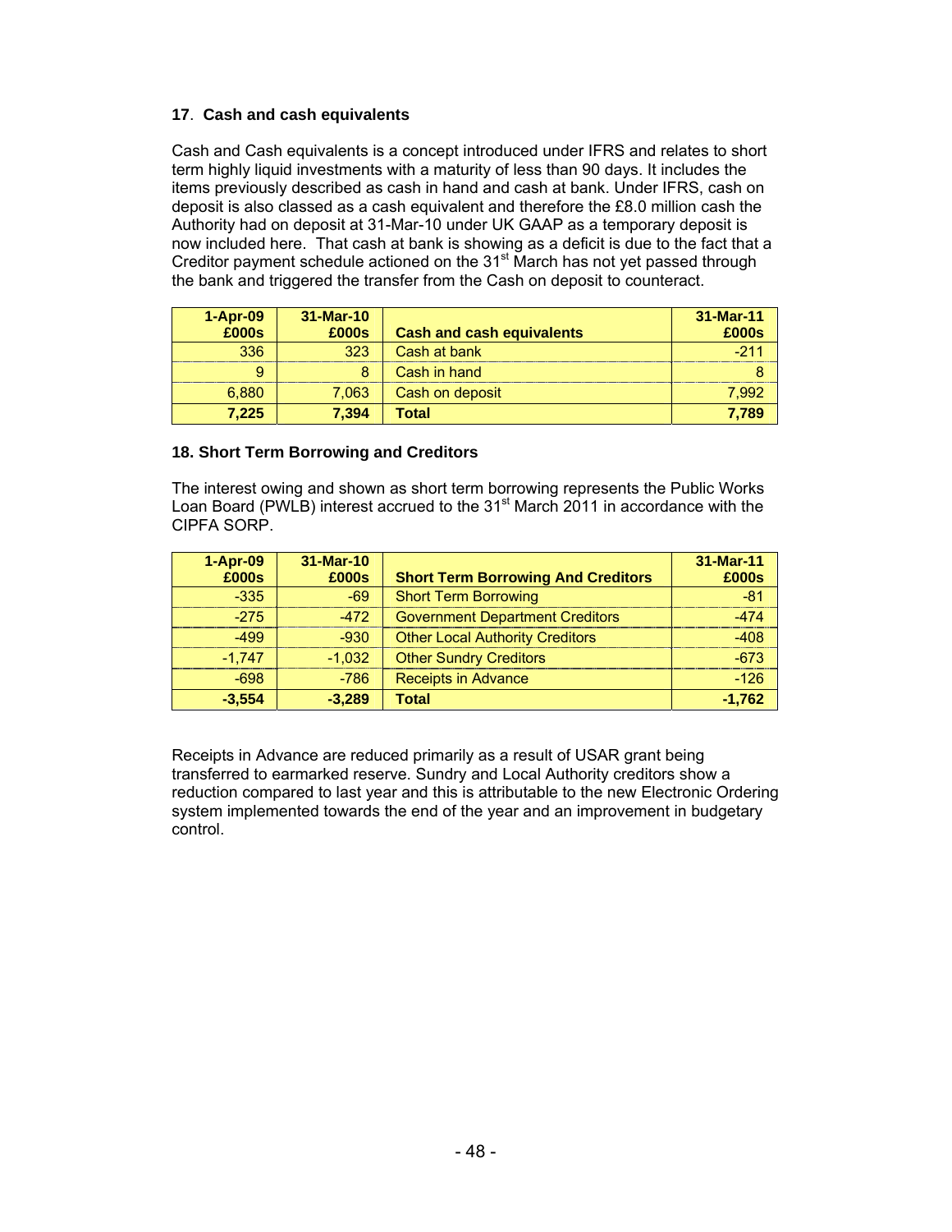### 17. Cash and cash equivalents

Cash and Cash equivalents is a concept introduced under IFRS and relates to short term highly liquid investments with a maturity of less than 90 days. It includes the items previously described as cash in hand and cash at bank. Under IFRS, cash on deposit is also classed as a cash equivalent and therefore the £8.0 million cash the Authority had on deposit at 31-Mar-10 under UK GAAP as a temporary deposit is now included here. That cash at bank is showing as a deficit is due to the fact that a Creditor payment schedule actioned on the 31st March has not yet passed through the bank and triggered the transfer from the Cash on deposit to counteract.

| 1-Apr-09 £000s | 31-Mar-10 £000s | Cash and cash equivalents | 31-Mar-11 £000s |
|---|---|---|---|
| 336 | 323 | Cash at bank | -211 |
| 9 | 8 | Cash in hand | 8 |
| 6,880 | 7,063 | Cash on deposit | 7,992 |
| **7,225** | **7,394** | **Total** | **7,789** |

### 18. Short Term Borrowing and Creditors

The interest owing and shown as short term borrowing represents the Public Works Loan Board (PWLB) interest accrued to the 31st March 2011 in accordance with the CIPFA SORP.

| 1-Apr-09 £000s | 31-Mar-10 £000s | Short Term Borrowing And Creditors | 31-Mar-11 £000s |
|---|---|---|---|
| -335 | -69 | Short Term Borrowing | -81 |
| -275 | -472 | Government Department Creditors | -474 |
| -499 | -930 | Other Local Authority Creditors | -408 |
| -1,747 | -1,032 | Other Sundry Creditors | -673 |
| -698 | -786 | Receipts in Advance | -126 |
| **-3,554** | **-3,289** | **Total** | **-1,762** |

Receipts in Advance are reduced primarily as a result of USAR grant being transferred to earmarked reserve. Sundry and Local Authority creditors show a reduction compared to last year and this is attributable to the new Electronic Ordering system implemented towards the end of the year and an improvement in budgetary control.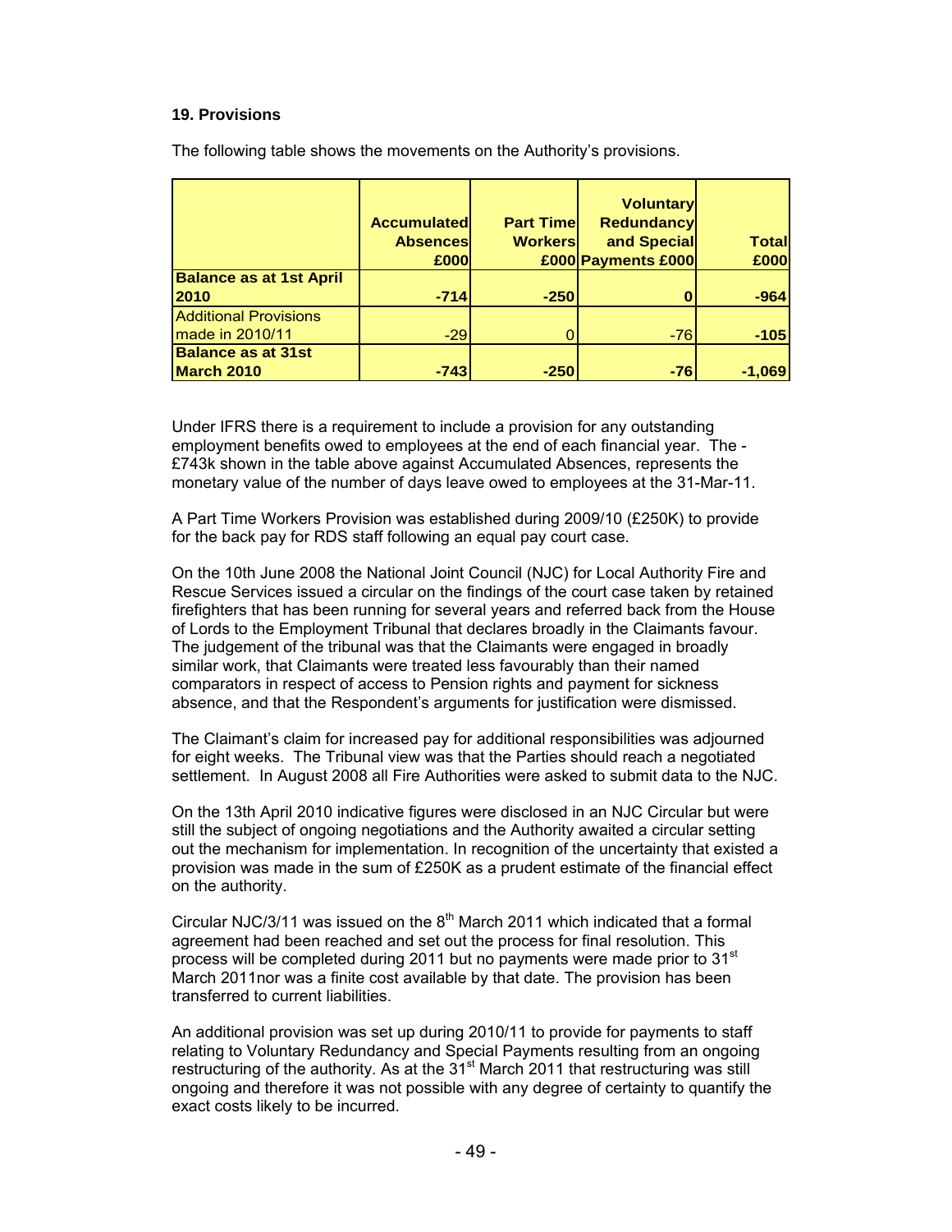## 19. Provisions

The following table shows the movements on the Authority's provisions.

| | Accumulated Absences £000 | Part Time Workers £000 | Voluntary Redundancy and Special Payments £000 | Total £000 |
|---|---|---|---|---|
| **Balance as at 1st April 2010** | **-714** | **-250** | **0** | **-964** |
| Additional Provisions made in 2010/11 | -29 | 0 | -76 | **-105** |
| **Balance as at 31st March 2010** | **-743** | **-250** | **-76** | **-1,069** |

Under IFRS there is a requirement to include a provision for any outstanding employment benefits owed to employees at the end of each financial year. The -£743k shown in the table above against Accumulated Absences, represents the monetary value of the number of days leave owed to employees at the 31-Mar-11.

A Part Time Workers Provision was established during 2009/10 (£250K) to provide for the back pay for RDS staff following an equal pay court case.

On the 10th June 2008 the National Joint Council (NJC) for Local Authority Fire and Rescue Services issued a circular on the findings of the court case taken by retained firefighters that has been running for several years and referred back from the House of Lords to the Employment Tribunal that declares broadly in the Claimants favour. The judgement of the tribunal was that the Claimants were engaged in broadly similar work, that Claimants were treated less favourably than their named comparators in respect of access to Pension rights and payment for sickness absence, and that the Respondent's arguments for justification were dismissed.

The Claimant's claim for increased pay for additional responsibilities was adjourned for eight weeks. The Tribunal view was that the Parties should reach a negotiated settlement. In August 2008 all Fire Authorities were asked to submit data to the NJC.

On the 13th April 2010 indicative figures were disclosed in an NJC Circular but were still the subject of ongoing negotiations and the Authority awaited a circular setting out the mechanism for implementation. In recognition of the uncertainty that existed a provision was made in the sum of £250K as a prudent estimate of the financial effect on the authority.

Circular NJC/3/11 was issued on the 8th March 2011 which indicated that a formal agreement had been reached and set out the process for final resolution. This process will be completed during 2011 but no payments were made prior to 31st March 2011nor was a finite cost available by that date. The provision has been transferred to current liabilities.

An additional provision was set up during 2010/11 to provide for payments to staff relating to Voluntary Redundancy and Special Payments resulting from an ongoing restructuring of the authority. As at the 31st March 2011 that restructuring was still ongoing and therefore it was not possible with any degree of certainty to quantify the exact costs likely to be incurred.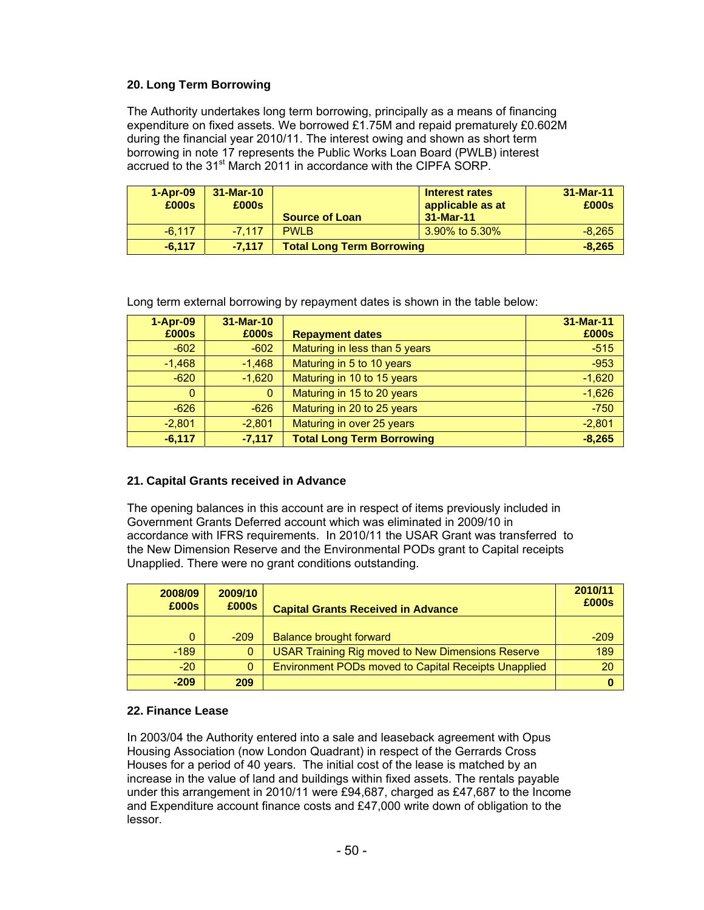## 20. Long Term Borrowing

The Authority undertakes long term borrowing, principally as a means of financing expenditure on fixed assets. We borrowed £1.75M and repaid prematurely £0.602M during the financial year 2010/11. The interest owing and shown as short term borrowing in note 17 represents the Public Works Loan Board (PWLB) interest accrued to the 31st March 2011 in accordance with the CIPFA SORP.

| 1-Apr-09 £000s | 31-Mar-10 £000s | Source of Loan | Interest rates applicable as at 31-Mar-11 | 31-Mar-11 £000s |
|---|---|---|---|---|
| -6,117 | -7,117 | PWLB | 3.90% to 5.30% | -8,265 |
| **-6,117** | **-7,117** | **Total Long Term Borrowing** | | **-8,265** |

Long term external borrowing by repayment dates is shown in the table below:

| 1-Apr-09 £000s | 31-Mar-10 £000s | Repayment dates | 31-Mar-11 £000s |
|---|---|---|---|
| -602 | -602 | Maturing in less than 5 years | -515 |
| -1,468 | -1,468 | Maturing in 5 to 10 years | -953 |
| -620 | -1,620 | Maturing in 10 to 15 years | -1,620 |
| 0 | 0 | Maturing in 15 to 20 years | -1,626 |
| -626 | -626 | Maturing in 20 to 25 years | -750 |
| -2,801 | -2,801 | Maturing in over 25 years | -2,801 |
| **-6,117** | **-7,117** | **Total Long Term Borrowing** | **-8,265** |

## 21. Capital Grants received in Advance

The opening balances in this account are in respect of items previously included in Government Grants Deferred account which was eliminated in 2009/10 in accordance with IFRS requirements. In 2010/11 the USAR Grant was transferred to the New Dimension Reserve and the Environmental PODs grant to Capital receipts Unapplied. There were no grant conditions outstanding.

| 2008/09 £000s | 2009/10 £000s | Capital Grants Received in Advance | 2010/11 £000s |
|---|---|---|---|
| 0 | -209 | Balance brought forward | -209 |
| -189 | 0 | USAR Training Rig moved to New Dimensions Reserve | 189 |
| -20 | 0 | Environment PODs moved to Capital Receipts Unapplied | 20 |
| **-209** | **209** | | **0** |

## 22. Finance Lease

In 2003/04 the Authority entered into a sale and leaseback agreement with Opus Housing Association (now London Quadrant) in respect of the Gerrards Cross Houses for a period of 40 years. The initial cost of the lease is matched by an increase in the value of land and buildings within fixed assets. The rentals payable under this arrangement in 2010/11 were £94,687, charged as £47,687 to the Income and Expenditure account finance costs and £47,000 write down of obligation to the lessor.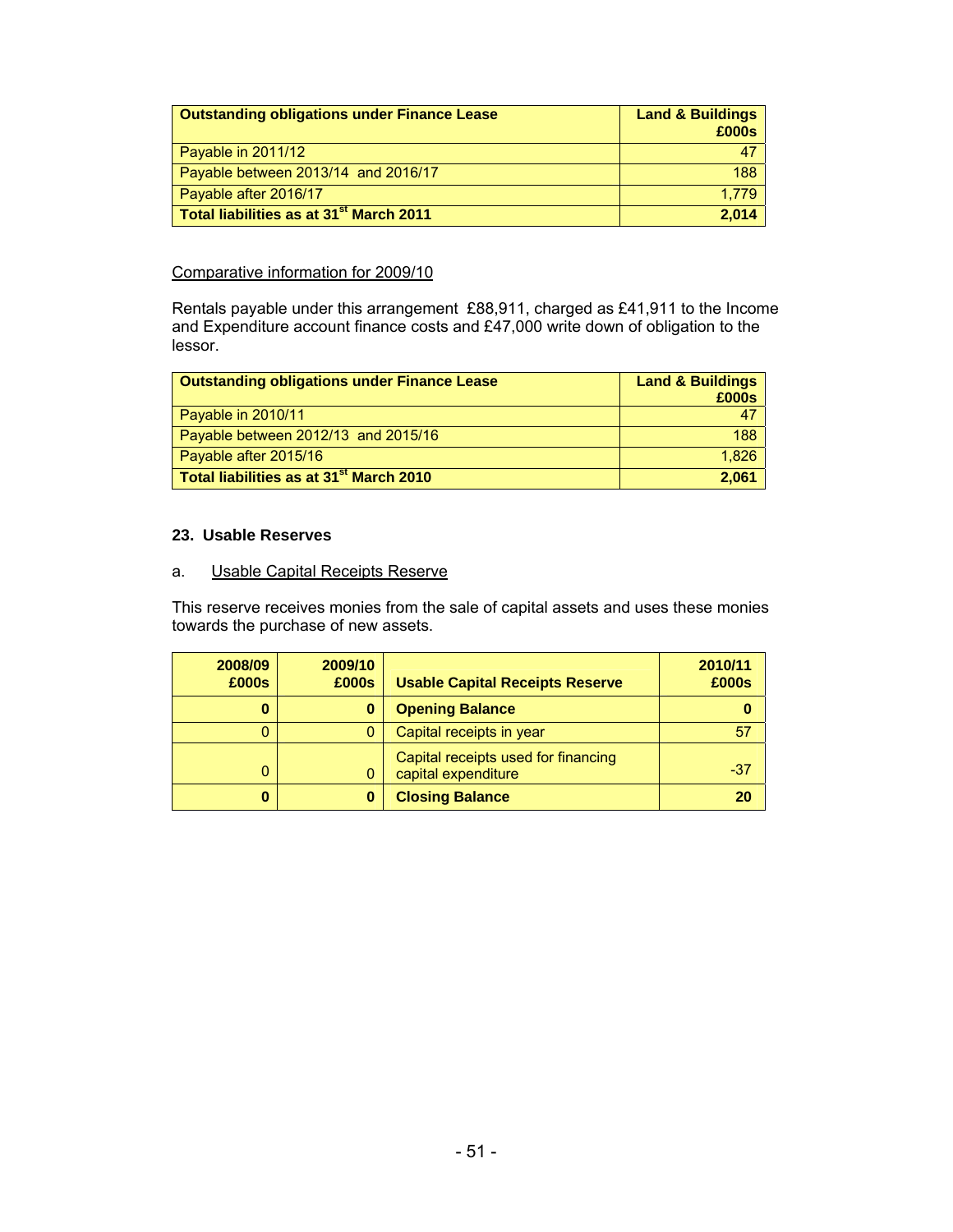| Outstanding obligations under Finance Lease | Land & Buildings £000s |
|---|---|
| Payable in 2011/12 | 47 |
| Payable between 2013/14 and 2016/17 | 188 |
| Payable after 2016/17 | 1,779 |
| **Total liabilities as at 31st March 2011** | **2,014** |

Comparative information for 2009/10

Rentals payable under this arrangement £88,911, charged as £41,911 to the Income and Expenditure account finance costs and £47,000 write down of obligation to the lessor.

| Outstanding obligations under Finance Lease | Land & Buildings £000s |
|---|---|
| Payable in 2010/11 | 47 |
| Payable between 2012/13 and 2015/16 | 188 |
| Payable after 2015/16 | 1,826 |
| **Total liabilities as at 31st March 2010** | **2,061** |

## 23. Usable Reserves

a. Usable Capital Receipts Reserve

This reserve receives monies from the sale of capital assets and uses these monies towards the purchase of new assets.

| 2008/09 £000s | 2009/10 £000s | Usable Capital Receipts Reserve | 2010/11 £000s |
|---|---|---|---|
| **0** | **0** | **Opening Balance** | **0** |
| 0 | 0 | Capital receipts in year | 57 |
| 0 | 0 | Capital receipts used for financing capital expenditure | -37 |
| **0** | **0** | **Closing Balance** | **20** |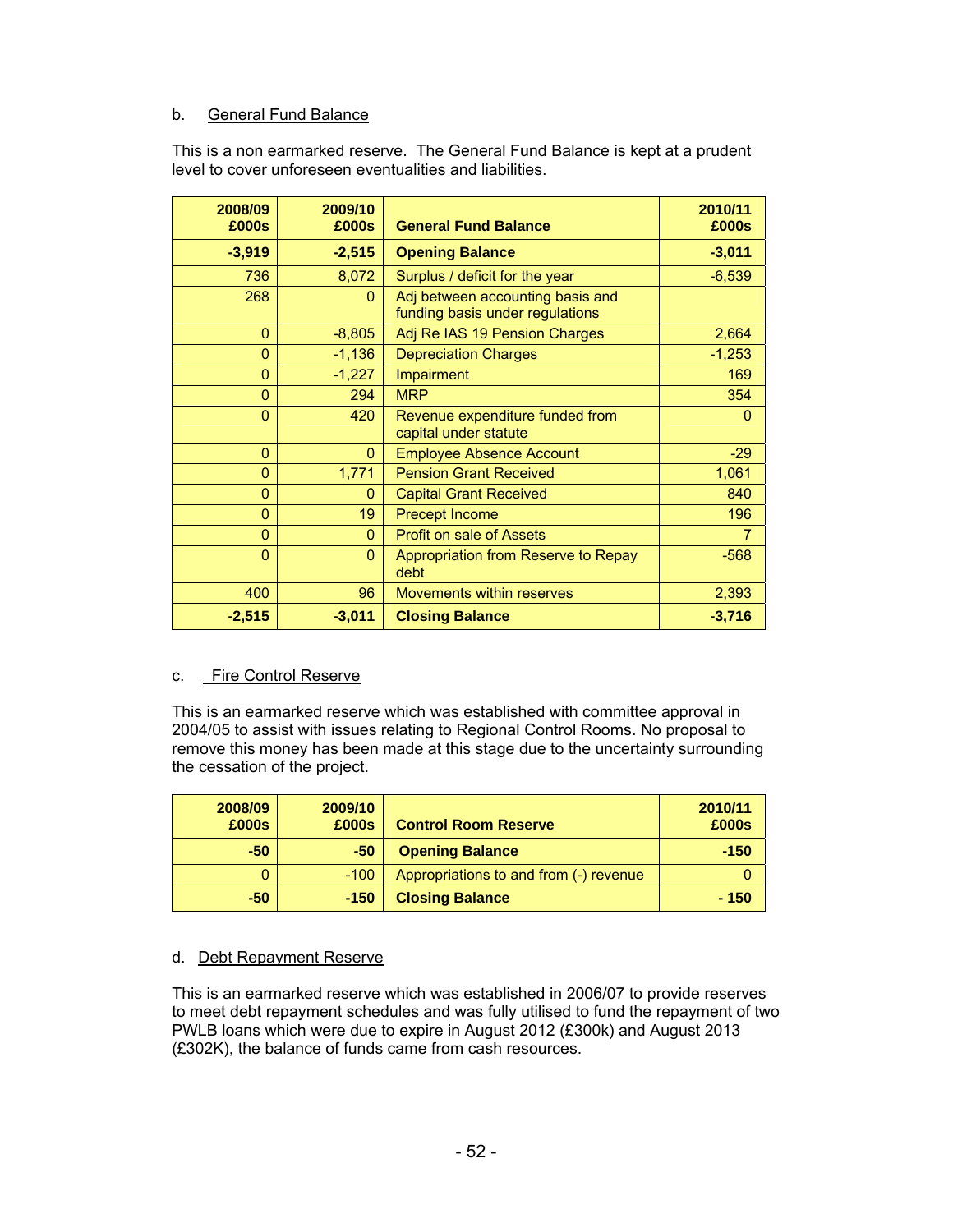b. General Fund Balance

This is a non earmarked reserve. The General Fund Balance is kept at a prudent level to cover unforeseen eventualities and liabilities.

| 2008/09 £000s | 2009/10 £000s | General Fund Balance | 2010/11 £000s |
|---|---|---|---|
| **-3,919** | **-2,515** | **Opening Balance** | **-3,011** |
| 736 | 8,072 | Surplus / deficit for the year | -6,539 |
| 268 | 0 | Adj between accounting basis and funding basis under regulations | |
| 0 | -8,805 | Adj Re IAS 19 Pension Charges | 2,664 |
| 0 | -1,136 | Depreciation Charges | -1,253 |
| 0 | -1,227 | Impairment | 169 |
| 0 | 294 | MRP | 354 |
| 0 | 420 | Revenue expenditure funded from capital under statute | 0 |
| 0 | 0 | Employee Absence Account | -29 |
| 0 | 1,771 | Pension Grant Received | 1,061 |
| 0 | 0 | Capital Grant Received | 840 |
| 0 | 19 | Precept Income | 196 |
| 0 | 0 | Profit on sale of Assets | 7 |
| 0 | 0 | Appropriation from Reserve to Repay debt | -568 |
| 400 | 96 | Movements within reserves | 2,393 |
| **-2,515** | **-3,011** | **Closing Balance** | **-3,716** |

c. Fire Control Reserve

This is an earmarked reserve which was established with committee approval in 2004/05 to assist with issues relating to Regional Control Rooms. No proposal to remove this money has been made at this stage due to the uncertainty surrounding the cessation of the project.

| 2008/09 £000s | 2009/10 £000s | Control Room Reserve | 2010/11 £000s |
|---|---|---|---|
| **-50** | **-50** | **Opening Balance** | **-150** |
| 0 | -100 | Appropriations to and from (-) revenue | 0 |
| **-50** | **-150** | **Closing Balance** | **- 150** |

d. Debt Repayment Reserve

This is an earmarked reserve which was established in 2006/07 to provide reserves to meet debt repayment schedules and was fully utilised to fund the repayment of two PWLB loans which were due to expire in August 2012 (£300k) and August 2013 (£302K), the balance of funds came from cash resources.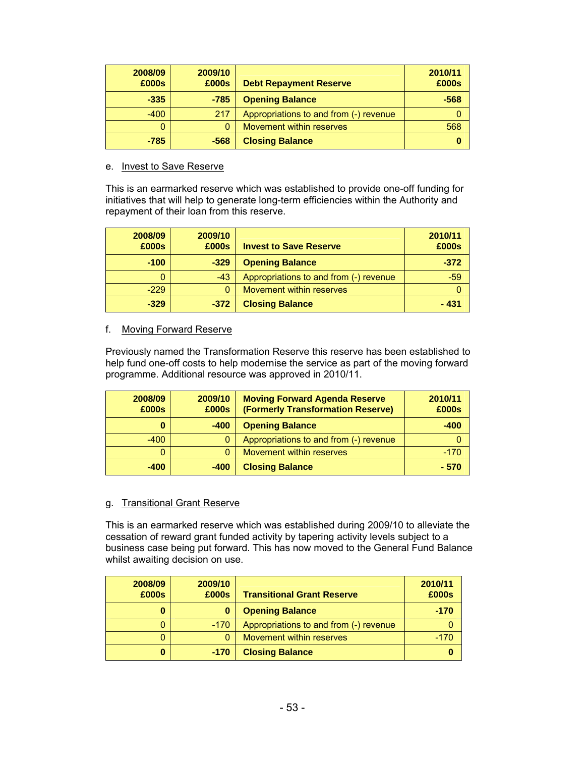| 2008/09 £000s | 2009/10 £000s | Debt Repayment Reserve | 2010/11 £000s |
|---|---|---|---|
| **-335** | **-785** | **Opening Balance** | **-568** |
| -400 | 217 | Appropriations to and from (-) revenue | 0 |
| 0 | 0 | Movement within reserves | 568 |
| **-785** | **-568** | **Closing Balance** | **0** |

e. Invest to Save Reserve

This is an earmarked reserve which was established to provide one-off funding for initiatives that will help to generate long-term efficiencies within the Authority and repayment of their loan from this reserve.

| 2008/09 £000s | 2009/10 £000s | Invest to Save Reserve | 2010/11 £000s |
|---|---|---|---|
| **-100** | **-329** | **Opening Balance** | **-372** |
| 0 | -43 | Appropriations to and from (-) revenue | -59 |
| -229 | 0 | Movement within reserves | 0 |
| **-329** | **-372** | **Closing Balance** | **- 431** |

f. Moving Forward Reserve

Previously named the Transformation Reserve this reserve has been established to help fund one-off costs to help modernise the service as part of the moving forward programme. Additional resource was approved in 2010/11.

| 2008/09 £000s | 2009/10 £000s | Moving Forward Agenda Reserve (Formerly Transformation Reserve) | 2010/11 £000s |
|---|---|---|---|
| **0** | **-400** | **Opening Balance** | **-400** |
| -400 | 0 | Appropriations to and from (-) revenue | 0 |
| 0 | 0 | Movement within reserves | -170 |
| **-400** | **-400** | **Closing Balance** | **- 570** |

g. Transitional Grant Reserve

This is an earmarked reserve which was established during 2009/10 to alleviate the cessation of reward grant funded activity by tapering activity levels subject to a business case being put forward. This has now moved to the General Fund Balance whilst awaiting decision on use.

| 2008/09 £000s | 2009/10 £000s | Transitional Grant Reserve | 2010/11 £000s |
|---|---|---|---|
| **0** | **0** | **Opening Balance** | **-170** |
| 0 | -170 | Appropriations to and from (-) revenue | 0 |
| 0 | 0 | Movement within reserves | -170 |
| **0** | **-170** | **Closing Balance** | **0** |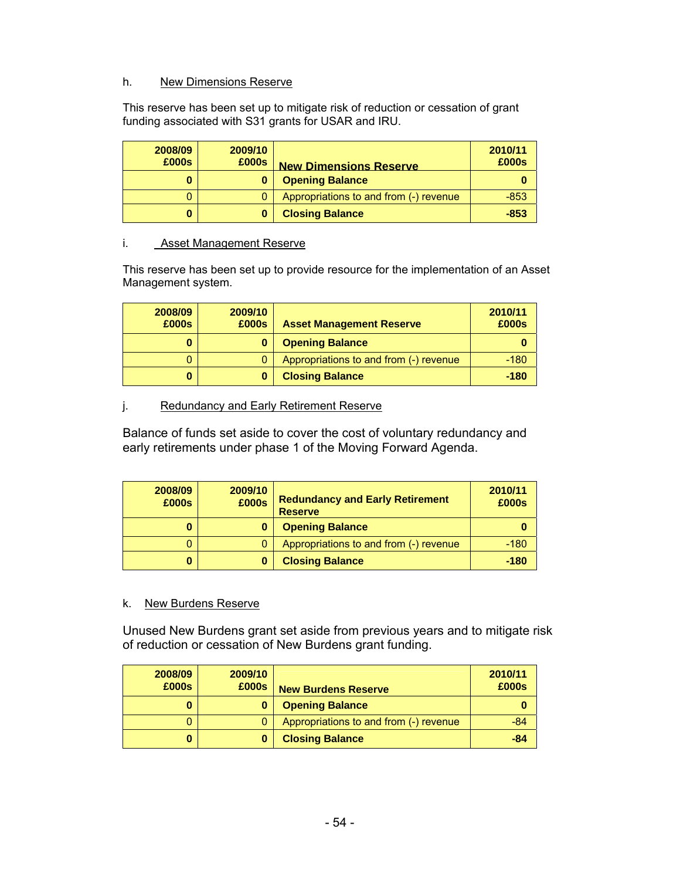h. New Dimensions Reserve

This reserve has been set up to mitigate risk of reduction or cessation of grant funding associated with S31 grants for USAR and IRU.

| 2008/09 £000s | 2009/10 £000s | New Dimensions Reserve | 2010/11 £000s |
|---|---|---|---|
| **0** | **0** | **Opening Balance** | **0** |
| 0 | 0 | Appropriations to and from (-) revenue | -853 |
| **0** | **0** | **Closing Balance** | **-853** |

i. Asset Management Reserve

This reserve has been set up to provide resource for the implementation of an Asset Management system.

| 2008/09 £000s | 2009/10 £000s | Asset Management Reserve | 2010/11 £000s |
|---|---|---|---|
| **0** | **0** | **Opening Balance** | **0** |
| 0 | 0 | Appropriations to and from (-) revenue | -180 |
| **0** | **0** | **Closing Balance** | **-180** |

j. Redundancy and Early Retirement Reserve

Balance of funds set aside to cover the cost of voluntary redundancy and early retirements under phase 1 of the Moving Forward Agenda.

| 2008/09 £000s | 2009/10 £000s | Redundancy and Early Retirement Reserve | 2010/11 £000s |
|---|---|---|---|
| **0** | **0** | **Opening Balance** | **0** |
| 0 | 0 | Appropriations to and from (-) revenue | -180 |
| **0** | **0** | **Closing Balance** | **-180** |

k. New Burdens Reserve

Unused New Burdens grant set aside from previous years and to mitigate risk of reduction or cessation of New Burdens grant funding.

| 2008/09 £000s | 2009/10 £000s | New Burdens Reserve | 2010/11 £000s |
|---|---|---|---|
| **0** | **0** | **Opening Balance** | **0** |
| 0 | 0 | Appropriations to and from (-) revenue | -84 |
| **0** | **0** | **Closing Balance** | **-84** |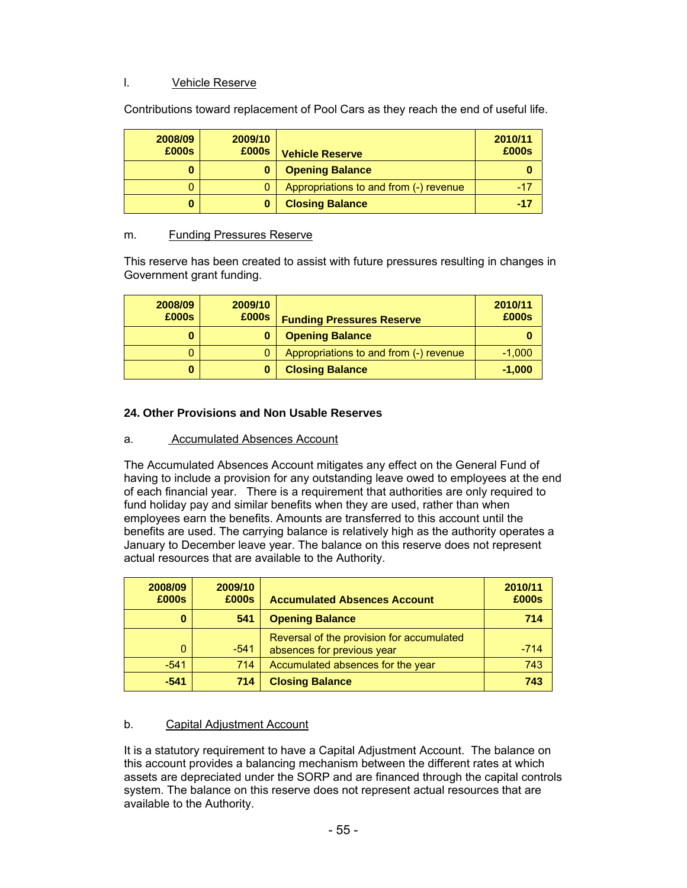l. Vehicle Reserve

Contributions toward replacement of Pool Cars as they reach the end of useful life.

| 2008/09 £000s | 2009/10 £000s | Vehicle Reserve | 2010/11 £000s |
|---:|---:|---|---:|
| **0** | **0** | **Opening Balance** | **0** |
| 0 | 0 | Appropriations to and from (-) revenue | -17 |
| **0** | **0** | **Closing Balance** | **-17** |

m. Funding Pressures Reserve

This reserve has been created to assist with future pressures resulting in changes in Government grant funding.

| 2008/09 £000s | 2009/10 £000s | Funding Pressures Reserve | 2010/11 £000s |
|---:|---:|---|---:|
| **0** | **0** | **Opening Balance** | **0** |
| 0 | 0 | Appropriations to and from (-) revenue | -1,000 |
| **0** | **0** | **Closing Balance** | **-1,000** |

## 24. Other Provisions and Non Usable Reserves

a. Accumulated Absences Account

The Accumulated Absences Account mitigates any effect on the General Fund of having to include a provision for any outstanding leave owed to employees at the end of each financial year. There is a requirement that authorities are only required to fund holiday pay and similar benefits when they are used, rather than when employees earn the benefits. Amounts are transferred to this account until the benefits are used. The carrying balance is relatively high as the authority operates a January to December leave year. The balance on this reserve does not represent actual resources that are available to the Authority.

| 2008/09 £000s | 2009/10 £000s | Accumulated Absences Account | 2010/11 £000s |
|---:|---:|---|---:|
| **0** | **541** | **Opening Balance** | **714** |
| 0 | -541 | Reversal of the provision for accumulated absences for previous year | -714 |
| -541 | 714 | Accumulated absences for the year | 743 |
| **-541** | **714** | **Closing Balance** | **743** |

b. Capital Adjustment Account

It is a statutory requirement to have a Capital Adjustment Account. The balance on this account provides a balancing mechanism between the different rates at which assets are depreciated under the SORP and are financed through the capital controls system. The balance on this reserve does not represent actual resources that are available to the Authority.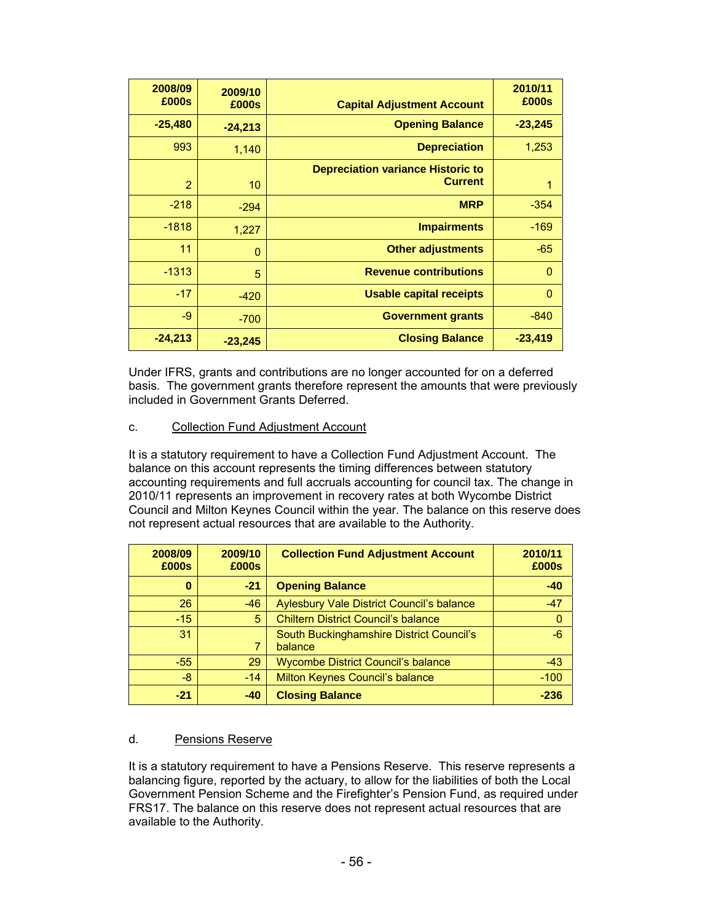| 2008/09 £000s | 2009/10 £000s | Capital Adjustment Account | 2010/11 £000s |
|---|---|---|---|
| **-25,480** | **-24,213** | **Opening Balance** | **-23,245** |
| 993 | 1,140 | **Depreciation** | 1,253 |
| 2 | 10 | **Depreciation variance Historic to Current** | 1 |
| -218 | -294 | **MRP** | -354 |
| -1818 | 1,227 | **Impairments** | -169 |
| 11 | 0 | **Other adjustments** | -65 |
| -1313 | 5 | **Revenue contributions** | 0 |
| -17 | -420 | **Usable capital receipts** | 0 |
| -9 | -700 | **Government grants** | -840 |
| **-24,213** | **-23,245** | **Closing Balance** | **-23,419** |

Under IFRS, grants and contributions are no longer accounted for on a deferred basis. The government grants therefore represent the amounts that were previously included in Government Grants Deferred.

c. Collection Fund Adjustment Account

It is a statutory requirement to have a Collection Fund Adjustment Account. The balance on this account represents the timing differences between statutory accounting requirements and full accruals accounting for council tax. The change in 2010/11 represents an improvement in recovery rates at both Wycombe District Council and Milton Keynes Council within the year. The balance on this reserve does not represent actual resources that are available to the Authority.

| 2008/09 £000s | 2009/10 £000s | Collection Fund Adjustment Account | 2010/11 £000s |
|---|---|---|---|
| **0** | **-21** | **Opening Balance** | **-40** |
| 26 | -46 | Aylesbury Vale District Council's balance | -47 |
| -15 | 5 | Chiltern District Council's balance | 0 |
| 31 | 7 | South Buckinghamshire District Council's balance | -6 |
| -55 | 29 | Wycombe District Council's balance | -43 |
| -8 | -14 | Milton Keynes Council's balance | -100 |
| **-21** | **-40** | **Closing Balance** | **-236** |

d. Pensions Reserve

It is a statutory requirement to have a Pensions Reserve. This reserve represents a balancing figure, reported by the actuary, to allow for the liabilities of both the Local Government Pension Scheme and the Firefighter's Pension Fund, as required under FRS17. The balance on this reserve does not represent actual resources that are available to the Authority.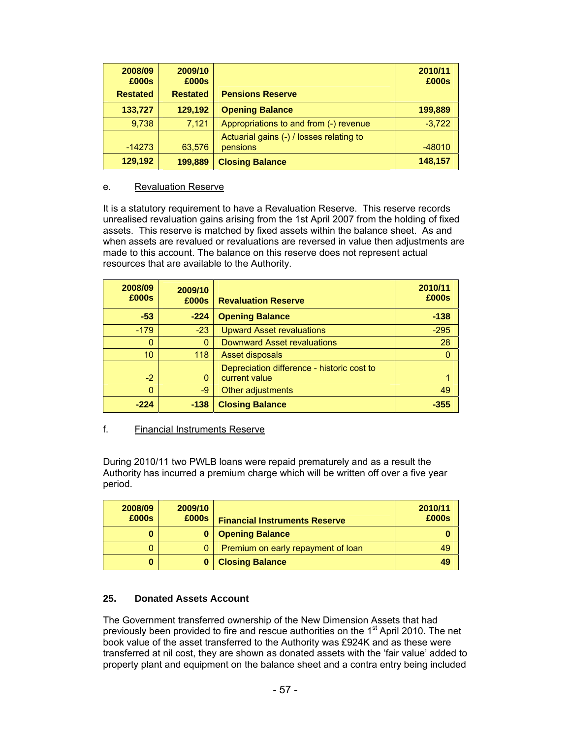| 2008/09 £000s Restated | 2009/10 £000s Restated | Pensions Reserve | 2010/11 £000s |
|---|---|---|---|
| **133,727** | **129,192** | **Opening Balance** | **199,889** |
| 9,738 | 7,121 | Appropriations to and from (-) revenue | -3,722 |
| -14273 | 63,576 | Actuarial gains (-) / losses relating to pensions | -48010 |
| **129,192** | **199,889** | **Closing Balance** | **148,157** |

e. Revaluation Reserve

It is a statutory requirement to have a Revaluation Reserve. This reserve records unrealised revaluation gains arising from the 1st April 2007 from the holding of fixed assets. This reserve is matched by fixed assets within the balance sheet. As and when assets are revalued or revaluations are reversed in value then adjustments are made to this account. The balance on this reserve does not represent actual resources that are available to the Authority.

| 2008/09 £000s | 2009/10 £000s | Revaluation Reserve | 2010/11 £000s |
|---|---|---|---|
| **-53** | **-224** | **Opening Balance** | **-138** |
| -179 | -23 | Upward Asset revaluations | -295 |
| 0 | 0 | Downward Asset revaluations | 28 |
| 10 | 118 | Asset disposals | 0 |
| -2 | 0 | Depreciation difference - historic cost to current value | 1 |
| 0 | -9 | Other adjustments | 49 |
| **-224** | **-138** | **Closing Balance** | **-355** |

f. Financial Instruments Reserve

During 2010/11 two PWLB loans were repaid prematurely and as a result the Authority has incurred a premium charge which will be written off over a five year period.

| 2008/09 £000s | 2009/10 £000s | Financial Instruments Reserve | 2010/11 £000s |
|---|---|---|---|
| **0** | **0** | **Opening Balance** | **0** |
| 0 | 0 | Premium on early repayment of loan | 49 |
| **0** | **0** | **Closing Balance** | **49** |

### 25. Donated Assets Account

The Government transferred ownership of the New Dimension Assets that had previously been provided to fire and rescue authorities on the 1st April 2010. The net book value of the asset transferred to the Authority was £924K and as these were transferred at nil cost, they are shown as donated assets with the 'fair value' added to property plant and equipment on the balance sheet and a contra entry being included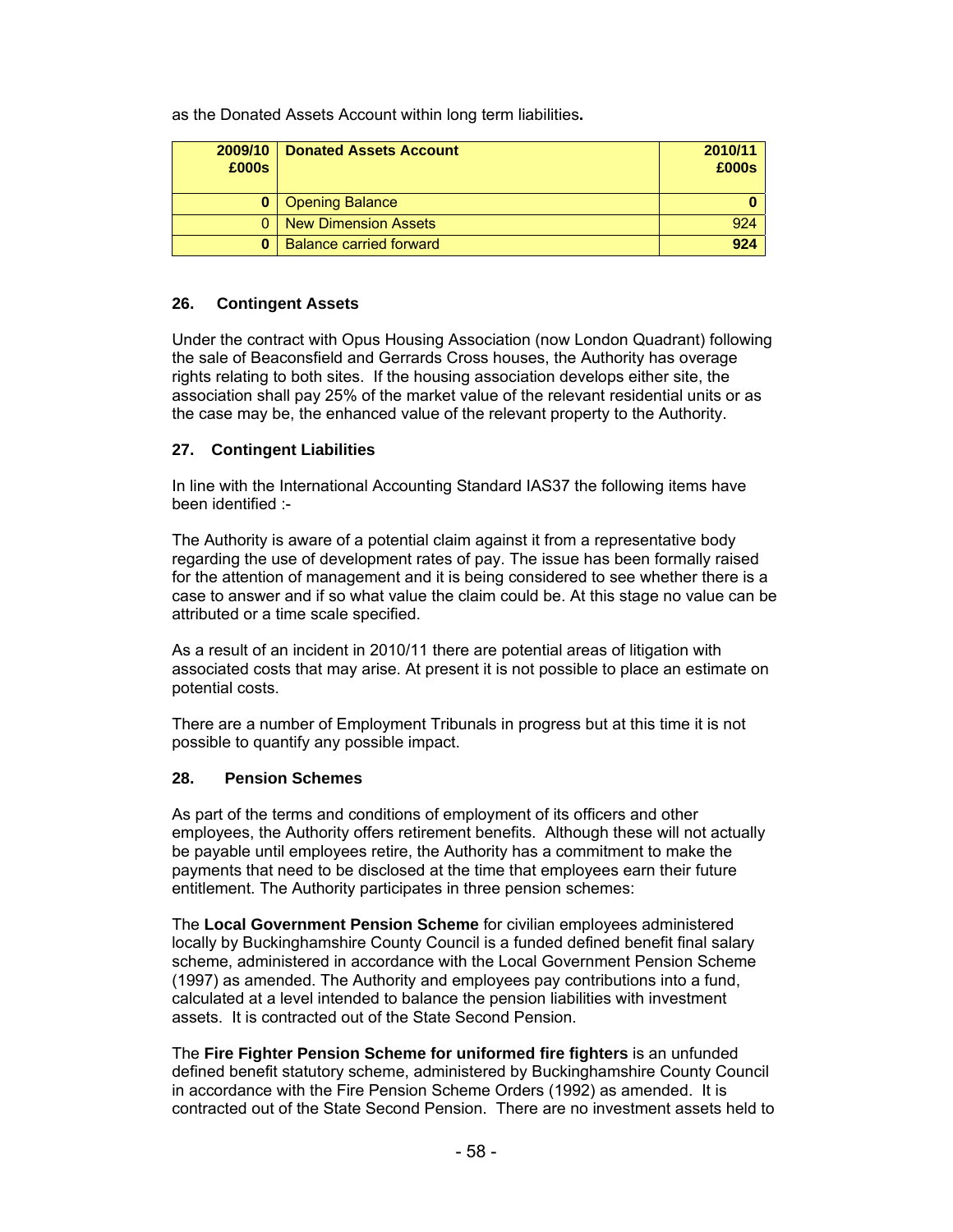as the Donated Assets Account within long term liabilities**.**

| 2009/10 £000s | Donated Assets Account | 2010/11 £000s |
|---|---|---|
| **0** | Opening Balance | **0** |
| 0 | New Dimension Assets | 924 |
| **0** | Balance carried forward | **924** |

### 26. Contingent Assets

Under the contract with Opus Housing Association (now London Quadrant) following the sale of Beaconsfield and Gerrards Cross houses, the Authority has overage rights relating to both sites. If the housing association develops either site, the association shall pay 25% of the market value of the relevant residential units or as the case may be, the enhanced value of the relevant property to the Authority.

### 27. Contingent Liabilities

In line with the International Accounting Standard IAS37 the following items have been identified :-

The Authority is aware of a potential claim against it from a representative body regarding the use of development rates of pay. The issue has been formally raised for the attention of management and it is being considered to see whether there is a case to answer and if so what value the claim could be. At this stage no value can be attributed or a time scale specified.

As a result of an incident in 2010/11 there are potential areas of litigation with associated costs that may arise. At present it is not possible to place an estimate on potential costs.

There are a number of Employment Tribunals in progress but at this time it is not possible to quantify any possible impact.

### 28. Pension Schemes

As part of the terms and conditions of employment of its officers and other employees, the Authority offers retirement benefits. Although these will not actually be payable until employees retire, the Authority has a commitment to make the payments that need to be disclosed at the time that employees earn their future entitlement. The Authority participates in three pension schemes:

The **Local Government Pension Scheme** for civilian employees administered locally by Buckinghamshire County Council is a funded defined benefit final salary scheme, administered in accordance with the Local Government Pension Scheme (1997) as amended. The Authority and employees pay contributions into a fund, calculated at a level intended to balance the pension liabilities with investment assets. It is contracted out of the State Second Pension.

The **Fire Fighter Pension Scheme for uniformed fire fighters** is an unfunded defined benefit statutory scheme, administered by Buckinghamshire County Council in accordance with the Fire Pension Scheme Orders (1992) as amended. It is contracted out of the State Second Pension. There are no investment assets held to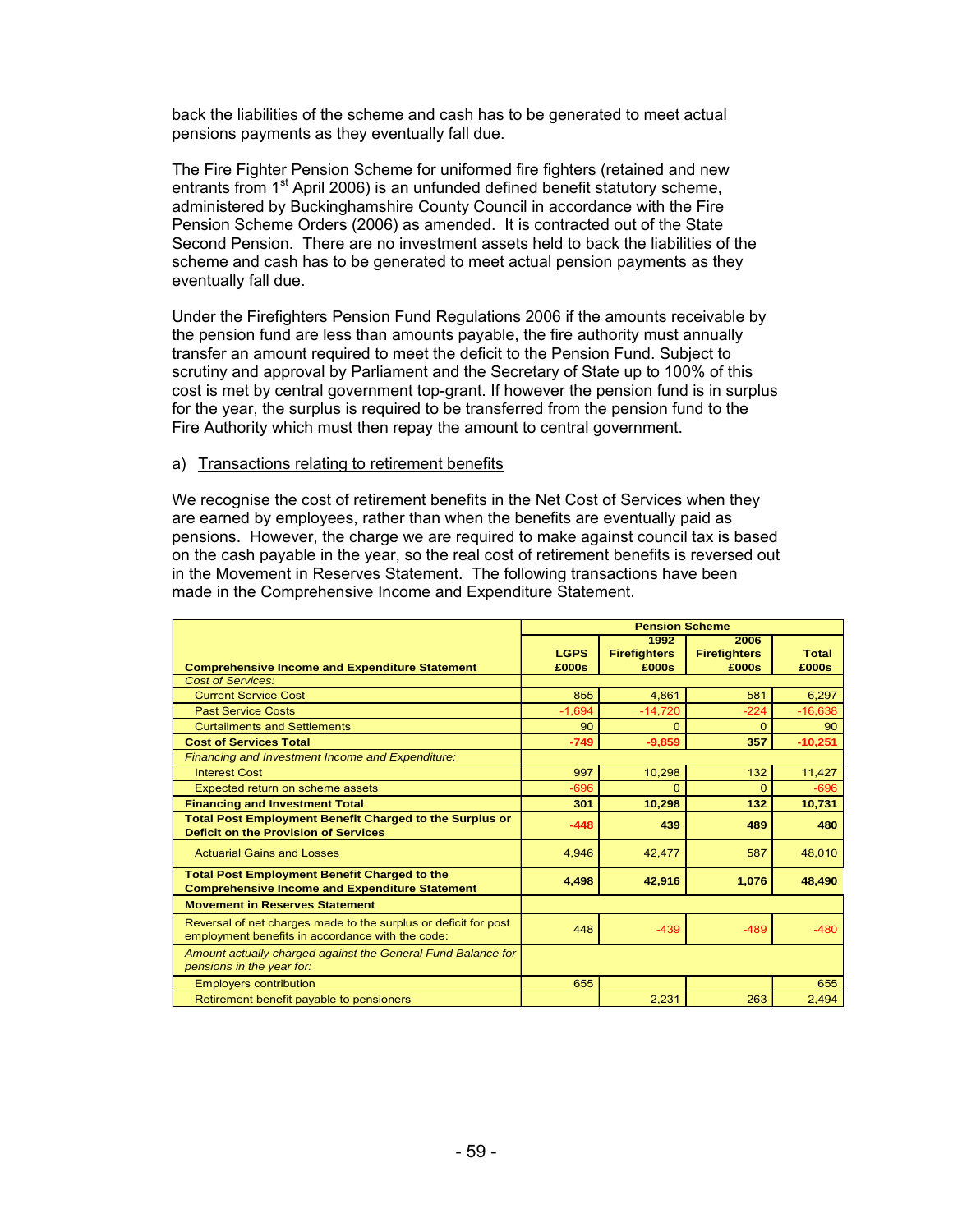back the liabilities of the scheme and cash has to be generated to meet actual pensions payments as they eventually fall due.

The Fire Fighter Pension Scheme for uniformed fire fighters (retained and new entrants from 1st April 2006) is an unfunded defined benefit statutory scheme, administered by Buckinghamshire County Council in accordance with the Fire Pension Scheme Orders (2006) as amended. It is contracted out of the State Second Pension. There are no investment assets held to back the liabilities of the scheme and cash has to be generated to meet actual pension payments as they eventually fall due.

Under the Firefighters Pension Fund Regulations 2006 if the amounts receivable by the pension fund are less than amounts payable, the fire authority must annually transfer an amount required to meet the deficit to the Pension Fund. Subject to scrutiny and approval by Parliament and the Secretary of State up to 100% of this cost is met by central government top-grant. If however the pension fund is in surplus for the year, the surplus is required to be transferred from the pension fund to the Fire Authority which must then repay the amount to central government.

a) Transactions relating to retirement benefits

We recognise the cost of retirement benefits in the Net Cost of Services when they are earned by employees, rather than when the benefits are eventually paid as pensions. However, the charge we are required to make against council tax is based on the cash payable in the year, so the real cost of retirement benefits is reversed out in the Movement in Reserves Statement. The following transactions have been made in the Comprehensive Income and Expenditure Statement.

| | **Pension Scheme** | | | |
|---|---|---|---|---|
| **Comprehensive Income and Expenditure Statement** | **LGPS £000s** | **1992 Firefighters £000s** | **2006 Firefighters £000s** | **Total £000s** |
| *Cost of Services:* | | | | |
| Current Service Cost | 855 | 4,861 | 581 | 6,297 |
| Past Service Costs | -1,694 | -14,720 | -224 | -16,638 |
| Curtailments and Settlements | 90 | 0 | 0 | 90 |
| **Cost of Services Total** | **-749** | **-9,859** | **357** | **-10,251** |
| *Financing and Investment Income and Expenditure:* | | | | |
| Interest Cost | 997 | 10,298 | 132 | 11,427 |
| Expected return on scheme assets | -696 | 0 | 0 | -696 |
| **Financing and Investment Total** | **301** | **10,298** | **132** | **10,731** |
| **Total Post Employment Benefit Charged to the Surplus or Deficit on the Provision of Services** | **-448** | **439** | **489** | **480** |
| Actuarial Gains and Losses | 4,946 | 42,477 | 587 | 48,010 |
| **Total Post Employment Benefit Charged to the Comprehensive Income and Expenditure Statement** | **4,498** | **42,916** | **1,076** | **48,490** |
| **Movement in Reserves Statement** | | | | |
| Reversal of net charges made to the surplus or deficit for post employment benefits in accordance with the code: | 448 | -439 | -489 | -480 |
| *Amount actually charged against the General Fund Balance for pensions in the year for:* | | | | |
| Employers contribution | 655 | | | 655 |
| Retirement benefit payable to pensioners | | 2,231 | 263 | 2,494 |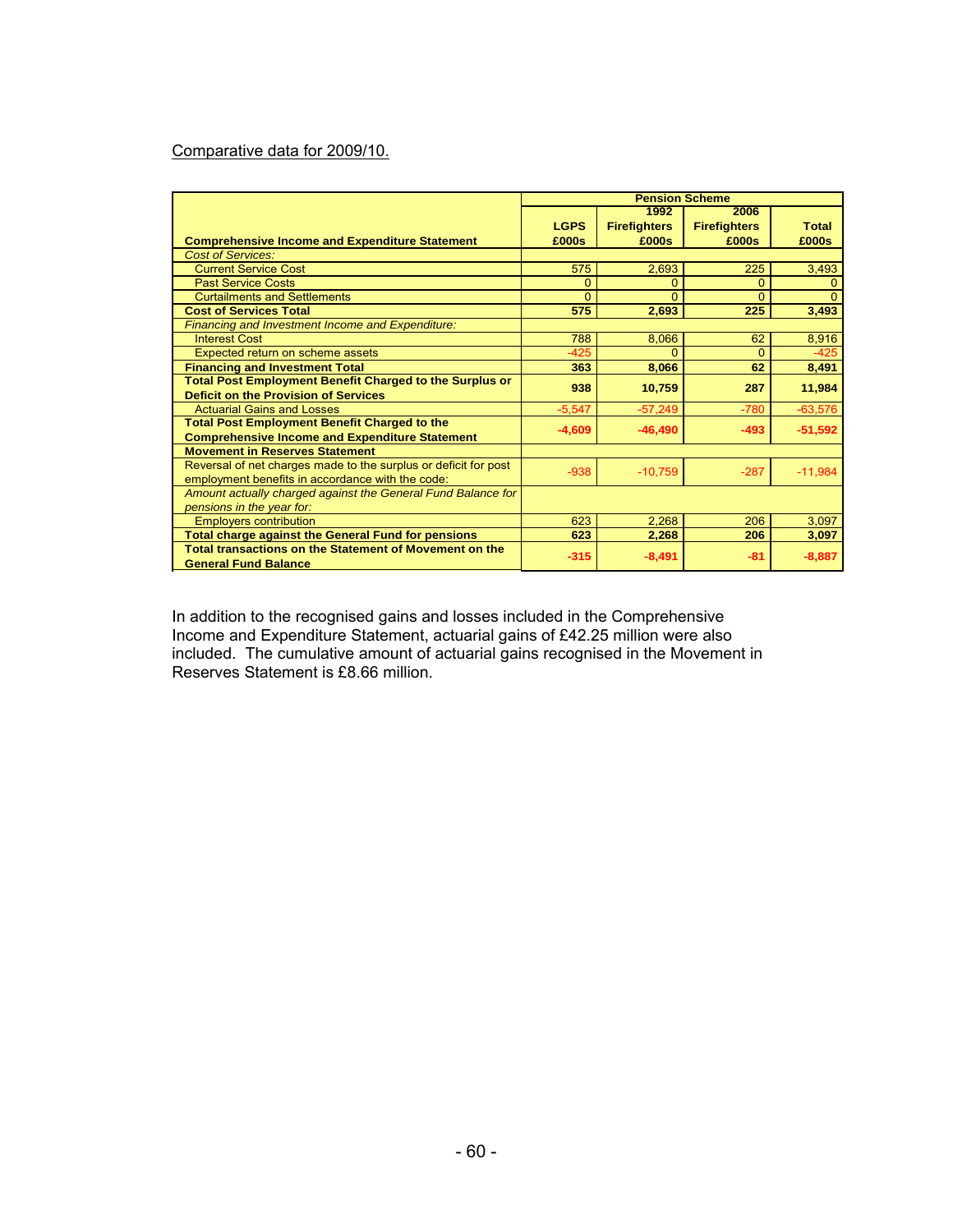Comparative data for 2009/10.

| Comprehensive Income and Expenditure Statement | Pension Scheme | | | |
|---|---|---|---|---|
| | LGPS £000s | 1992 Firefighters £000s | 2006 Firefighters £000s | Total £000s |
| *Cost of Services:* | | | | |
| Current Service Cost | 575 | 2,693 | 225 | 3,493 |
| Past Service Costs | 0 | 0 | 0 | 0 |
| Curtailments and Settlements | 0 | 0 | 0 | 0 |
| **Cost of Services Total** | **575** | **2,693** | **225** | **3,493** |
| *Financing and Investment Income and Expenditure:* | | | | |
| Interest Cost | 788 | 8,066 | 62 | 8,916 |
| Expected return on scheme assets | -425 | 0 | 0 | -425 |
| **Financing and Investment Total** | **363** | **8,066** | **62** | **8,491** |
| **Total Post Employment Benefit Charged to the Surplus or Deficit on the Provision of Services** | **938** | **10,759** | **287** | **11,984** |
| Actuarial Gains and Losses | -5,547 | -57,249 | -780 | -63,576 |
| **Total Post Employment Benefit Charged to the Comprehensive Income and Expenditure Statement** | **-4,609** | **-46,490** | **-493** | **-51,592** |
| **Movement in Reserves Statement** | | | | |
| Reversal of net charges made to the surplus or deficit for post employment benefits in accordance with the code: | -938 | -10,759 | -287 | -11,984 |
| *Amount actually charged against the General Fund Balance for pensions in the year for:* | | | | |
| Employers contribution | 623 | 2,268 | 206 | 3,097 |
| **Total charge against the General Fund for pensions** | **623** | **2,268** | **206** | **3,097** |
| **Total transactions on the Statement of Movement on the General Fund Balance** | **-315** | **-8,491** | **-81** | **-8,887** |

In addition to the recognised gains and losses included in the Comprehensive Income and Expenditure Statement, actuarial gains of £42.25 million were also included. The cumulative amount of actuarial gains recognised in the Movement in Reserves Statement is £8.66 million.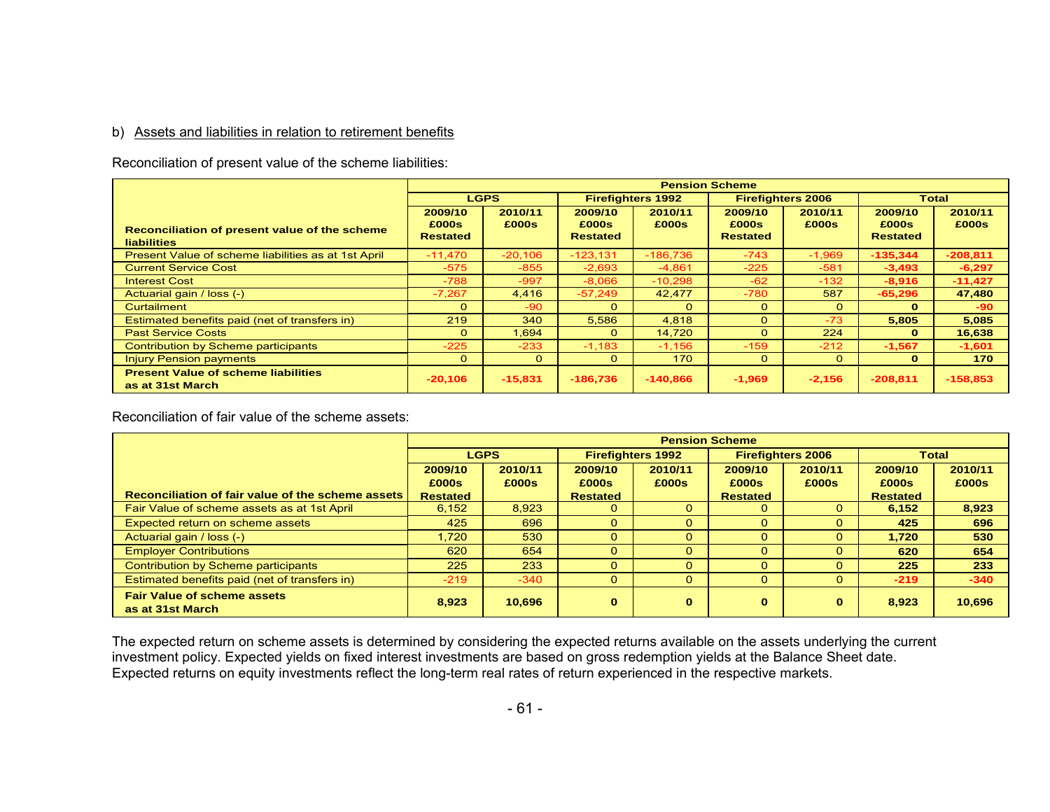b) Assets and liabilities in relation to retirement benefits

Reconciliation of present value of the scheme liabilities:

| Reconciliation of present value of the scheme liabilities | Pension Scheme | | | | | | | |
|---|---|---|---|---|---|---|---|---|
| | LGPS | | Firefighters 1992 | | Firefighters 2006 | | Total | |
| | 2009/10 £000s Restated | 2010/11 £000s | 2009/10 £000s Restated | 2010/11 £000s | 2009/10 £000s Restated | 2010/11 £000s | 2009/10 £000s Restated | 2010/11 £000s |
| Present Value of scheme liabilities as at 1st April | -11,470 | -20,106 | -123,131 | -186,736 | -743 | -1,969 | **-135,344** | **-208,811** |
| Current Service Cost | -575 | -855 | -2,693 | -4,861 | -225 | -581 | **-3,493** | **-6,297** |
| Interest Cost | -788 | -997 | -8,066 | -10,298 | -62 | -132 | **-8,916** | **-11,427** |
| Actuarial gain / loss (-) | -7,267 | 4,416 | -57,249 | 42,477 | -780 | 587 | **-65,296** | **47,480** |
| Curtailment | 0 | -90 | 0 | 0 | 0 | 0 | **0** | **-90** |
| Estimated benefits paid (net of transfers in) | 219 | 340 | 5,586 | 4,818 | 0 | -73 | **5,805** | **5,085** |
| Past Service Costs | 0 | 1,694 | 0 | 14,720 | 0 | 224 | **0** | **16,638** |
| Contribution by Scheme participants | -225 | -233 | -1,183 | -1,156 | -159 | -212 | **-1,567** | **-1,601** |
| Injury Pension payments | 0 | 0 | 0 | 170 | 0 | 0 | **0** | **170** |
| **Present Value of scheme liabilities as at 31st March** | **-20,106** | **-15,831** | **-186,736** | **-140,866** | **-1,969** | **-2,156** | **-208,811** | **-158,853** |

Reconciliation of fair value of the scheme assets:

| Reconciliation of fair value of the scheme assets | Pension Scheme | | | | | | | |
|---|---|---|---|---|---|---|---|---|
| | LGPS | | Firefighters 1992 | | Firefighters 2006 | | Total | |
| | 2009/10 £000s Restated | 2010/11 £000s | 2009/10 £000s Restated | 2010/11 £000s | 2009/10 £000s Restated | 2010/11 £000s | 2009/10 £000s Restated | 2010/11 £000s |
| Fair Value of scheme assets as at 1st April | 6,152 | 8,923 | 0 | 0 | 0 | 0 | **6,152** | **8,923** |
| Expected return on scheme assets | 425 | 696 | 0 | 0 | 0 | 0 | **425** | **696** |
| Actuarial gain / loss (-) | 1,720 | 530 | 0 | 0 | 0 | 0 | **1,720** | **530** |
| Employer Contributions | 620 | 654 | 0 | 0 | 0 | 0 | **620** | **654** |
| Contribution by Scheme participants | 225 | 233 | 0 | 0 | 0 | 0 | **225** | **233** |
| Estimated benefits paid (net of transfers in) | -219 | -340 | 0 | 0 | 0 | 0 | **-219** | **-340** |
| **Fair Value of scheme assets as at 31st March** | **8,923** | **10,696** | **0** | **0** | **0** | **0** | **8,923** | **10,696** |

The expected return on scheme assets is determined by considering the expected returns available on the assets underlying the current investment policy. Expected yields on fixed interest investments are based on gross redemption yields at the Balance Sheet date. Expected returns on equity investments reflect the long-term real rates of return experienced in the respective markets.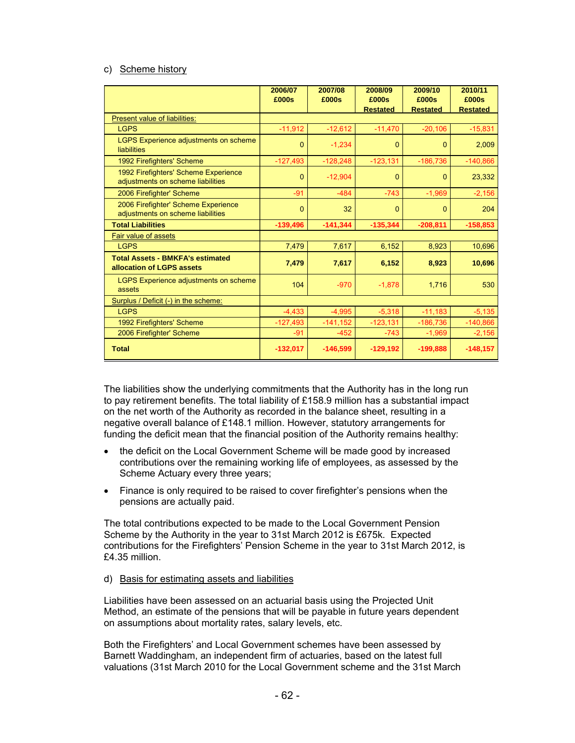c) Scheme history

| | 2006/07 £000s | 2007/08 £000s | 2008/09 £000s Restated | 2009/10 £000s Restated | 2010/11 £000s Restated |
|---|---|---|---|---|---|
| Present value of liabilities: | | | | | |
| LGPS | -11,912 | -12,612 | -11,470 | -20,106 | -15,831 |
| LGPS Experience adjustments on scheme liabilities | 0 | -1,234 | 0 | 0 | 2,009 |
| 1992 Firefighters' Scheme | -127,493 | -128,248 | -123,131 | -186,736 | -140,866 |
| 1992 Firefighters' Scheme Experience adjustments on scheme liabilities | 0 | -12,904 | 0 | 0 | 23,332 |
| 2006 Firefighter' Scheme | -91 | -484 | -743 | -1,969 | -2,156 |
| 2006 Firefighter' Scheme Experience adjustments on scheme liabilities | 0 | 32 | 0 | 0 | 204 |
| **Total Liabilities** | **-139,496** | **-141,344** | **-135,344** | **-208,811** | **-158,853** |
| Fair value of assets | | | | | |
| LGPS | 7,479 | 7,617 | 6,152 | 8,923 | 10,696 |
| **Total Assets - BMKFA's estimated allocation of LGPS assets** | **7,479** | **7,617** | **6,152** | **8,923** | **10,696** |
| LGPS Experience adjustments on scheme assets | 104 | -970 | -1,878 | 1,716 | 530 |
| Surplus / Deficit (-) in the scheme: | | | | | |
| LGPS | -4,433 | -4,995 | -5,318 | -11,183 | -5,135 |
| 1992 Firefighters' Scheme | -127,493 | -141,152 | -123,131 | -186,736 | -140,866 |
| 2006 Firefighter' Scheme | -91 | -452 | -743 | -1,969 | -2,156 |
| **Total** | **-132,017** | **-146,599** | **-129,192** | **-199,888** | **-148,157** |

The liabilities show the underlying commitments that the Authority has in the long run to pay retirement benefits. The total liability of £158.9 million has a substantial impact on the net worth of the Authority as recorded in the balance sheet, resulting in a negative overall balance of £148.1 million. However, statutory arrangements for funding the deficit mean that the financial position of the Authority remains healthy:

- the deficit on the Local Government Scheme will be made good by increased contributions over the remaining working life of employees, as assessed by the Scheme Actuary every three years;
- Finance is only required to be raised to cover firefighter's pensions when the pensions are actually paid.

The total contributions expected to be made to the Local Government Pension Scheme by the Authority in the year to 31st March 2012 is £675k. Expected contributions for the Firefighters' Pension Scheme in the year to 31st March 2012, is £4.35 million.

d) Basis for estimating assets and liabilities

Liabilities have been assessed on an actuarial basis using the Projected Unit Method, an estimate of the pensions that will be payable in future years dependent on assumptions about mortality rates, salary levels, etc.

Both the Firefighters' and Local Government schemes have been assessed by Barnett Waddingham, an independent firm of actuaries, based on the latest full valuations (31st March 2010 for the Local Government scheme and the 31st March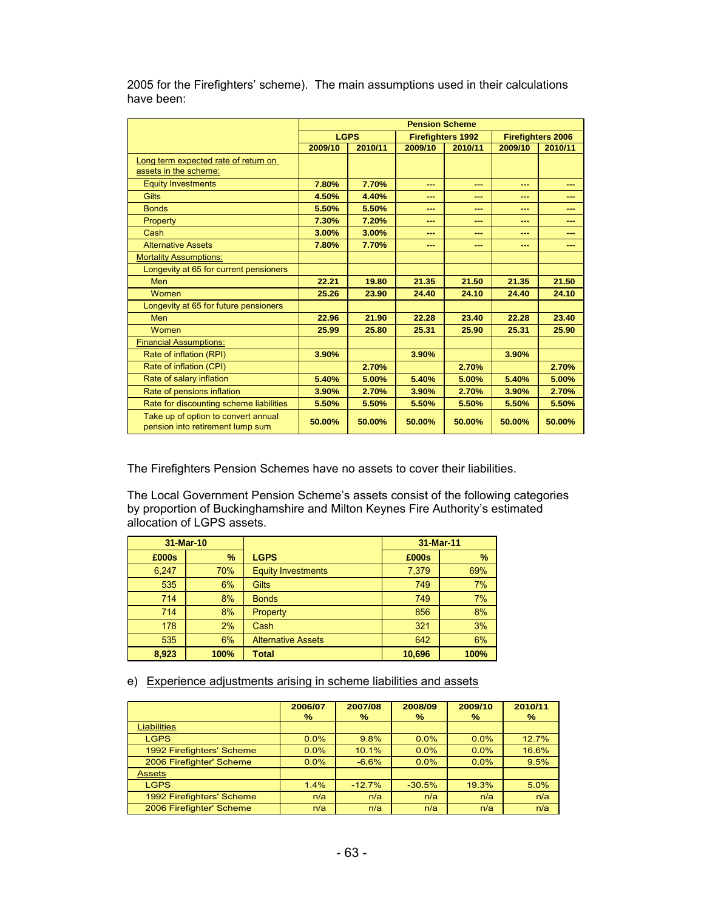2005 for the Firefighters' scheme). The main assumptions used in their calculations have been:

| | Pension Scheme | | | | | |
|---|---|---|---|---|---|---|
| | LGPS | | Firefighters 1992 | | Firefighters 2006 | |
| | 2009/10 | 2010/11 | 2009/10 | 2010/11 | 2009/10 | 2010/11 |
| Long term expected rate of return on assets in the scheme: | | | | | | |
| Equity Investments | 7.80% | 7.70% | --- | --- | --- | --- |
| Gilts | 4.50% | 4.40% | --- | --- | --- | --- |
| Bonds | 5.50% | 5.50% | --- | --- | --- | --- |
| Property | 7.30% | 7.20% | --- | --- | --- | --- |
| Cash | 3.00% | 3.00% | --- | --- | --- | --- |
| Alternative Assets | 7.80% | 7.70% | --- | --- | --- | --- |
| Mortality Assumptions: | | | | | | |
| Longevity at 65 for current pensioners | | | | | | |
| Men | 22.21 | 19.80 | 21.35 | 21.50 | 21.35 | 21.50 |
| Women | 25.26 | 23.90 | 24.40 | 24.10 | 24.40 | 24.10 |
| Longevity at 65 for future pensioners | | | | | | |
| Men | 22.96 | 21.90 | 22.28 | 23.40 | 22.28 | 23.40 |
| Women | 25.99 | 25.80 | 25.31 | 25.90 | 25.31 | 25.90 |
| Financial Assumptions: | | | | | | |
| Rate of inflation (RPI) | 3.90% | | 3.90% | | 3.90% | |
| Rate of inflation (CPI) | | 2.70% | | 2.70% | | 2.70% |
| Rate of salary inflation | 5.40% | 5.00% | 5.40% | 5.00% | 5.40% | 5.00% |
| Rate of pensions inflation | 3.90% | 2.70% | 3.90% | 2.70% | 3.90% | 2.70% |
| Rate for discounting scheme liabilities | 5.50% | 5.50% | 5.50% | 5.50% | 5.50% | 5.50% |
| Take up of option to convert annual pension into retirement lump sum | 50.00% | 50.00% | 50.00% | 50.00% | 50.00% | 50.00% |

The Firefighters Pension Schemes have no assets to cover their liabilities.

The Local Government Pension Scheme's assets consist of the following categories by proportion of Buckinghamshire and Milton Keynes Fire Authority's estimated allocation of LGPS assets.

| 31-Mar-10 | | | 31-Mar-11 | |
|---|---|---|---|---|
| £000s | % | LGPS | £000s | % |
| 6,247 | 70% | Equity Investments | 7,379 | 69% |
| 535 | 6% | Gilts | 749 | 7% |
| 714 | 8% | Bonds | 749 | 7% |
| 714 | 8% | Property | 856 | 8% |
| 178 | 2% | Cash | 321 | 3% |
| 535 | 6% | Alternative Assets | 642 | 6% |
| 8,923 | 100% | Total | 10,696 | 100% |

e) Experience adjustments arising in scheme liabilities and assets

| | 2006/07 % | 2007/08 % | 2008/09 % | 2009/10 % | 2010/11 % |
|---|---|---|---|---|---|
| Liabilities | | | | | |
| LGPS | 0.0% | 9.8% | 0.0% | 0.0% | 12.7% |
| 1992 Firefighters' Scheme | 0.0% | 10.1% | 0.0% | 0.0% | 16.6% |
| 2006 Firefighter' Scheme | 0.0% | -6.6% | 0.0% | 0.0% | 9.5% |
| Assets | | | | | |
| LGPS | 1.4% | -12.7% | -30.5% | 19.3% | 5.0% |
| 1992 Firefighters' Scheme | n/a | n/a | n/a | n/a | n/a |
| 2006 Firefighter' Scheme | n/a | n/a | n/a | n/a | n/a |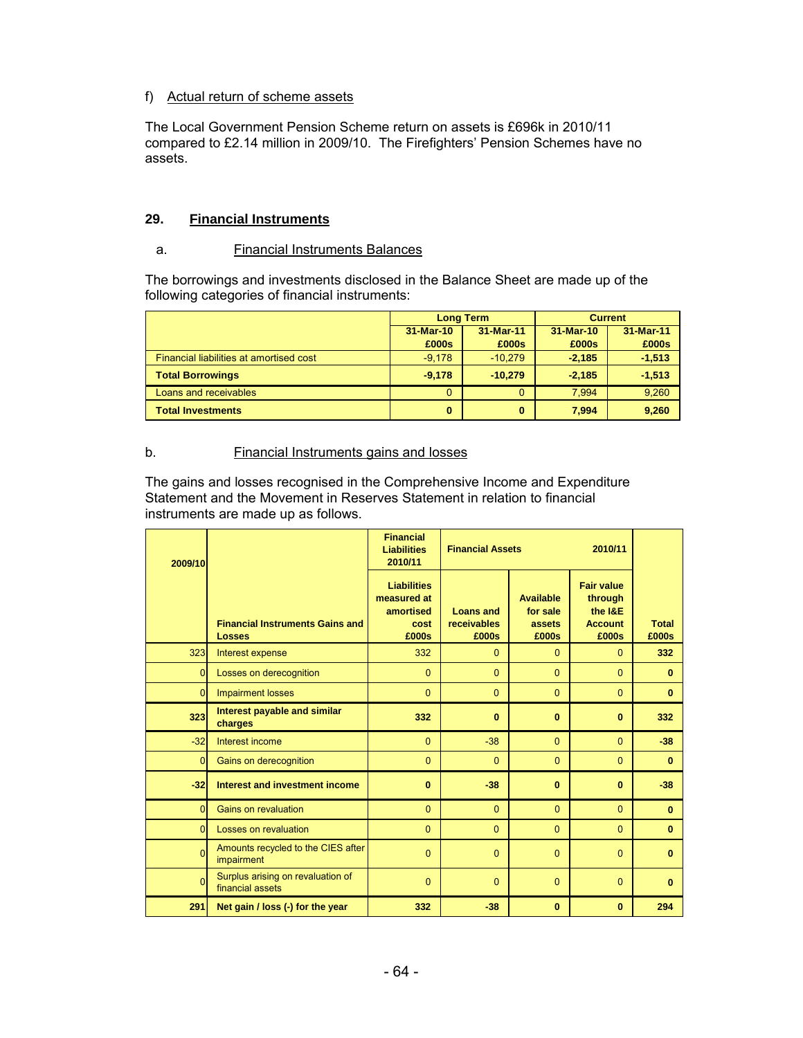f) Actual return of scheme assets

The Local Government Pension Scheme return on assets is £696k in 2010/11 compared to £2.14 million in 2009/10. The Firefighters' Pension Schemes have no assets.

## 29. Financial Instruments

### a. Financial Instruments Balances

The borrowings and investments disclosed in the Balance Sheet are made up of the following categories of financial instruments:

| | Long Term | | Current | |
|---|---|---|---|---|
| | 31-Mar-10 £000s | 31-Mar-11 £000s | 31-Mar-10 £000s | 31-Mar-11 £000s |
| Financial liabilities at amortised cost | -9,178 | -10,279 | -2,185 | -1,513 |
| **Total Borrowings** | **-9,178** | **-10,279** | **-2,185** | **-1,513** |
| Loans and receivables | 0 | 0 | 7,994 | 9,260 |
| **Total Investments** | **0** | **0** | **7,994** | **9,260** |

### b. Financial Instruments gains and losses

The gains and losses recognised in the Comprehensive Income and Expenditure Statement and the Movement in Reserves Statement in relation to financial instruments are made up as follows.

| 2009/10 | | Financial Liabilities 2010/11 | Financial Assets 2010/11 | | | |
|---|---|---|---|---|---|---|
| | Financial Instruments Gains and Losses | Liabilities measured at amortised cost £000s | Loans and receivables £000s | Available for sale assets £000s | Fair value through the I&E Account £000s | Total £000s |
| 323 | Interest expense | 332 | 0 | 0 | 0 | 332 |
| 0 | Losses on derecognition | 0 | 0 | 0 | 0 | 0 |
| 0 | Impairment losses | 0 | 0 | 0 | 0 | 0 |
| **323** | **Interest payable and similar charges** | **332** | **0** | **0** | **0** | **332** |
| -32 | Interest income | 0 | -38 | 0 | 0 | -38 |
| 0 | Gains on derecognition | 0 | 0 | 0 | 0 | 0 |
| **-32** | **Interest and investment income** | **0** | **-38** | **0** | **0** | **-38** |
| 0 | Gains on revaluation | 0 | 0 | 0 | 0 | 0 |
| 0 | Losses on revaluation | 0 | 0 | 0 | 0 | 0 |
| 0 | Amounts recycled to the CIES after impairment | 0 | 0 | 0 | 0 | 0 |
| 0 | Surplus arising on revaluation of financial assets | 0 | 0 | 0 | 0 | 0 |
| **291** | **Net gain / loss (-) for the year** | **332** | **-38** | **0** | **0** | **294** |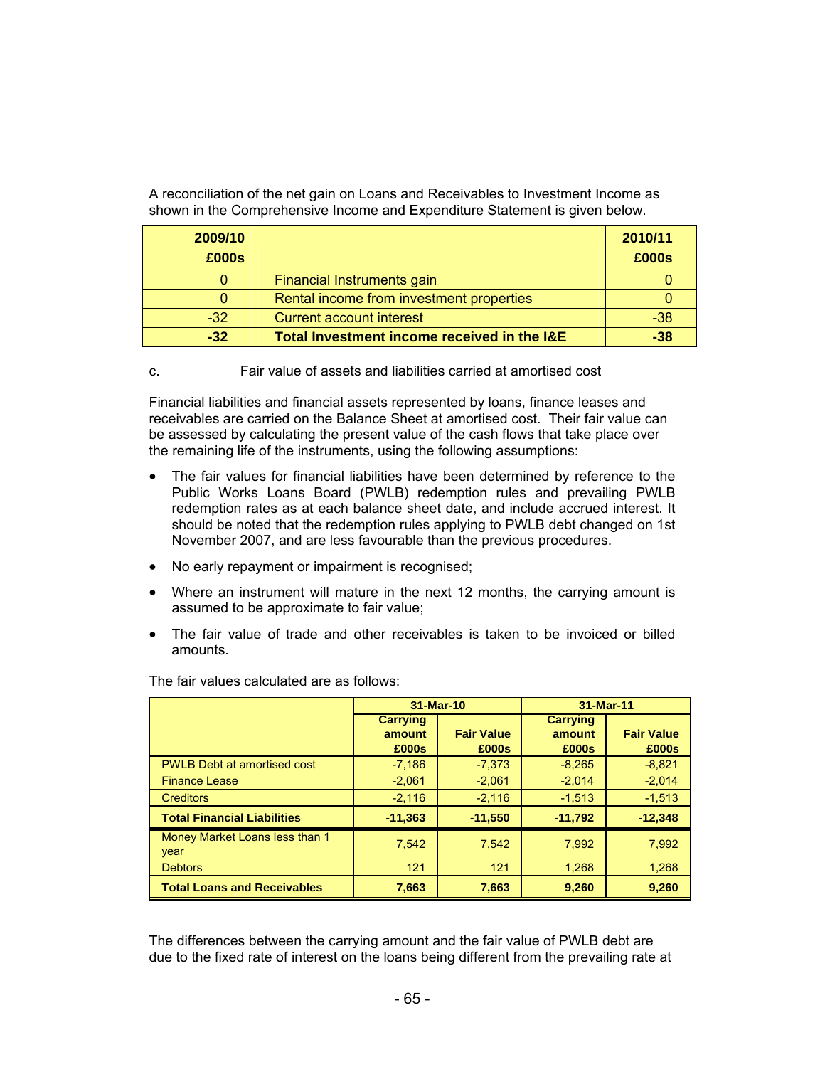A reconciliation of the net gain on Loans and Receivables to Investment Income as shown in the Comprehensive Income and Expenditure Statement is given below.

| 2009/10 £000s | | 2010/11 £000s |
|---|---|---|
| 0 | Financial Instruments gain | 0 |
| 0 | Rental income from investment properties | 0 |
| -32 | Current account interest | -38 |
| **-32** | **Total Investment income received in the I&E** | **-38** |

c. Fair value of assets and liabilities carried at amortised cost

Financial liabilities and financial assets represented by loans, finance leases and receivables are carried on the Balance Sheet at amortised cost. Their fair value can be assessed by calculating the present value of the cash flows that take place over the remaining life of the instruments, using the following assumptions:

- The fair values for financial liabilities have been determined by reference to the Public Works Loans Board (PWLB) redemption rules and prevailing PWLB redemption rates as at each balance sheet date, and include accrued interest. It should be noted that the redemption rules applying to PWLB debt changed on 1st November 2007, and are less favourable than the previous procedures.
- No early repayment or impairment is recognised;
- Where an instrument will mature in the next 12 months, the carrying amount is assumed to be approximate to fair value;
- The fair value of trade and other receivables is taken to be invoiced or billed amounts.

The fair values calculated are as follows:

| | 31-Mar-10 | | 31-Mar-11 | |
|---|---|---|---|---|
| | Carrying amount £000s | Fair Value £000s | Carrying amount £000s | Fair Value £000s |
| PWLB Debt at amortised cost | -7,186 | -7,373 | -8,265 | -8,821 |
| Finance Lease | -2,061 | -2,061 | -2,014 | -2,014 |
| Creditors | -2,116 | -2,116 | -1,513 | -1,513 |
| **Total Financial Liabilities** | **-11,363** | **-11,550** | **-11,792** | **-12,348** |
| Money Market Loans less than 1 year | 7,542 | 7,542 | 7,992 | 7,992 |
| Debtors | 121 | 121 | 1,268 | 1,268 |
| **Total Loans and Receivables** | **7,663** | **7,663** | **9,260** | **9,260** |

The differences between the carrying amount and the fair value of PWLB debt are due to the fixed rate of interest on the loans being different from the prevailing rate at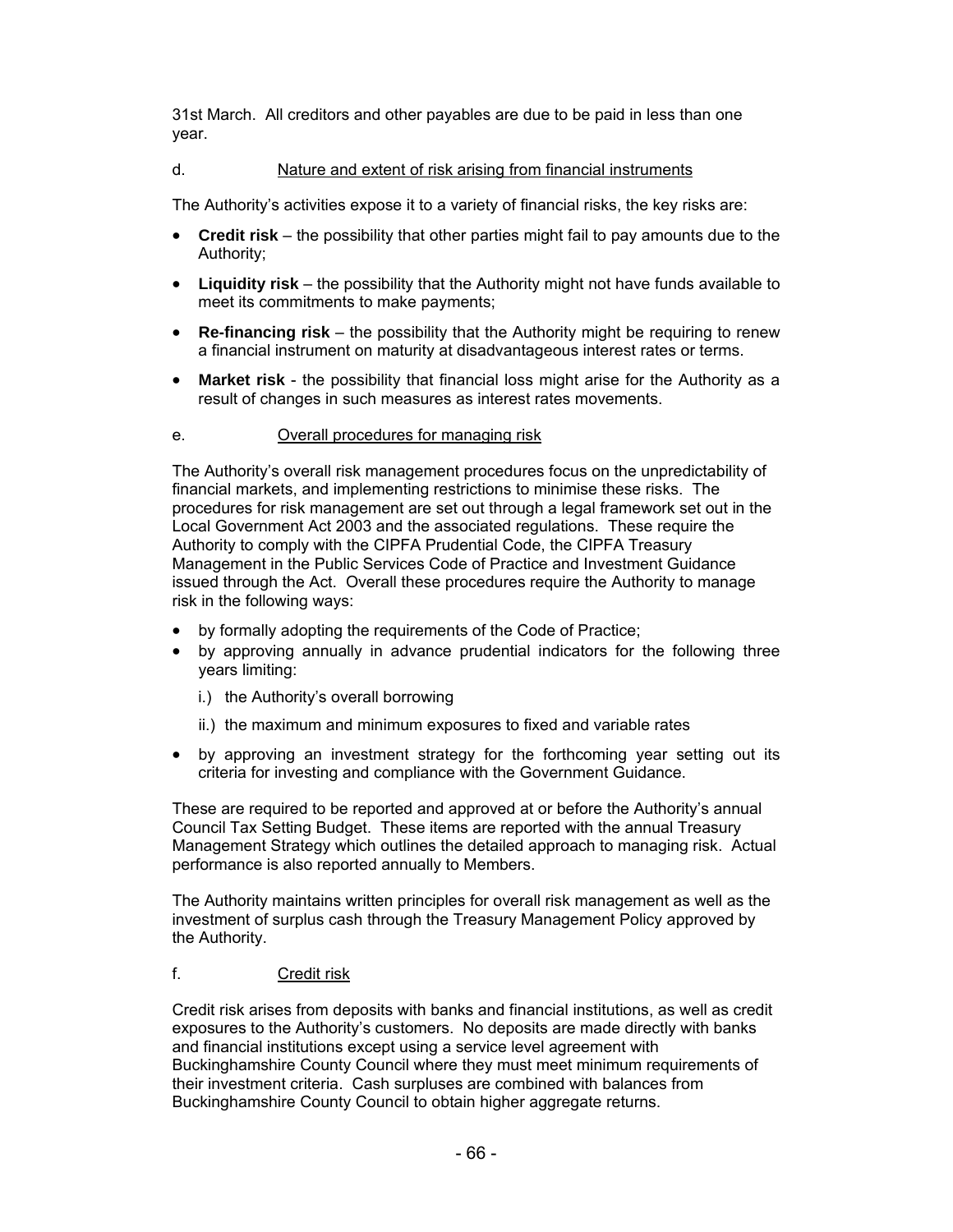31st March. All creditors and other payables are due to be paid in less than one year.

d. Nature and extent of risk arising from financial instruments

The Authority's activities expose it to a variety of financial risks, the key risks are:

- **Credit risk** – the possibility that other parties might fail to pay amounts due to the Authority;
- **Liquidity risk** – the possibility that the Authority might not have funds available to meet its commitments to make payments;
- **Re-financing risk** – the possibility that the Authority might be requiring to renew a financial instrument on maturity at disadvantageous interest rates or terms.
- **Market risk** - the possibility that financial loss might arise for the Authority as a result of changes in such measures as interest rates movements.

e. Overall procedures for managing risk

The Authority's overall risk management procedures focus on the unpredictability of financial markets, and implementing restrictions to minimise these risks. The procedures for risk management are set out through a legal framework set out in the Local Government Act 2003 and the associated regulations. These require the Authority to comply with the CIPFA Prudential Code, the CIPFA Treasury Management in the Public Services Code of Practice and Investment Guidance issued through the Act. Overall these procedures require the Authority to manage risk in the following ways:

- by formally adopting the requirements of the Code of Practice;
- by approving annually in advance prudential indicators for the following three years limiting:
  - i.) the Authority's overall borrowing
  - ii.) the maximum and minimum exposures to fixed and variable rates
- by approving an investment strategy for the forthcoming year setting out its criteria for investing and compliance with the Government Guidance.

These are required to be reported and approved at or before the Authority's annual Council Tax Setting Budget. These items are reported with the annual Treasury Management Strategy which outlines the detailed approach to managing risk. Actual performance is also reported annually to Members.

The Authority maintains written principles for overall risk management as well as the investment of surplus cash through the Treasury Management Policy approved by the Authority.

f. Credit risk

Credit risk arises from deposits with banks and financial institutions, as well as credit exposures to the Authority's customers. No deposits are made directly with banks and financial institutions except using a service level agreement with Buckinghamshire County Council where they must meet minimum requirements of their investment criteria. Cash surpluses are combined with balances from Buckinghamshire County Council to obtain higher aggregate returns.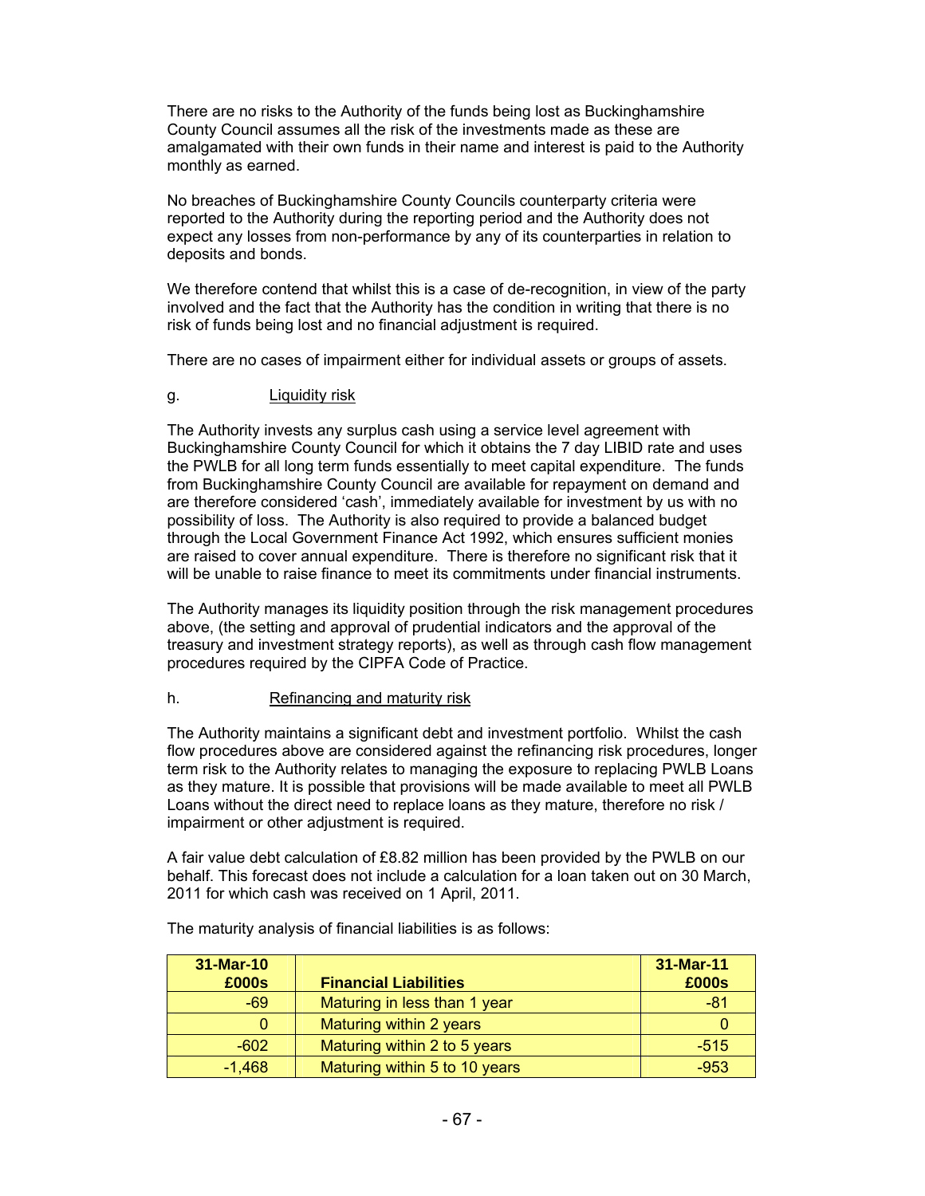There are no risks to the Authority of the funds being lost as Buckinghamshire County Council assumes all the risk of the investments made as these are amalgamated with their own funds in their name and interest is paid to the Authority monthly as earned.

No breaches of Buckinghamshire County Councils counterparty criteria were reported to the Authority during the reporting period and the Authority does not expect any losses from non-performance by any of its counterparties in relation to deposits and bonds.

We therefore contend that whilst this is a case of de-recognition, in view of the party involved and the fact that the Authority has the condition in writing that there is no risk of funds being lost and no financial adjustment is required.

There are no cases of impairment either for individual assets or groups of assets.

g. Liquidity risk

The Authority invests any surplus cash using a service level agreement with Buckinghamshire County Council for which it obtains the 7 day LIBID rate and uses the PWLB for all long term funds essentially to meet capital expenditure. The funds from Buckinghamshire County Council are available for repayment on demand and are therefore considered 'cash', immediately available for investment by us with no possibility of loss. The Authority is also required to provide a balanced budget through the Local Government Finance Act 1992, which ensures sufficient monies are raised to cover annual expenditure. There is therefore no significant risk that it will be unable to raise finance to meet its commitments under financial instruments.

The Authority manages its liquidity position through the risk management procedures above, (the setting and approval of prudential indicators and the approval of the treasury and investment strategy reports), as well as through cash flow management procedures required by the CIPFA Code of Practice.

h. Refinancing and maturity risk

The Authority maintains a significant debt and investment portfolio. Whilst the cash flow procedures above are considered against the refinancing risk procedures, longer term risk to the Authority relates to managing the exposure to replacing PWLB Loans as they mature. It is possible that provisions will be made available to meet all PWLB Loans without the direct need to replace loans as they mature, therefore no risk / impairment or other adjustment is required.

A fair value debt calculation of £8.82 million has been provided by the PWLB on our behalf. This forecast does not include a calculation for a loan taken out on 30 March, 2011 for which cash was received on 1 April, 2011.

The maturity analysis of financial liabilities is as follows:

| 31-Mar-10 £000s | Financial Liabilities | 31-Mar-11 £000s |
|---|---|---|
| -69 | Maturing in less than 1 year | -81 |
| 0 | Maturing within 2 years | 0 |
| -602 | Maturing within 2 to 5 years | -515 |
| -1,468 | Maturing within 5 to 10 years | -953 |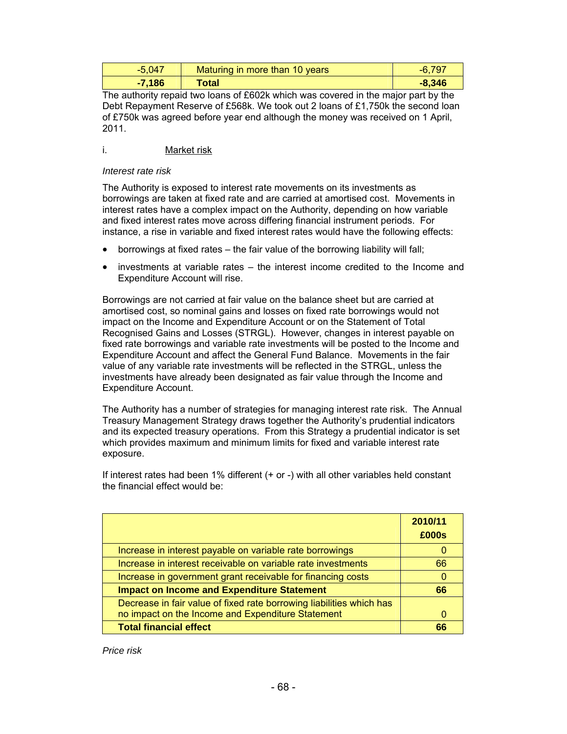| | | |
|---|---|---|
| -5,047 | Maturing in more than 10 years | -6,797 |
| **-7,186** | **Total** | **-8,346** |

The authority repaid two loans of £602k which was covered in the major part by the Debt Repayment Reserve of £568k. We took out 2 loans of £1,750k the second loan of £750k was agreed before year end although the money was received on 1 April, 2011.

i. Market risk

*Interest rate risk*

The Authority is exposed to interest rate movements on its investments as borrowings are taken at fixed rate and are carried at amortised cost. Movements in interest rates have a complex impact on the Authority, depending on how variable and fixed interest rates move across differing financial instrument periods. For instance, a rise in variable and fixed interest rates would have the following effects:

- borrowings at fixed rates – the fair value of the borrowing liability will fall;
- investments at variable rates – the interest income credited to the Income and Expenditure Account will rise.

Borrowings are not carried at fair value on the balance sheet but are carried at amortised cost, so nominal gains and losses on fixed rate borrowings would not impact on the Income and Expenditure Account or on the Statement of Total Recognised Gains and Losses (STRGL). However, changes in interest payable on fixed rate borrowings and variable rate investments will be posted to the Income and Expenditure Account and affect the General Fund Balance. Movements in the fair value of any variable rate investments will be reflected in the STRGL, unless the investments have already been designated as fair value through the Income and Expenditure Account.

The Authority has a number of strategies for managing interest rate risk. The Annual Treasury Management Strategy draws together the Authority's prudential indicators and its expected treasury operations. From this Strategy a prudential indicator is set which provides maximum and minimum limits for fixed and variable interest rate exposure.

If interest rates had been 1% different (+ or -) with all other variables held constant the financial effect would be:

| | **2010/11 £000s** |
|---|---|
| Increase in interest payable on variable rate borrowings | 0 |
| Increase in interest receivable on variable rate investments | 66 |
| Increase in government grant receivable for financing costs | 0 |
| **Impact on Income and Expenditure Statement** | **66** |
| Decrease in fair value of fixed rate borrowing liabilities which has no impact on the Income and Expenditure Statement | 0 |
| **Total financial effect** | **66** |

*Price risk*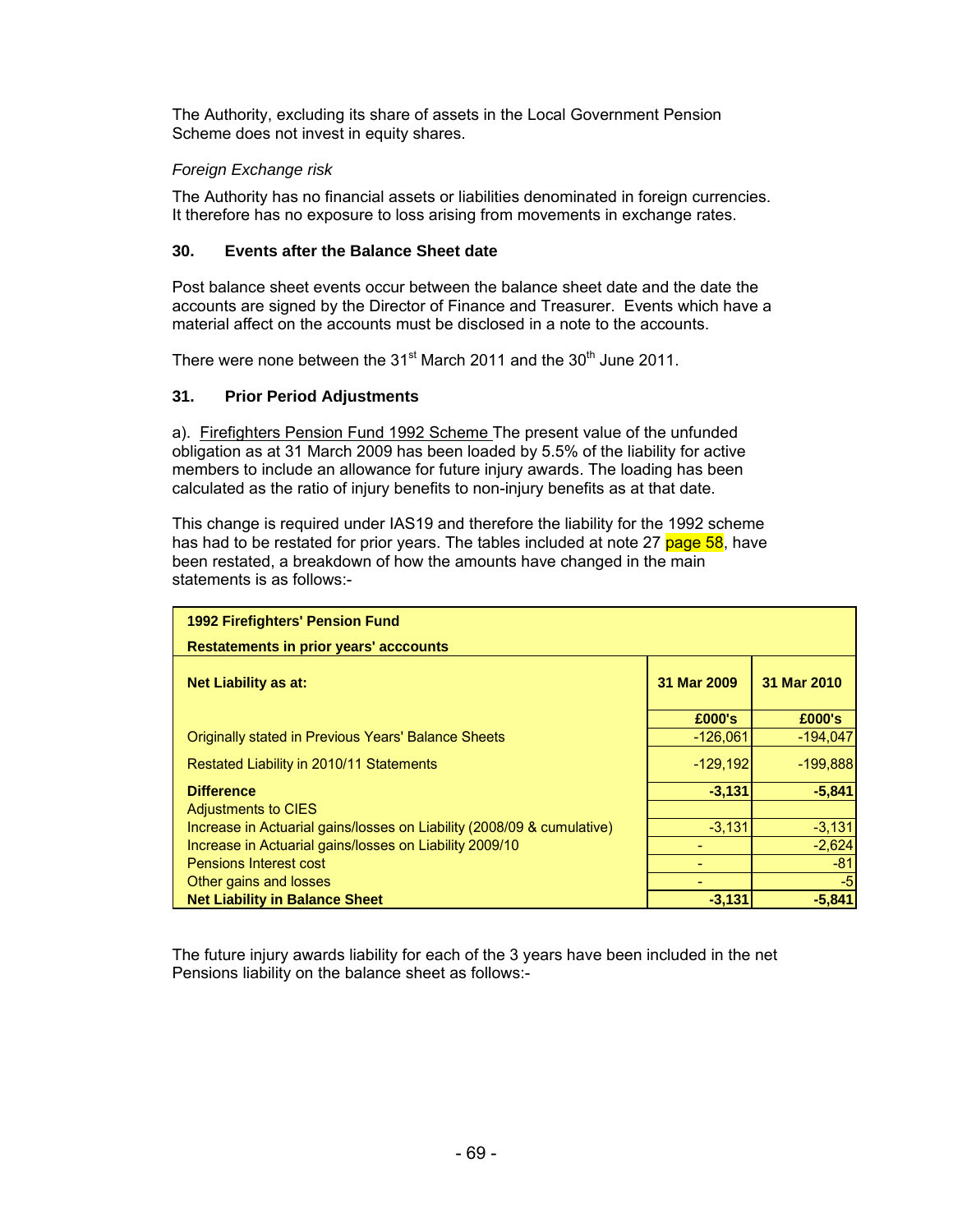The Authority, excluding its share of assets in the Local Government Pension Scheme does not invest in equity shares.

*Foreign Exchange risk*

The Authority has no financial assets or liabilities denominated in foreign currencies. It therefore has no exposure to loss arising from movements in exchange rates.

## 30. Events after the Balance Sheet date

Post balance sheet events occur between the balance sheet date and the date the accounts are signed by the Director of Finance and Treasurer. Events which have a material affect on the accounts must be disclosed in a note to the accounts.

There were none between the 31st March 2011 and the 30th June 2011.

## 31. Prior Period Adjustments

a). Firefighters Pension Fund 1992 Scheme The present value of the unfunded obligation as at 31 March 2009 has been loaded by 5.5% of the liability for active members to include an allowance for future injury awards. The loading has been calculated as the ratio of injury benefits to non-injury benefits as at that date.

This change is required under IAS19 and therefore the liability for the 1992 scheme has had to be restated for prior years. The tables included at note 27 page 58, have been restated, a breakdown of how the amounts have changed in the main statements is as follows:-

| **1992 Firefighters' Pension Fund**<br>**Restatements in prior years' acccounts** | | |
|---|---|---|
| **Net Liability as at:** | **31 Mar 2009** | **31 Mar 2010** |
| | **£000's** | **£000's** |
| Originally stated in Previous Years' Balance Sheets | -126,061 | -194,047 |
| Restated Liability in 2010/11 Statements | -129,192 | -199,888 |
| **Difference** | **-3,131** | **-5,841** |
| Adjustments to CIES | | |
| Increase in Actuarial gains/losses on Liability (2008/09 & cumulative) | -3,131 | -3,131 |
| Increase in Actuarial gains/losses on Liability 2009/10 | - | -2,624 |
| Pensions Interest cost | - | -81 |
| Other gains and losses | - | -5 |
| **Net Liability in Balance Sheet** | **-3,131** | **-5,841** |

The future injury awards liability for each of the 3 years have been included in the net Pensions liability on the balance sheet as follows:-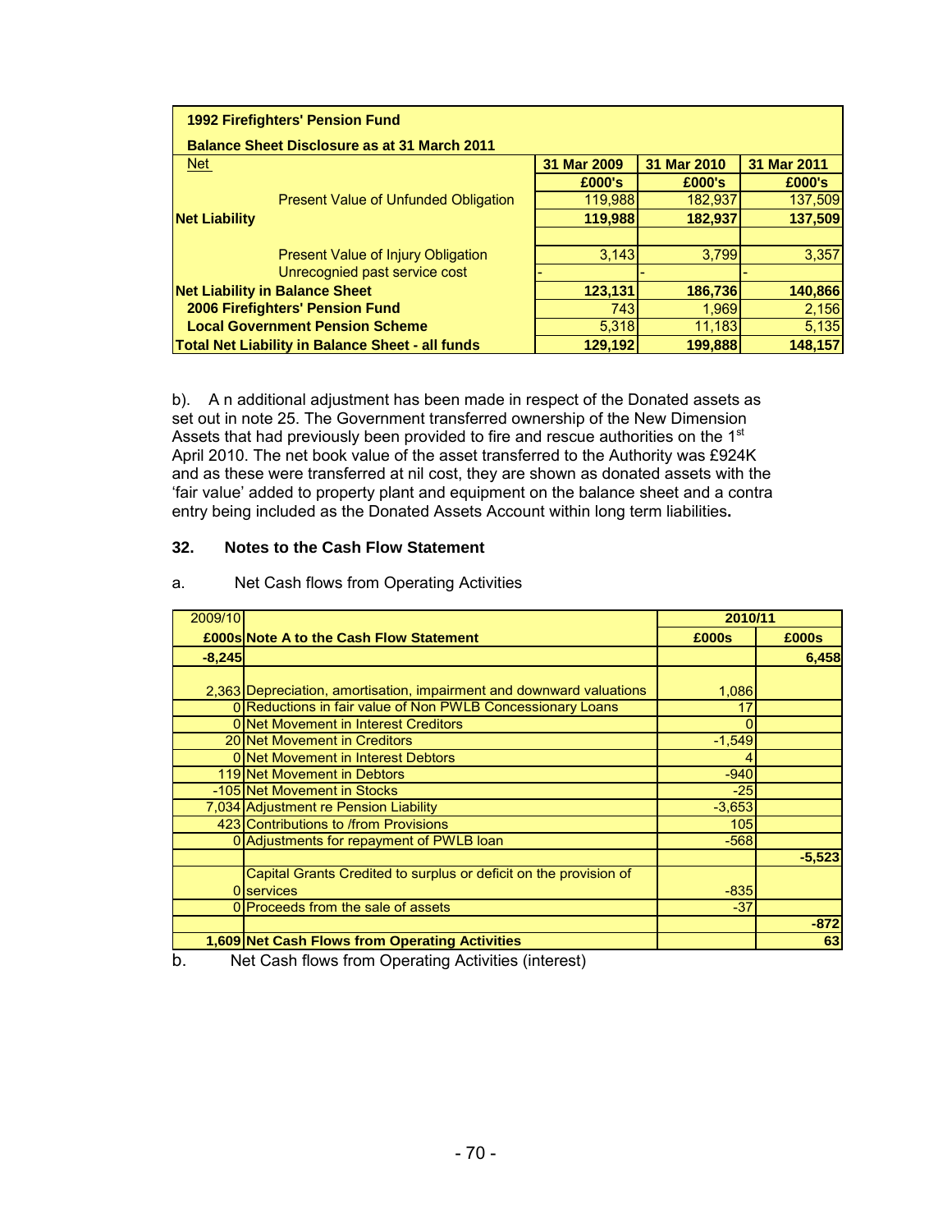| 1992 Firefighters' Pension Fund | | | |
|---|---|---|---|
| **Balance Sheet Disclosure as at 31 March 2011** | | | |
| Net | **31 Mar 2009** | **31 Mar 2010** | **31 Mar 2011** |
| | **£000's** | **£000's** | **£000's** |
| Present Value of Unfunded Obligation | 119,988 | 182,937 | 137,509 |
| **Net Liability** | **119,988** | **182,937** | **137,509** |
| | | | |
| Present Value of Injury Obligation | 3,143 | 3,799 | 3,357 |
| Unrecognied past service cost | - | - | - |
| **Net Liability in Balance Sheet** | **123,131** | **186,736** | **140,866** |
| **2006 Firefighters' Pension Fund** | 743 | 1,969 | 2,156 |
| **Local Government Pension Scheme** | 5,318 | 11,183 | 5,135 |
| **Total Net Liability in Balance Sheet - all funds** | **129,192** | **199,888** | **148,157** |

b). A n additional adjustment has been made in respect of the Donated assets as set out in note 25. The Government transferred ownership of the New Dimension Assets that had previously been provided to fire and rescue authorities on the 1st April 2010. The net book value of the asset transferred to the Authority was £924K and as these were transferred at nil cost, they are shown as donated assets with the 'fair value' added to property plant and equipment on the balance sheet and a contra entry being included as the Donated Assets Account within long term liabilities**.**

## 32. Notes to the Cash Flow Statement

a. Net Cash flows from Operating Activities

| 2009/10 | | 2010/11 | |
|---|---|---|---|
| **£000s** | **Note A to the Cash Flow Statement** | **£000s** | **£000s** |
| **-8,245** | | | **6,458** |
| | | | |
| 2,363 | Depreciation, amortisation, impairment and downward valuations | 1,086 | |
| 0 | Reductions in fair value of Non PWLB Concessionary Loans | 17 | |
| 0 | Net Movement in Interest Creditors | 0 | |
| 20 | Net Movement in Creditors | -1,549 | |
| 0 | Net Movement in Interest Debtors | 4 | |
| 119 | Net Movement in Debtors | -940 | |
| -105 | Net Movement in Stocks | -25 | |
| 7,034 | Adjustment re Pension Liability | -3,653 | |
| 423 | Contributions to /from Provisions | 105 | |
| 0 | Adjustments for repayment of PWLB loan | -568 | |
| | | | **-5,523** |
| 0 | Capital Grants Credited to surplus or deficit on the provision of services | -835 | |
| 0 | Proceeds from the sale of assets | -37 | |
| | | | **-872** |
| **1,609** | **Net Cash Flows from Operating Activities** | | **63** |

b. Net Cash flows from Operating Activities (interest)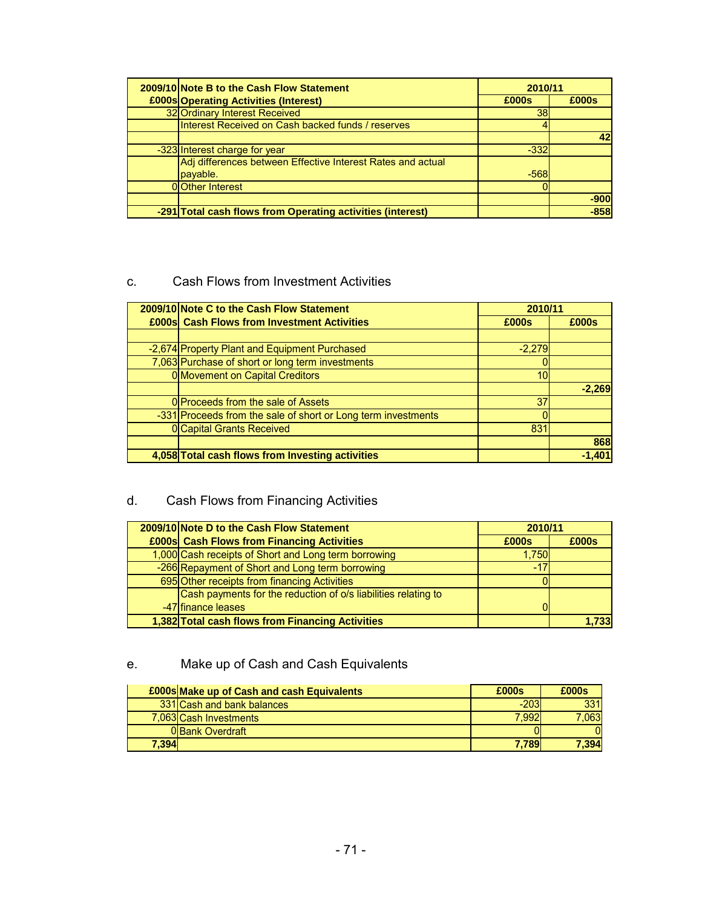| 2009/10 £000s | Note B to the Cash Flow Statement Operating Activities (Interest) | 2010/11 £000s | £000s |
|---|---|---|---|
| 32 | Ordinary Interest Received | 38 | |
| | Interest Received on Cash backed funds / reserves | 4 | |
| | | | 42 |
| -323 | Interest charge for year | -332 | |
| | Adj differences between Effective Interest Rates and actual payable. | -568 | |
| 0 | Other Interest | 0 | |
| | | | -900 |
| **-291** | **Total cash flows from Operating activities (interest)** | | **-858** |

c. Cash Flows from Investment Activities

| 2009/10 £000s | Note C to the Cash Flow Statement Cash Flows from Investment Activities | 2010/11 £000s | £000s |
|---|---|---|---|
| | | | |
| -2,674 | Property Plant and Equipment Purchased | -2,279 | |
| 7,063 | Purchase of short or long term investments | 0 | |
| 0 | Movement on Capital Creditors | 10 | |
| | | | -2,269 |
| 0 | Proceeds from the sale of Assets | 37 | |
| -331 | Proceeds from the sale of short or Long term investments | 0 | |
| 0 | Capital Grants Received | 831 | |
| | | | 868 |
| **4,058** | **Total cash flows from Investing activities** | | **-1,401** |

d. Cash Flows from Financing Activities

| 2009/10 £000s | Note D to the Cash Flow Statement Cash Flows from Financing Activities | 2010/11 £000s | £000s |
|---|---|---|---|
| 1,000 | Cash receipts of Short and Long term borrowing | 1,750 | |
| -266 | Repayment of Short and Long term borrowing | -17 | |
| 695 | Other receipts from financing Activities | 0 | |
| -47 | Cash payments for the reduction of o/s liabilities relating to finance leases | 0 | |
| **1,382** | **Total cash flows from Financing Activities** | | **1,733** |

e. Make up of Cash and Cash Equivalents

| £000s | Make up of Cash and cash Equivalents | £000s | £000s |
|---|---|---|---|
| 331 | Cash and bank balances | -203 | 331 |
| 7,063 | Cash Investments | 7,992 | 7,063 |
| 0 | Bank Overdraft | 0 | 0 |
| **7,394** | | **7,789** | **7,394** |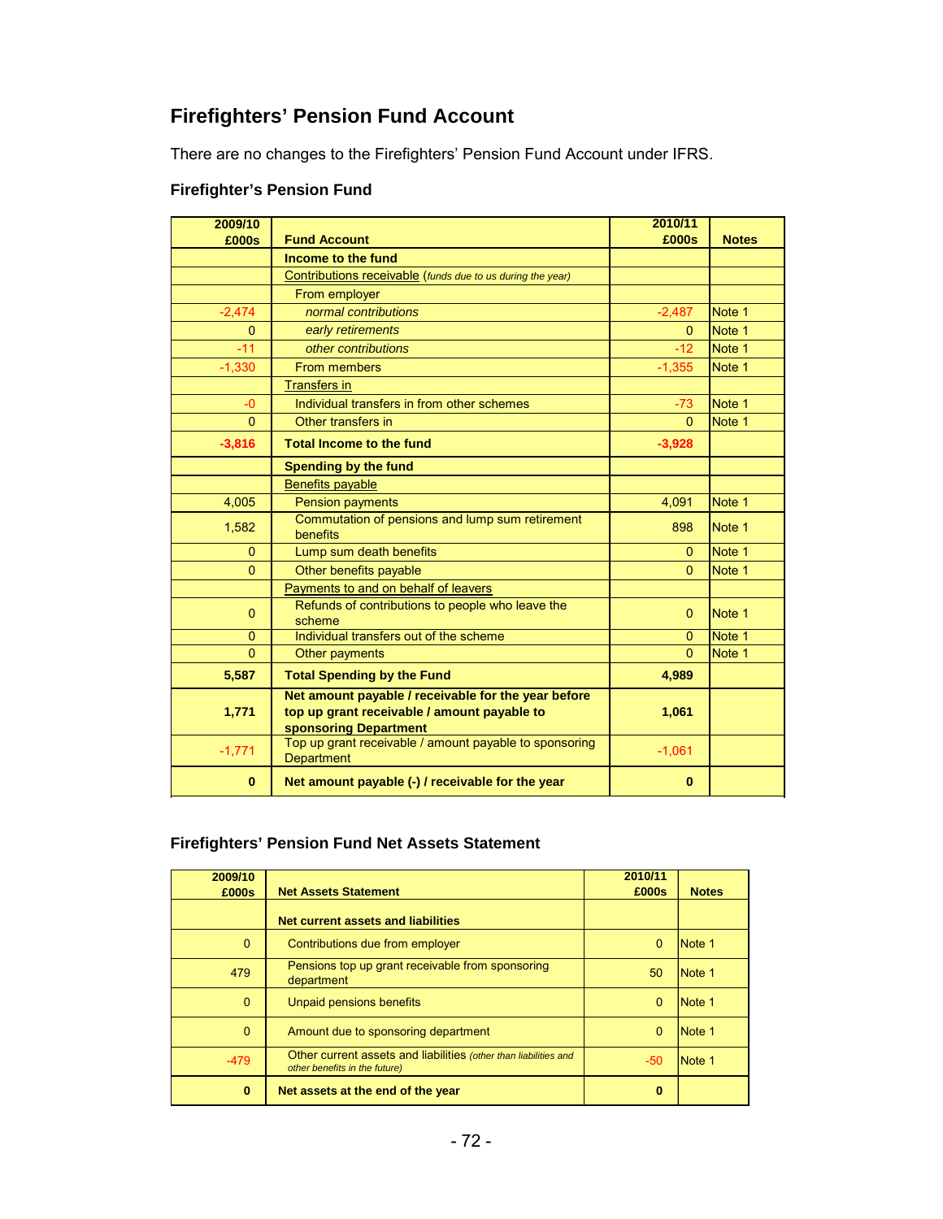## Firefighters' Pension Fund Account

There are no changes to the Firefighters' Pension Fund Account under IFRS.

### Firefighter's Pension Fund

| 2009/10 £000s | Fund Account | 2010/11 £000s | Notes |
|---|---|---|---|
| | **Income to the fund** | | |
| | Contributions receivable (*funds due to us during the year*) | | |
| | From employer | | |
| -2,474 | *normal contributions* | -2,487 | Note 1 |
| 0 | *early retirements* | 0 | Note 1 |
| -11 | *other contributions* | -12 | Note 1 |
| -1,330 | From members | -1,355 | Note 1 |
| | Transfers in | | |
| -0 | Individual transfers in from other schemes | -73 | Note 1 |
| 0 | Other transfers in | 0 | Note 1 |
| **-3,816** | **Total Income to the fund** | **-3,928** | |
| | **Spending by the fund** | | |
| | Benefits payable | | |
| 4,005 | Pension payments | 4,091 | Note 1 |
| 1,582 | Commutation of pensions and lump sum retirement benefits | 898 | Note 1 |
| 0 | Lump sum death benefits | 0 | Note 1 |
| 0 | Other benefits payable | 0 | Note 1 |
| | Payments to and on behalf of leavers | | |
| 0 | Refunds of contributions to people who leave the scheme | 0 | Note 1 |
| 0 | Individual transfers out of the scheme | 0 | Note 1 |
| 0 | Other payments | 0 | Note 1 |
| **5,587** | **Total Spending by the Fund** | **4,989** | |
| **1,771** | **Net amount payable / receivable for the year before top up grant receivable / amount payable to sponsoring Department** | **1,061** | |
| -1,771 | Top up grant receivable / amount payable to sponsoring Department | -1,061 | |
| **0** | **Net amount payable (-) / receivable for the year** | **0** | |

### Firefighters' Pension Fund Net Assets Statement

| 2009/10 £000s | Net Assets Statement | 2010/11 £000s | Notes |
|---|---|---|---|
| | **Net current assets and liabilities** | | |
| 0 | Contributions due from employer | 0 | Note 1 |
| 479 | Pensions top up grant receivable from sponsoring department | 50 | Note 1 |
| 0 | Unpaid pensions benefits | 0 | Note 1 |
| 0 | Amount due to sponsoring department | 0 | Note 1 |
| -479 | Other current assets and liabilities (*other than liabilities and other benefits in the future*) | -50 | Note 1 |
| **0** | **Net assets at the end of the year** | **0** | |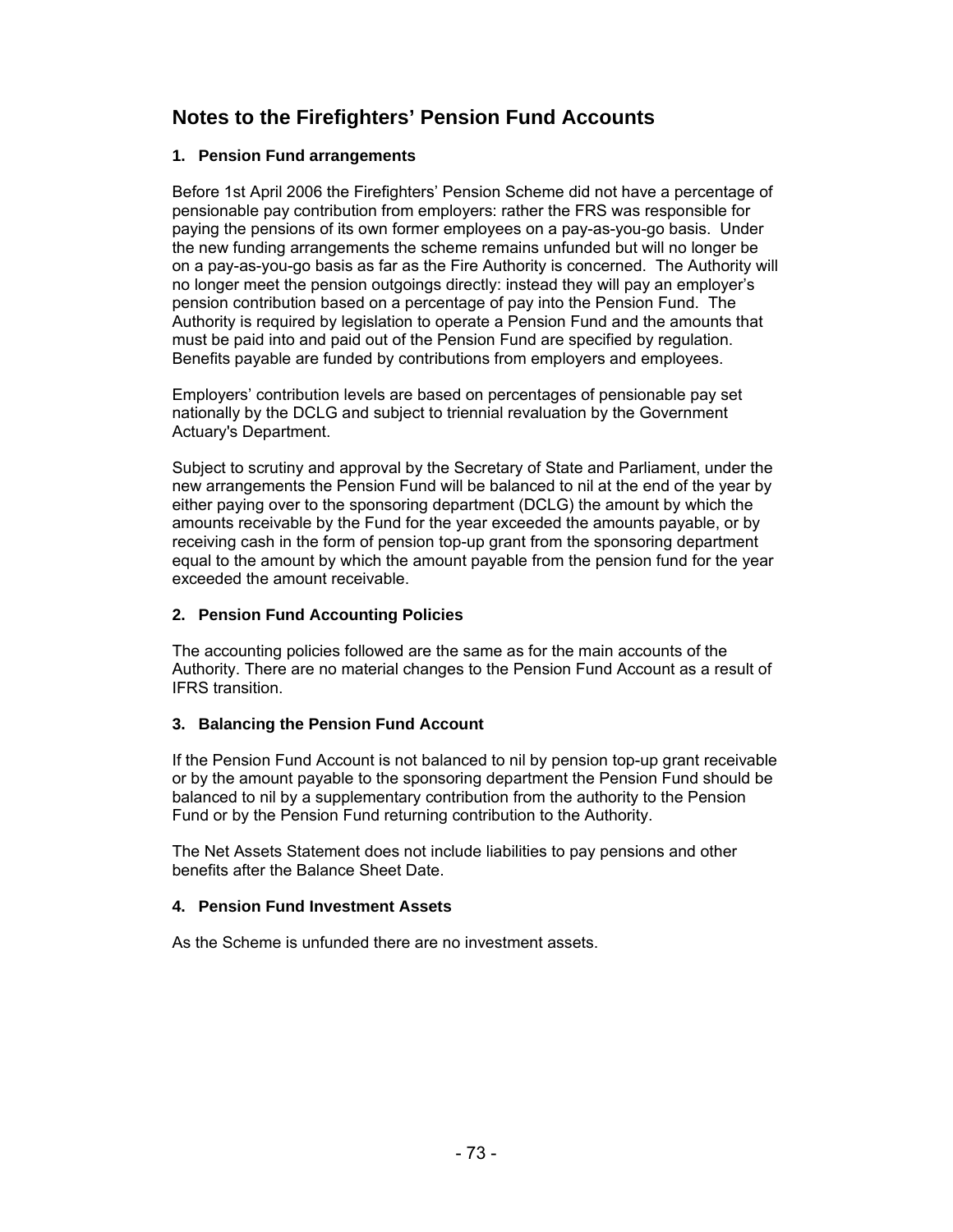## Notes to the Firefighters' Pension Fund Accounts

### 1. Pension Fund arrangements

Before 1st April 2006 the Firefighters' Pension Scheme did not have a percentage of pensionable pay contribution from employers: rather the FRS was responsible for paying the pensions of its own former employees on a pay-as-you-go basis. Under the new funding arrangements the scheme remains unfunded but will no longer be on a pay-as-you-go basis as far as the Fire Authority is concerned. The Authority will no longer meet the pension outgoings directly: instead they will pay an employer's pension contribution based on a percentage of pay into the Pension Fund. The Authority is required by legislation to operate a Pension Fund and the amounts that must be paid into and paid out of the Pension Fund are specified by regulation. Benefits payable are funded by contributions from employers and employees.

Employers' contribution levels are based on percentages of pensionable pay set nationally by the DCLG and subject to triennial revaluation by the Government Actuary's Department.

Subject to scrutiny and approval by the Secretary of State and Parliament, under the new arrangements the Pension Fund will be balanced to nil at the end of the year by either paying over to the sponsoring department (DCLG) the amount by which the amounts receivable by the Fund for the year exceeded the amounts payable, or by receiving cash in the form of pension top-up grant from the sponsoring department equal to the amount by which the amount payable from the pension fund for the year exceeded the amount receivable.

### 2. Pension Fund Accounting Policies

The accounting policies followed are the same as for the main accounts of the Authority. There are no material changes to the Pension Fund Account as a result of IFRS transition.

### 3. Balancing the Pension Fund Account

If the Pension Fund Account is not balanced to nil by pension top-up grant receivable or by the amount payable to the sponsoring department the Pension Fund should be balanced to nil by a supplementary contribution from the authority to the Pension Fund or by the Pension Fund returning contribution to the Authority.

The Net Assets Statement does not include liabilities to pay pensions and other benefits after the Balance Sheet Date.

### 4. Pension Fund Investment Assets

As the Scheme is unfunded there are no investment assets.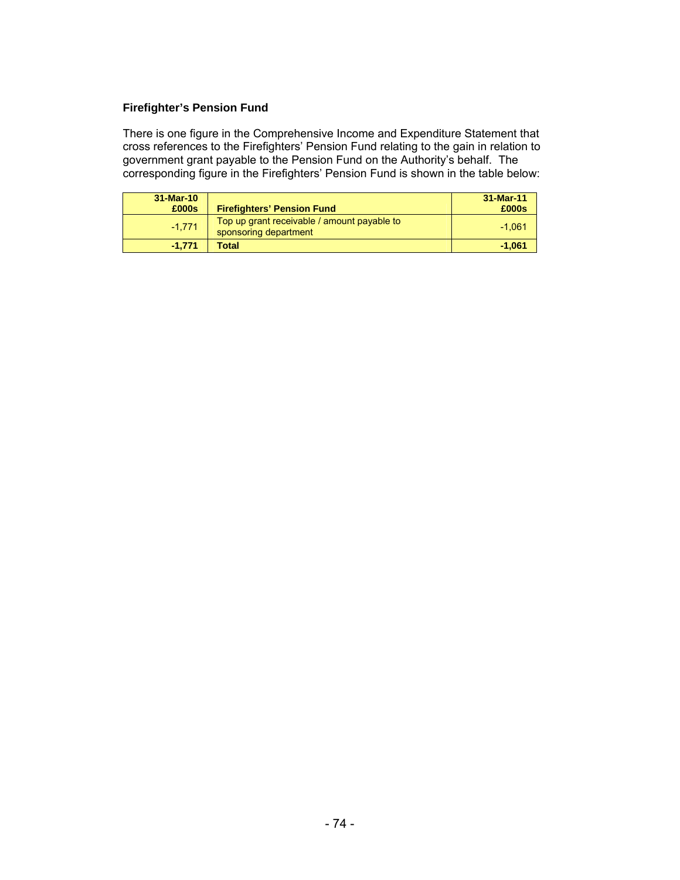### Firefighter's Pension Fund

There is one figure in the Comprehensive Income and Expenditure Statement that cross references to the Firefighters' Pension Fund relating to the gain in relation to government grant payable to the Pension Fund on the Authority's behalf. The corresponding figure in the Firefighters' Pension Fund is shown in the table below:

| 31-Mar-10 £000s | Firefighters' Pension Fund | 31-Mar-11 £000s |
|---|---|---|
| -1,771 | Top up grant receivable / amount payable to sponsoring department | -1,061 |
| **-1,771** | **Total** | **-1,061** |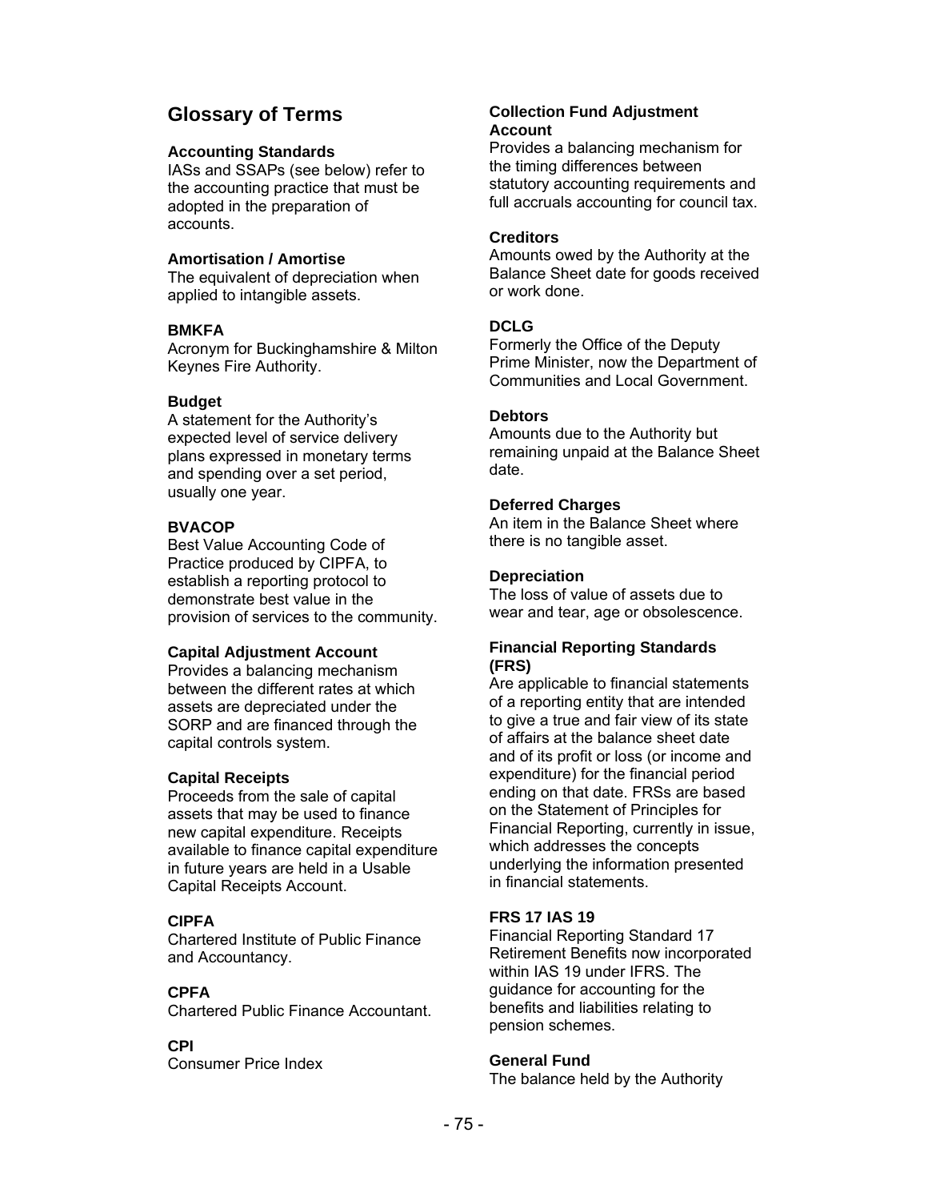## Glossary of Terms

**Accounting Standards**
IASs and SSAPs (see below) refer to the accounting practice that must be adopted in the preparation of accounts.

**Amortisation / Amortise**
The equivalent of depreciation when applied to intangible assets.

**BMKFA**
Acronym for Buckinghamshire & Milton Keynes Fire Authority.

**Budget**
A statement for the Authority's expected level of service delivery plans expressed in monetary terms and spending over a set period, usually one year.

**BVACOP**
Best Value Accounting Code of Practice produced by CIPFA, to establish a reporting protocol to demonstrate best value in the provision of services to the community.

**Capital Adjustment Account**
Provides a balancing mechanism between the different rates at which assets are depreciated under the SORP and are financed through the capital controls system.

**Capital Receipts**
Proceeds from the sale of capital assets that may be used to finance new capital expenditure. Receipts available to finance capital expenditure in future years are held in a Usable Capital Receipts Account.

**CIPFA**
Chartered Institute of Public Finance and Accountancy.

**CPFA**
Chartered Public Finance Accountant.

**CPI**
Consumer Price Index

**Collection Fund Adjustment Account**
Provides a balancing mechanism for the timing differences between statutory accounting requirements and full accruals accounting for council tax.

**Creditors**
Amounts owed by the Authority at the Balance Sheet date for goods received or work done.

**DCLG**
Formerly the Office of the Deputy Prime Minister, now the Department of Communities and Local Government.

**Debtors**
Amounts due to the Authority but remaining unpaid at the Balance Sheet date.

**Deferred Charges**
An item in the Balance Sheet where there is no tangible asset.

**Depreciation**
The loss of value of assets due to wear and tear, age or obsolescence.

**Financial Reporting Standards (FRS)**
Are applicable to financial statements of a reporting entity that are intended to give a true and fair view of its state of affairs at the balance sheet date and of its profit or loss (or income and expenditure) for the financial period ending on that date. FRSs are based on the Statement of Principles for Financial Reporting, currently in issue, which addresses the concepts underlying the information presented in financial statements.

**FRS 17 IAS 19**
Financial Reporting Standard 17 Retirement Benefits now incorporated within IAS 19 under IFRS. The guidance for accounting for the benefits and liabilities relating to pension schemes.

**General Fund**
The balance held by the Authority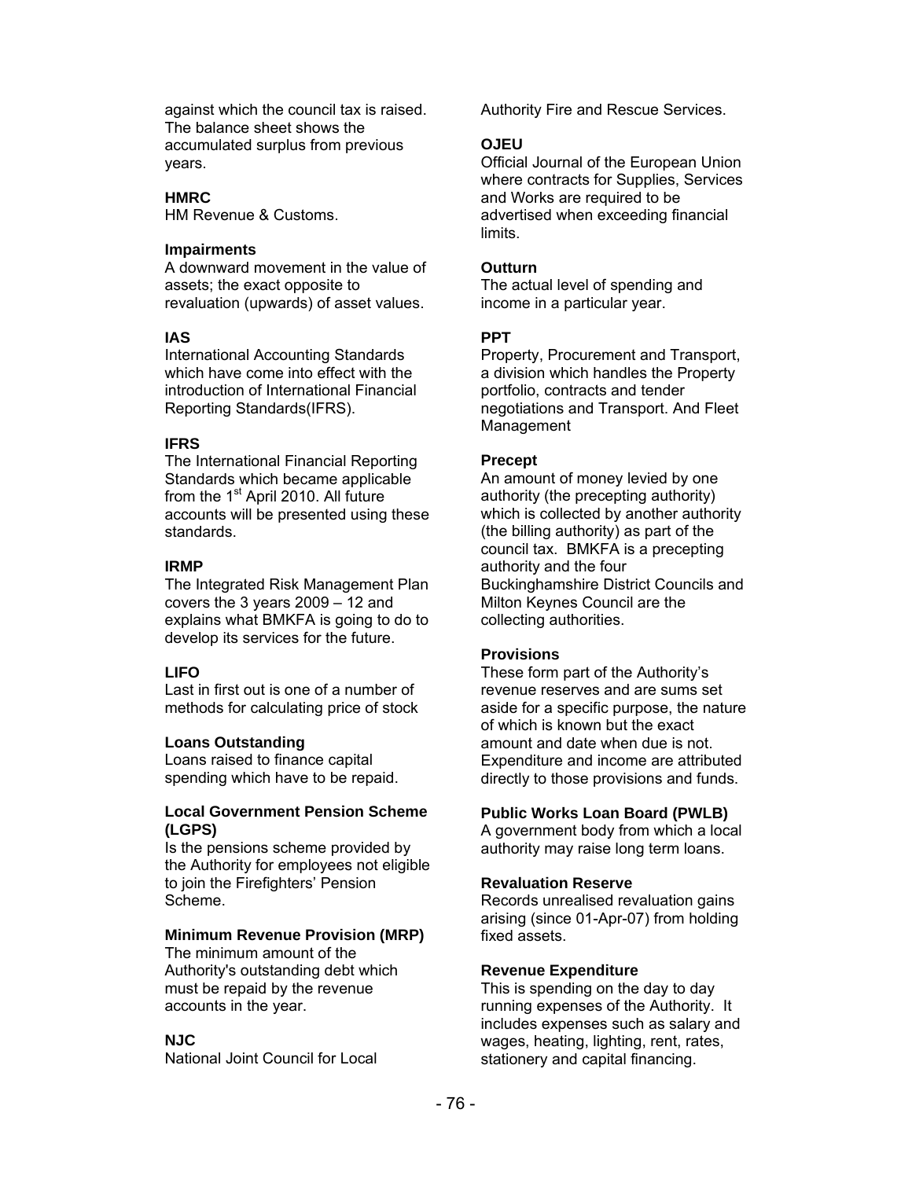against which the council tax is raised. The balance sheet shows the accumulated surplus from previous years.

**HMRC**
HM Revenue & Customs.

**Impairments**
A downward movement in the value of assets; the exact opposite to revaluation (upwards) of asset values.

**IAS**
International Accounting Standards which have come into effect with the introduction of International Financial Reporting Standards(IFRS).

**IFRS**
The International Financial Reporting Standards which became applicable from the 1st April 2010. All future accounts will be presented using these standards.

**IRMP**
The Integrated Risk Management Plan covers the 3 years 2009 – 12 and explains what BMKFA is going to do to develop its services for the future.

**LIFO**
Last in first out is one of a number of methods for calculating price of stock

**Loans Outstanding**
Loans raised to finance capital spending which have to be repaid.

**Local Government Pension Scheme (LGPS)**
Is the pensions scheme provided by the Authority for employees not eligible to join the Firefighters' Pension Scheme.

**Minimum Revenue Provision (MRP)**
The minimum amount of the Authority's outstanding debt which must be repaid by the revenue accounts in the year.

**NJC**
National Joint Council for Local Authority Fire and Rescue Services.

**OJEU**
Official Journal of the European Union where contracts for Supplies, Services and Works are required to be advertised when exceeding financial limits.

**Outturn**
The actual level of spending and income in a particular year.

**PPT**
Property, Procurement and Transport, a division which handles the Property portfolio, contracts and tender negotiations and Transport. And Fleet Management

**Precept**
An amount of money levied by one authority (the precepting authority) which is collected by another authority (the billing authority) as part of the council tax. BMKFA is a precepting authority and the four Buckinghamshire District Councils and Milton Keynes Council are the collecting authorities.

**Provisions**
These form part of the Authority's revenue reserves and are sums set aside for a specific purpose, the nature of which is known but the exact amount and date when due is not. Expenditure and income are attributed directly to those provisions and funds.

**Public Works Loan Board (PWLB)**
A government body from which a local authority may raise long term loans.

**Revaluation Reserve**
Records unrealised revaluation gains arising (since 01-Apr-07) from holding fixed assets.

**Revenue Expenditure**
This is spending on the day to day running expenses of the Authority. It includes expenses such as salary and wages, heating, lighting, rent, rates, stationery and capital financing.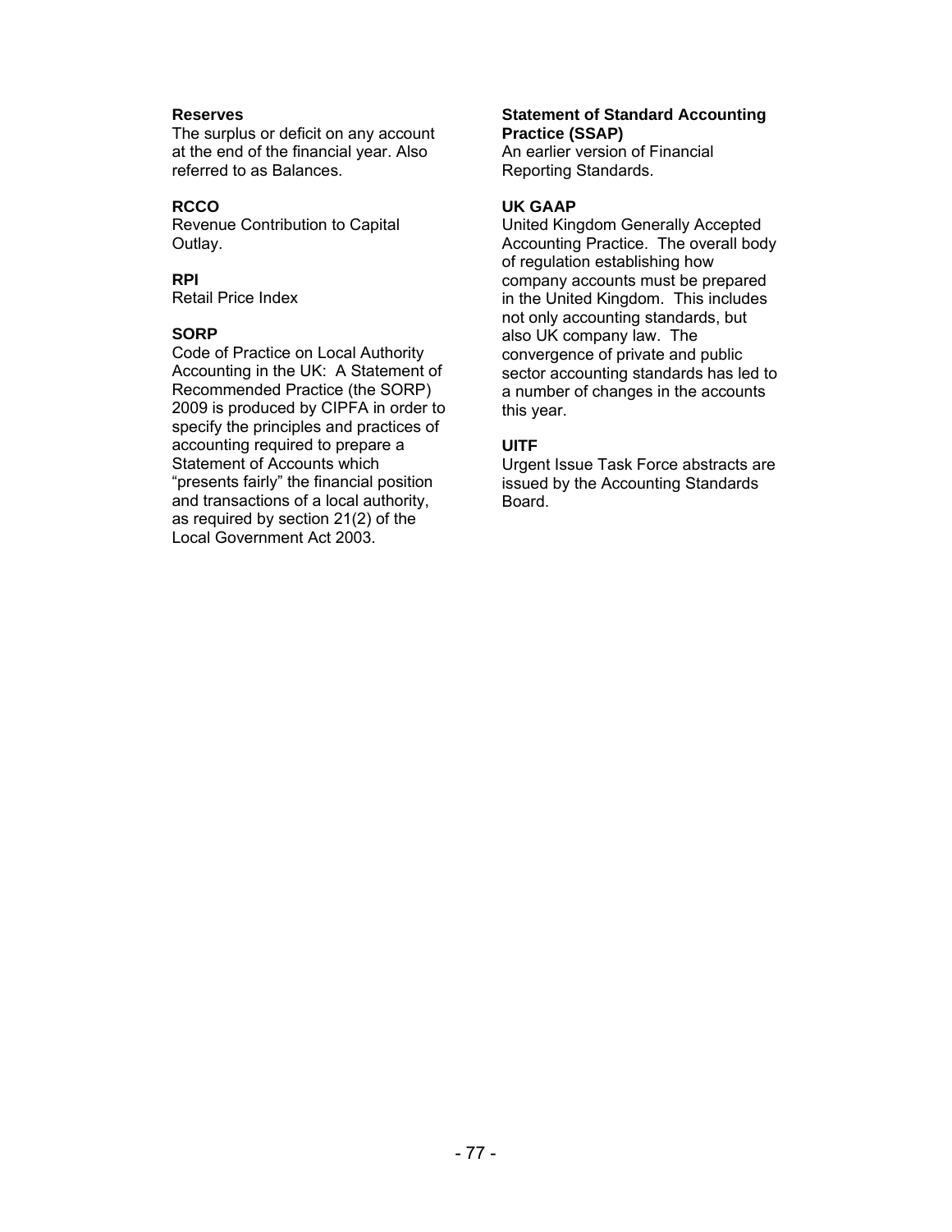**Reserves**
The surplus or deficit on any account at the end of the financial year. Also referred to as Balances.

**RCCO**
Revenue Contribution to Capital Outlay.

**RPI**
Retail Price Index

**SORP**
Code of Practice on Local Authority Accounting in the UK: A Statement of Recommended Practice (the SORP) 2009 is produced by CIPFA in order to specify the principles and practices of accounting required to prepare a Statement of Accounts which "presents fairly" the financial position and transactions of a local authority, as required by section 21(2) of the Local Government Act 2003.

**Statement of Standard Accounting Practice (SSAP)**
An earlier version of Financial Reporting Standards.

**UK GAAP**
United Kingdom Generally Accepted Accounting Practice. The overall body of regulation establishing how company accounts must be prepared in the United Kingdom. This includes not only accounting standards, but also UK company law. The convergence of private and public sector accounting standards has led to a number of changes in the accounts this year.

**UITF**
Urgent Issue Task Force abstracts are issued by the Accounting Standards Board.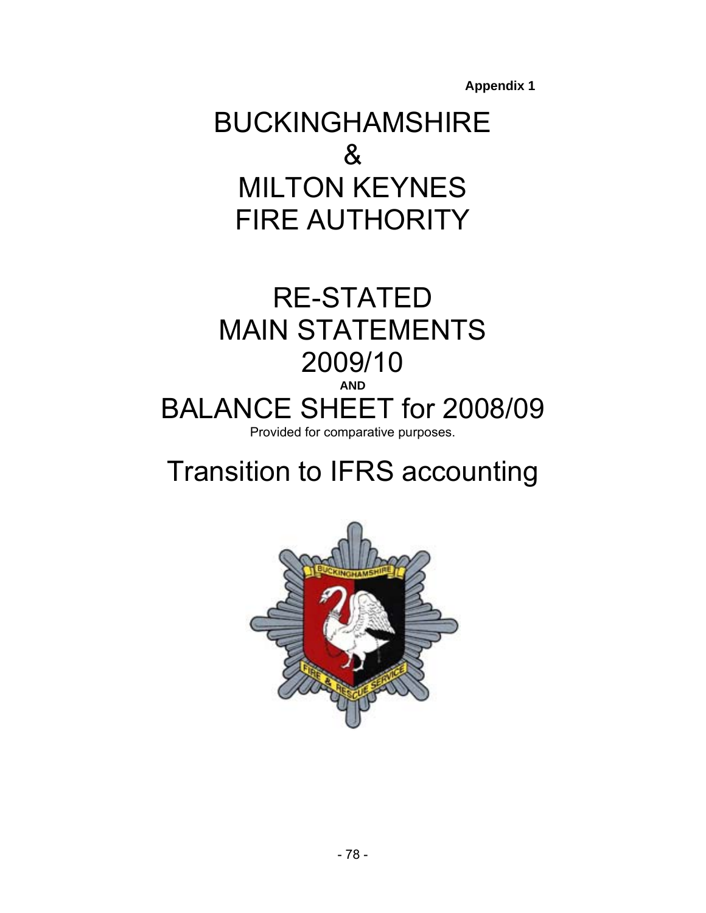**Appendix 1**

# BUCKINGHAMSHIRE & MILTON KEYNES FIRE AUTHORITY

# RE-STATED MAIN STATEMENTS 2009/10

**AND**

# BALANCE SHEET for 2008/09

Provided for comparative purposes.

# Transition to IFRS accounting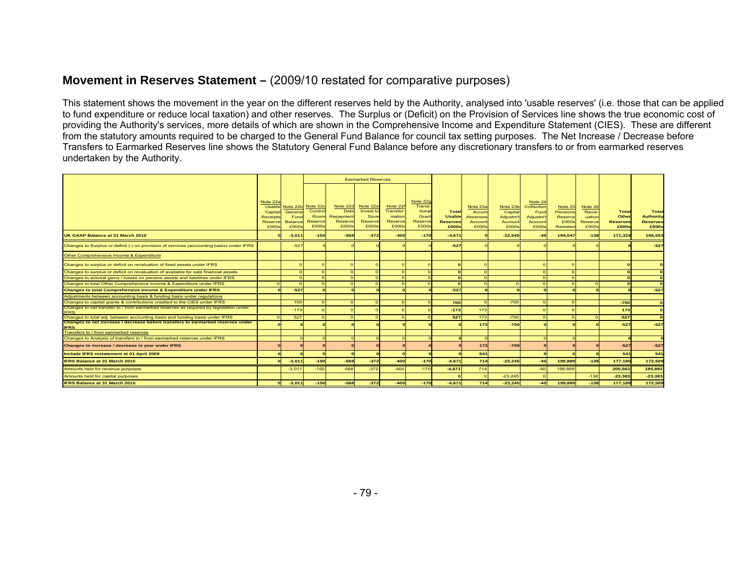## **Movement in Reserves Statement –** (2009/10 restated for comparative purposes)

This statement shows the movement in the year on the different reserves held by the Authority, analysed into 'usable reserves' (i.e. those that can be applied to fund expenditure or reduce local taxation) and other reserves. The Surplus or (Deficit) on the Provision of Services line shows the true economic cost of providing the Authority's services, more details of which are shown in the Comprehensive Income and Expenditure Statement (CIES). These are different from the statutory amounts required to be charged to the General Fund Balance for council tax setting purposes. The Net Increase / Decrease before Transfers to Earmarked Reserves line shows the Statutory General Fund Balance before any discretionary transfers to or from earmarked reserves undertaken by the Authority.

| | | | Earmarked Reserves | | | | | | | | | | | | |
|---|---|---|---|---|---|---|---|---|---|---|---|---|---|---|---|
| | Note 22a Usable Capital Receipts Reserve £000s | Note 22b General Fund Balance £000s | Note 22c Control Room Reserve £000s | Note 22d Debt Repayment Reserve £000s | Note 22e Invest to Save Reserve £000s | Note 22f Transformation Reserve £000s | Note 22g Transitional Grant Reserve £000s | **Total Usable Reserves £000s** | Note 23a Accum Absenses Account £000s | Note 23b Capital Adjustm't Account £000s | Note 24 Collection Fund Adjustm't Account £000s | Note 25 Pensions Reserve £000s Restated | Note 26 Revaluation Reserve £000s | **Total Other Reserves £000s** | **Total Authority Reserves £000s** |
| **UK GAAP Balance at 31 March 2010** | **0** | **-3,011** | **-150** | **-568** | **-372** | **-400** | **-170** | **-4,671** | **0** | **-22,545** | **-40** | **194,047** | **-138** | **171,324** | **166,653** |
| Changes to Surplus or deficit (-) on provision of services (accounting basis) under IFRS | | -527 | 0 | 0 | 0 | 0 | 0 | **-527** | 0 | 0 | 0 | 0 | 0 | **0** | **-527** |
| Other Comprehensive Income & Expenditure | | | | | | | | | | | | | | | |
| Changes to surplus or deficit on revaluation of fixed assets under IFRS | | 0 | 0 | 0 | 0 | 0 | 0 | **0** | 0 | | 0 | 0 | | **0** | **0** |
| Changes to surplus or deficit on revaluation of available for sale financial assets | | 0 | 0 | 0 | 0 | 0 | 0 | **0** | 0 | | 0 | 0 | | **0** | **0** |
| Changes to acturial gains / losses on pension assets and liabilities under IFRS | | 0 | 0 | 0 | 0 | 0 | 0 | **0** | 0 | | 0 | 0 | | **0** | **0** |
| Changes to total Other Comprehensive Income & Expenditure under IFRS | 0 | 0 | 0 | 0 | 0 | 0 | 0 | **0** | 0 | 0 | 0 | 0 | 0 | **0** | **0** |
| **Changes to total Comprehensive Income & Expenditure under IFRS** | **0** | **-527** | **0** | **0** | **0** | **0** | **0** | **-527** | **0** | **0** | **0** | **0** | **0** | **0** | **-527** |
| Adjustments between accounting basis & funding basis under regulations | | | | | | | | | | | | | | | |
| Changes to capital grants & contributions credited to the CIES under IFRS | | 700 | 0 | 0 | 0 | 0 | 0 | **700** | 0 | -700 | 0 | 0 | | **-700** | **0** |
| Changes to net transfer to / from earmarked reserves as required by legislation under IFRS | | -173 | 0 | 0 | 0 | 0 | 0 | **-173** | 173 | | 0 | 0 | | **173** | **0** |
| Changes to total adj. between accounting basis and funding basis under IFRS | 0 | 527 | 0 | 0 | 0 | 0 | 0 | **527** | 173 | -700 | 0 | 0 | 0 | **-527** | **0** |
| **Changes to net increase / decrease before transfers to earmarked reserves under IFRS** | **0** | **0** | **0** | **0** | **0** | **0** | **0** | **0** | **173** | **-700** | **0** | **0** | **0** | **-527** | **-527** |
| Transfers to / from earmarked reserves | | | | | | | | | | | | | | | |
| Changes to Analysis of transfers to / from earmarked reserves under IFRS | | 0 | 0 | 0 | 0 | 0 | 0 | **0** | 0 | | 0 | 0 | | **0** | **0** |
| **Changes to increase / decrease in year under IFRS** | **0** | **0** | **0** | **0** | **0** | **0** | **0** | **0** | **173** | **-700** | **0** | **0** | **0** | **-527** | **-527** |
| **Include IFRS restatement at 01 April 2009** | **0** | **0** | **0** | **0** | **0** | **0** | **0** | **0** | **541** | | **0** | **0** | **0** | **541** | **541** |
| **IFRS Balance at 31 March 2010** | **0** | **-3,011** | **-150** | **-568** | **-372** | **-400** | **-170** | **-4,671** | **714** | **-23,245** | **-40** | **199,889** | **-138** | **177,180** | **172,509** |
| Amounts held for revenue purposes | | -3,011 | -150 | -568 | -372 | -400 | -170 | **-4,671** | 714 | | -40 | 199,889 | | **200,563** | **195,892** |
| Amounts held for capital purposes | | | | | | | | **0** | 0 | -23,245 | 0 | | -138 | **-23,383** | **-23,383** |
| **IFRS Balance at 31 March 2010** | **0** | **-3,011** | **-150** | **-568** | **-372** | **-400** | **-170** | **-4,671** | **714** | **-23,245** | **-40** | **199,889** | **-138** | **177,180** | **172,509** |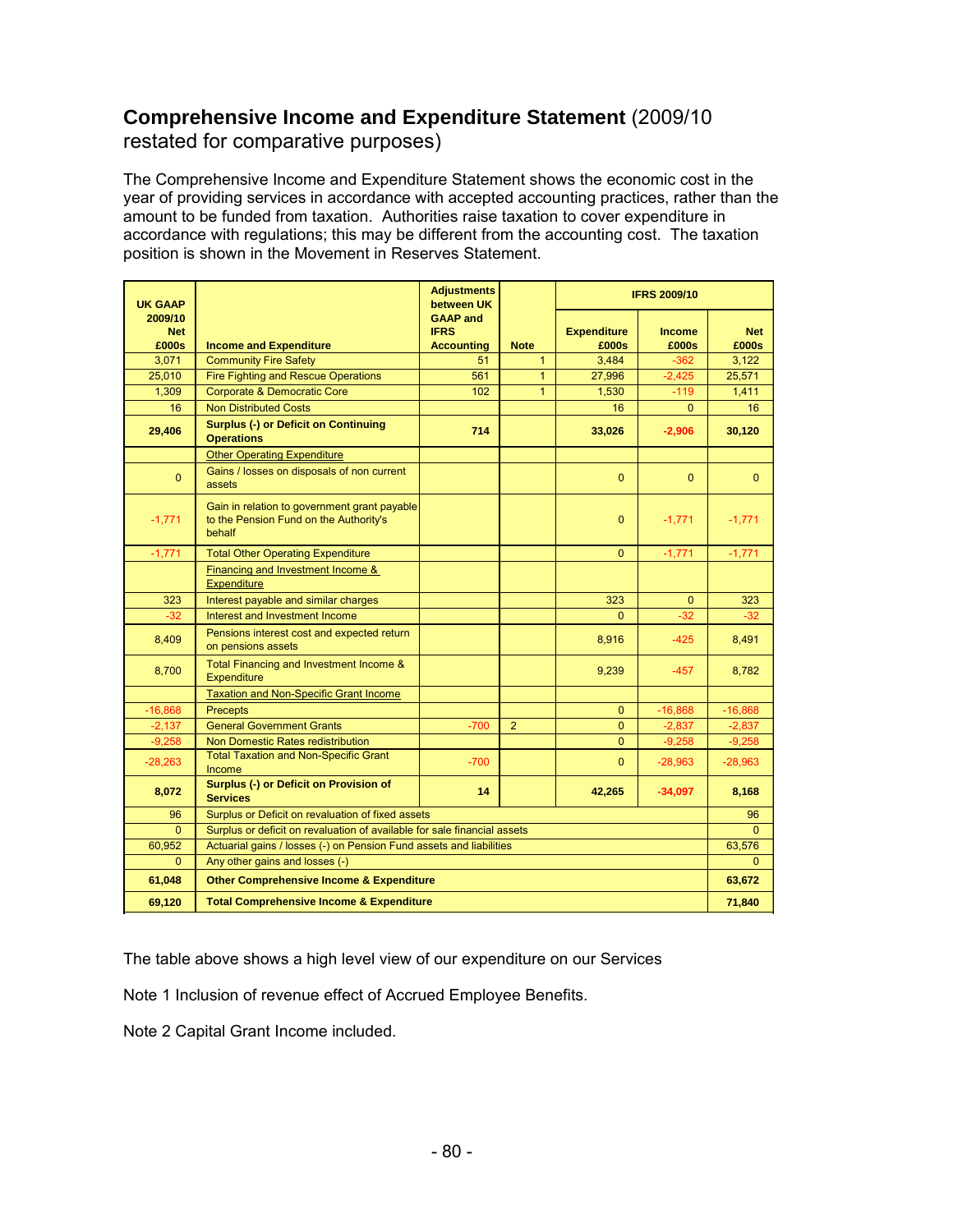## **Comprehensive Income and Expenditure Statement** (2009/10 restated for comparative purposes)

The Comprehensive Income and Expenditure Statement shows the economic cost in the year of providing services in accordance with accepted accounting practices, rather than the amount to be funded from taxation. Authorities raise taxation to cover expenditure in accordance with regulations; this may be different from the accounting cost. The taxation position is shown in the Movement in Reserves Statement.

| UK GAAP 2009/10 Net £000s | Income and Expenditure | Adjustments between UK GAAP and IFRS Accounting | Note | IFRS 2009/10 Expenditure £000s | IFRS 2009/10 Income £000s | IFRS 2009/10 Net £000s |
|---|---|---|---|---|---|---|
| 3,071 | Community Fire Safety | 51 | 1 | 3,484 | -362 | 3,122 |
| 25,010 | Fire Fighting and Rescue Operations | 561 | 1 | 27,996 | -2,425 | 25,571 |
| 1,309 | Corporate & Democratic Core | 102 | 1 | 1,530 | -119 | 1,411 |
| 16 | Non Distributed Costs | | | 16 | 0 | 16 |
| **29,406** | **Surplus (-) or Deficit on Continuing Operations** | **714** | | **33,026** | **-2,906** | **30,120** |
| | Other Operating Expenditure | | | | | |
| 0 | Gains / losses on disposals of non current assets | | | 0 | 0 | 0 |
| -1,771 | Gain in relation to government grant payable to the Pension Fund on the Authority's behalf | | | 0 | -1,771 | -1,771 |
| -1,771 | Total Other Operating Expenditure | | | 0 | -1,771 | -1,771 |
| | Financing and Investment Income & Expenditure | | | | | |
| 323 | Interest payable and similar charges | | | 323 | 0 | 323 |
| -32 | Interest and Investment Income | | | 0 | -32 | -32 |
| 8,409 | Pensions interest cost and expected return on pensions assets | | | 8,916 | -425 | 8,491 |
| 8,700 | Total Financing and Investment Income & Expenditure | | | 9,239 | -457 | 8,782 |
| | Taxation and Non-Specific Grant Income | | | | | |
| -16,868 | Precepts | | | 0 | -16,868 | -16,868 |
| -2,137 | General Government Grants | -700 | 2 | 0 | -2,837 | -2,837 |
| -9,258 | Non Domestic Rates redistribution | | | 0 | -9,258 | -9,258 |
| -28,263 | Total Taxation and Non-Specific Grant Income | -700 | | 0 | -28,963 | -28,963 |
| **8,072** | **Surplus (-) or Deficit on Provision of Services** | **14** | | **42,265** | **-34,097** | **8,168** |
| 96 | Surplus or Deficit on revaluation of fixed assets | | | | | 96 |
| 0 | Surplus or deficit on revaluation of available for sale financial assets | | | | | 0 |
| 60,952 | Actuarial gains / losses (-) on Pension Fund assets and liabilities | | | | | 63,576 |
| 0 | Any other gains and losses (-) | | | | | 0 |
| **61,048** | **Other Comprehensive Income & Expenditure** | | | | | **63,672** |
| **69,120** | **Total Comprehensive Income & Expenditure** | | | | | **71,840** |

The table above shows a high level view of our expenditure on our Services

Note 1 Inclusion of revenue effect of Accrued Employee Benefits.

Note 2 Capital Grant Income included.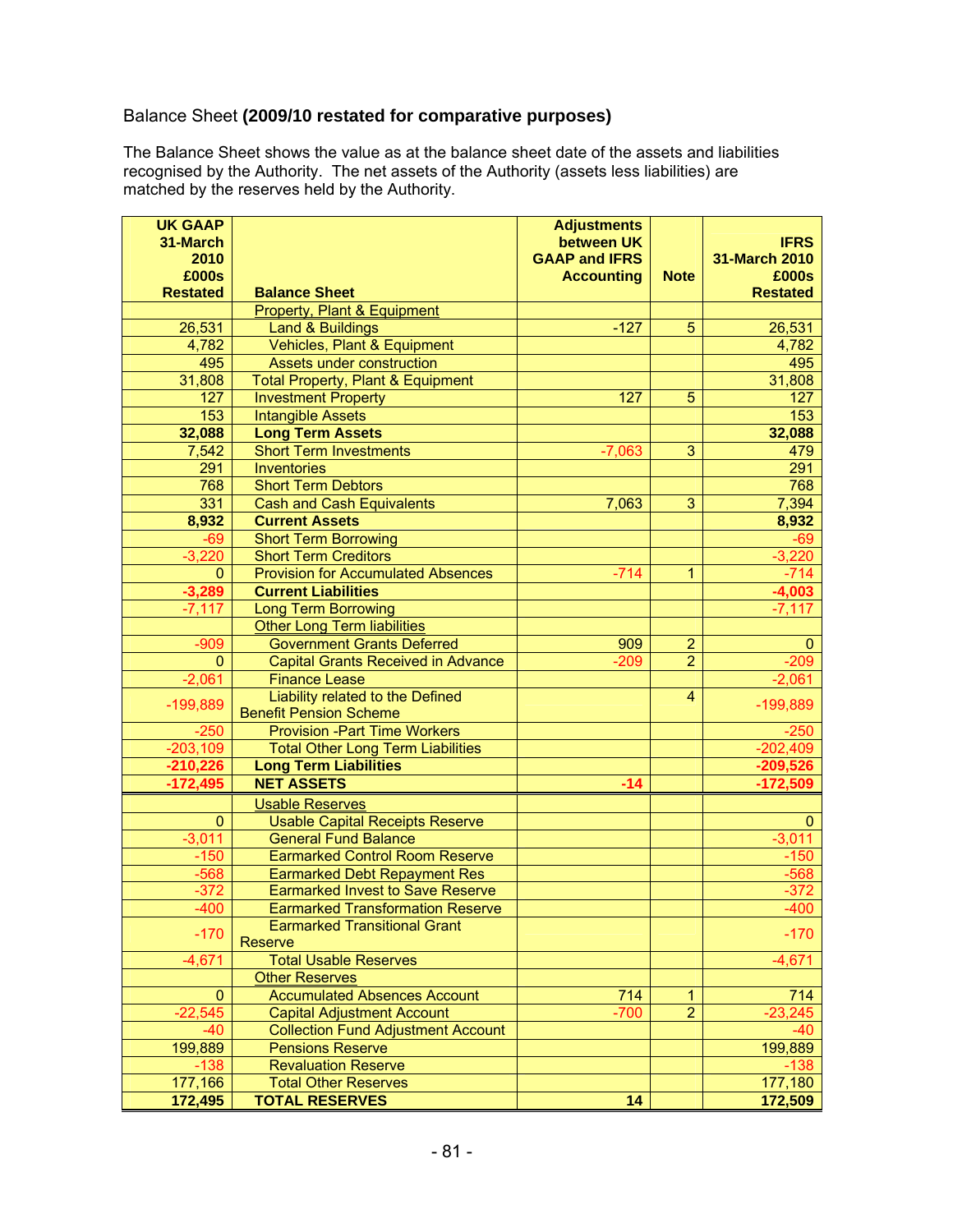Balance Sheet **(2009/10 restated for comparative purposes)**

The Balance Sheet shows the value as at the balance sheet date of the assets and liabilities recognised by the Authority. The net assets of the Authority (assets less liabilities) are matched by the reserves held by the Authority.

| UK GAAP 31-March 2010 £000s Restated | Balance Sheet | Adjustments between UK GAAP and IFRS Accounting | Note | IFRS 31-March 2010 £000s Restated |
|---|---|---|---|---|
| | Property, Plant & Equipment | | | |
| 26,531 | Land & Buildings | -127 | 5 | 26,531 |
| 4,782 | Vehicles, Plant & Equipment | | | 4,782 |
| 495 | Assets under construction | | | 495 |
| 31,808 | Total Property, Plant & Equipment | | | 31,808 |
| 127 | Investment Property | 127 | 5 | 127 |
| 153 | Intangible Assets | | | 153 |
| **32,088** | **Long Term Assets** | | | **32,088** |
| 7,542 | Short Term Investments | -7,063 | 3 | 479 |
| 291 | Inventories | | | 291 |
| 768 | Short Term Debtors | | | 768 |
| 331 | Cash and Cash Equivalents | 7,063 | 3 | 7,394 |
| **8,932** | **Current Assets** | | | **8,932** |
| -69 | Short Term Borrowing | | | -69 |
| -3,220 | Short Term Creditors | | | -3,220 |
| 0 | Provision for Accumulated Absences | -714 | 1 | -714 |
| **-3,289** | **Current Liabilities** | | | **-4,003** |
| -7,117 | Long Term Borrowing | | | -7,117 |
| | Other Long Term liabilities | | | |
| -909 | Government Grants Deferred | 909 | 2 | 0 |
| 0 | Capital Grants Received in Advance | -209 | 2 | -209 |
| -2,061 | Finance Lease | | | -2,061 |
| -199,889 | Liability related to the Defined Benefit Pension Scheme | | 4 | -199,889 |
| -250 | Provision -Part Time Workers | | | -250 |
| -203,109 | Total Other Long Term Liabilities | | | -202,409 |
| **-210,226** | **Long Term Liabilities** | | | **-209,526** |
| **-172,495** | **NET ASSETS** | **-14** | | **-172,509** |
| | Usable Reserves | | | |
| 0 | Usable Capital Receipts Reserve | | | 0 |
| -3,011 | General Fund Balance | | | -3,011 |
| -150 | Earmarked Control Room Reserve | | | -150 |
| -568 | Earmarked Debt Repayment Res | | | -568 |
| -372 | Earmarked Invest to Save Reserve | | | -372 |
| -400 | Earmarked Transformation Reserve | | | -400 |
| -170 | Earmarked Transitional Grant Reserve | | | -170 |
| -4,671 | Total Usable Reserves | | | -4,671 |
| | Other Reserves | | | |
| 0 | Accumulated Absences Account | 714 | 1 | 714 |
| -22,545 | Capital Adjustment Account | -700 | 2 | -23,245 |
| -40 | Collection Fund Adjustment Account | | | -40 |
| 199,889 | Pensions Reserve | | | 199,889 |
| -138 | Revaluation Reserve | | | -138 |
| 177,166 | Total Other Reserves | | | 177,180 |
| **172,495** | **TOTAL RESERVES** | **14** | | **172,509** |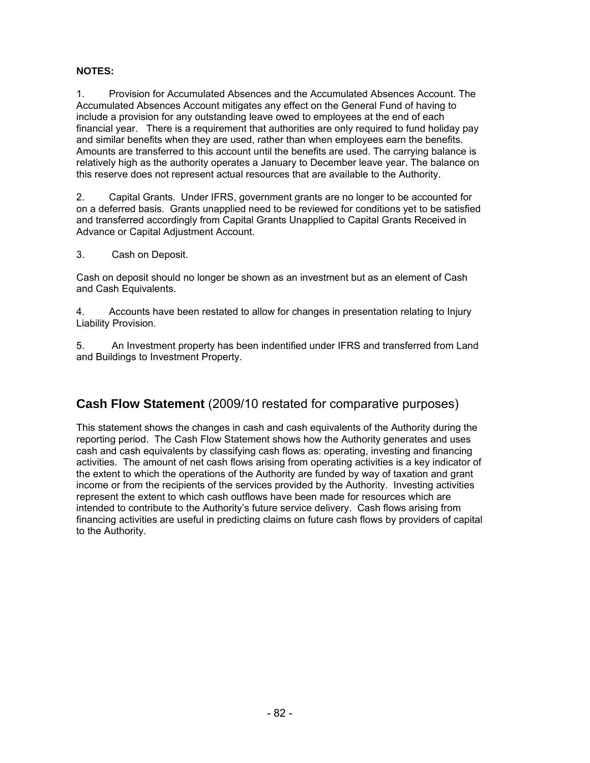**NOTES:**

1. Provision for Accumulated Absences and the Accumulated Absences Account. The Accumulated Absences Account mitigates any effect on the General Fund of having to include a provision for any outstanding leave owed to employees at the end of each financial year. There is a requirement that authorities are only required to fund holiday pay and similar benefits when they are used, rather than when employees earn the benefits. Amounts are transferred to this account until the benefits are used. The carrying balance is relatively high as the authority operates a January to December leave year. The balance on this reserve does not represent actual resources that are available to the Authority.

2. Capital Grants. Under IFRS, government grants are no longer to be accounted for on a deferred basis. Grants unapplied need to be reviewed for conditions yet to be satisfied and transferred accordingly from Capital Grants Unapplied to Capital Grants Received in Advance or Capital Adjustment Account.

3. Cash on Deposit.

Cash on deposit should no longer be shown as an investment but as an element of Cash and Cash Equivalents.

4. Accounts have been restated to allow for changes in presentation relating to Injury Liability Provision.

5. An Investment property has been indentified under IFRS and transferred from Land and Buildings to Investment Property.

## **Cash Flow Statement** (2009/10 restated for comparative purposes)

This statement shows the changes in cash and cash equivalents of the Authority during the reporting period. The Cash Flow Statement shows how the Authority generates and uses cash and cash equivalents by classifying cash flows as: operating, investing and financing activities. The amount of net cash flows arising from operating activities is a key indicator of the extent to which the operations of the Authority are funded by way of taxation and grant income or from the recipients of the services provided by the Authority. Investing activities represent the extent to which cash outflows have been made for resources which are intended to contribute to the Authority's future service delivery. Cash flows arising from financing activities are useful in predicting claims on future cash flows by providers of capital to the Authority.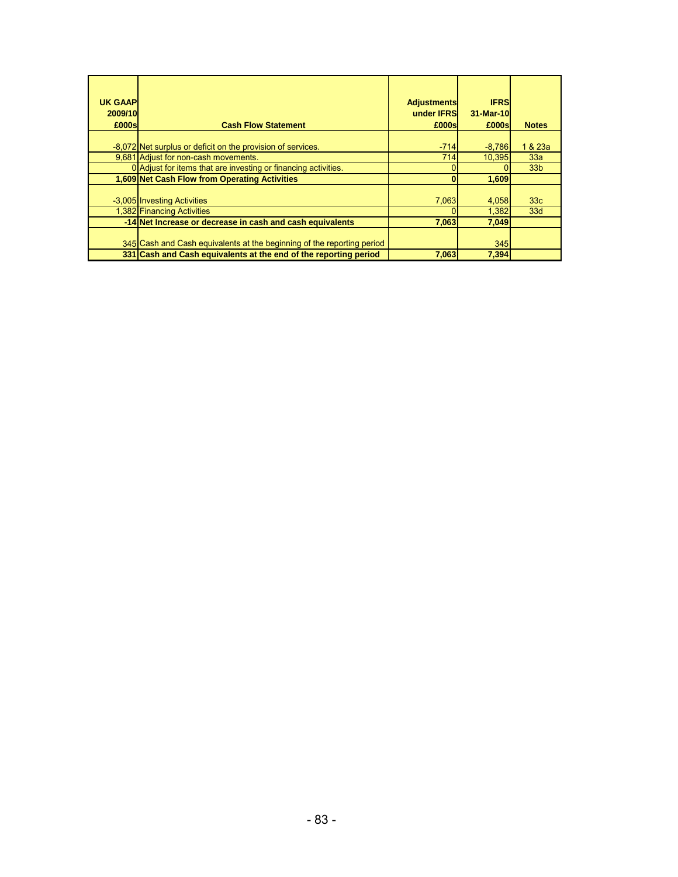| UK GAAP 2009/10 £000s | Cash Flow Statement | Adjustments under IFRS £000s | IFRS 31-Mar-10 £000s | Notes |
|---|---|---|---|---|
| -8,072 | Net surplus or deficit on the provision of services. | -714 | -8,786 | 1 & 23a |
| 9,681 | Adjust for non-cash movements. | 714 | 10,395 | 33a |
| 0 | Adjust for items that are investing or financing activities. | 0 | 0 | 33b |
| **1,609** | **Net Cash Flow from Operating Activities** | **0** | **1,609** | |
| -3,005 | Investing Activities | 7,063 | 4,058 | 33c |
| 1,382 | Financing Activities | 0 | 1,382 | 33d |
| **-14** | **Net Increase or decrease in cash and cash equivalents** | **7,063** | **7,049** | |
| 345 | Cash and Cash equivalents at the beginning of the reporting period | | 345 | |
| **331** | **Cash and Cash equivalents at the end of the reporting period** | **7,063** | **7,394** | |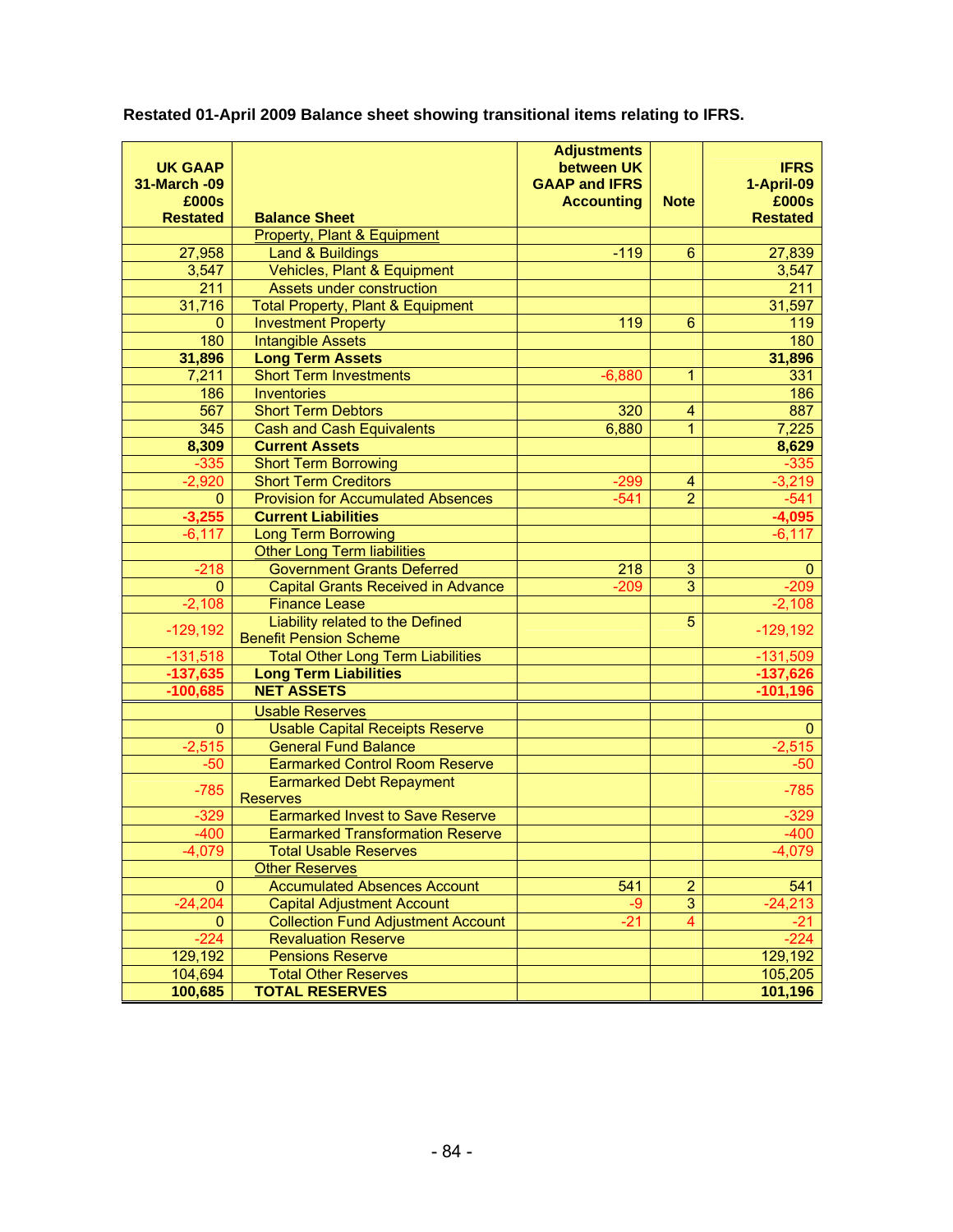**Restated 01-April 2009 Balance sheet showing transitional items relating to IFRS.**

| UK GAAP 31-March -09 £000s Restated | Balance Sheet | Adjustments between UK GAAP and IFRS Accounting | Note | IFRS 1-April-09 £000s Restated |
|---|---|---|---|---|
| | Property, Plant & Equipment | | | |
| 27,958 | Land & Buildings | -119 | 6 | 27,839 |
| 3,547 | Vehicles, Plant & Equipment | | | 3,547 |
| 211 | Assets under construction | | | 211 |
| 31,716 | Total Property, Plant & Equipment | | | 31,597 |
| 0 | Investment Property | 119 | 6 | 119 |
| 180 | Intangible Assets | | | 180 |
| **31,896** | **Long Term Assets** | | | **31,896** |
| 7,211 | Short Term Investments | -6,880 | 1 | 331 |
| 186 | Inventories | | | 186 |
| 567 | Short Term Debtors | 320 | 4 | 887 |
| 345 | Cash and Cash Equivalents | 6,880 | 1 | 7,225 |
| **8,309** | **Current Assets** | | | **8,629** |
| -335 | Short Term Borrowing | | | -335 |
| -2,920 | Short Term Creditors | -299 | 4 | -3,219 |
| 0 | Provision for Accumulated Absences | -541 | 2 | -541 |
| **-3,255** | **Current Liabilities** | | | **-4,095** |
| -6,117 | Long Term Borrowing | | | -6,117 |
| | Other Long Term liabilities | | | |
| -218 | Government Grants Deferred | 218 | 3 | 0 |
| 0 | Capital Grants Received in Advance | -209 | 3 | -209 |
| -2,108 | Finance Lease | | | -2,108 |
| -129,192 | Liability related to the Defined Benefit Pension Scheme | | 5 | -129,192 |
| -131,518 | Total Other Long Term Liabilities | | | -131,509 |
| **-137,635** | **Long Term Liabilities** | | | **-137,626** |
| **-100,685** | **NET ASSETS** | | | **-101,196** |
| | Usable Reserves | | | |
| 0 | Usable Capital Receipts Reserve | | | 0 |
| -2,515 | General Fund Balance | | | -2,515 |
| -50 | Earmarked Control Room Reserve | | | -50 |
| -785 | Earmarked Debt Repayment Reserves | | | -785 |
| -329 | Earmarked Invest to Save Reserve | | | -329 |
| -400 | Earmarked Transformation Reserve | | | -400 |
| -4,079 | Total Usable Reserves | | | -4,079 |
| | Other Reserves | | | |
| 0 | Accumulated Absences Account | 541 | 2 | 541 |
| -24,204 | Capital Adjustment Account | -9 | 3 | -24,213 |
| 0 | Collection Fund Adjustment Account | -21 | 4 | -21 |
| -224 | Revaluation Reserve | | | -224 |
| 129,192 | Pensions Reserve | | | 129,192 |
| 104,694 | Total Other Reserves | | | 105,205 |
| **100,685** | **TOTAL RESERVES** | | | **101,196** |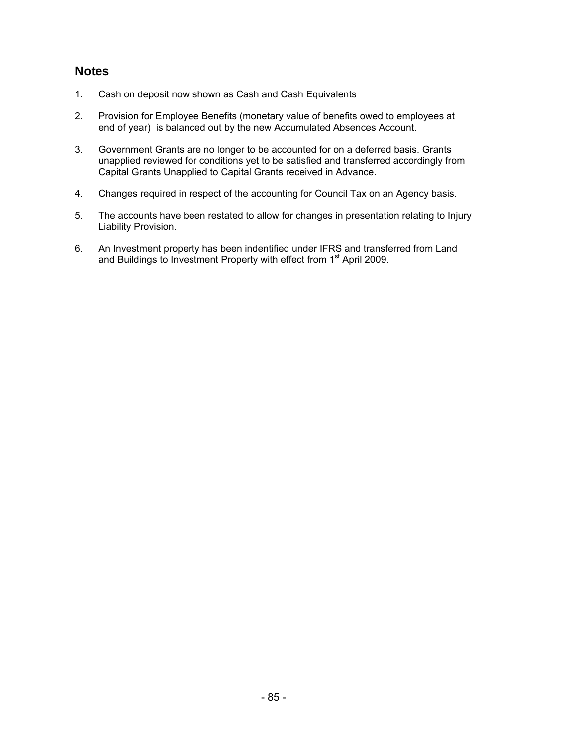## Notes

1. Cash on deposit now shown as Cash and Cash Equivalents

2. Provision for Employee Benefits (monetary value of benefits owed to employees at end of year) is balanced out by the new Accumulated Absences Account.

3. Government Grants are no longer to be accounted for on a deferred basis. Grants unapplied reviewed for conditions yet to be satisfied and transferred accordingly from Capital Grants Unapplied to Capital Grants received in Advance.

4. Changes required in respect of the accounting for Council Tax on an Agency basis.

5. The accounts have been restated to allow for changes in presentation relating to Injury Liability Provision.

6. An Investment property has been indentified under IFRS and transferred from Land and Buildings to Investment Property with effect from 1st April 2009.